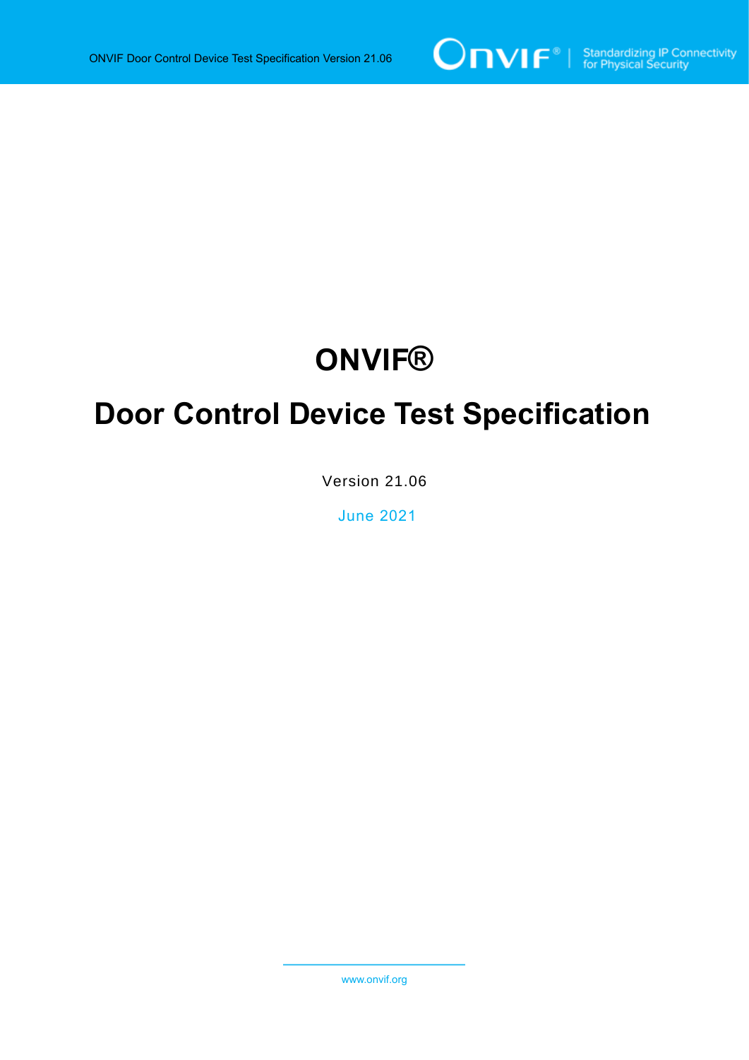# ONVIF®

# Door Control Device Test Specification

Version 21.06

June 2021

www.onvif.org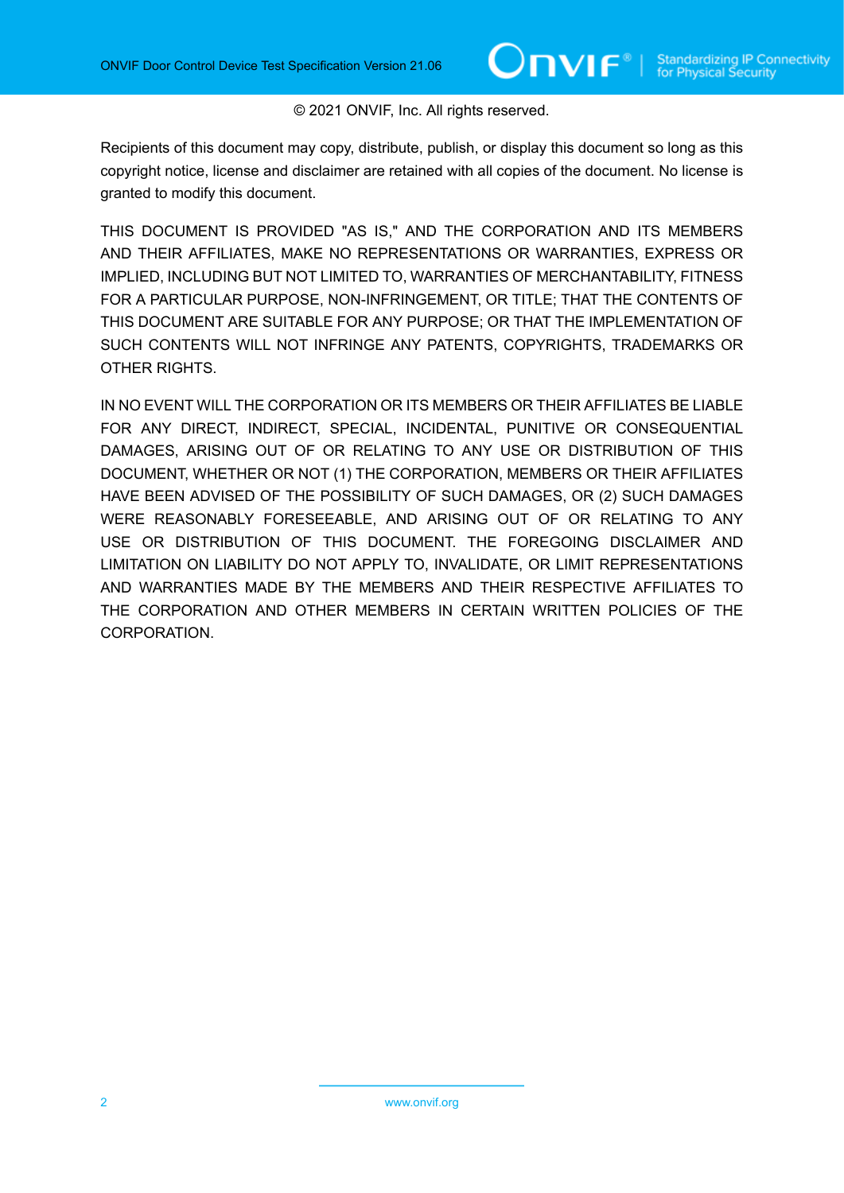© 2021 ONVIF, Inc. All rights reserved.

Recipients of this document may copy, distribute, publish, or display this document so long as this copyright notice, license and disclaimer are retained with all copies of the document. No license is granted to modify this document.

THIS DOCUMENT IS PROVIDED "AS IS," AND THE CORPORATION AND ITS MEMBERS AND THEIR AFFILIATES, MAKE NO REPRESENTATIONS OR WARRANTIES, EXPRESS OR IMPLIED, INCLUDING BUT NOT LIMITED TO, WARRANTIES OF MERCHANTABILITY, FITNESS FOR A PARTICULAR PURPOSE, NON-INFRINGEMENT, OR TITLE; THAT THE CONTENTS OF THIS DOCUMENT ARE SUITABLE FOR ANY PURPOSE; OR THAT THE IMPLEMENTATION OF SUCH CONTENTS WILL NOT INFRINGE ANY PATENTS, COPYRIGHTS, TRADEMARKS OR OTHER RIGHTS.

IN NO EVENT WILL THE CORPORATION OR ITS MEMBERS OR THEIR AFFILIATES BE LIABLE FOR ANY DIRECT, INDIRECT, SPECIAL, INCIDENTAL, PUNITIVE OR CONSEQUENTIAL DAMAGES, ARISING OUT OF OR RELATING TO ANY USE OR DISTRIBUTION OF THIS DOCUMENT, WHETHER OR NOT (1) THE CORPORATION, MEMBERS OR THEIR AFFILIATES HAVE BEEN ADVISED OF THE POSSIBILITY OF SUCH DAMAGES, OR (2) SUCH DAMAGES WERE REASONABLY FORESEEABLE, AND ARISING OUT OF OR RELATING TO ANY USE OR DISTRIBUTION OF THIS DOCUMENT. THE FOREGOING DISCLAIMER AND LIMITATION ON LIABILITY DO NOT APPLY TO, INVALIDATE, OR LIMIT REPRESENTATIONS AND WARRANTIES MADE BY THE MEMBERS AND THEIR RESPECTIVE AFFILIATES TO THE CORPORATION AND OTHER MEMBERS IN CERTAIN WRITTEN POLICIES OF THE CORPORATION.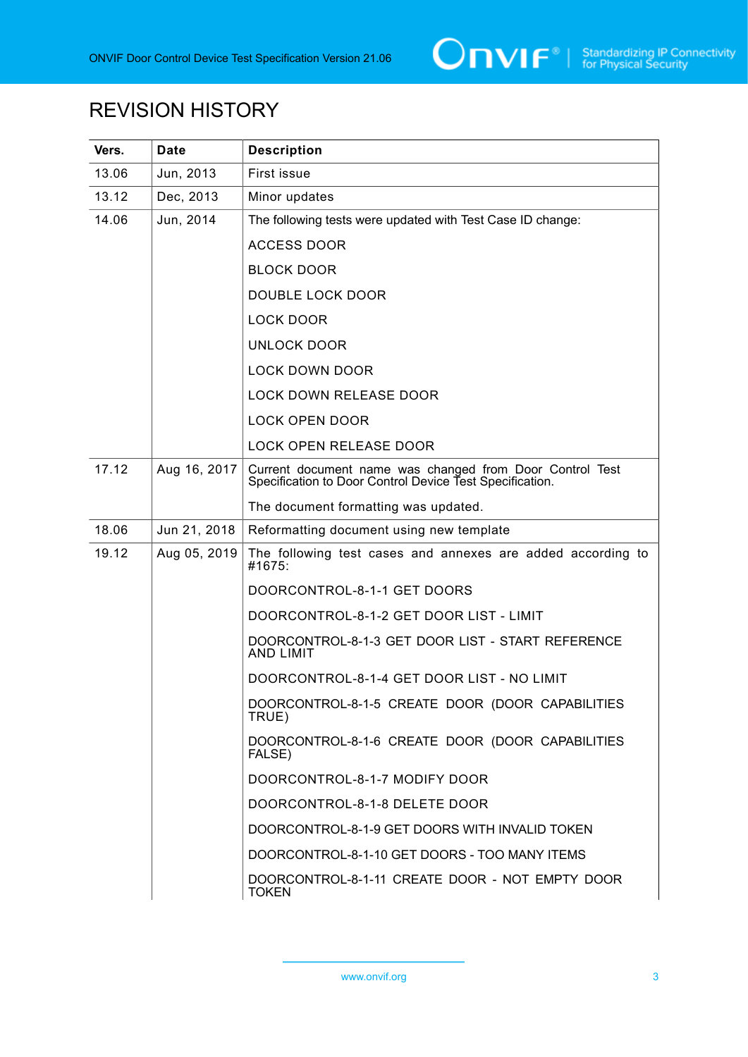# REVISION HISTORY

| Vers. | Date | Description |
|---|---|---|
| 13.06 | Jun, 2013 | First issue |
| 13.12 | Dec, 2013 | Minor updates |
| 14.06 | Jun, 2014 | The following tests were updated with Test Case ID change:<br><br>ACCESS DOOR<br><br>BLOCK DOOR<br><br>DOUBLE LOCK DOOR<br><br>LOCK DOOR<br><br>UNLOCK DOOR<br><br>LOCK DOWN DOOR<br><br>LOCK DOWN RELEASE DOOR<br><br>LOCK OPEN DOOR<br><br>LOCK OPEN RELEASE DOOR |
| 17.12 | Aug 16, 2017 | Current document name was changed from Door Control Test Specification to Door Control Device Test Specification.<br><br>The document formatting was updated. |
| 18.06 | Jun 21, 2018 | Reformatting document using new template |
| 19.12 | Aug 05, 2019 | The following test cases and annexes are added according to #1675:<br><br>DOORCONTROL-8-1-1 GET DOORS<br><br>DOORCONTROL-8-1-2 GET DOOR LIST - LIMIT<br><br>DOORCONTROL-8-1-3 GET DOOR LIST - START REFERENCE AND LIMIT<br><br>DOORCONTROL-8-1-4 GET DOOR LIST - NO LIMIT<br><br>DOORCONTROL-8-1-5 CREATE DOOR (DOOR CAPABILITIES TRUE)<br><br>DOORCONTROL-8-1-6 CREATE DOOR (DOOR CAPABILITIES FALSE)<br><br>DOORCONTROL-8-1-7 MODIFY DOOR<br><br>DOORCONTROL-8-1-8 DELETE DOOR<br><br>DOORCONTROL-8-1-9 GET DOORS WITH INVALID TOKEN<br><br>DOORCONTROL-8-1-10 GET DOORS - TOO MANY ITEMS<br><br>DOORCONTROL-8-1-11 CREATE DOOR - NOT EMPTY DOOR TOKEN |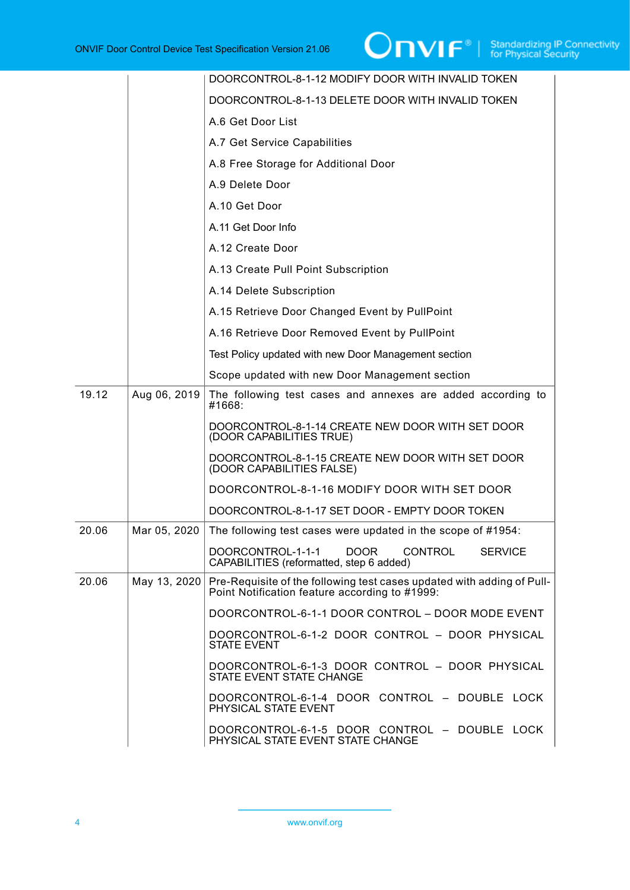| | | |
|---|---|---|
| | | DOORCONTROL-8-1-12 MODIFY DOOR WITH INVALID TOKEN<br><br>DOORCONTROL-8-1-13 DELETE DOOR WITH INVALID TOKEN<br><br>A.6 Get Door List<br><br>A.7 Get Service Capabilities<br><br>A.8 Free Storage for Additional Door<br><br>A.9 Delete Door<br><br>A.10 Get Door<br><br>A.11 Get Door Info<br><br>A.12 Create Door<br><br>A.13 Create Pull Point Subscription<br><br>A.14 Delete Subscription<br><br>A.15 Retrieve Door Changed Event by PullPoint<br><br>A.16 Retrieve Door Removed Event by PullPoint<br><br>Test Policy updated with new Door Management section<br><br>Scope updated with new Door Management section |
| 19.12 | Aug 06, 2019 | The following test cases and annexes are added according to #1668:<br><br>DOORCONTROL-8-1-14 CREATE NEW DOOR WITH SET DOOR (DOOR CAPABILITIES TRUE)<br><br>DOORCONTROL-8-1-15 CREATE NEW DOOR WITH SET DOOR (DOOR CAPABILITIES FALSE)<br><br>DOORCONTROL-8-1-16 MODIFY DOOR WITH SET DOOR<br><br>DOORCONTROL-8-1-17 SET DOOR - EMPTY DOOR TOKEN |
| 20.06 | Mar 05, 2020 | The following test cases were updated in the scope of #1954:<br><br>DOORCONTROL-1-1-1 DOOR CONTROL SERVICE CAPABILITIES (reformatted, step 6 added) |
| 20.06 | May 13, 2020 | Pre-Requisite of the following test cases updated with adding of Pull-Point Notification feature according to #1999:<br><br>DOORCONTROL-6-1-1 DOOR CONTROL – DOOR MODE EVENT<br><br>DOORCONTROL-6-1-2 DOOR CONTROL – DOOR PHYSICAL STATE EVENT<br><br>DOORCONTROL-6-1-3 DOOR CONTROL – DOOR PHYSICAL STATE EVENT STATE CHANGE<br><br>DOORCONTROL-6-1-4 DOOR CONTROL – DOUBLE LOCK PHYSICAL STATE EVENT<br><br>DOORCONTROL-6-1-5 DOOR CONTROL – DOUBLE LOCK PHYSICAL STATE EVENT STATE CHANGE |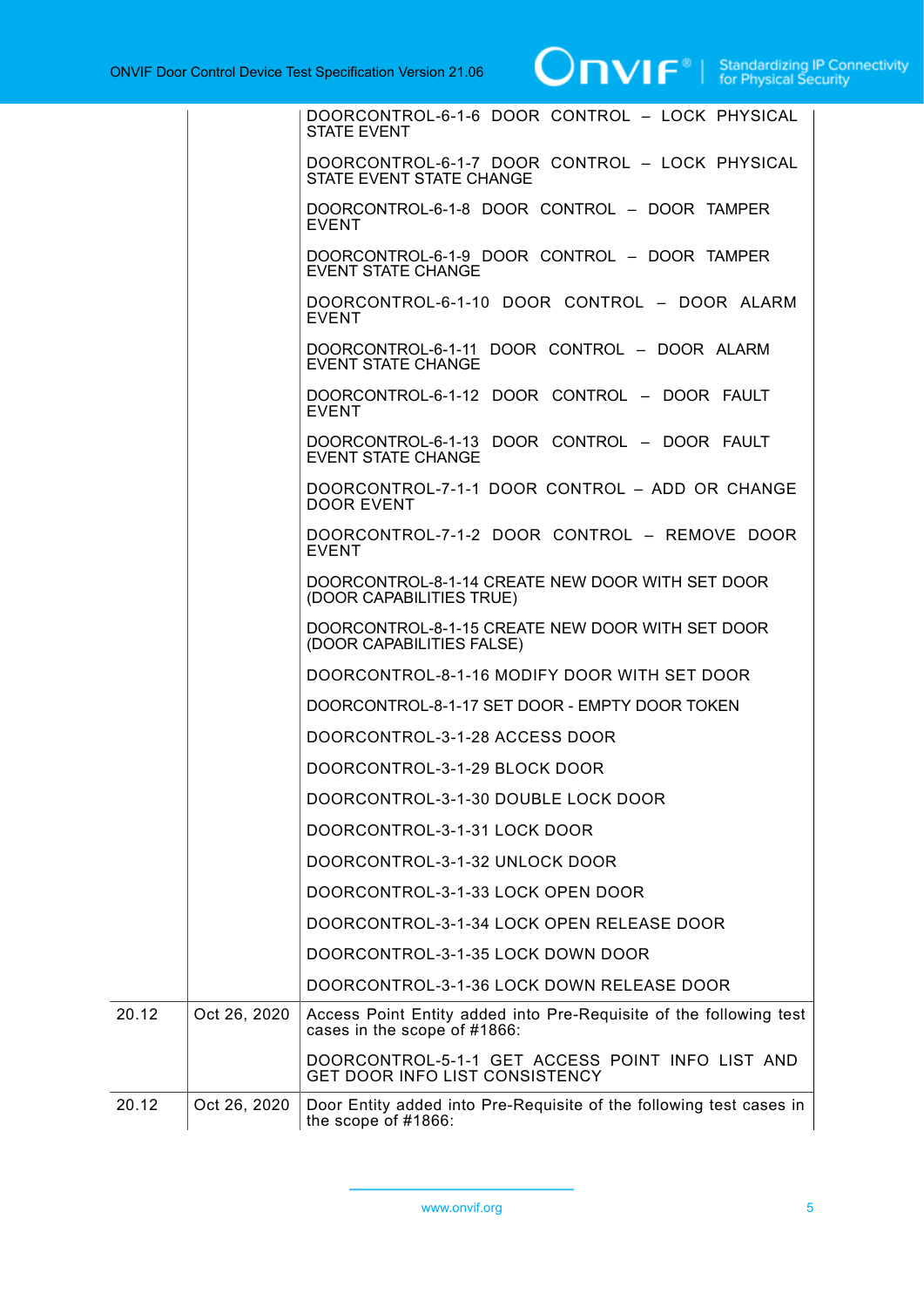| | | |
|---|---|---|
| | | DOORCONTROL-6-1-6 DOOR CONTROL – LOCK PHYSICAL STATE EVENT<br><br>DOORCONTROL-6-1-7 DOOR CONTROL – LOCK PHYSICAL STATE EVENT STATE CHANGE<br><br>DOORCONTROL-6-1-8 DOOR CONTROL – DOOR TAMPER EVENT<br><br>DOORCONTROL-6-1-9 DOOR CONTROL – DOOR TAMPER EVENT STATE CHANGE<br><br>DOORCONTROL-6-1-10 DOOR CONTROL – DOOR ALARM EVENT<br><br>DOORCONTROL-6-1-11 DOOR CONTROL – DOOR ALARM EVENT STATE CHANGE<br><br>DOORCONTROL-6-1-12 DOOR CONTROL – DOOR FAULT EVENT<br><br>DOORCONTROL-6-1-13 DOOR CONTROL – DOOR FAULT EVENT STATE CHANGE<br><br>DOORCONTROL-7-1-1 DOOR CONTROL – ADD OR CHANGE DOOR EVENT<br><br>DOORCONTROL-7-1-2 DOOR CONTROL – REMOVE DOOR EVENT<br><br>DOORCONTROL-8-1-14 CREATE NEW DOOR WITH SET DOOR (DOOR CAPABILITIES TRUE)<br><br>DOORCONTROL-8-1-15 CREATE NEW DOOR WITH SET DOOR (DOOR CAPABILITIES FALSE)<br><br>DOORCONTROL-8-1-16 MODIFY DOOR WITH SET DOOR<br><br>DOORCONTROL-8-1-17 SET DOOR - EMPTY DOOR TOKEN<br><br>DOORCONTROL-3-1-28 ACCESS DOOR<br><br>DOORCONTROL-3-1-29 BLOCK DOOR<br><br>DOORCONTROL-3-1-30 DOUBLE LOCK DOOR<br><br>DOORCONTROL-3-1-31 LOCK DOOR<br><br>DOORCONTROL-3-1-32 UNLOCK DOOR<br><br>DOORCONTROL-3-1-33 LOCK OPEN DOOR<br><br>DOORCONTROL-3-1-34 LOCK OPEN RELEASE DOOR<br><br>DOORCONTROL-3-1-35 LOCK DOWN DOOR<br><br>DOORCONTROL-3-1-36 LOCK DOWN RELEASE DOOR |
| 20.12 | Oct 26, 2020 | Access Point Entity added into Pre-Requisite of the following test cases in the scope of #1866:<br><br>DOORCONTROL-5-1-1 GET ACCESS POINT INFO LIST AND GET DOOR INFO LIST CONSISTENCY |
| 20.12 | Oct 26, 2020 | Door Entity added into Pre-Requisite of the following test cases in the scope of #1866: |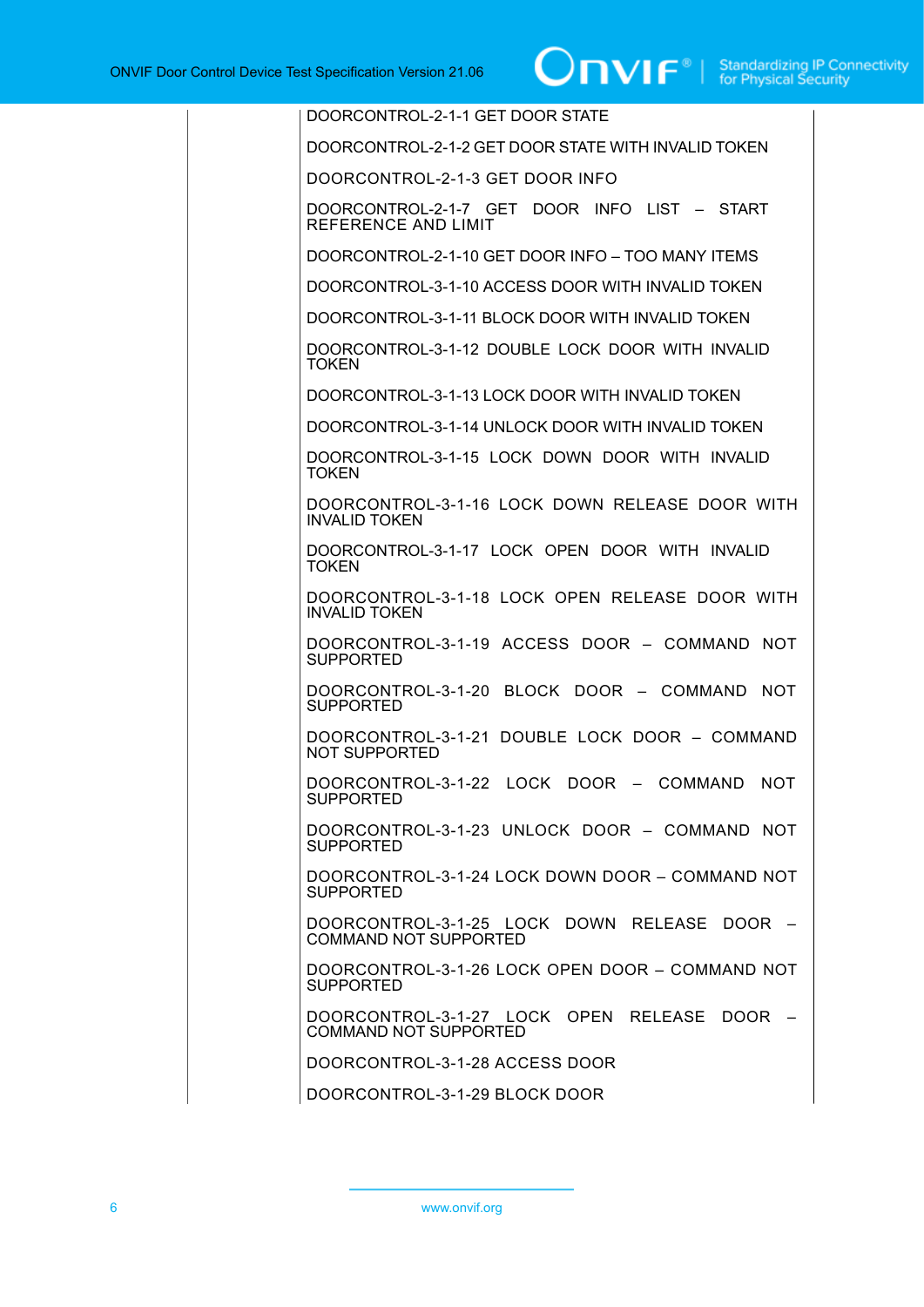| | | |
|---|---|---|
| | | DOORCONTROL-2-1-1 GET DOOR STATE |
| | | DOORCONTROL-2-1-2 GET DOOR STATE WITH INVALID TOKEN |
| | | DOORCONTROL-2-1-3 GET DOOR INFO |
| | | DOORCONTROL-2-1-7 GET DOOR INFO LIST – START REFERENCE AND LIMIT |
| | | DOORCONTROL-2-1-10 GET DOOR INFO – TOO MANY ITEMS |
| | | DOORCONTROL-3-1-10 ACCESS DOOR WITH INVALID TOKEN |
| | | DOORCONTROL-3-1-11 BLOCK DOOR WITH INVALID TOKEN |
| | | DOORCONTROL-3-1-12 DOUBLE LOCK DOOR WITH INVALID TOKEN |
| | | DOORCONTROL-3-1-13 LOCK DOOR WITH INVALID TOKEN |
| | | DOORCONTROL-3-1-14 UNLOCK DOOR WITH INVALID TOKEN |
| | | DOORCONTROL-3-1-15 LOCK DOWN DOOR WITH INVALID TOKEN |
| | | DOORCONTROL-3-1-16 LOCK DOWN RELEASE DOOR WITH INVALID TOKEN |
| | | DOORCONTROL-3-1-17 LOCK OPEN DOOR WITH INVALID TOKEN |
| | | DOORCONTROL-3-1-18 LOCK OPEN RELEASE DOOR WITH INVALID TOKEN |
| | | DOORCONTROL-3-1-19 ACCESS DOOR – COMMAND NOT SUPPORTED |
| | | DOORCONTROL-3-1-20 BLOCK DOOR – COMMAND NOT SUPPORTED |
| | | DOORCONTROL-3-1-21 DOUBLE LOCK DOOR – COMMAND NOT SUPPORTED |
| | | DOORCONTROL-3-1-22 LOCK DOOR – COMMAND NOT SUPPORTED |
| | | DOORCONTROL-3-1-23 UNLOCK DOOR – COMMAND NOT SUPPORTED |
| | | DOORCONTROL-3-1-24 LOCK DOWN DOOR – COMMAND NOT SUPPORTED |
| | | DOORCONTROL-3-1-25 LOCK DOWN RELEASE DOOR – COMMAND NOT SUPPORTED |
| | | DOORCONTROL-3-1-26 LOCK OPEN DOOR – COMMAND NOT SUPPORTED |
| | | DOORCONTROL-3-1-27 LOCK OPEN RELEASE DOOR – COMMAND NOT SUPPORTED |
| | | DOORCONTROL-3-1-28 ACCESS DOOR |
| | | DOORCONTROL-3-1-29 BLOCK DOOR |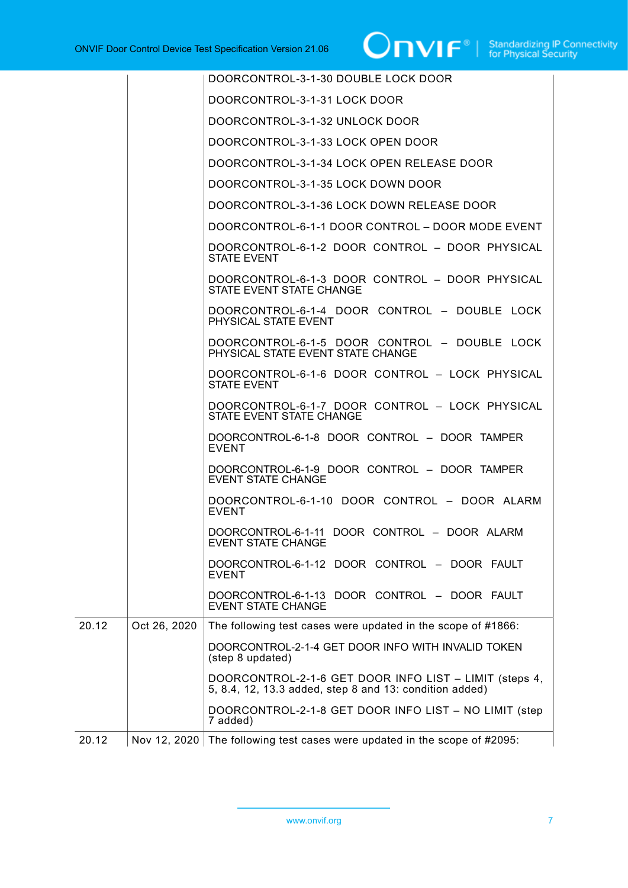| | | |
|---|---|---|
| | | DOORCONTROL-3-1-30 DOUBLE LOCK DOOR<br><br>DOORCONTROL-3-1-31 LOCK DOOR<br><br>DOORCONTROL-3-1-32 UNLOCK DOOR<br><br>DOORCONTROL-3-1-33 LOCK OPEN DOOR<br><br>DOORCONTROL-3-1-34 LOCK OPEN RELEASE DOOR<br><br>DOORCONTROL-3-1-35 LOCK DOWN DOOR<br><br>DOORCONTROL-3-1-36 LOCK DOWN RELEASE DOOR<br><br>DOORCONTROL-6-1-1 DOOR CONTROL – DOOR MODE EVENT<br><br>DOORCONTROL-6-1-2 DOOR CONTROL – DOOR PHYSICAL STATE EVENT<br><br>DOORCONTROL-6-1-3 DOOR CONTROL – DOOR PHYSICAL STATE EVENT STATE CHANGE<br><br>DOORCONTROL-6-1-4 DOOR CONTROL – DOUBLE LOCK PHYSICAL STATE EVENT<br><br>DOORCONTROL-6-1-5 DOOR CONTROL – DOUBLE LOCK PHYSICAL STATE EVENT STATE CHANGE<br><br>DOORCONTROL-6-1-6 DOOR CONTROL – LOCK PHYSICAL STATE EVENT<br><br>DOORCONTROL-6-1-7 DOOR CONTROL – LOCK PHYSICAL STATE EVENT STATE CHANGE<br><br>DOORCONTROL-6-1-8 DOOR CONTROL – DOOR TAMPER EVENT<br><br>DOORCONTROL-6-1-9 DOOR CONTROL – DOOR TAMPER EVENT STATE CHANGE<br><br>DOORCONTROL-6-1-10 DOOR CONTROL – DOOR ALARM EVENT<br><br>DOORCONTROL-6-1-11 DOOR CONTROL – DOOR ALARM EVENT STATE CHANGE<br><br>DOORCONTROL-6-1-12 DOOR CONTROL – DOOR FAULT EVENT<br><br>DOORCONTROL-6-1-13 DOOR CONTROL – DOOR FAULT EVENT STATE CHANGE |
| 20.12 | Oct 26, 2020 | The following test cases were updated in the scope of #1866:<br><br>DOORCONTROL-2-1-4 GET DOOR INFO WITH INVALID TOKEN (step 8 updated)<br><br>DOORCONTROL-2-1-6 GET DOOR INFO LIST – LIMIT (steps 4, 5, 8.4, 12, 13.3 added, step 8 and 13: condition added)<br><br>DOORCONTROL-2-1-8 GET DOOR INFO LIST – NO LIMIT (step 7 added) |
| 20.12 | Nov 12, 2020 | The following test cases were updated in the scope of #2095: |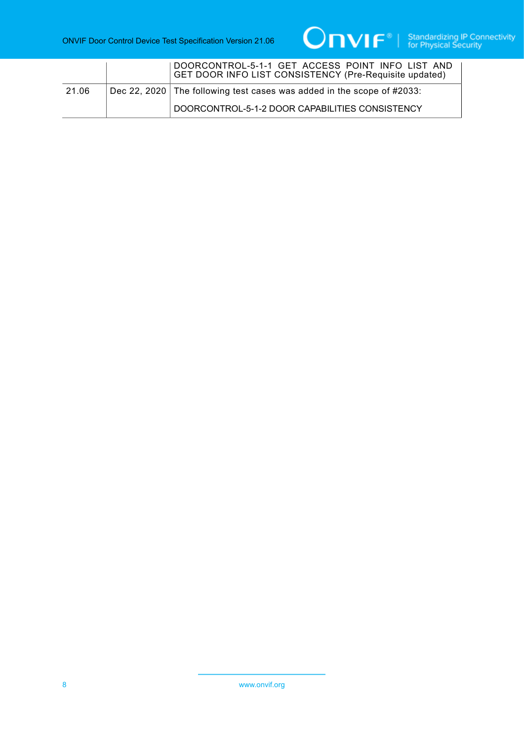| | | |
|---|---|---|
| | | DOORCONTROL-5-1-1 GET ACCESS POINT INFO LIST AND GET DOOR INFO LIST CONSISTENCY (Pre-Requisite updated) |
| 21.06 | Dec 22, 2020 | The following test cases was added in the scope of #2033:<br><br>DOORCONTROL-5-1-2 DOOR CAPABILITIES CONSISTENCY |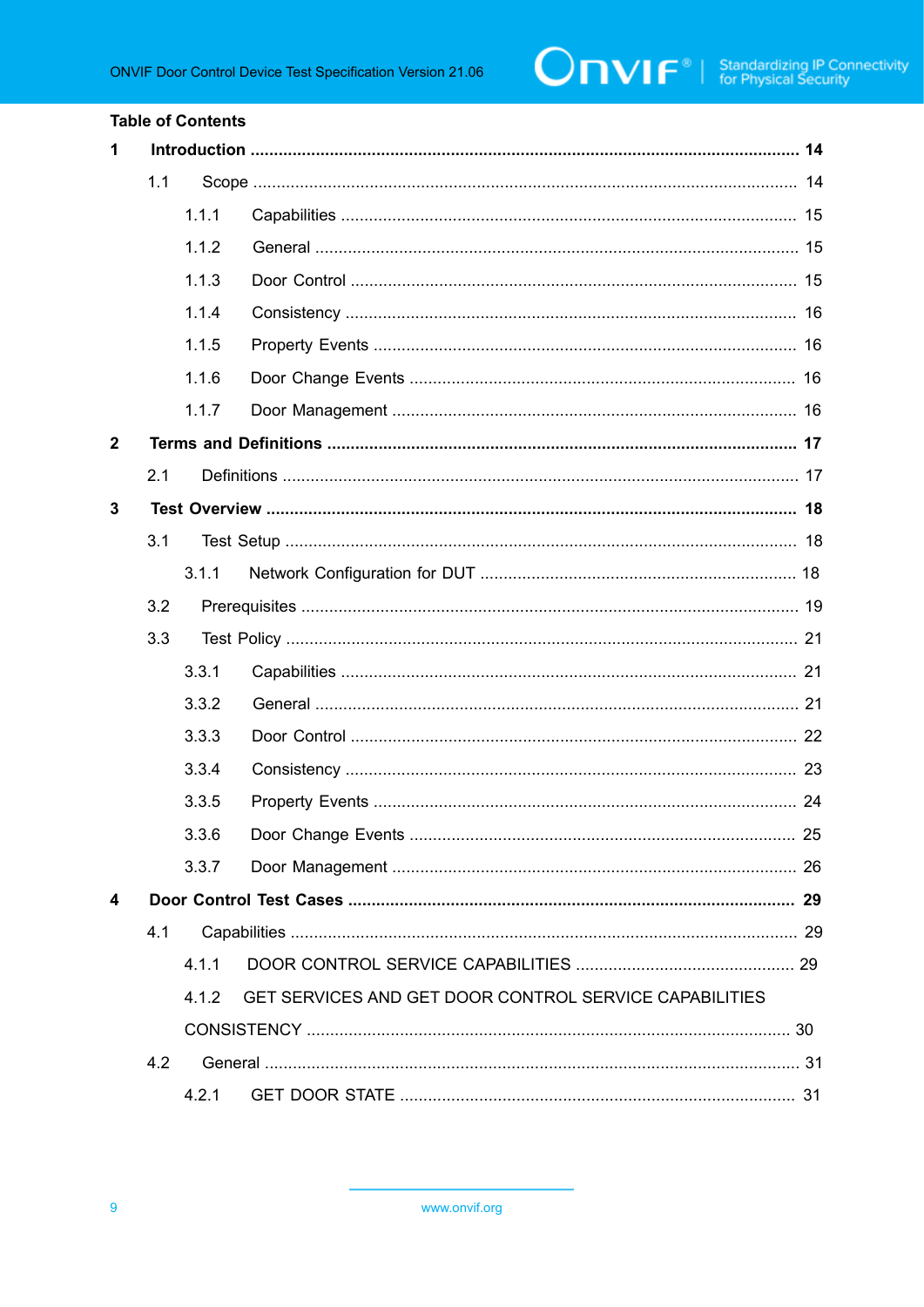Table of Contents

**1 Introduction .................................................................................................................... 14**

1.1 Scope .................................................................................................................. 14

1.1.1 Capabilities ................................................................................................ 15

1.1.2 General ...................................................................................................... 15

1.1.3 Door Control .............................................................................................. 15

1.1.4 Consistency ............................................................................................... 16

1.1.5 Property Events ......................................................................................... 16

1.1.6 Door Change Events ................................................................................. 16

1.1.7 Door Management .................................................................................... 16

**2 Terms and Definitions ................................................................................................... 17**

2.1 Definitions ............................................................................................................ 17

**3 Test Overview ............................................................................................................... 18**

3.1 Test Setup ............................................................................................................ 18

3.1.1 Network Configuration for DUT .................................................................. 18

3.2 Prerequisites ......................................................................................................... 19

3.3 Test Policy ............................................................................................................ 21

3.3.1 Capabilities ................................................................................................ 21

3.3.2 General ...................................................................................................... 21

3.3.3 Door Control .............................................................................................. 22

3.3.4 Consistency ............................................................................................... 23

3.3.5 Property Events ......................................................................................... 24

3.3.6 Door Change Events ................................................................................. 25

3.3.7 Door Management .................................................................................... 26

**4 Door Control Test Cases .............................................................................................. 29**

4.1 Capabilities ........................................................................................................... 29

4.1.1 DOOR CONTROL SERVICE CAPABILITIES .............................................. 29

4.1.2 GET SERVICES AND GET DOOR CONTROL SERVICE CAPABILITIES CONSISTENCY ...................................................................................................... 30

4.2 General ................................................................................................................ 31

4.2.1 GET DOOR STATE ................................................................................... 31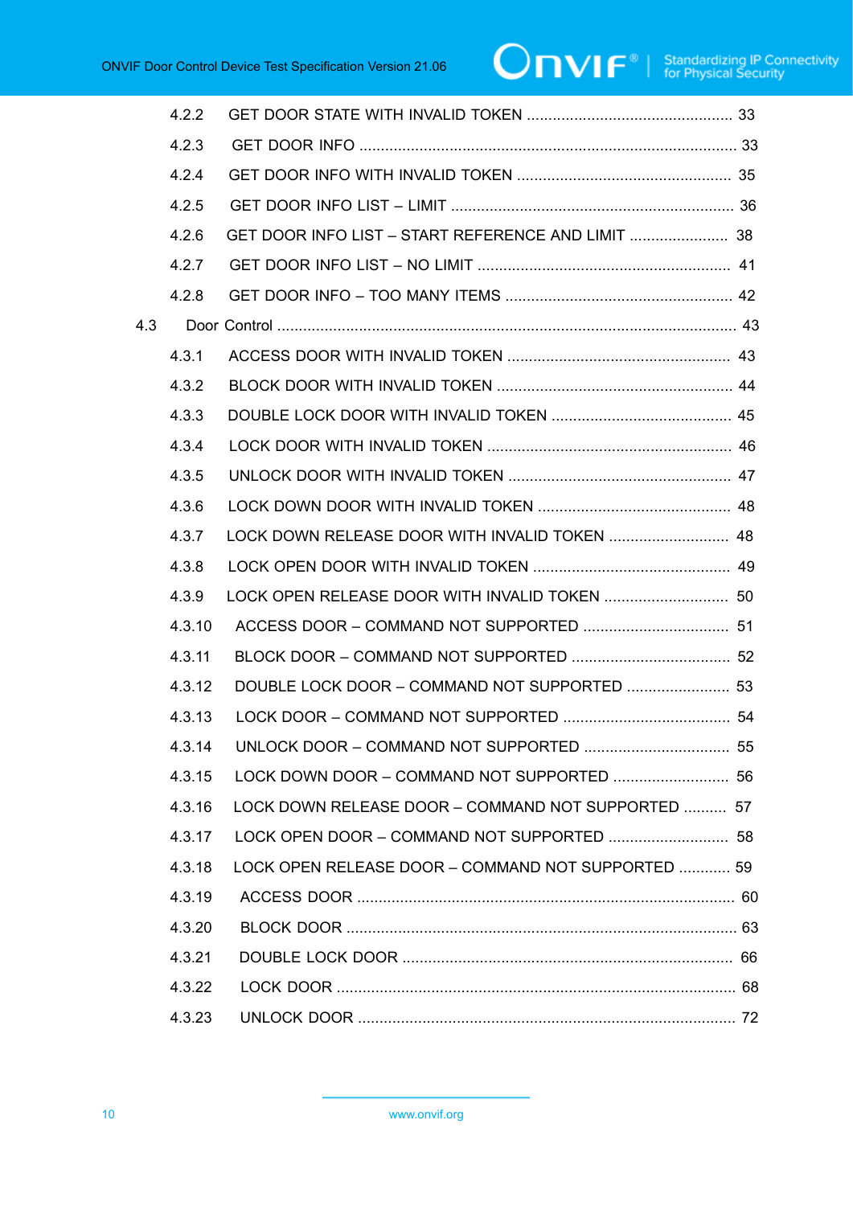4.2.2 GET DOOR STATE WITH INVALID TOKEN ................................................ 33

4.2.3 GET DOOR INFO ....................................................................................... 33

4.2.4 GET DOOR INFO WITH INVALID TOKEN .................................................. 35

4.2.5 GET DOOR INFO LIST – LIMIT .................................................................. 36

4.2.6 GET DOOR INFO LIST – START REFERENCE AND LIMIT ....................... 38

4.2.7 GET DOOR INFO LIST – NO LIMIT ........................................................... 41

4.2.8 GET DOOR INFO – TOO MANY ITEMS ..................................................... 42

4.3 Door Control .......................................................................................................... 43

4.3.1 ACCESS DOOR WITH INVALID TOKEN .................................................... 43

4.3.2 BLOCK DOOR WITH INVALID TOKEN ....................................................... 44

4.3.3 DOUBLE LOCK DOOR WITH INVALID TOKEN .......................................... 45

4.3.4 LOCK DOOR WITH INVALID TOKEN ......................................................... 46

4.3.5 UNLOCK DOOR WITH INVALID TOKEN .................................................... 47

4.3.6 LOCK DOWN DOOR WITH INVALID TOKEN ............................................. 48

4.3.7 LOCK DOWN RELEASE DOOR WITH INVALID TOKEN ............................ 48

4.3.8 LOCK OPEN DOOR WITH INVALID TOKEN .............................................. 49

4.3.9 LOCK OPEN RELEASE DOOR WITH INVALID TOKEN ............................. 50

4.3.10 ACCESS DOOR – COMMAND NOT SUPPORTED .................................. 51

4.3.11 BLOCK DOOR – COMMAND NOT SUPPORTED ..................................... 52

4.3.12 DOUBLE LOCK DOOR – COMMAND NOT SUPPORTED ........................ 53

4.3.13 LOCK DOOR – COMMAND NOT SUPPORTED ....................................... 54

4.3.14 UNLOCK DOOR – COMMAND NOT SUPPORTED .................................. 55

4.3.15 LOCK DOWN DOOR – COMMAND NOT SUPPORTED ........................... 56

4.3.16 LOCK DOWN RELEASE DOOR – COMMAND NOT SUPPORTED .......... 57

4.3.17 LOCK OPEN DOOR – COMMAND NOT SUPPORTED ............................ 58

4.3.18 LOCK OPEN RELEASE DOOR – COMMAND NOT SUPPORTED ............ 59

4.3.19 ACCESS DOOR ....................................................................................... 60

4.3.20 BLOCK DOOR .......................................................................................... 63

4.3.21 DOUBLE LOCK DOOR ............................................................................ 66

4.3.22 LOCK DOOR ............................................................................................ 68

4.3.23 UNLOCK DOOR ....................................................................................... 72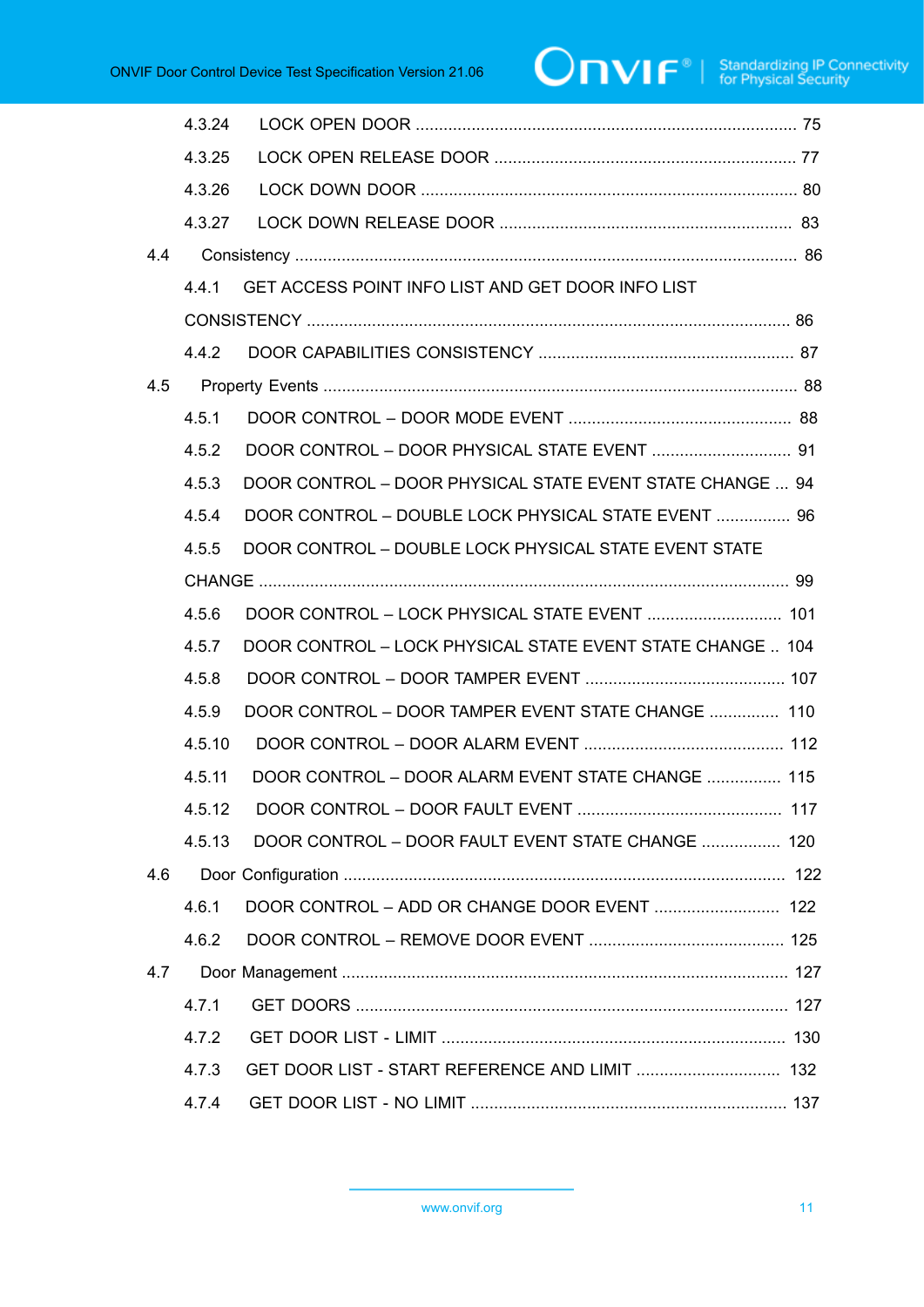4.3.24 LOCK OPEN DOOR ..................................................................................... 75

4.3.25 LOCK OPEN RELEASE DOOR ................................................................... 77

4.3.26 LOCK DOWN DOOR .................................................................................. 80

4.3.27 LOCK DOWN RELEASE DOOR ................................................................ 83

4.4 Consistency ........................................................................................................ 86

4.4.1 GET ACCESS POINT INFO LIST AND GET DOOR INFO LIST CONSISTENCY ........................................................................................................ 86

4.4.2 DOOR CAPABILITIES CONSISTENCY ....................................................... 87

4.5 Property Events ..................................................................................................... 88

4.5.1 DOOR CONTROL – DOOR MODE EVENT ................................................ 88

4.5.2 DOOR CONTROL – DOOR PHYSICAL STATE EVENT .............................. 91

4.5.3 DOOR CONTROL – DOOR PHYSICAL STATE EVENT STATE CHANGE ... 94

4.5.4 DOOR CONTROL – DOUBLE LOCK PHYSICAL STATE EVENT ................ 96

4.5.5 DOOR CONTROL – DOUBLE LOCK PHYSICAL STATE EVENT STATE CHANGE ...................................................................................................................... 99

4.5.6 DOOR CONTROL – LOCK PHYSICAL STATE EVENT ............................. 101

4.5.7 DOOR CONTROL – LOCK PHYSICAL STATE EVENT STATE CHANGE .. 104

4.5.8 DOOR CONTROL – DOOR TAMPER EVENT ........................................... 107

4.5.9 DOOR CONTROL – DOOR TAMPER EVENT STATE CHANGE ............... 110

4.5.10 DOOR CONTROL – DOOR ALARM EVENT ........................................... 112

4.5.11 DOOR CONTROL – DOOR ALARM EVENT STATE CHANGE ................ 115

4.5.12 DOOR CONTROL – DOOR FAULT EVENT ............................................ 117

4.5.13 DOOR CONTROL – DOOR FAULT EVENT STATE CHANGE ................. 120

4.6 Door Configuration ............................................................................................. 122

4.6.1 DOOR CONTROL – ADD OR CHANGE DOOR EVENT ........................... 122

4.6.2 DOOR CONTROL – REMOVE DOOR EVENT .......................................... 125

4.7 Door Management ............................................................................................... 127

4.7.1 GET DOORS ............................................................................................ 127

4.7.2 GET DOOR LIST - LIMIT .......................................................................... 130

4.7.3 GET DOOR LIST - START REFERENCE AND LIMIT ............................... 132

4.7.4 GET DOOR LIST - NO LIMIT .................................................................... 137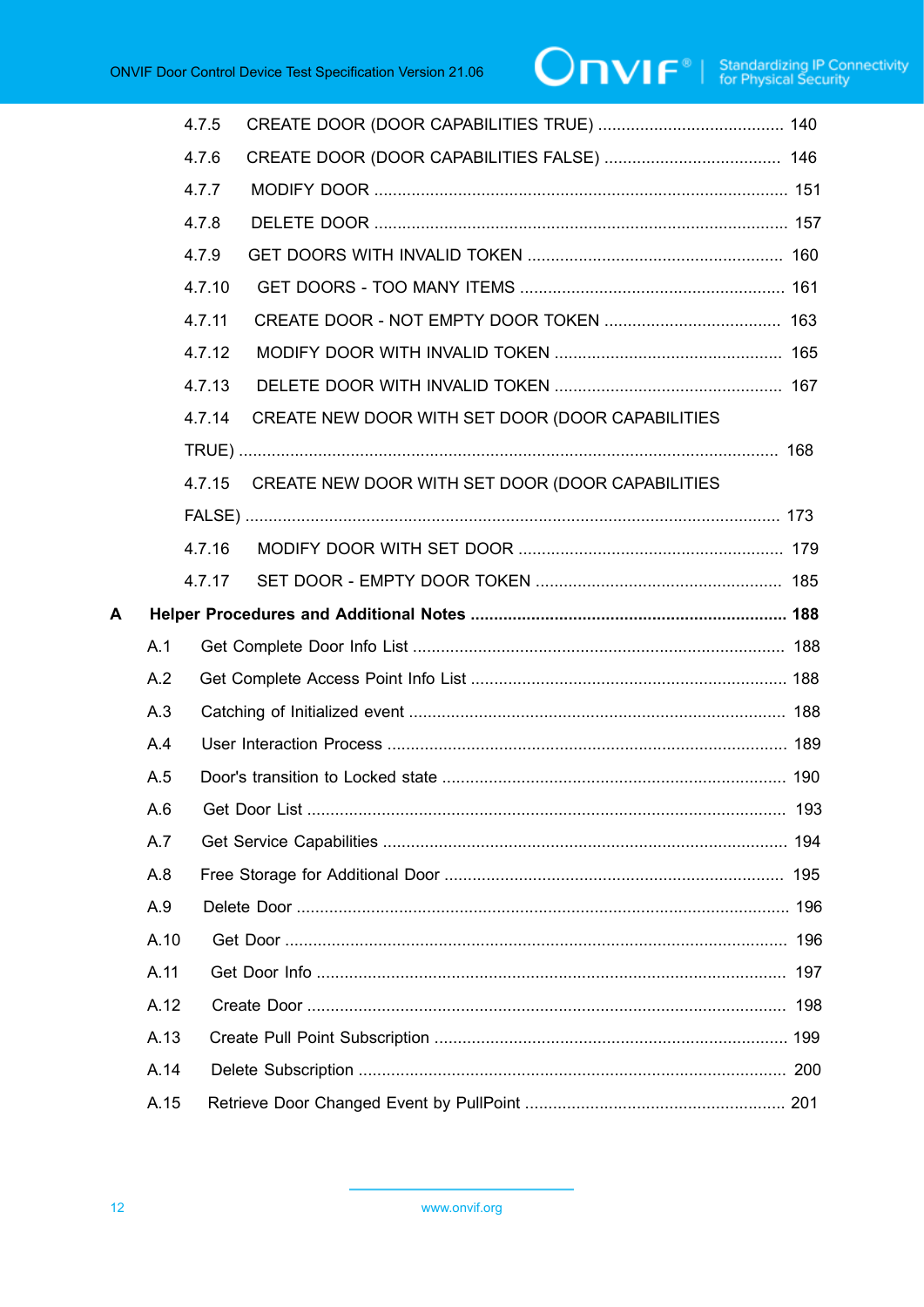4.7.5 CREATE DOOR (DOOR CAPABILITIES TRUE) ........................................ 140

4.7.6 CREATE DOOR (DOOR CAPABILITIES FALSE) ...................................... 146

4.7.7 MODIFY DOOR ........................................................................................ 151

4.7.8 DELETE DOOR ........................................................................................ 157

4.7.9 GET DOORS WITH INVALID TOKEN ...................................................... 160

4.7.10 GET DOORS - TOO MANY ITEMS ......................................................... 161

4.7.11 CREATE DOOR - NOT EMPTY DOOR TOKEN ...................................... 163

4.7.12 MODIFY DOOR WITH INVALID TOKEN ................................................ 165

4.7.13 DELETE DOOR WITH INVALID TOKEN ................................................ 167

4.7.14 CREATE NEW DOOR WITH SET DOOR (DOOR CAPABILITIES TRUE) ................................................................................................................... 168

4.7.15 CREATE NEW DOOR WITH SET DOOR (DOOR CAPABILITIES FALSE) ................................................................................................................. 173

4.7.16 MODIFY DOOR WITH SET DOOR ......................................................... 179

4.7.17 SET DOOR - EMPTY DOOR TOKEN ..................................................... 185

**A Helper Procedures and Additional Notes ................................................................... 188**

A.1 Get Complete Door Info List ............................................................................... 188

A.2 Get Complete Access Point Info List ................................................................... 188

A.3 Catching of Initialized event ................................................................................ 188

A.4 User Interaction Process ..................................................................................... 189

A.5 Door's transition to Locked state ......................................................................... 190

A.6 Get Door List ...................................................................................................... 193

A.7 Get Service Capabilities ...................................................................................... 194

A.8 Free Storage for Additional Door ......................................................................... 195

A.9 Delete Door ......................................................................................................... 196

A.10 Get Door ........................................................................................................... 196

A.11 Get Door Info .................................................................................................... 197

A.12 Create Door ...................................................................................................... 198

A.13 Create Pull Point Subscription ........................................................................... 199

A.14 Delete Subscription ........................................................................................... 200

A.15 Retrieve Door Changed Event by PullPoint ....................................................... 201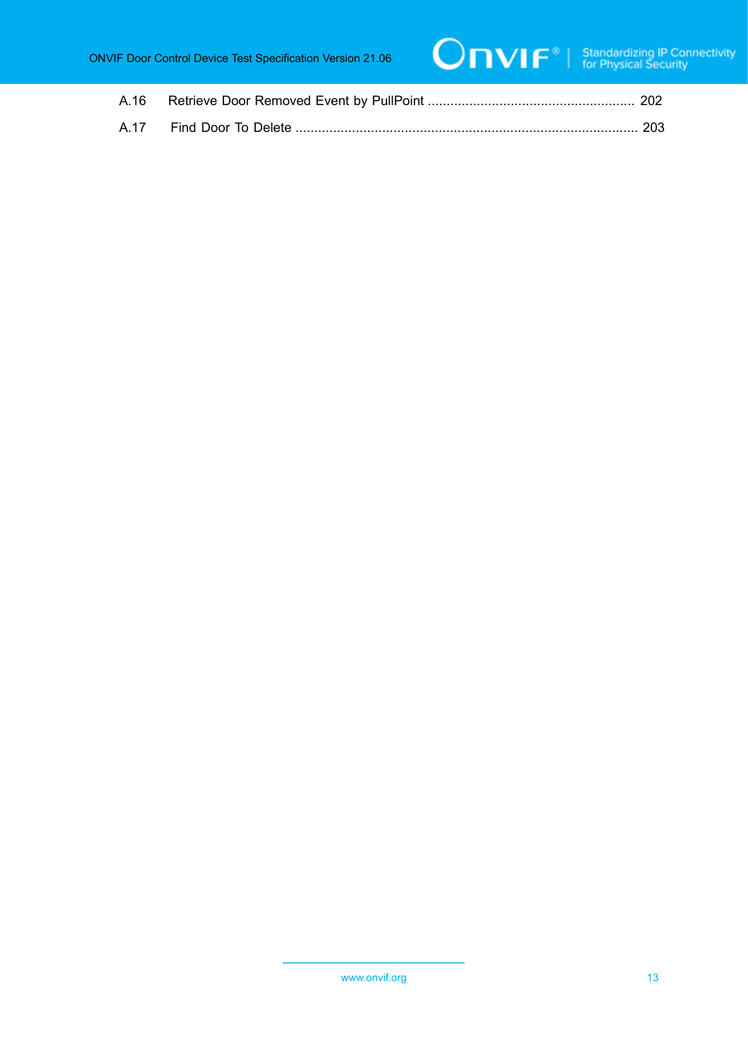A.16 Retrieve Door Removed Event by PullPoint ...................................................... 202

A.17 Find Door To Delete .......................................................................................... 203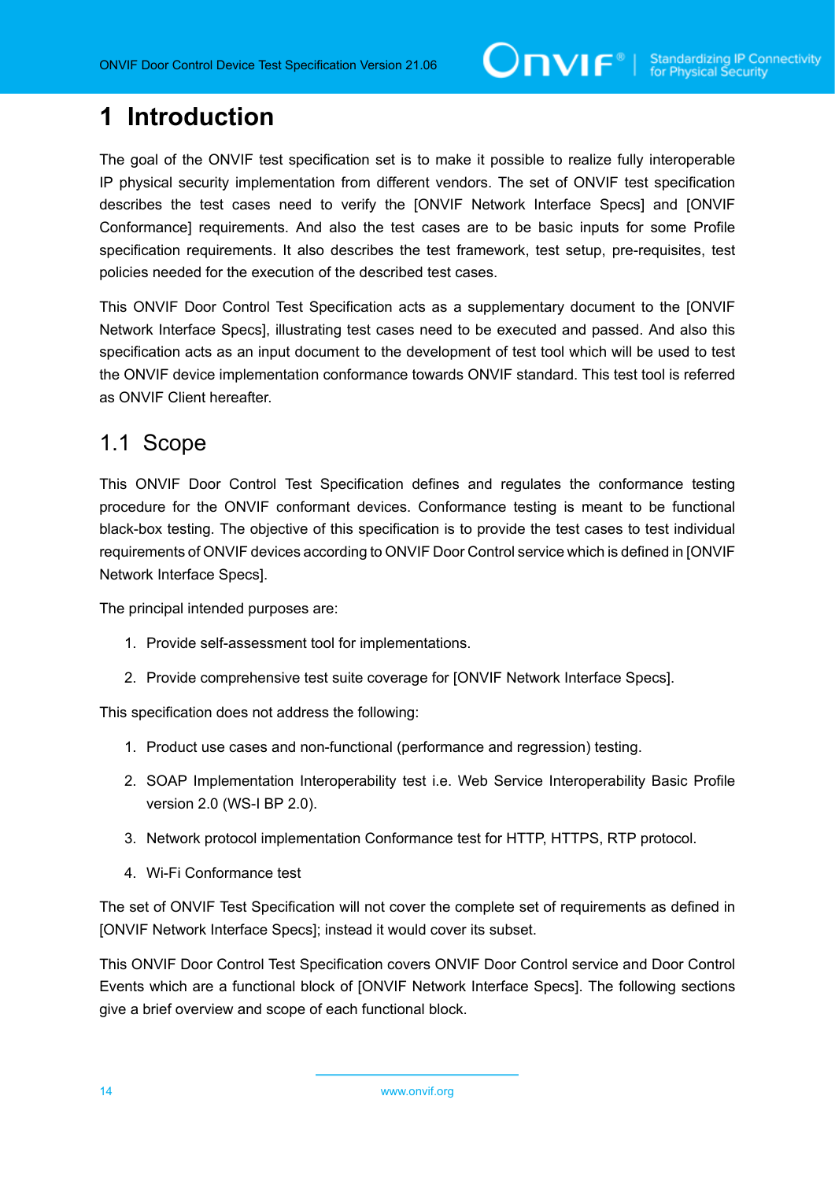# 1 Introduction

The goal of the ONVIF test specification set is to make it possible to realize fully interoperable IP physical security implementation from different vendors. The set of ONVIF test specification describes the test cases need to verify the [ONVIF Network Interface Specs] and [ONVIF Conformance] requirements. And also the test cases are to be basic inputs for some Profile specification requirements. It also describes the test framework, test setup, pre-requisites, test policies needed for the execution of the described test cases.

This ONVIF Door Control Test Specification acts as a supplementary document to the [ONVIF Network Interface Specs], illustrating test cases need to be executed and passed. And also this specification acts as an input document to the development of test tool which will be used to test the ONVIF device implementation conformance towards ONVIF standard. This test tool is referred as ONVIF Client hereafter.

## 1.1 Scope

This ONVIF Door Control Test Specification defines and regulates the conformance testing procedure for the ONVIF conformant devices. Conformance testing is meant to be functional black-box testing. The objective of this specification is to provide the test cases to test individual requirements of ONVIF devices according to ONVIF Door Control service which is defined in [ONVIF Network Interface Specs].

The principal intended purposes are:

1. Provide self-assessment tool for implementations.
2. Provide comprehensive test suite coverage for [ONVIF Network Interface Specs].

This specification does not address the following:

1. Product use cases and non-functional (performance and regression) testing.
2. SOAP Implementation Interoperability test i.e. Web Service Interoperability Basic Profile version 2.0 (WS-I BP 2.0).
3. Network protocol implementation Conformance test for HTTP, HTTPS, RTP protocol.
4. Wi-Fi Conformance test

The set of ONVIF Test Specification will not cover the complete set of requirements as defined in [ONVIF Network Interface Specs]; instead it would cover its subset.

This ONVIF Door Control Test Specification covers ONVIF Door Control service and Door Control Events which are a functional block of [ONVIF Network Interface Specs]. The following sections give a brief overview and scope of each functional block.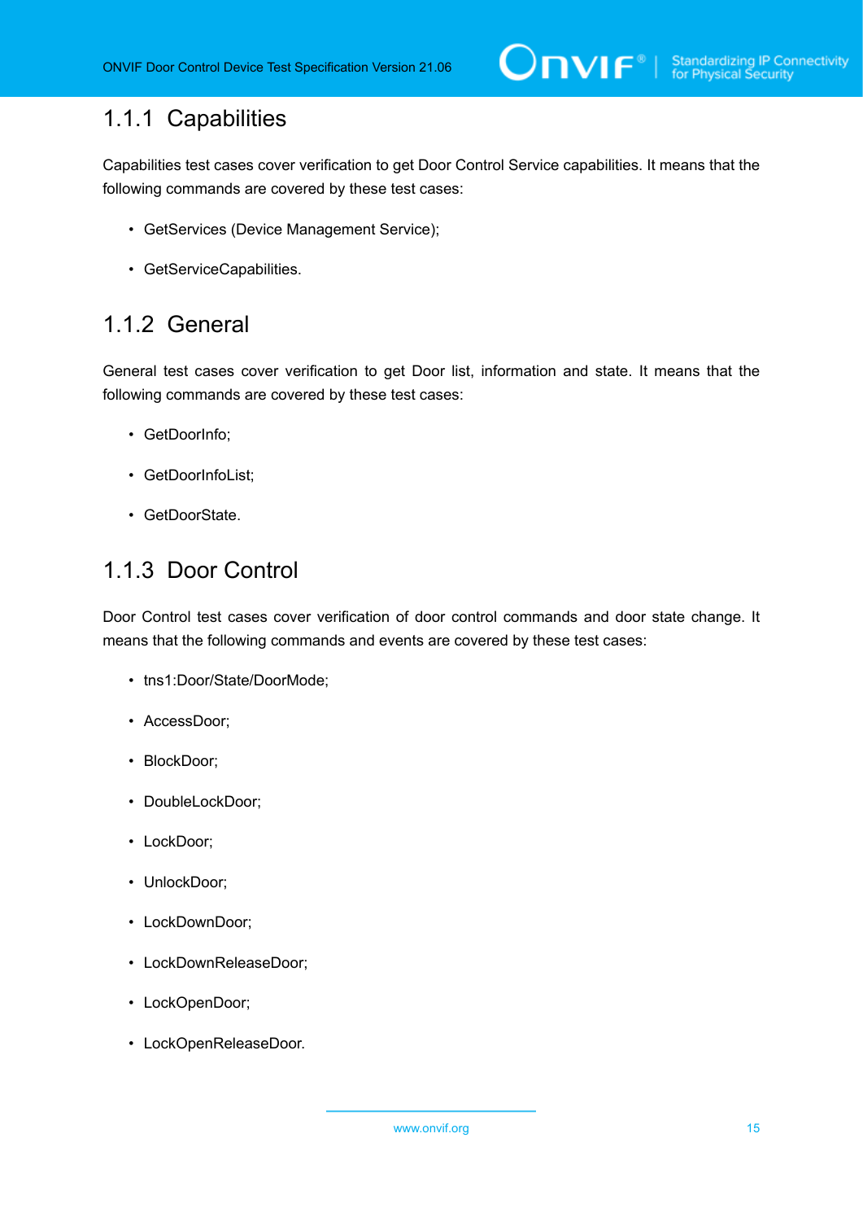### 1.1.1 Capabilities

Capabilities test cases cover verification to get Door Control Service capabilities. It means that the following commands are covered by these test cases:

- GetServices (Device Management Service);
- GetServiceCapabilities.

### 1.1.2 General

General test cases cover verification to get Door list, information and state. It means that the following commands are covered by these test cases:

- GetDoorInfo;
- GetDoorInfoList;
- GetDoorState.

### 1.1.3 Door Control

Door Control test cases cover verification of door control commands and door state change. It means that the following commands and events are covered by these test cases:

- tns1:Door/State/DoorMode;
- AccessDoor;
- BlockDoor;
- DoubleLockDoor;
- LockDoor;
- UnlockDoor;
- LockDownDoor;
- LockDownReleaseDoor;
- LockOpenDoor;
- LockOpenReleaseDoor.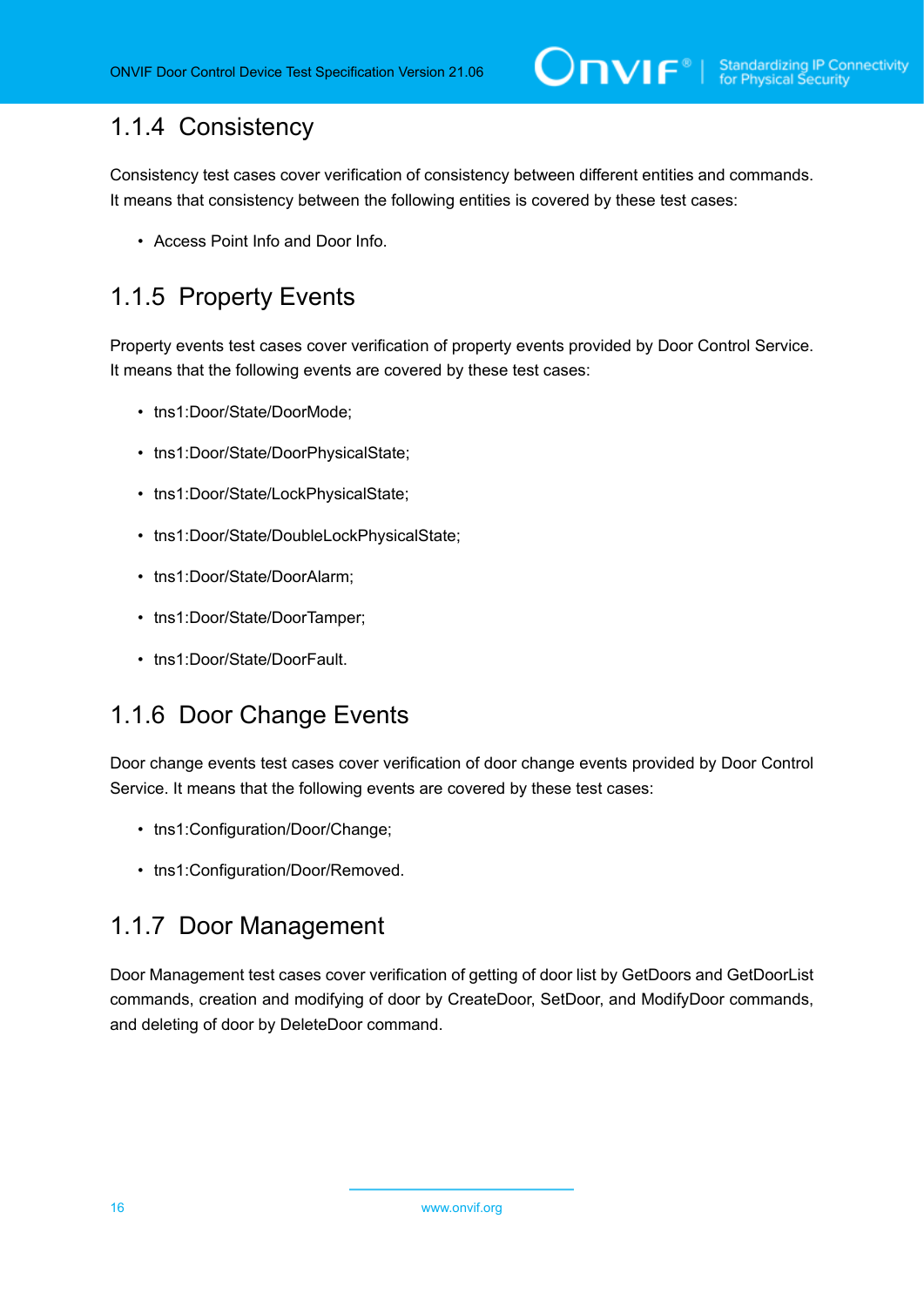### 1.1.4 Consistency

Consistency test cases cover verification of consistency between different entities and commands. It means that consistency between the following entities is covered by these test cases:

- Access Point Info and Door Info.

### 1.1.5 Property Events

Property events test cases cover verification of property events provided by Door Control Service. It means that the following events are covered by these test cases:

- tns1:Door/State/DoorMode;
- tns1:Door/State/DoorPhysicalState;
- tns1:Door/State/LockPhysicalState;
- tns1:Door/State/DoubleLockPhysicalState;
- tns1:Door/State/DoorAlarm;
- tns1:Door/State/DoorTamper;
- tns1:Door/State/DoorFault.

### 1.1.6 Door Change Events

Door change events test cases cover verification of door change events provided by Door Control Service. It means that the following events are covered by these test cases:

- tns1:Configuration/Door/Change;
- tns1:Configuration/Door/Removed.

### 1.1.7 Door Management

Door Management test cases cover verification of getting of door list by GetDoors and GetDoorList commands, creation and modifying of door by CreateDoor, SetDoor, and ModifyDoor commands, and deleting of door by DeleteDoor command.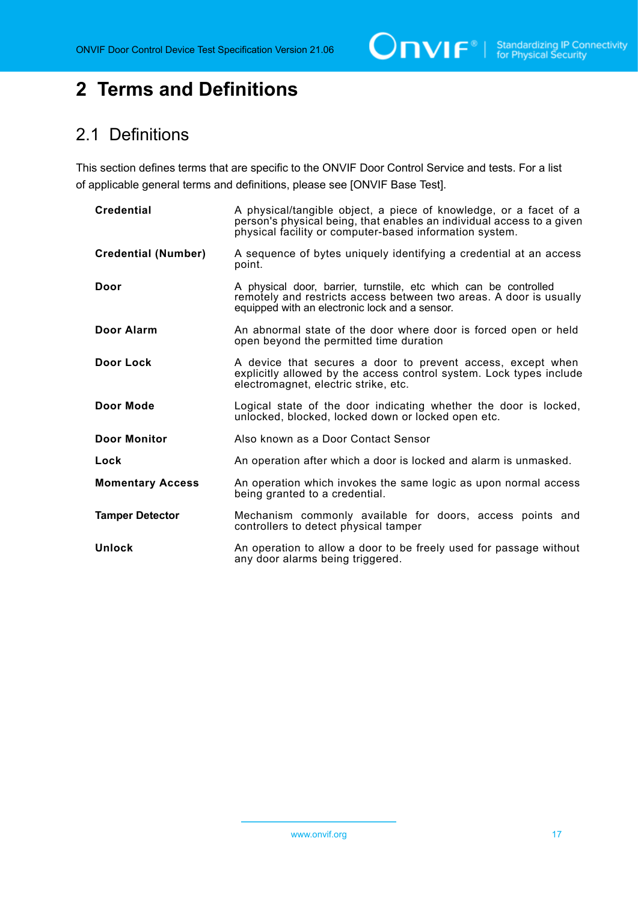# 2 Terms and Definitions

## 2.1 Definitions

This section defines terms that are specific to the ONVIF Door Control Service and tests. For a list of applicable general terms and definitions, please see [ONVIF Base Test].

| | |
|---|---|
| **Credential** | A physical/tangible object, a piece of knowledge, or a facet of a person's physical being, that enables an individual access to a given physical facility or computer-based information system. |
| **Credential (Number)** | A sequence of bytes uniquely identifying a credential at an access point. |
| **Door** | A physical door, barrier, turnstile, etc which can be controlled remotely and restricts access between two areas. A door is usually equipped with an electronic lock and a sensor. |
| **Door Alarm** | An abnormal state of the door where door is forced open or held open beyond the permitted time duration |
| **Door Lock** | A device that secures a door to prevent access, except when explicitly allowed by the access control system. Lock types include electromagnet, electric strike, etc. |
| **Door Mode** | Logical state of the door indicating whether the door is locked, unlocked, blocked, locked down or locked open etc. |
| **Door Monitor** | Also known as a Door Contact Sensor |
| **Lock** | An operation after which a door is locked and alarm is unmasked. |
| **Momentary Access** | An operation which invokes the same logic as upon normal access being granted to a credential. |
| **Tamper Detector** | Mechanism commonly available for doors, access points and controllers to detect physical tamper |
| **Unlock** | An operation to allow a door to be freely used for passage without any door alarms being triggered. |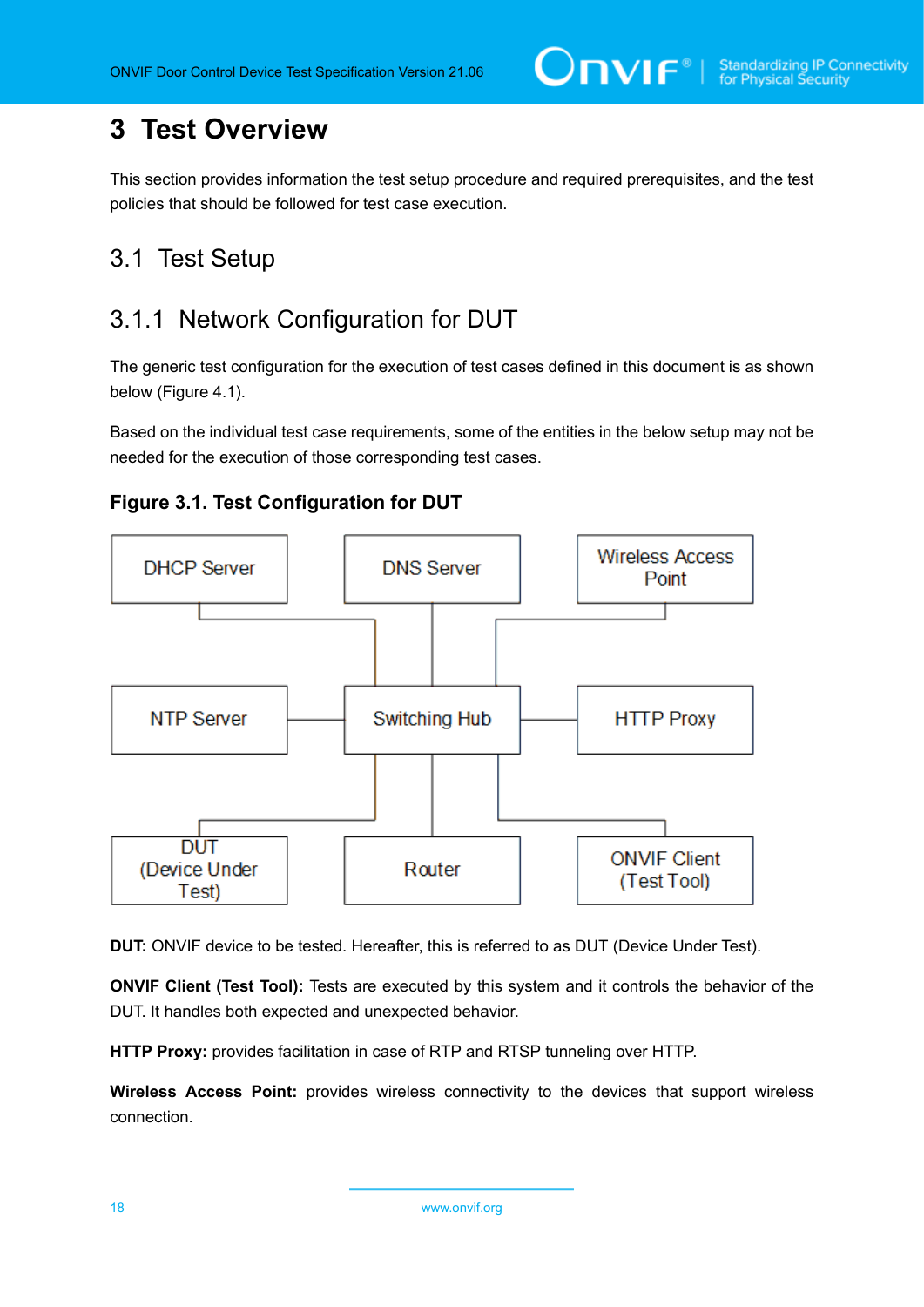# 3 Test Overview

This section provides information the test setup procedure and required prerequisites, and the test policies that should be followed for test case execution.

## 3.1 Test Setup

### 3.1.1 Network Configuration for DUT

The generic test configuration for the execution of test cases defined in this document is as shown below (Figure 4.1).

Based on the individual test case requirements, some of the entities in the below setup may not be needed for the execution of those corresponding test cases.

**Figure 3.1. Test Configuration for DUT**

DHCP Server | DNS Server | Wireless Access Point | NTP Server | Switching Hub | HTTP Proxy | DUT (Device Under Test) | Router | ONVIF Client (Test Tool)

**DUT:** ONVIF device to be tested. Hereafter, this is referred to as DUT (Device Under Test).

**ONVIF Client (Test Tool):** Tests are executed by this system and it controls the behavior of the DUT. It handles both expected and unexpected behavior.

**HTTP Proxy:** provides facilitation in case of RTP and RTSP tunneling over HTTP.

**Wireless Access Point:** provides wireless connectivity to the devices that support wireless connection.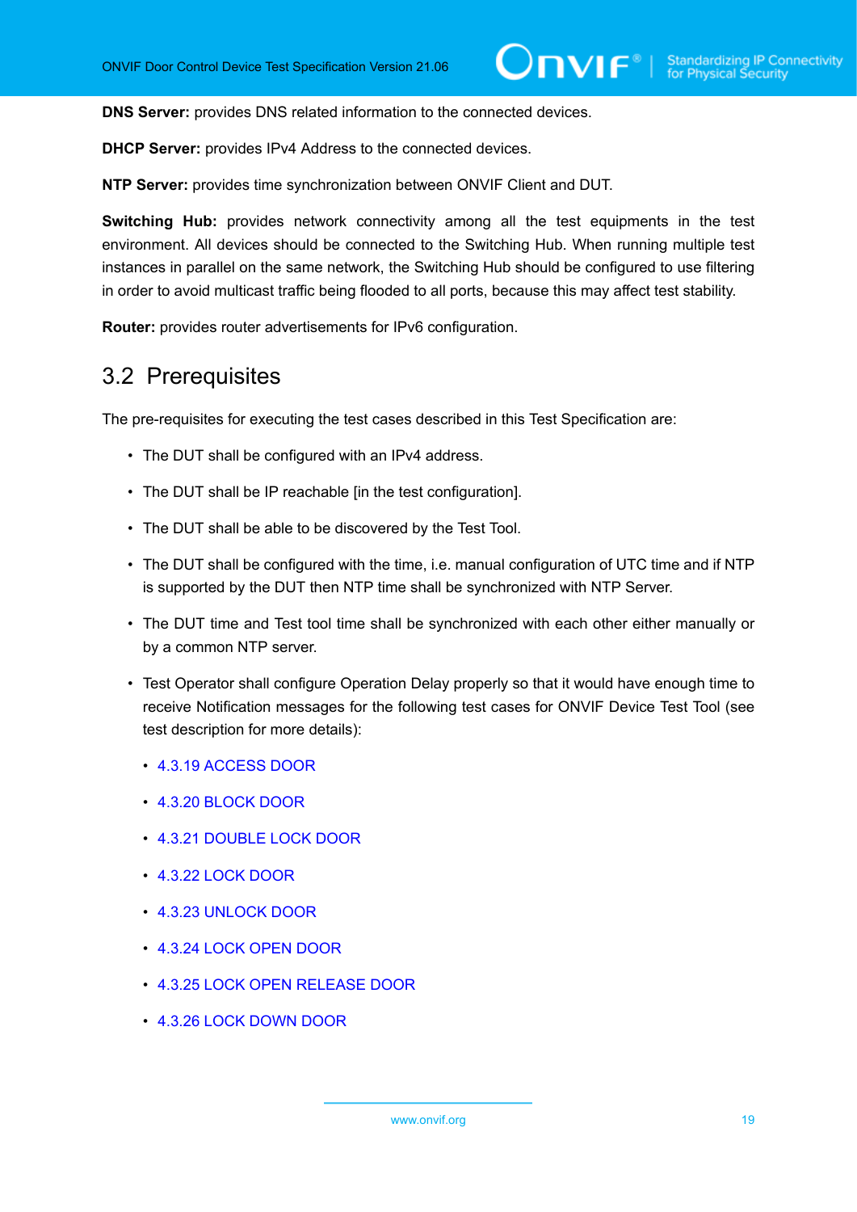**DNS Server:** provides DNS related information to the connected devices.

**DHCP Server:** provides IPv4 Address to the connected devices.

**NTP Server:** provides time synchronization between ONVIF Client and DUT.

**Switching Hub:** provides network connectivity among all the test equipments in the test environment. All devices should be connected to the Switching Hub. When running multiple test instances in parallel on the same network, the Switching Hub should be configured to use filtering in order to avoid multicast traffic being flooded to all ports, because this may affect test stability.

**Router:** provides router advertisements for IPv6 configuration.

## 3.2 Prerequisites

The pre-requisites for executing the test cases described in this Test Specification are:

- The DUT shall be configured with an IPv4 address.
- The DUT shall be IP reachable [in the test configuration].
- The DUT shall be able to be discovered by the Test Tool.
- The DUT shall be configured with the time, i.e. manual configuration of UTC time and if NTP is supported by the DUT then NTP time shall be synchronized with NTP Server.
- The DUT time and Test tool time shall be synchronized with each other either manually or by a common NTP server.
- Test Operator shall configure Operation Delay properly so that it would have enough time to receive Notification messages for the following test cases for ONVIF Device Test Tool (see test description for more details):
  - 4.3.19 ACCESS DOOR
  - 4.3.20 BLOCK DOOR
  - 4.3.21 DOUBLE LOCK DOOR
  - 4.3.22 LOCK DOOR
  - 4.3.23 UNLOCK DOOR
  - 4.3.24 LOCK OPEN DOOR
  - 4.3.25 LOCK OPEN RELEASE DOOR
  - 4.3.26 LOCK DOWN DOOR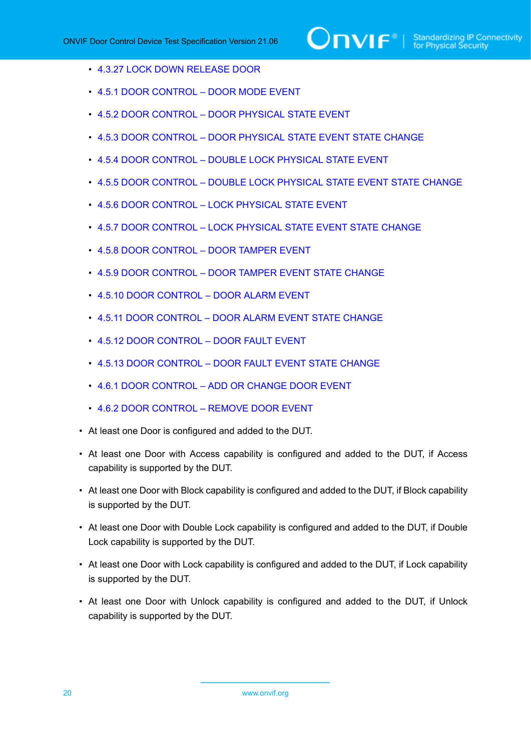- 4.3.27 LOCK DOWN RELEASE DOOR
- 4.5.1 DOOR CONTROL – DOOR MODE EVENT
- 4.5.2 DOOR CONTROL – DOOR PHYSICAL STATE EVENT
- 4.5.3 DOOR CONTROL – DOOR PHYSICAL STATE EVENT STATE CHANGE
- 4.5.4 DOOR CONTROL – DOUBLE LOCK PHYSICAL STATE EVENT
- 4.5.5 DOOR CONTROL – DOUBLE LOCK PHYSICAL STATE EVENT STATE CHANGE
- 4.5.6 DOOR CONTROL – LOCK PHYSICAL STATE EVENT
- 4.5.7 DOOR CONTROL – LOCK PHYSICAL STATE EVENT STATE CHANGE
- 4.5.8 DOOR CONTROL – DOOR TAMPER EVENT
- 4.5.9 DOOR CONTROL – DOOR TAMPER EVENT STATE CHANGE
- 4.5.10 DOOR CONTROL – DOOR ALARM EVENT
- 4.5.11 DOOR CONTROL – DOOR ALARM EVENT STATE CHANGE
- 4.5.12 DOOR CONTROL – DOOR FAULT EVENT
- 4.5.13 DOOR CONTROL – DOOR FAULT EVENT STATE CHANGE
- 4.6.1 DOOR CONTROL – ADD OR CHANGE DOOR EVENT
- 4.6.2 DOOR CONTROL – REMOVE DOOR EVENT

- At least one Door is configured and added to the DUT.
- At least one Door with Access capability is configured and added to the DUT, if Access capability is supported by the DUT.
- At least one Door with Block capability is configured and added to the DUT, if Block capability is supported by the DUT.
- At least one Door with Double Lock capability is configured and added to the DUT, if Double Lock capability is supported by the DUT.
- At least one Door with Lock capability is configured and added to the DUT, if Lock capability is supported by the DUT.
- At least one Door with Unlock capability is configured and added to the DUT, if Unlock capability is supported by the DUT.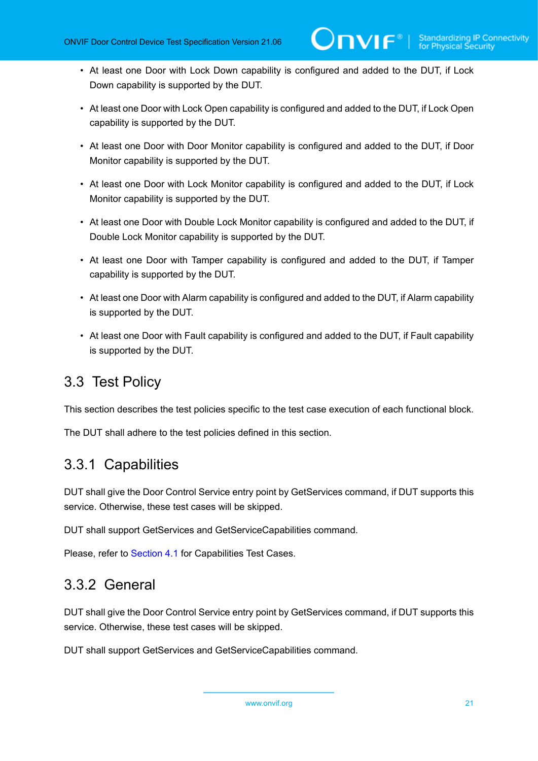- At least one Door with Lock Down capability is configured and added to the DUT, if Lock Down capability is supported by the DUT.
- At least one Door with Lock Open capability is configured and added to the DUT, if Lock Open capability is supported by the DUT.
- At least one Door with Door Monitor capability is configured and added to the DUT, if Door Monitor capability is supported by the DUT.
- At least one Door with Lock Monitor capability is configured and added to the DUT, if Lock Monitor capability is supported by the DUT.
- At least one Door with Double Lock Monitor capability is configured and added to the DUT, if Double Lock Monitor capability is supported by the DUT.
- At least one Door with Tamper capability is configured and added to the DUT, if Tamper capability is supported by the DUT.
- At least one Door with Alarm capability is configured and added to the DUT, if Alarm capability is supported by the DUT.
- At least one Door with Fault capability is configured and added to the DUT, if Fault capability is supported by the DUT.

## 3.3 Test Policy

This section describes the test policies specific to the test case execution of each functional block.

The DUT shall adhere to the test policies defined in this section.

### 3.3.1 Capabilities

DUT shall give the Door Control Service entry point by GetServices command, if DUT supports this service. Otherwise, these test cases will be skipped.

DUT shall support GetServices and GetServiceCapabilities command.

Please, refer to Section 4.1 for Capabilities Test Cases.

### 3.3.2 General

DUT shall give the Door Control Service entry point by GetServices command, if DUT supports this service. Otherwise, these test cases will be skipped.

DUT shall support GetServices and GetServiceCapabilities command.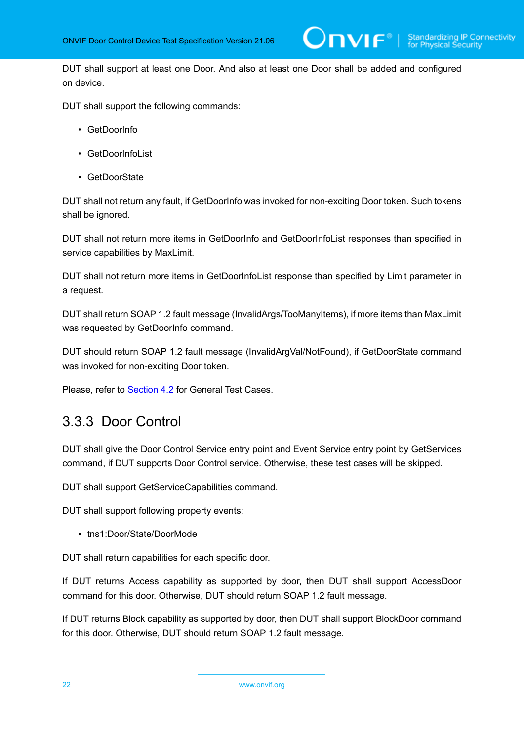DUT shall support at least one Door. And also at least one Door shall be added and configured on device.

DUT shall support the following commands:

- GetDoorInfo
- GetDoorInfoList
- GetDoorState

DUT shall not return any fault, if GetDoorInfo was invoked for non-exciting Door token. Such tokens shall be ignored.

DUT shall not return more items in GetDoorInfo and GetDoorInfoList responses than specified in service capabilities by MaxLimit.

DUT shall not return more items in GetDoorInfoList response than specified by Limit parameter in a request.

DUT shall return SOAP 1.2 fault message (InvalidArgs/TooManyItems), if more items than MaxLimit was requested by GetDoorInfo command.

DUT should return SOAP 1.2 fault message (InvalidArgVal/NotFound), if GetDoorState command was invoked for non-exciting Door token.

Please, refer to Section 4.2 for General Test Cases.

### 3.3.3 Door Control

DUT shall give the Door Control Service entry point and Event Service entry point by GetServices command, if DUT supports Door Control service. Otherwise, these test cases will be skipped.

DUT shall support GetServiceCapabilities command.

DUT shall support following property events:

- tns1:Door/State/DoorMode

DUT shall return capabilities for each specific door.

If DUT returns Access capability as supported by door, then DUT shall support AccessDoor command for this door. Otherwise, DUT should return SOAP 1.2 fault message.

If DUT returns Block capability as supported by door, then DUT shall support BlockDoor command for this door. Otherwise, DUT should return SOAP 1.2 fault message.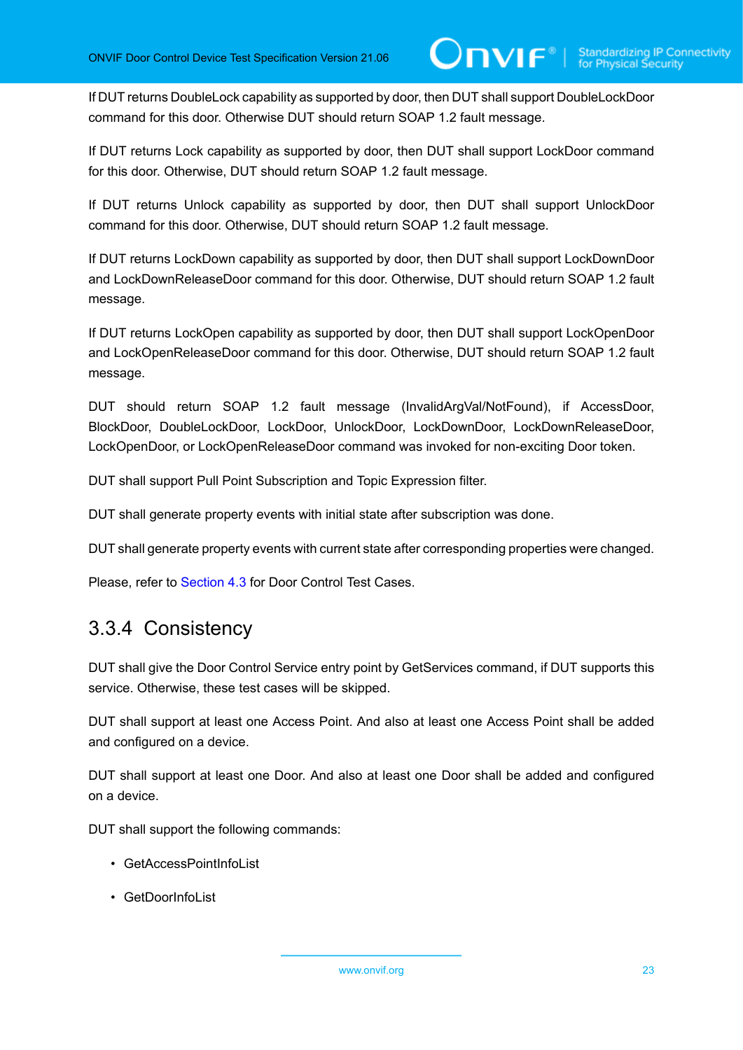If DUT returns DoubleLock capability as supported by door, then DUT shall support DoubleLockDoor command for this door. Otherwise DUT should return SOAP 1.2 fault message.

If DUT returns Lock capability as supported by door, then DUT shall support LockDoor command for this door. Otherwise, DUT should return SOAP 1.2 fault message.

If DUT returns Unlock capability as supported by door, then DUT shall support UnlockDoor command for this door. Otherwise, DUT should return SOAP 1.2 fault message.

If DUT returns LockDown capability as supported by door, then DUT shall support LockDownDoor and LockDownReleaseDoor command for this door. Otherwise, DUT should return SOAP 1.2 fault message.

If DUT returns LockOpen capability as supported by door, then DUT shall support LockOpenDoor and LockOpenReleaseDoor command for this door. Otherwise, DUT should return SOAP 1.2 fault message.

DUT should return SOAP 1.2 fault message (InvalidArgVal/NotFound), if AccessDoor, BlockDoor, DoubleLockDoor, LockDoor, UnlockDoor, LockDownDoor, LockDownReleaseDoor, LockOpenDoor, or LockOpenReleaseDoor command was invoked for non-exciting Door token.

DUT shall support Pull Point Subscription and Topic Expression filter.

DUT shall generate property events with initial state after subscription was done.

DUT shall generate property events with current state after corresponding properties were changed.

Please, refer to Section 4.3 for Door Control Test Cases.

### 3.3.4 Consistency

DUT shall give the Door Control Service entry point by GetServices command, if DUT supports this service. Otherwise, these test cases will be skipped.

DUT shall support at least one Access Point. And also at least one Access Point shall be added and configured on a device.

DUT shall support at least one Door. And also at least one Door shall be added and configured on a device.

DUT shall support the following commands:

- GetAccessPointInfoList
- GetDoorInfoList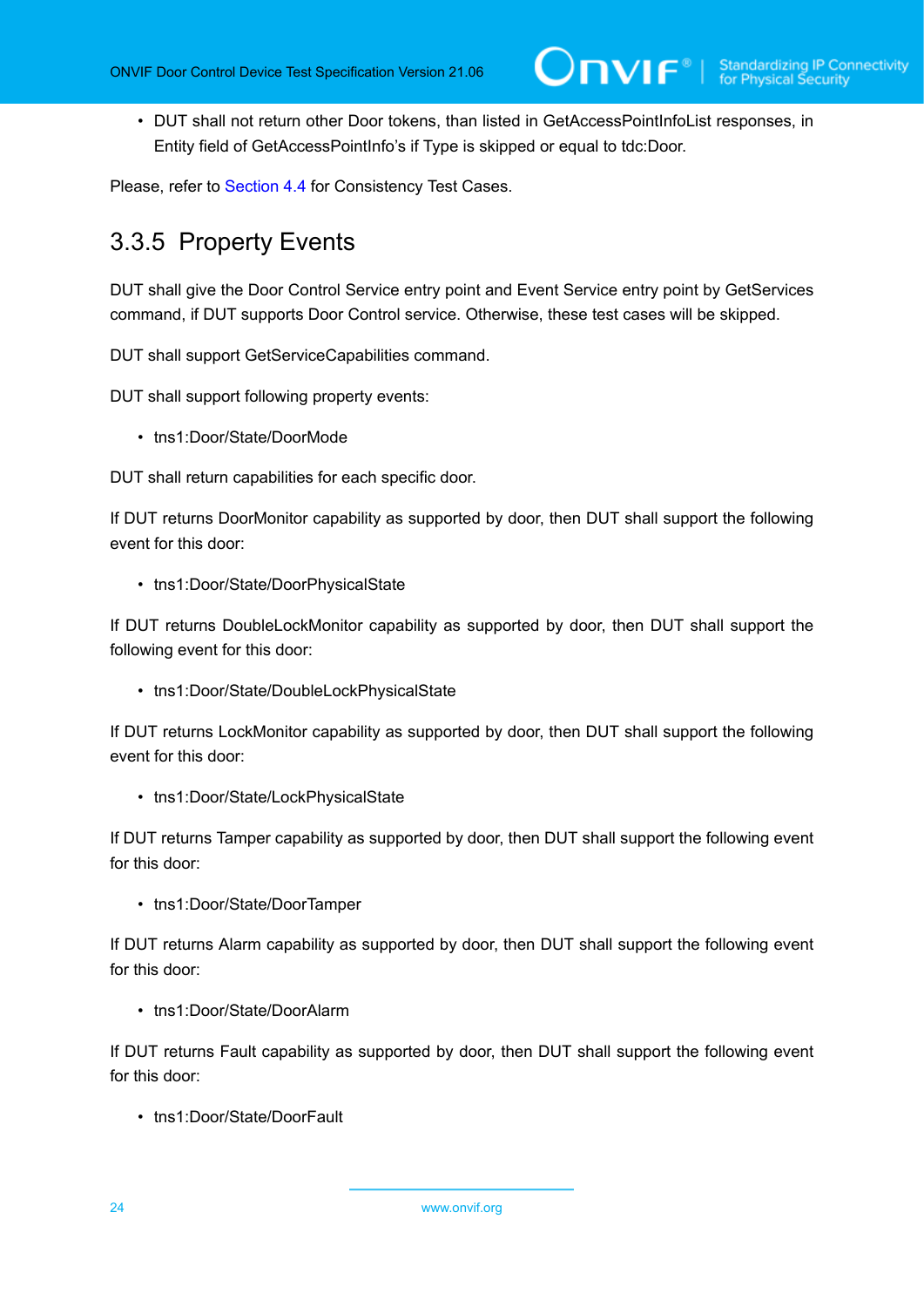- DUT shall not return other Door tokens, than listed in GetAccessPointInfoList responses, in Entity field of GetAccessPointInfo's if Type is skipped or equal to tdc:Door.

Please, refer to Section 4.4 for Consistency Test Cases.

### 3.3.5 Property Events

DUT shall give the Door Control Service entry point and Event Service entry point by GetServices command, if DUT supports Door Control service. Otherwise, these test cases will be skipped.

DUT shall support GetServiceCapabilities command.

DUT shall support following property events:

- tns1:Door/State/DoorMode

DUT shall return capabilities for each specific door.

If DUT returns DoorMonitor capability as supported by door, then DUT shall support the following event for this door:

- tns1:Door/State/DoorPhysicalState

If DUT returns DoubleLockMonitor capability as supported by door, then DUT shall support the following event for this door:

- tns1:Door/State/DoubleLockPhysicalState

If DUT returns LockMonitor capability as supported by door, then DUT shall support the following event for this door:

- tns1:Door/State/LockPhysicalState

If DUT returns Tamper capability as supported by door, then DUT shall support the following event for this door:

- tns1:Door/State/DoorTamper

If DUT returns Alarm capability as supported by door, then DUT shall support the following event for this door:

- tns1:Door/State/DoorAlarm

If DUT returns Fault capability as supported by door, then DUT shall support the following event for this door:

- tns1:Door/State/DoorFault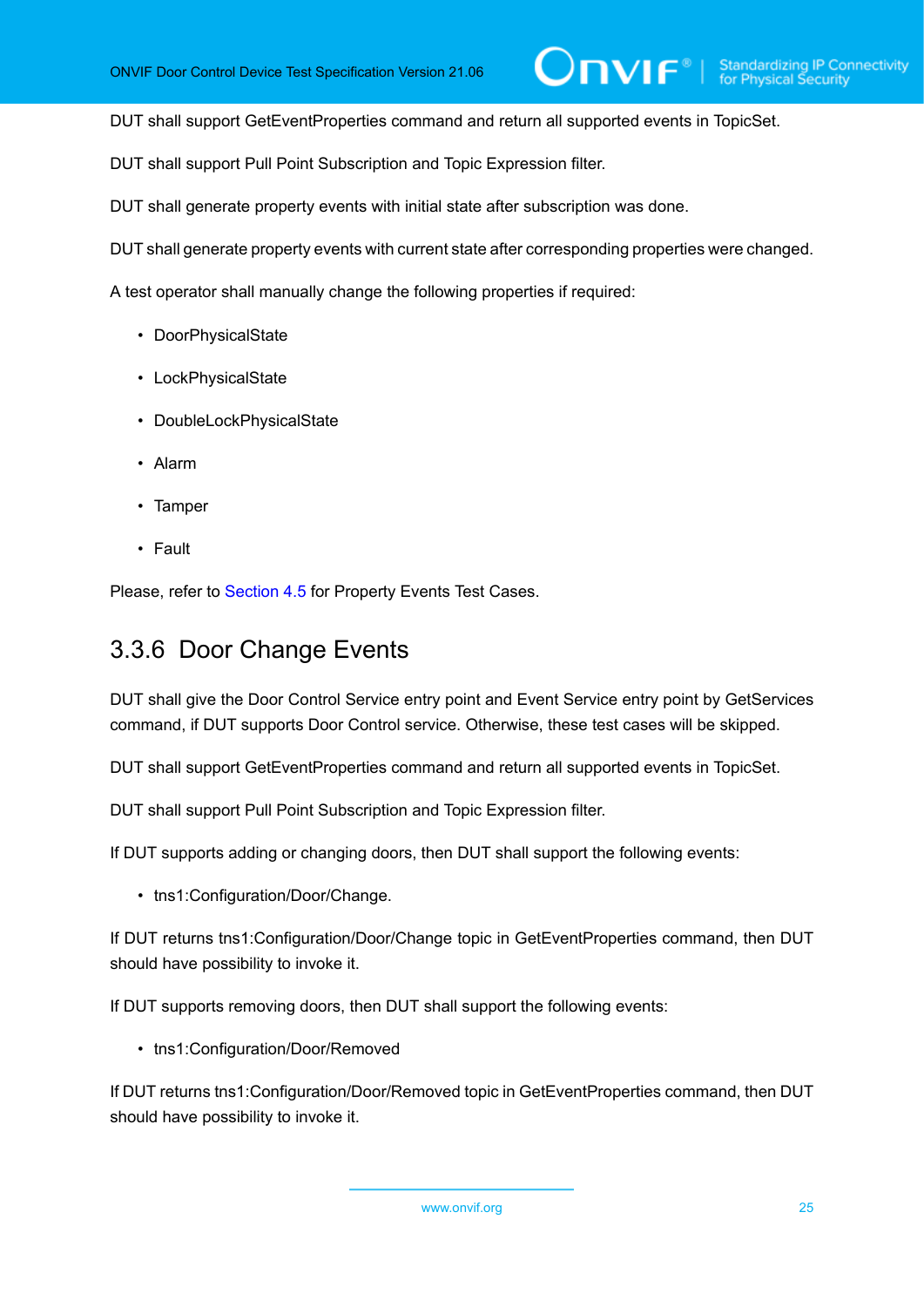DUT shall support GetEventProperties command and return all supported events in TopicSet.

DUT shall support Pull Point Subscription and Topic Expression filter.

DUT shall generate property events with initial state after subscription was done.

DUT shall generate property events with current state after corresponding properties were changed.

A test operator shall manually change the following properties if required:

- DoorPhysicalState
- LockPhysicalState
- DoubleLockPhysicalState
- Alarm
- Tamper
- Fault

Please, refer to Section 4.5 for Property Events Test Cases.

### 3.3.6 Door Change Events

DUT shall give the Door Control Service entry point and Event Service entry point by GetServices command, if DUT supports Door Control service. Otherwise, these test cases will be skipped.

DUT shall support GetEventProperties command and return all supported events in TopicSet.

DUT shall support Pull Point Subscription and Topic Expression filter.

If DUT supports adding or changing doors, then DUT shall support the following events:

- tns1:Configuration/Door/Change.

If DUT returns tns1:Configuration/Door/Change topic in GetEventProperties command, then DUT should have possibility to invoke it.

If DUT supports removing doors, then DUT shall support the following events:

- tns1:Configuration/Door/Removed

If DUT returns tns1:Configuration/Door/Removed topic in GetEventProperties command, then DUT should have possibility to invoke it.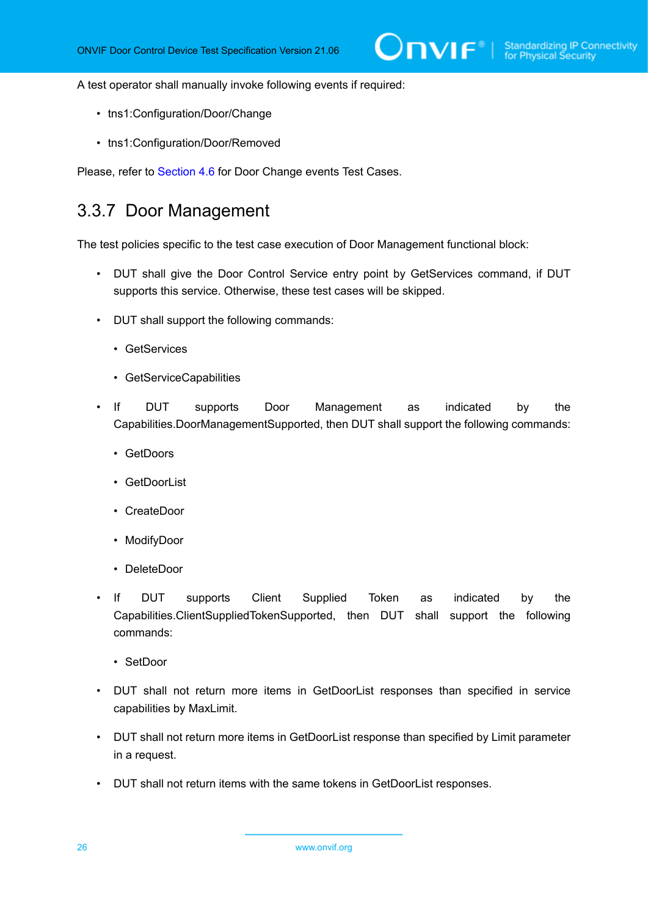A test operator shall manually invoke following events if required:

- tns1:Configuration/Door/Change
- tns1:Configuration/Door/Removed

Please, refer to Section 4.6 for Door Change events Test Cases.

### 3.3.7 Door Management

The test policies specific to the test case execution of Door Management functional block:

- DUT shall give the Door Control Service entry point by GetServices command, if DUT supports this service. Otherwise, these test cases will be skipped.
- DUT shall support the following commands:
  - GetServices
  - GetServiceCapabilities
- If DUT supports Door Management as indicated by the Capabilities.DoorManagementSupported, then DUT shall support the following commands:
  - GetDoors
  - GetDoorList
  - CreateDoor
  - ModifyDoor
  - DeleteDoor
- If DUT supports Client Supplied Token as indicated by the Capabilities.ClientSuppliedTokenSupported, then DUT shall support the following commands:
  - SetDoor
- DUT shall not return more items in GetDoorList responses than specified in service capabilities by MaxLimit.
- DUT shall not return more items in GetDoorList response than specified by Limit parameter in a request.
- DUT shall not return items with the same tokens in GetDoorList responses.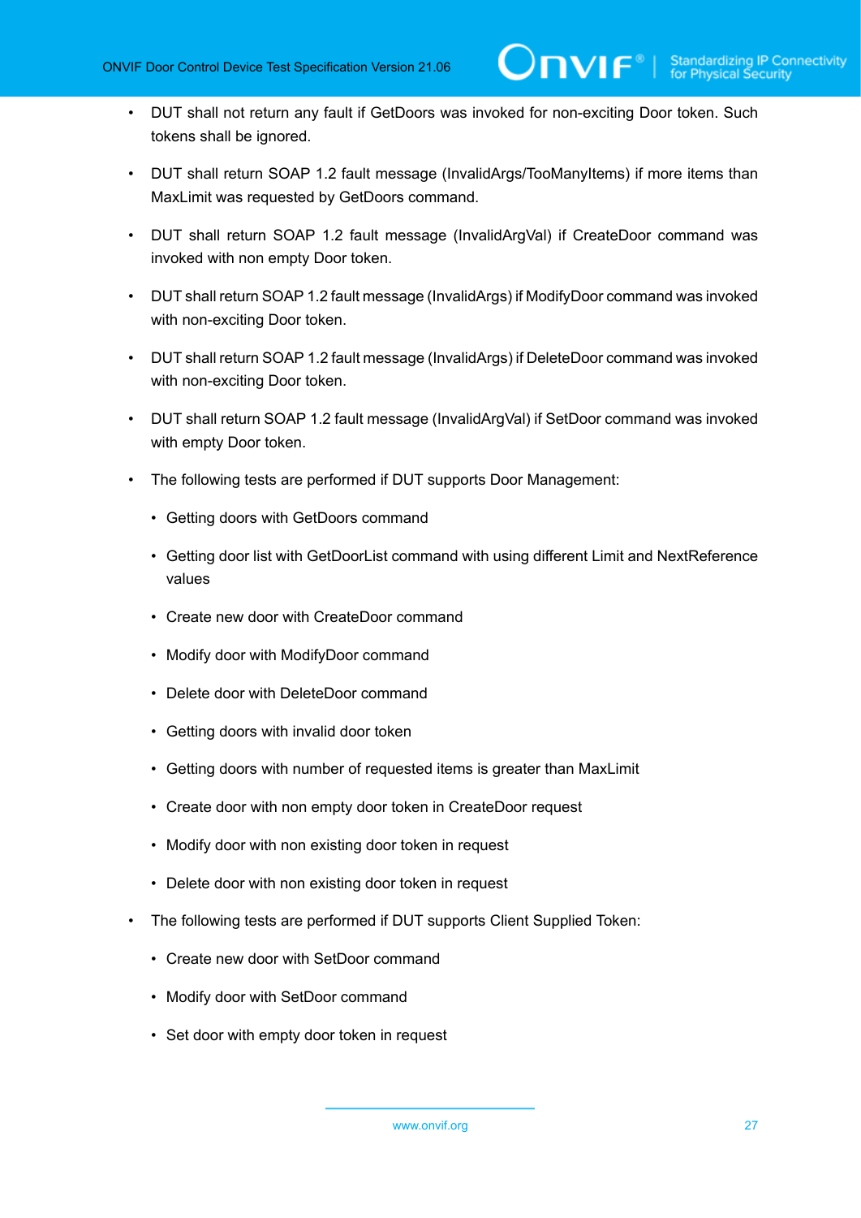- DUT shall not return any fault if GetDoors was invoked for non-exciting Door token. Such tokens shall be ignored.
- DUT shall return SOAP 1.2 fault message (InvalidArgs/TooManyItems) if more items than MaxLimit was requested by GetDoors command.
- DUT shall return SOAP 1.2 fault message (InvalidArgVal) if CreateDoor command was invoked with non empty Door token.
- DUT shall return SOAP 1.2 fault message (InvalidArgs) if ModifyDoor command was invoked with non-exciting Door token.
- DUT shall return SOAP 1.2 fault message (InvalidArgs) if DeleteDoor command was invoked with non-exciting Door token.
- DUT shall return SOAP 1.2 fault message (InvalidArgVal) if SetDoor command was invoked with empty Door token.
- The following tests are performed if DUT supports Door Management:
  - Getting doors with GetDoors command
  - Getting door list with GetDoorList command with using different Limit and NextReference values
  - Create new door with CreateDoor command
  - Modify door with ModifyDoor command
  - Delete door with DeleteDoor command
  - Getting doors with invalid door token
  - Getting doors with number of requested items is greater than MaxLimit
  - Create door with non empty door token in CreateDoor request
  - Modify door with non existing door token in request
  - Delete door with non existing door token in request
- The following tests are performed if DUT supports Client Supplied Token:
  - Create new door with SetDoor command
  - Modify door with SetDoor command
  - Set door with empty door token in request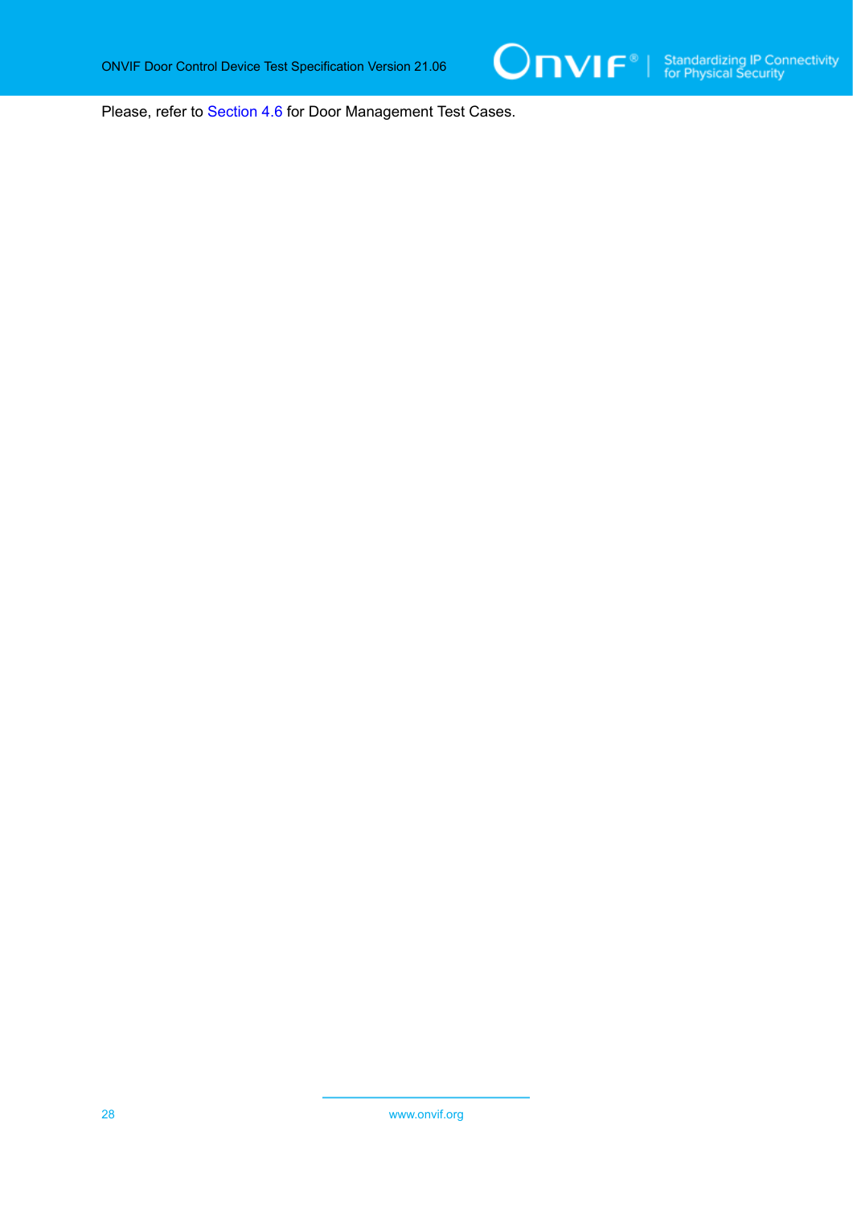Please, refer to Section 4.6 for Door Management Test Cases.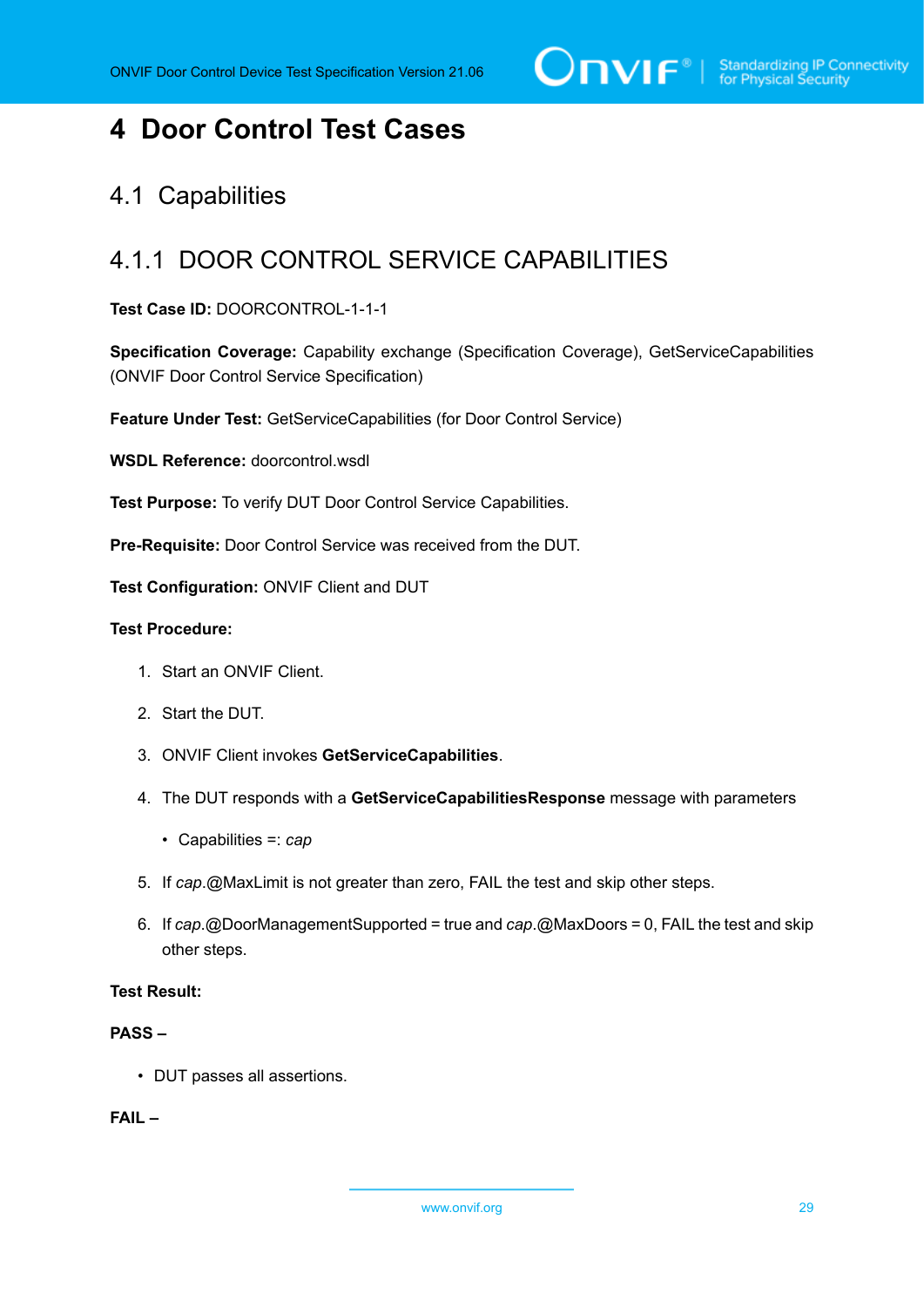# 4 Door Control Test Cases

## 4.1 Capabilities

### 4.1.1 DOOR CONTROL SERVICE CAPABILITIES

**Test Case ID:** DOORCONTROL-1-1-1

**Specification Coverage:** Capability exchange (Specification Coverage), GetServiceCapabilities (ONVIF Door Control Service Specification)

**Feature Under Test:** GetServiceCapabilities (for Door Control Service)

**WSDL Reference:** doorcontrol.wsdl

**Test Purpose:** To verify DUT Door Control Service Capabilities.

**Pre-Requisite:** Door Control Service was received from the DUT.

**Test Configuration:** ONVIF Client and DUT

**Test Procedure:**

1. Start an ONVIF Client.
2. Start the DUT.
3. ONVIF Client invokes **GetServiceCapabilities**.
4. The DUT responds with a **GetServiceCapabilitiesResponse** message with parameters
   - Capabilities =: *cap*
5. If *cap*.@MaxLimit is not greater than zero, FAIL the test and skip other steps.
6. If *cap*.@DoorManagementSupported = true and *cap*.@MaxDoors = 0, FAIL the test and skip other steps.

**Test Result:**

**PASS –**

- DUT passes all assertions.

**FAIL –**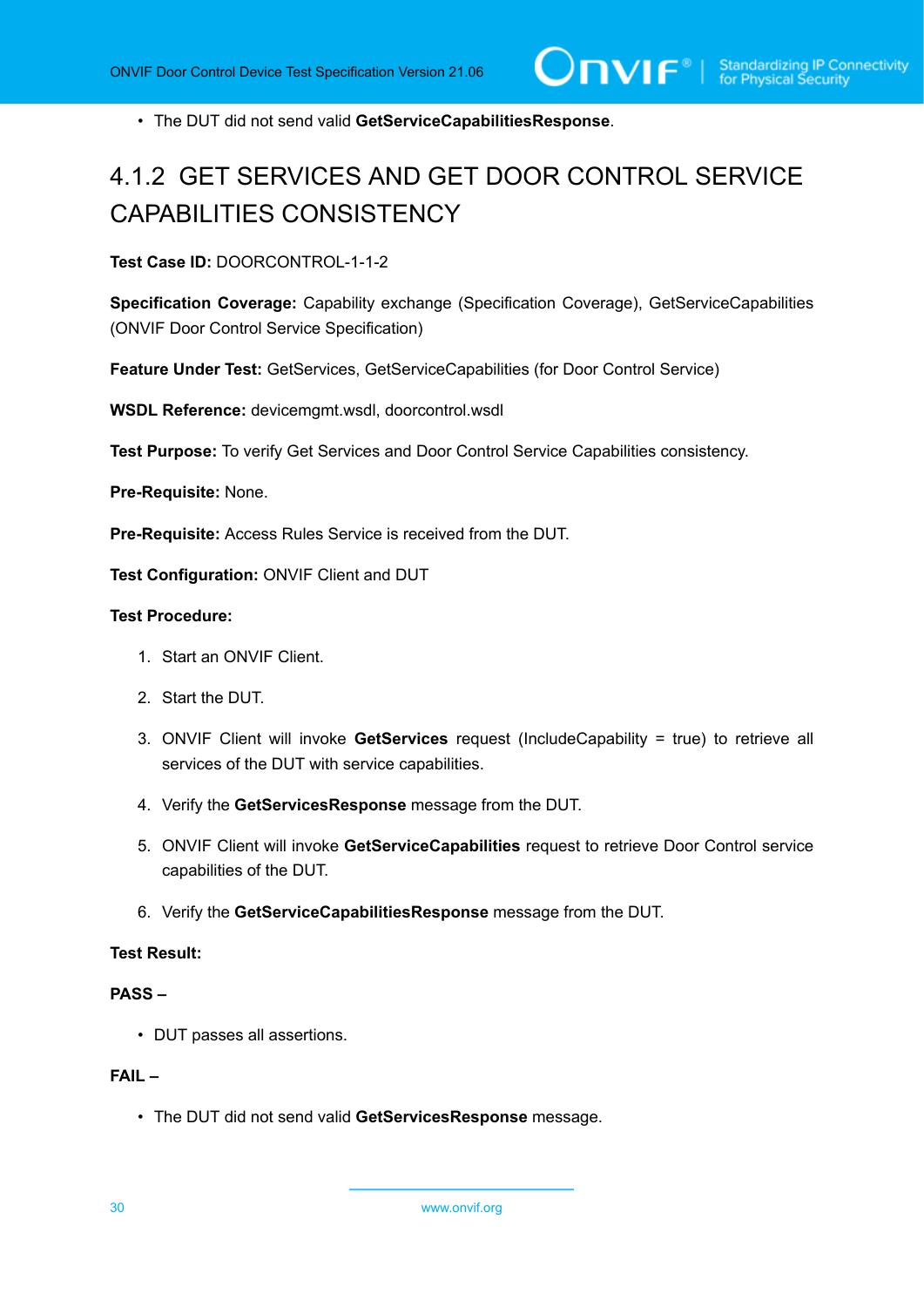- The DUT did not send valid **GetServiceCapabilitiesResponse**.

## 4.1.2 GET SERVICES AND GET DOOR CONTROL SERVICE CAPABILITIES CONSISTENCY

**Test Case ID:** DOORCONTROL-1-1-2

**Specification Coverage:** Capability exchange (Specification Coverage), GetServiceCapabilities (ONVIF Door Control Service Specification)

**Feature Under Test:** GetServices, GetServiceCapabilities (for Door Control Service)

**WSDL Reference:** devicemgmt.wsdl, doorcontrol.wsdl

**Test Purpose:** To verify Get Services and Door Control Service Capabilities consistency.

**Pre-Requisite:** None.

**Pre-Requisite:** Access Rules Service is received from the DUT.

**Test Configuration:** ONVIF Client and DUT

**Test Procedure:**

1. Start an ONVIF Client.
2. Start the DUT.
3. ONVIF Client will invoke **GetServices** request (IncludeCapability = true) to retrieve all services of the DUT with service capabilities.
4. Verify the **GetServicesResponse** message from the DUT.
5. ONVIF Client will invoke **GetServiceCapabilities** request to retrieve Door Control service capabilities of the DUT.
6. Verify the **GetServiceCapabilitiesResponse** message from the DUT.

**Test Result:**

**PASS –**

- DUT passes all assertions.

**FAIL –**

- The DUT did not send valid **GetServicesResponse** message.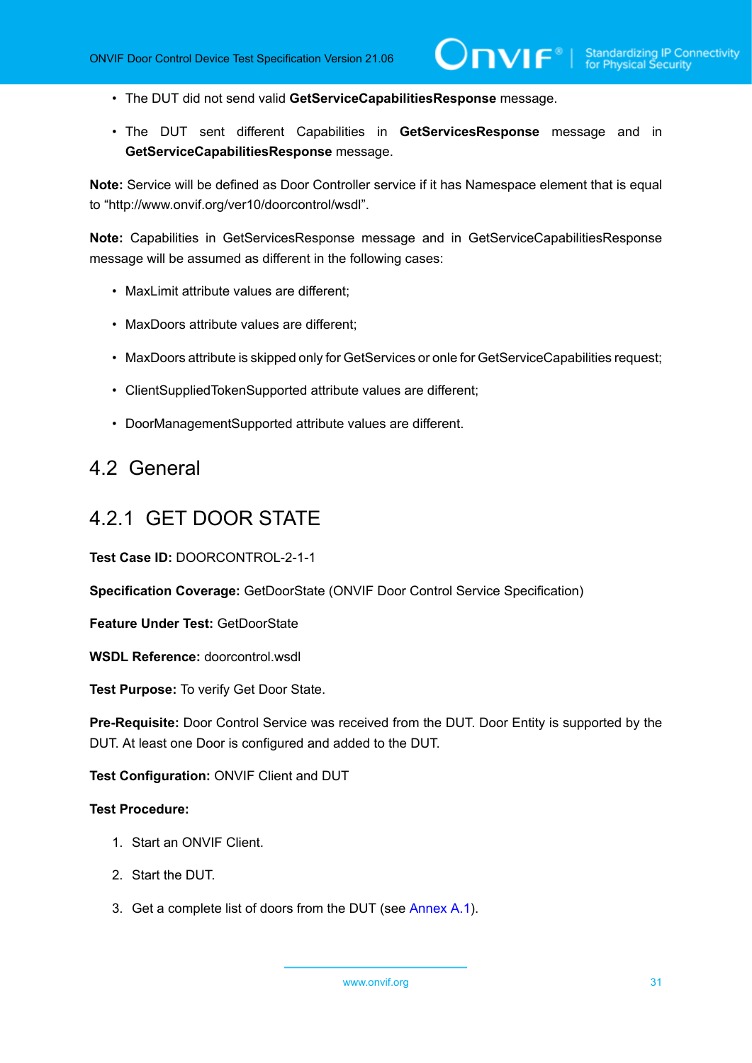- The DUT did not send valid **GetServiceCapabilitiesResponse** message.
- The DUT sent different Capabilities in **GetServicesResponse** message and in **GetServiceCapabilitiesResponse** message.

**Note:** Service will be defined as Door Controller service if it has Namespace element that is equal to "http://www.onvif.org/ver10/doorcontrol/wsdl".

**Note:** Capabilities in GetServicesResponse message and in GetServiceCapabilitiesResponse message will be assumed as different in the following cases:

- MaxLimit attribute values are different;
- MaxDoors attribute values are different;
- MaxDoors attribute is skipped only for GetServices or onle for GetServiceCapabilities request;
- ClientSuppliedTokenSupported attribute values are different;
- DoorManagementSupported attribute values are different.

## 4.2 General

### 4.2.1 GET DOOR STATE

**Test Case ID:** DOORCONTROL-2-1-1

**Specification Coverage:** GetDoorState (ONVIF Door Control Service Specification)

**Feature Under Test:** GetDoorState

**WSDL Reference:** doorcontrol.wsdl

**Test Purpose:** To verify Get Door State.

**Pre-Requisite:** Door Control Service was received from the DUT. Door Entity is supported by the DUT. At least one Door is configured and added to the DUT.

**Test Configuration:** ONVIF Client and DUT

**Test Procedure:**

1. Start an ONVIF Client.
2. Start the DUT.
3. Get a complete list of doors from the DUT (see Annex A.1).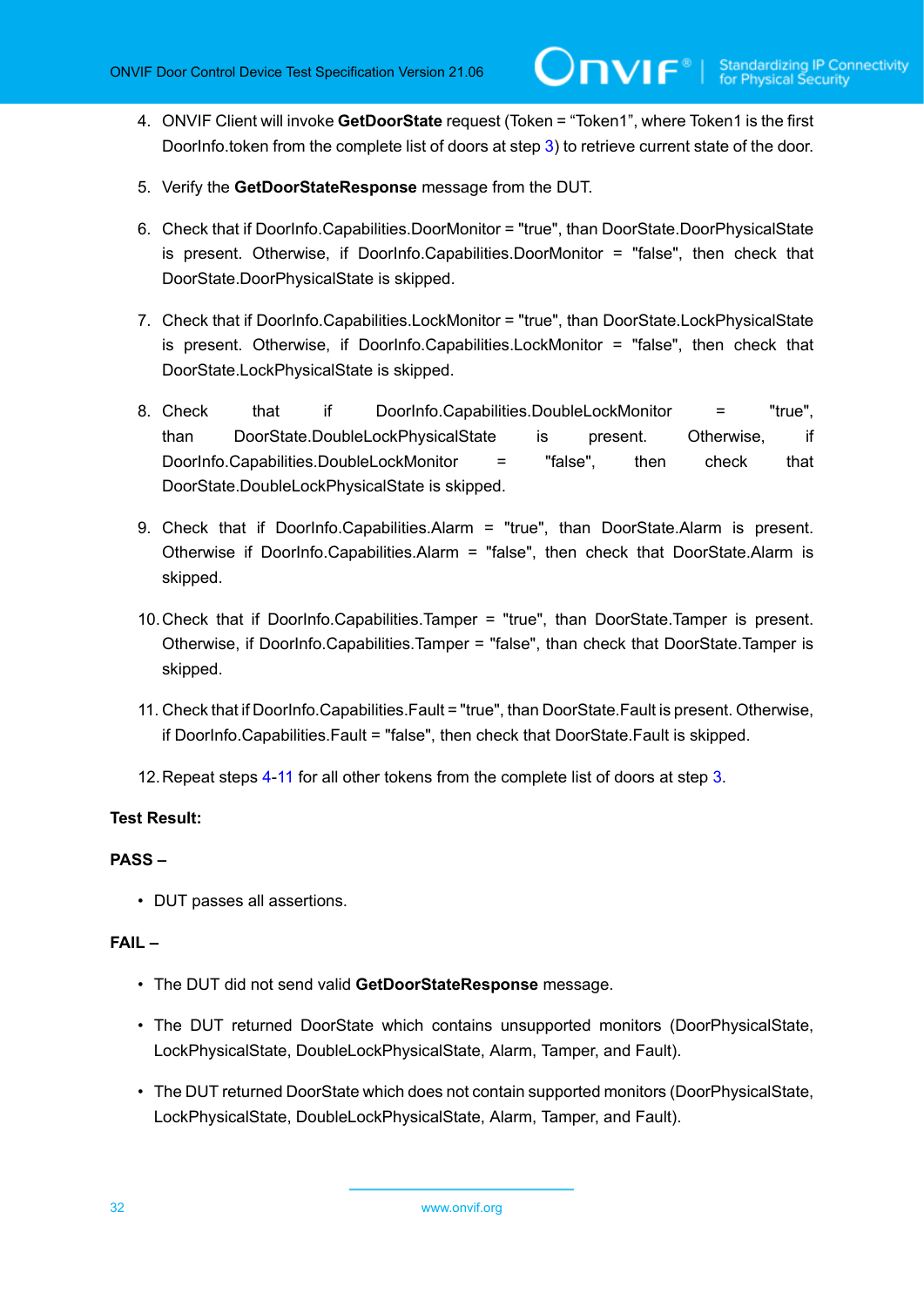4. ONVIF Client will invoke **GetDoorState** request (Token = “Token1”, where Token1 is the first DoorInfo.token from the complete list of doors at step 3) to retrieve current state of the door.

5. Verify the **GetDoorStateResponse** message from the DUT.

6. Check that if DoorInfo.Capabilities.DoorMonitor = "true", than DoorState.DoorPhysicalState is present. Otherwise, if DoorInfo.Capabilities.DoorMonitor = "false", then check that DoorState.DoorPhysicalState is skipped.

7. Check that if DoorInfo.Capabilities.LockMonitor = "true", than DoorState.LockPhysicalState is present. Otherwise, if DoorInfo.Capabilities.LockMonitor = "false", then check that DoorState.LockPhysicalState is skipped.

8. Check that if DoorInfo.Capabilities.DoubleLockMonitor = "true", than DoorState.DoubleLockPhysicalState is present. Otherwise, if DoorInfo.Capabilities.DoubleLockMonitor = "false", then check that DoorState.DoubleLockPhysicalState is skipped.

9. Check that if DoorInfo.Capabilities.Alarm = "true", than DoorState.Alarm is present. Otherwise if DoorInfo.Capabilities.Alarm = "false", then check that DoorState.Alarm is skipped.

10. Check that if DoorInfo.Capabilities.Tamper = "true", than DoorState.Tamper is present. Otherwise, if DoorInfo.Capabilities.Tamper = "false", than check that DoorState.Tamper is skipped.

11. Check that if DoorInfo.Capabilities.Fault = "true", than DoorState.Fault is present. Otherwise, if DoorInfo.Capabilities.Fault = "false", then check that DoorState.Fault is skipped.

12. Repeat steps 4-11 for all other tokens from the complete list of doors at step 3.

**Test Result:**

**PASS –**

- DUT passes all assertions.

**FAIL –**

- The DUT did not send valid **GetDoorStateResponse** message.
- The DUT returned DoorState which contains unsupported monitors (DoorPhysicalState, LockPhysicalState, DoubleLockPhysicalState, Alarm, Tamper, and Fault).
- The DUT returned DoorState which does not contain supported monitors (DoorPhysicalState, LockPhysicalState, DoubleLockPhysicalState, Alarm, Tamper, and Fault).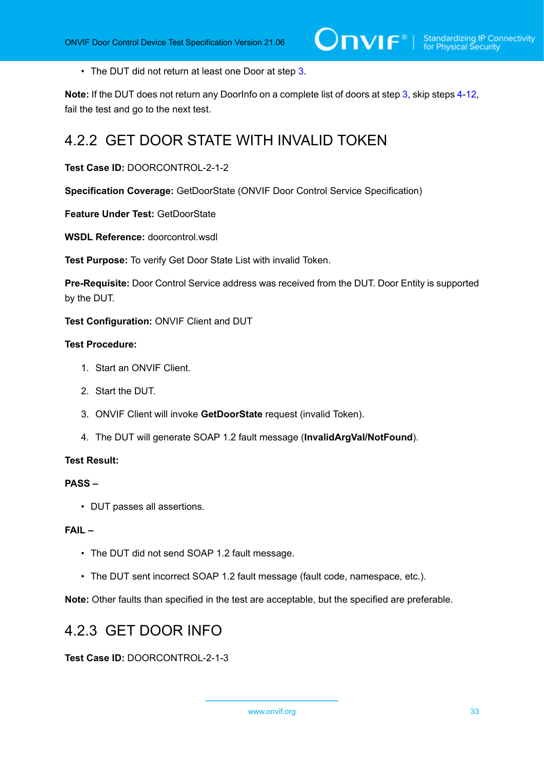- The DUT did not return at least one Door at step 3.

**Note:** If the DUT does not return any DoorInfo on a complete list of doors at step 3, skip steps 4-12, fail the test and go to the next test.

### 4.2.2 GET DOOR STATE WITH INVALID TOKEN

**Test Case ID:** DOORCONTROL-2-1-2

**Specification Coverage:** GetDoorState (ONVIF Door Control Service Specification)

**Feature Under Test:** GetDoorState

**WSDL Reference:** doorcontrol.wsdl

**Test Purpose:** To verify Get Door State List with invalid Token.

**Pre-Requisite:** Door Control Service address was received from the DUT. Door Entity is supported by the DUT.

**Test Configuration:** ONVIF Client and DUT

**Test Procedure:**

1. Start an ONVIF Client.
2. Start the DUT.
3. ONVIF Client will invoke **GetDoorState** request (invalid Token).
4. The DUT will generate SOAP 1.2 fault message (**InvalidArgVal/NotFound**).

**Test Result:**

**PASS –**

- DUT passes all assertions.

**FAIL –**

- The DUT did not send SOAP 1.2 fault message.
- The DUT sent incorrect SOAP 1.2 fault message (fault code, namespace, etc.).

**Note:** Other faults than specified in the test are acceptable, but the specified are preferable.

### 4.2.3 GET DOOR INFO

**Test Case ID:** DOORCONTROL-2-1-3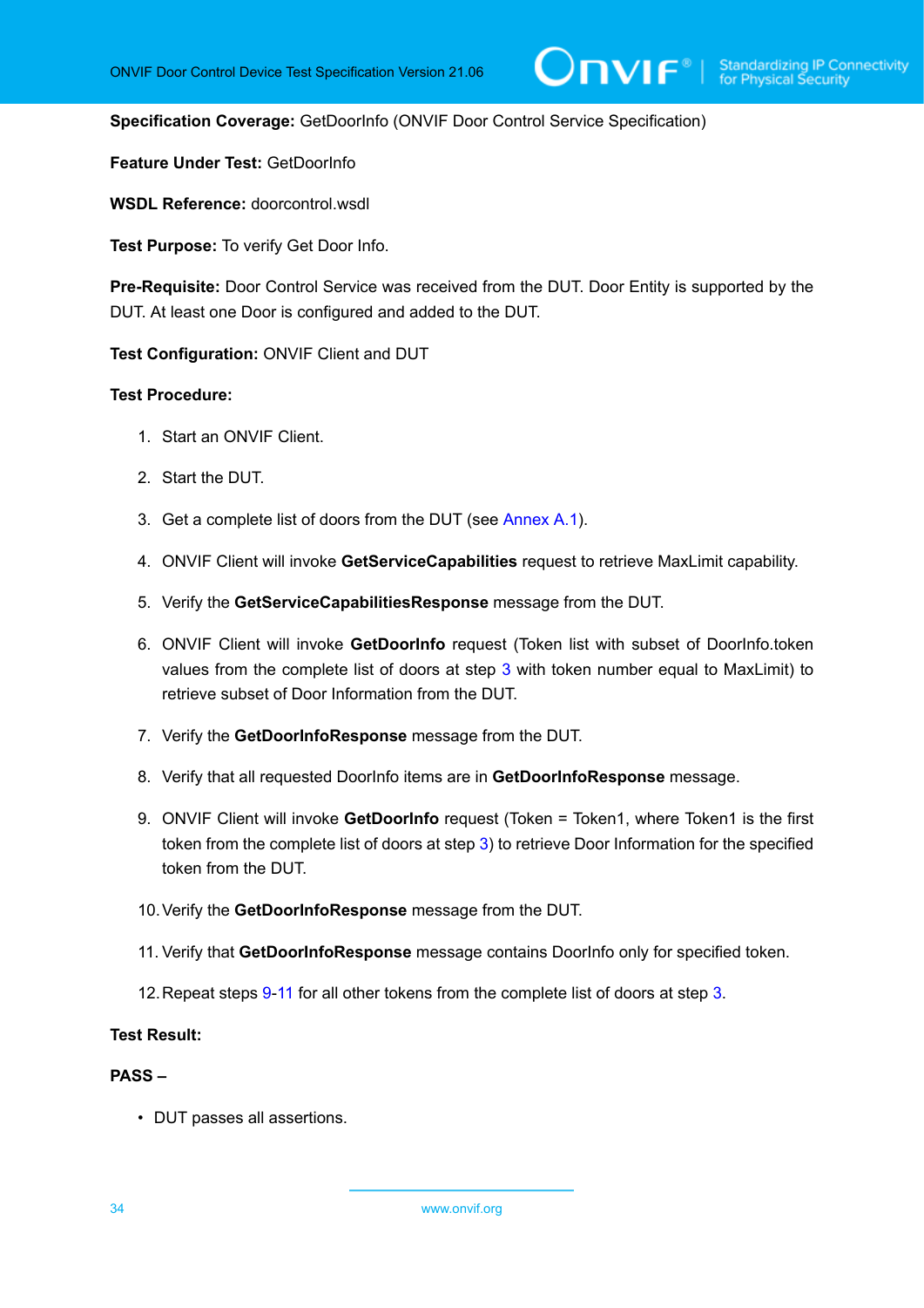**Specification Coverage:** GetDoorInfo (ONVIF Door Control Service Specification)

**Feature Under Test:** GetDoorInfo

**WSDL Reference:** doorcontrol.wsdl

**Test Purpose:** To verify Get Door Info.

**Pre-Requisite:** Door Control Service was received from the DUT. Door Entity is supported by the DUT. At least one Door is configured and added to the DUT.

**Test Configuration:** ONVIF Client and DUT

**Test Procedure:**

1. Start an ONVIF Client.
2. Start the DUT.
3. Get a complete list of doors from the DUT (see Annex A.1).
4. ONVIF Client will invoke **GetServiceCapabilities** request to retrieve MaxLimit capability.
5. Verify the **GetServiceCapabilitiesResponse** message from the DUT.
6. ONVIF Client will invoke **GetDoorInfo** request (Token list with subset of DoorInfo.token values from the complete list of doors at step 3 with token number equal to MaxLimit) to retrieve subset of Door Information from the DUT.
7. Verify the **GetDoorInfoResponse** message from the DUT.
8. Verify that all requested DoorInfo items are in **GetDoorInfoResponse** message.
9. ONVIF Client will invoke **GetDoorInfo** request (Token = Token1, where Token1 is the first token from the complete list of doors at step 3) to retrieve Door Information for the specified token from the DUT.
10. Verify the **GetDoorInfoResponse** message from the DUT.
11. Verify that **GetDoorInfoResponse** message contains DoorInfo only for specified token.
12. Repeat steps 9-11 for all other tokens from the complete list of doors at step 3.

**Test Result:**

**PASS –**

- DUT passes all assertions.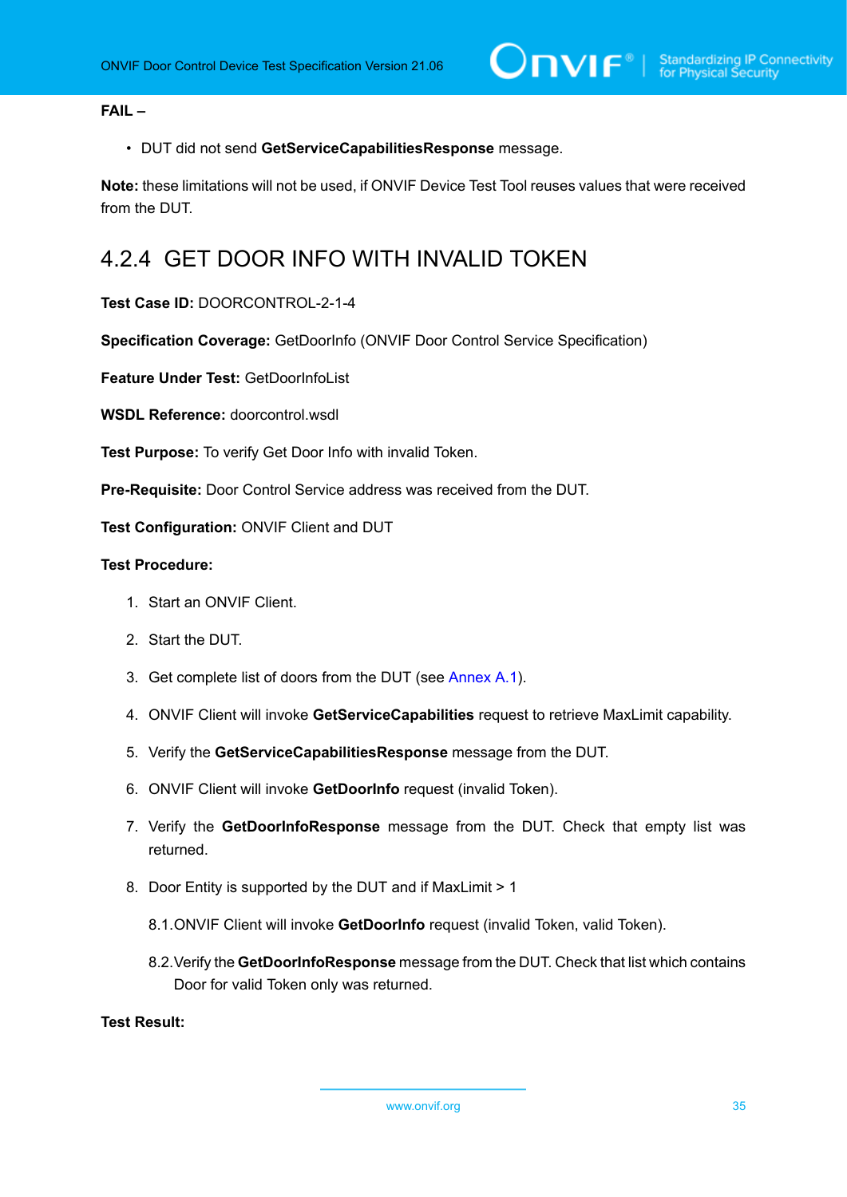**FAIL –**

- DUT did not send **GetServiceCapabilitiesResponse** message.

**Note:** these limitations will not be used, if ONVIF Device Test Tool reuses values that were received from the DUT.

## 4.2.4 GET DOOR INFO WITH INVALID TOKEN

**Test Case ID:** DOORCONTROL-2-1-4

**Specification Coverage:** GetDoorInfo (ONVIF Door Control Service Specification)

**Feature Under Test:** GetDoorInfoList

**WSDL Reference:** doorcontrol.wsdl

**Test Purpose:** To verify Get Door Info with invalid Token.

**Pre-Requisite:** Door Control Service address was received from the DUT.

**Test Configuration:** ONVIF Client and DUT

**Test Procedure:**

1. Start an ONVIF Client.
2. Start the DUT.
3. Get complete list of doors from the DUT (see Annex A.1).
4. ONVIF Client will invoke **GetServiceCapabilities** request to retrieve MaxLimit capability.
5. Verify the **GetServiceCapabilitiesResponse** message from the DUT.
6. ONVIF Client will invoke **GetDoorInfo** request (invalid Token).
7. Verify the **GetDoorInfoResponse** message from the DUT. Check that empty list was returned.
8. Door Entity is supported by the DUT and if MaxLimit > 1

   8.1. ONVIF Client will invoke **GetDoorInfo** request (invalid Token, valid Token).

   8.2. Verify the **GetDoorInfoResponse** message from the DUT. Check that list which contains Door for valid Token only was returned.

**Test Result:**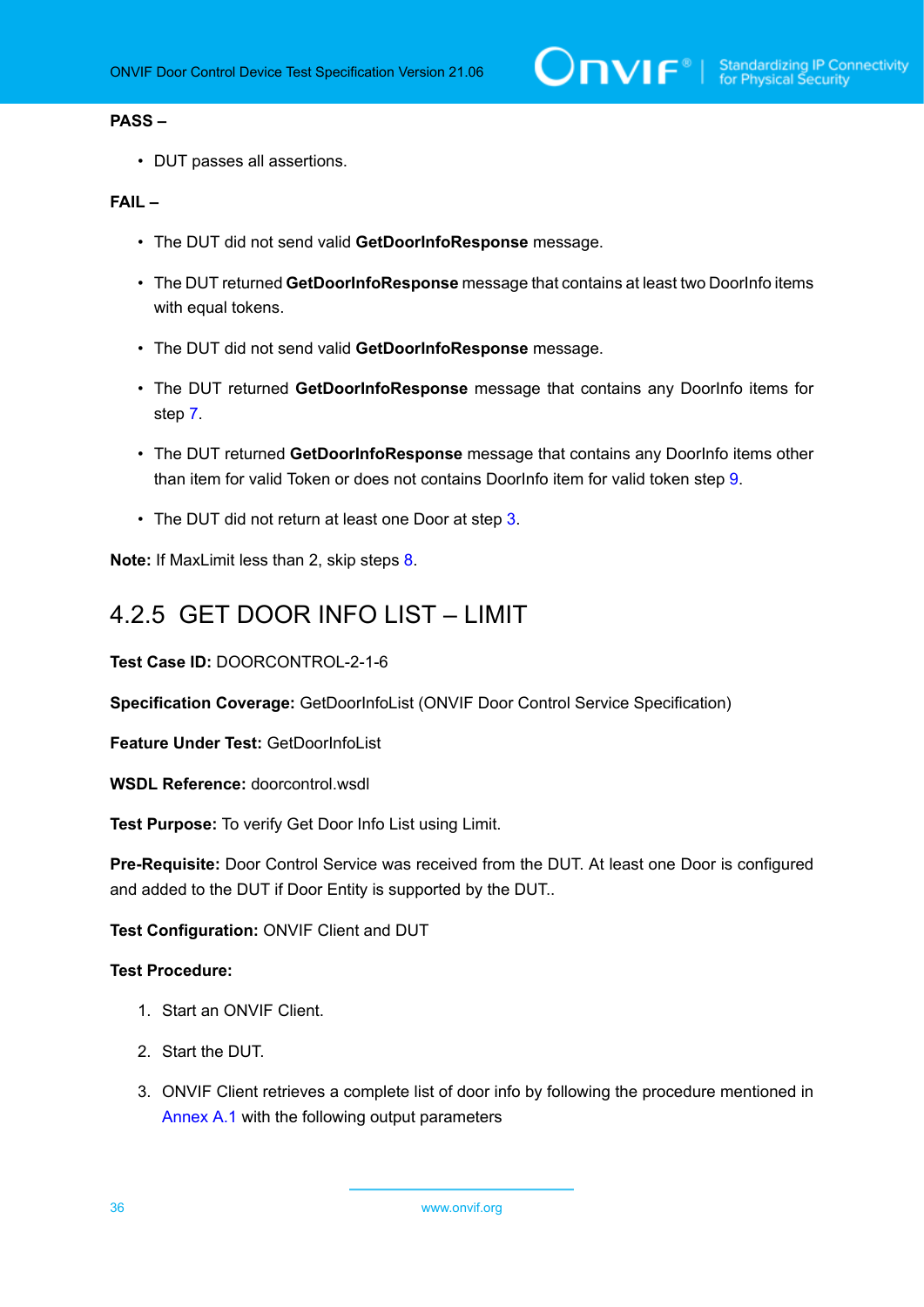**PASS –**

- DUT passes all assertions.

**FAIL –**

- The DUT did not send valid **GetDoorInfoResponse** message.
- The DUT returned **GetDoorInfoResponse** message that contains at least two DoorInfo items with equal tokens.
- The DUT did not send valid **GetDoorInfoResponse** message.
- The DUT returned **GetDoorInfoResponse** message that contains any DoorInfo items for step 7.
- The DUT returned **GetDoorInfoResponse** message that contains any DoorInfo items other than item for valid Token or does not contains DoorInfo item for valid token step 9.
- The DUT did not return at least one Door at step 3.

**Note:** If MaxLimit less than 2, skip steps 8.

### 4.2.5 GET DOOR INFO LIST – LIMIT

**Test Case ID:** DOORCONTROL-2-1-6

**Specification Coverage:** GetDoorInfoList (ONVIF Door Control Service Specification)

**Feature Under Test:** GetDoorInfoList

**WSDL Reference:** doorcontrol.wsdl

**Test Purpose:** To verify Get Door Info List using Limit.

**Pre-Requisite:** Door Control Service was received from the DUT. At least one Door is configured and added to the DUT if Door Entity is supported by the DUT..

**Test Configuration:** ONVIF Client and DUT

**Test Procedure:**

1. Start an ONVIF Client.
2. Start the DUT.
3. ONVIF Client retrieves a complete list of door info by following the procedure mentioned in Annex A.1 with the following output parameters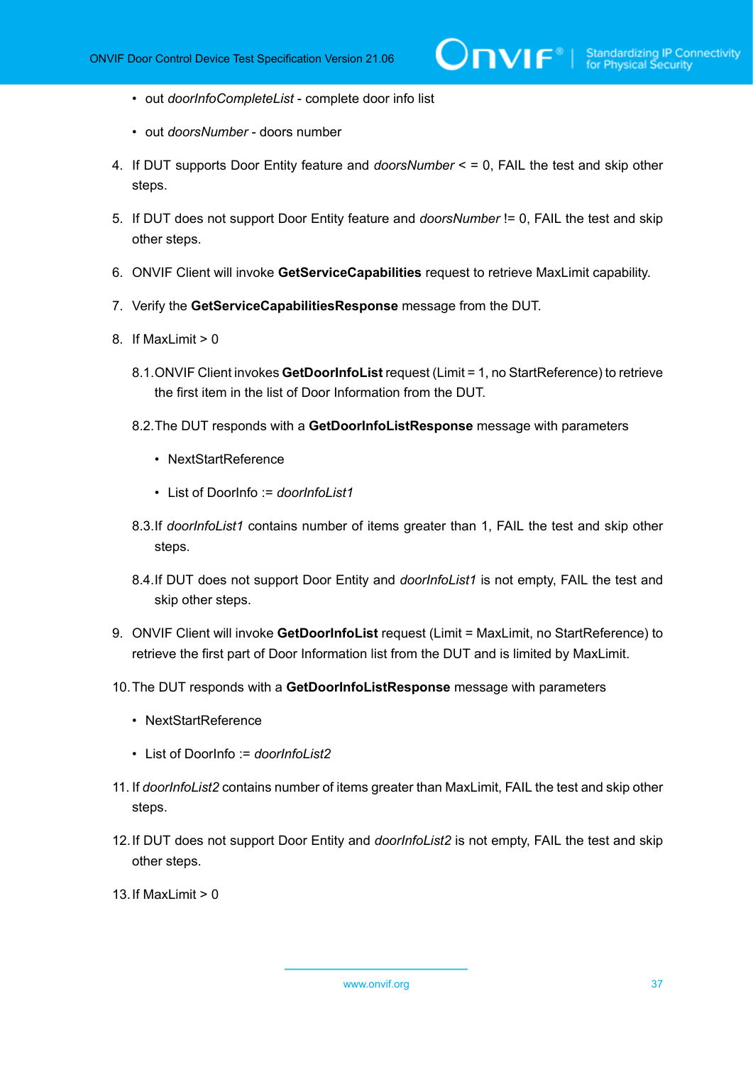- out *doorInfoCompleteList* - complete door info list

- out *doorsNumber* - doors number

4. If DUT supports Door Entity feature and *doorsNumber* < = 0, FAIL the test and skip other steps.

5. If DUT does not support Door Entity feature and *doorsNumber* != 0, FAIL the test and skip other steps.

6. ONVIF Client will invoke **GetServiceCapabilities** request to retrieve MaxLimit capability.

7. Verify the **GetServiceCapabilitiesResponse** message from the DUT.

8. If MaxLimit > 0

    8.1. ONVIF Client invokes **GetDoorInfoList** request (Limit = 1, no StartReference) to retrieve the first item in the list of Door Information from the DUT.

    8.2. The DUT responds with a **GetDoorInfoListResponse** message with parameters

    - NextStartReference

    - List of DoorInfo := *doorInfoList1*

    8.3. If *doorInfoList1* contains number of items greater than 1, FAIL the test and skip other steps.

    8.4. If DUT does not support Door Entity and *doorInfoList1* is not empty, FAIL the test and skip other steps.

9. ONVIF Client will invoke **GetDoorInfoList** request (Limit = MaxLimit, no StartReference) to retrieve the first part of Door Information list from the DUT and is limited by MaxLimit.

10. The DUT responds with a **GetDoorInfoListResponse** message with parameters

    - NextStartReference

    - List of DoorInfo := *doorInfoList2*

11. If *doorInfoList2* contains number of items greater than MaxLimit, FAIL the test and skip other steps.

12. If DUT does not support Door Entity and *doorInfoList2* is not empty, FAIL the test and skip other steps.

13. If MaxLimit > 0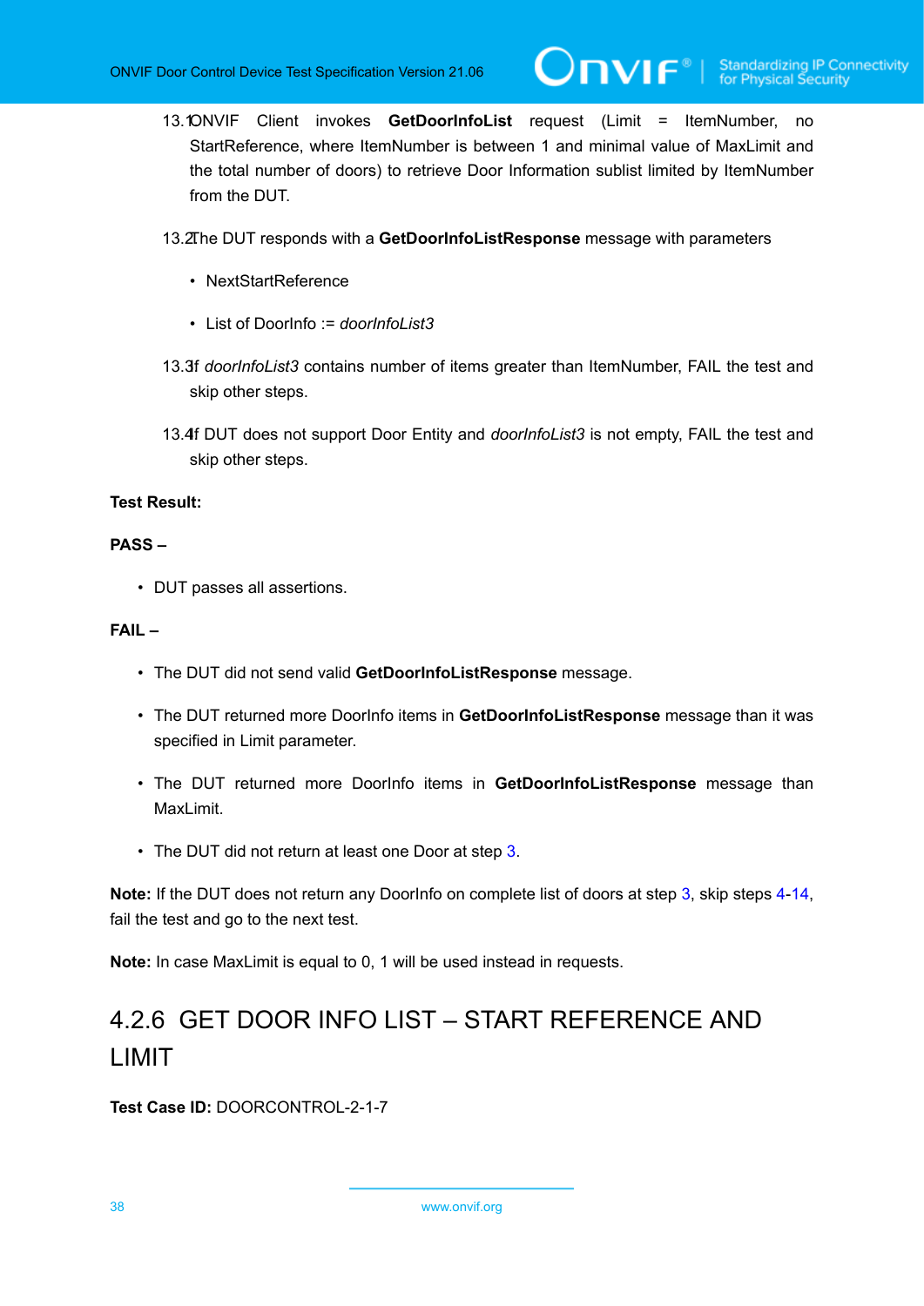13.1. ONVIF Client invokes **GetDoorInfoList** request (Limit = ItemNumber, no StartReference, where ItemNumber is between 1 and minimal value of MaxLimit and the total number of doors) to retrieve Door Information sublist limited by ItemNumber from the DUT.

13.2. The DUT responds with a **GetDoorInfoListResponse** message with parameters

- NextStartReference
- List of DoorInfo := *doorInfoList3*

13.3. If *doorInfoList3* contains number of items greater than ItemNumber, FAIL the test and skip other steps.

13.4. If DUT does not support Door Entity and *doorInfoList3* is not empty, FAIL the test and skip other steps.

**Test Result:**

**PASS –**

- DUT passes all assertions.

**FAIL –**

- The DUT did not send valid **GetDoorInfoListResponse** message.
- The DUT returned more DoorInfo items in **GetDoorInfoListResponse** message than it was specified in Limit parameter.
- The DUT returned more DoorInfo items in **GetDoorInfoListResponse** message than MaxLimit.
- The DUT did not return at least one Door at step 3.

**Note:** If the DUT does not return any DoorInfo on complete list of doors at step 3, skip steps 4-14, fail the test and go to the next test.

**Note:** In case MaxLimit is equal to 0, 1 will be used instead in requests.

### 4.2.6 GET DOOR INFO LIST – START REFERENCE AND LIMIT

**Test Case ID:** DOORCONTROL-2-1-7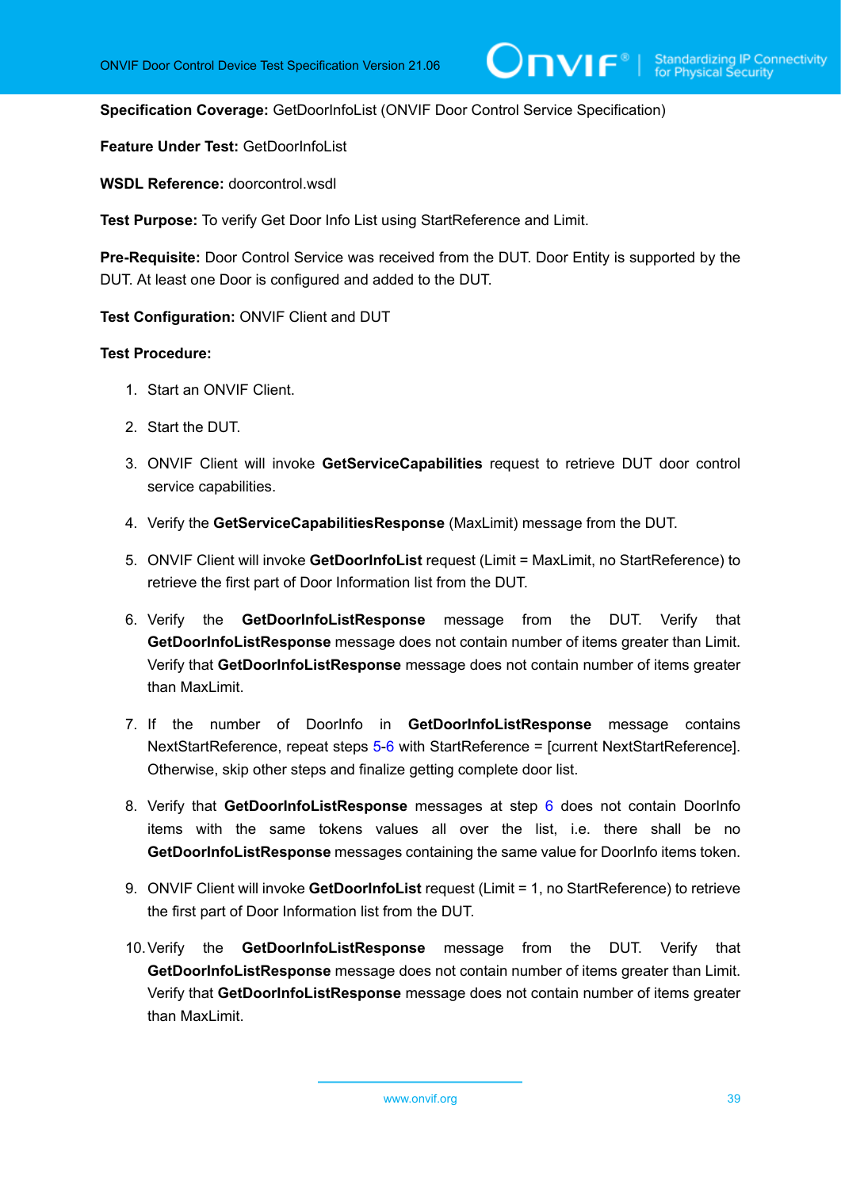**Specification Coverage:** GetDoorInfoList (ONVIF Door Control Service Specification)

**Feature Under Test:** GetDoorInfoList

**WSDL Reference:** doorcontrol.wsdl

**Test Purpose:** To verify Get Door Info List using StartReference and Limit.

**Pre-Requisite:** Door Control Service was received from the DUT. Door Entity is supported by the DUT. At least one Door is configured and added to the DUT.

**Test Configuration:** ONVIF Client and DUT

**Test Procedure:**

1. Start an ONVIF Client.
2. Start the DUT.
3. ONVIF Client will invoke **GetServiceCapabilities** request to retrieve DUT door control service capabilities.
4. Verify the **GetServiceCapabilitiesResponse** (MaxLimit) message from the DUT.
5. ONVIF Client will invoke **GetDoorInfoList** request (Limit = MaxLimit, no StartReference) to retrieve the first part of Door Information list from the DUT.
6. Verify the **GetDoorInfoListResponse** message from the DUT. Verify that **GetDoorInfoListResponse** message does not contain number of items greater than Limit. Verify that **GetDoorInfoListResponse** message does not contain number of items greater than MaxLimit.
7. If the number of DoorInfo in **GetDoorInfoListResponse** message contains NextStartReference, repeat steps 5-6 with StartReference = [current NextStartReference]. Otherwise, skip other steps and finalize getting complete door list.
8. Verify that **GetDoorInfoListResponse** messages at step 6 does not contain DoorInfo items with the same tokens values all over the list, i.e. there shall be no **GetDoorInfoListResponse** messages containing the same value for DoorInfo items token.
9. ONVIF Client will invoke **GetDoorInfoList** request (Limit = 1, no StartReference) to retrieve the first part of Door Information list from the DUT.
10. Verify the **GetDoorInfoListResponse** message from the DUT. Verify that **GetDoorInfoListResponse** message does not contain number of items greater than Limit. Verify that **GetDoorInfoListResponse** message does not contain number of items greater than MaxLimit.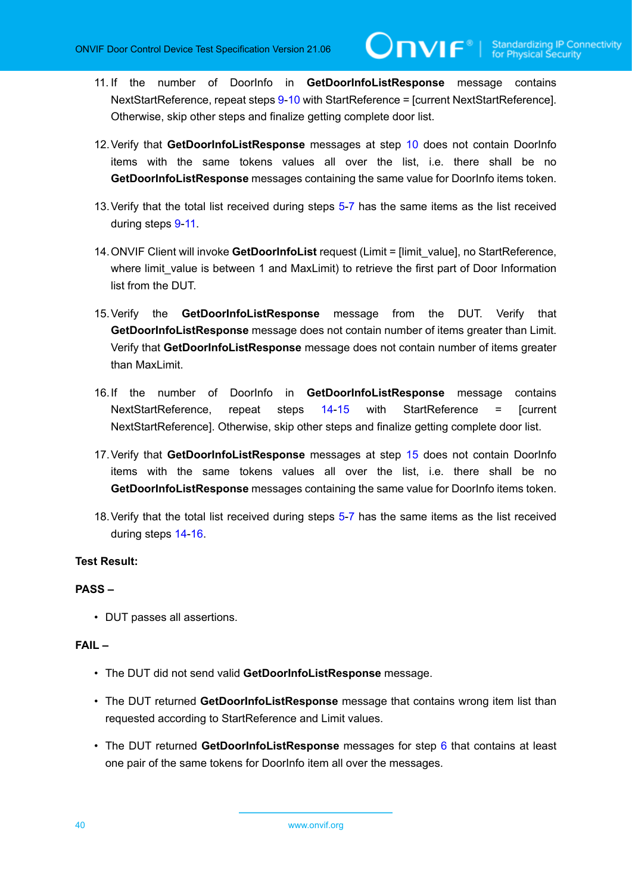11. If the number of DoorInfo in **GetDoorInfoListResponse** message contains NextStartReference, repeat steps 9-10 with StartReference = [current NextStartReference]. Otherwise, skip other steps and finalize getting complete door list.

12. Verify that **GetDoorInfoListResponse** messages at step 10 does not contain DoorInfo items with the same tokens values all over the list, i.e. there shall be no **GetDoorInfoListResponse** messages containing the same value for DoorInfo items token.

13. Verify that the total list received during steps 5-7 has the same items as the list received during steps 9-11.

14. ONVIF Client will invoke **GetDoorInfoList** request (Limit = [limit_value], no StartReference, where limit_value is between 1 and MaxLimit) to retrieve the first part of Door Information list from the DUT.

15. Verify the **GetDoorInfoListResponse** message from the DUT. Verify that **GetDoorInfoListResponse** message does not contain number of items greater than Limit. Verify that **GetDoorInfoListResponse** message does not contain number of items greater than MaxLimit.

16. If the number of DoorInfo in **GetDoorInfoListResponse** message contains NextStartReference, repeat steps 14-15 with StartReference = [current NextStartReference]. Otherwise, skip other steps and finalize getting complete door list.

17. Verify that **GetDoorInfoListResponse** messages at step 15 does not contain DoorInfo items with the same tokens values all over the list, i.e. there shall be no **GetDoorInfoListResponse** messages containing the same value for DoorInfo items token.

18. Verify that the total list received during steps 5-7 has the same items as the list received during steps 14-16.

**Test Result:**

**PASS –**

- DUT passes all assertions.

**FAIL –**

- The DUT did not send valid **GetDoorInfoListResponse** message.
- The DUT returned **GetDoorInfoListResponse** message that contains wrong item list than requested according to StartReference and Limit values.
- The DUT returned **GetDoorInfoListResponse** messages for step 6 that contains at least one pair of the same tokens for DoorInfo item all over the messages.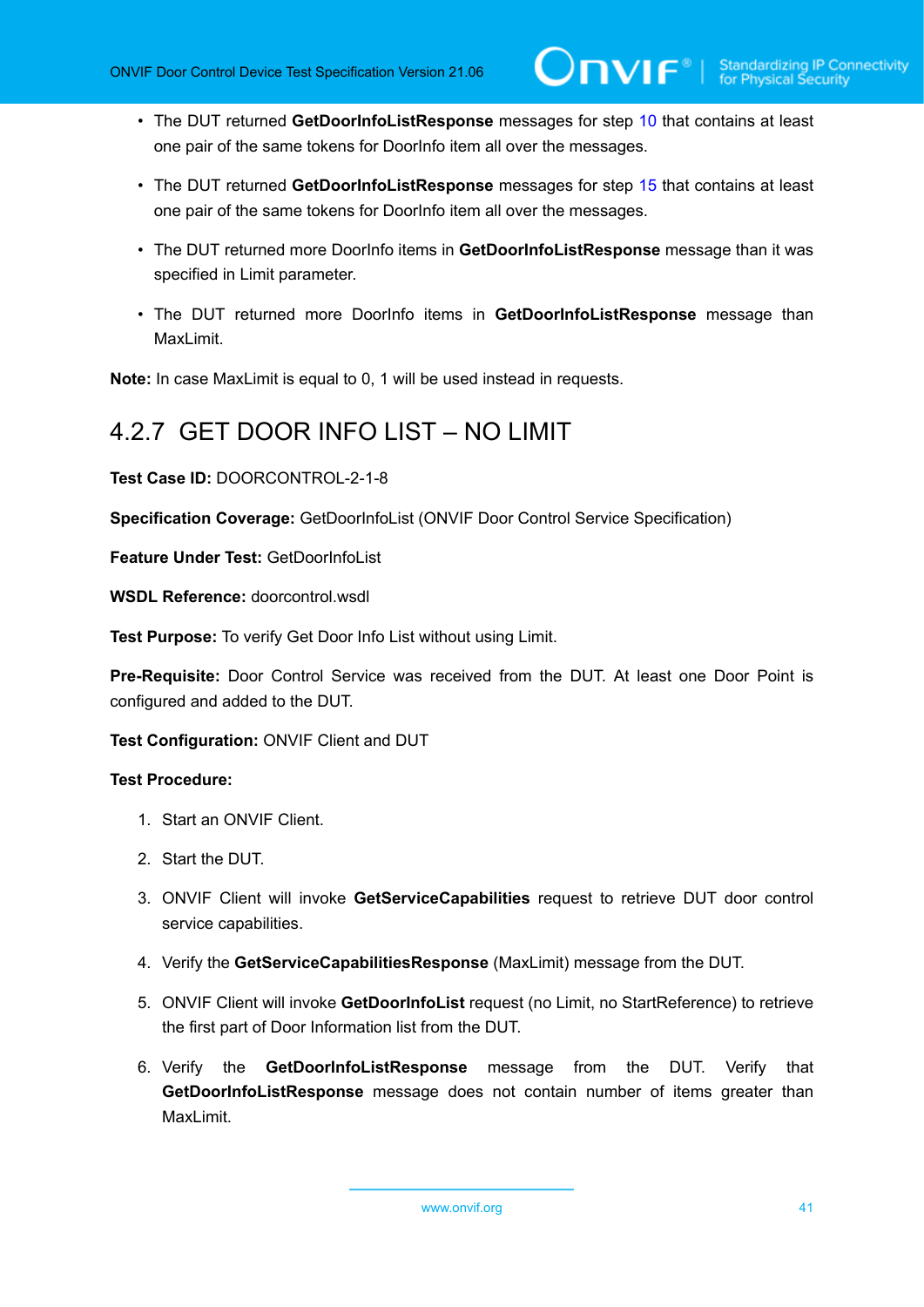- The DUT returned **GetDoorInfoListResponse** messages for step 10 that contains at least one pair of the same tokens for DoorInfo item all over the messages.
- The DUT returned **GetDoorInfoListResponse** messages for step 15 that contains at least one pair of the same tokens for DoorInfo item all over the messages.
- The DUT returned more DoorInfo items in **GetDoorInfoListResponse** message than it was specified in Limit parameter.
- The DUT returned more DoorInfo items in **GetDoorInfoListResponse** message than MaxLimit.

**Note:** In case MaxLimit is equal to 0, 1 will be used instead in requests.

## 4.2.7 GET DOOR INFO LIST – NO LIMIT

**Test Case ID:** DOORCONTROL-2-1-8

**Specification Coverage:** GetDoorInfoList (ONVIF Door Control Service Specification)

**Feature Under Test:** GetDoorInfoList

**WSDL Reference:** doorcontrol.wsdl

**Test Purpose:** To verify Get Door Info List without using Limit.

**Pre-Requisite:** Door Control Service was received from the DUT. At least one Door Point is configured and added to the DUT.

**Test Configuration:** ONVIF Client and DUT

**Test Procedure:**

1. Start an ONVIF Client.
2. Start the DUT.
3. ONVIF Client will invoke **GetServiceCapabilities** request to retrieve DUT door control service capabilities.
4. Verify the **GetServiceCapabilitiesResponse** (MaxLimit) message from the DUT.
5. ONVIF Client will invoke **GetDoorInfoList** request (no Limit, no StartReference) to retrieve the first part of Door Information list from the DUT.
6. Verify the **GetDoorInfoListResponse** message from the DUT. Verify that **GetDoorInfoListResponse** message does not contain number of items greater than MaxLimit.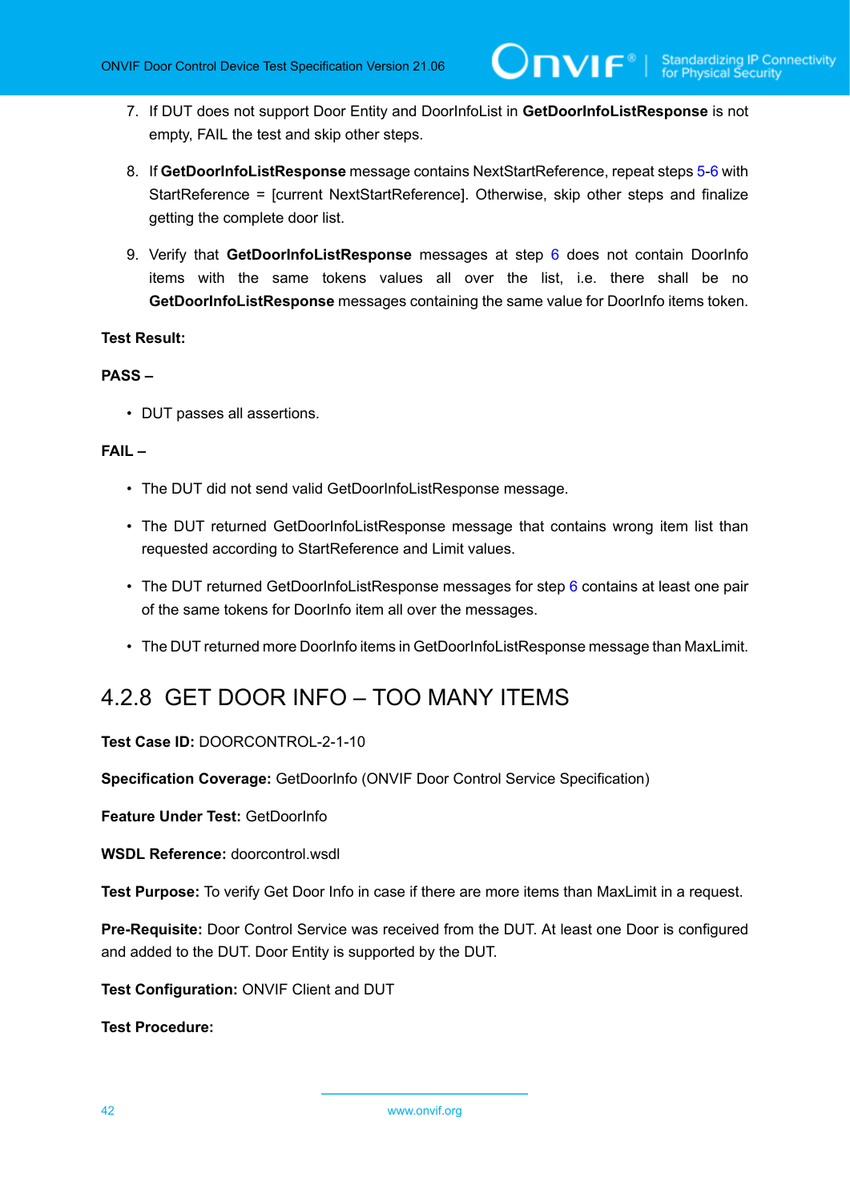7. If DUT does not support Door Entity and DoorInfoList in **GetDoorInfoListResponse** is not empty, FAIL the test and skip other steps.

8. If **GetDoorInfoListResponse** message contains NextStartReference, repeat steps 5-6 with StartReference = [current NextStartReference]. Otherwise, skip other steps and finalize getting the complete door list.

9. Verify that **GetDoorInfoListResponse** messages at step 6 does not contain DoorInfo items with the same tokens values all over the list, i.e. there shall be no **GetDoorInfoListResponse** messages containing the same value for DoorInfo items token.

**Test Result:**

**PASS –**

- DUT passes all assertions.

**FAIL –**

- The DUT did not send valid GetDoorInfoListResponse message.
- The DUT returned GetDoorInfoListResponse message that contains wrong item list than requested according to StartReference and Limit values.
- The DUT returned GetDoorInfoListResponse messages for step 6 contains at least one pair of the same tokens for DoorInfo item all over the messages.
- The DUT returned more DoorInfo items in GetDoorInfoListResponse message than MaxLimit.

### 4.2.8 GET DOOR INFO – TOO MANY ITEMS

**Test Case ID:** DOORCONTROL-2-1-10

**Specification Coverage:** GetDoorInfo (ONVIF Door Control Service Specification)

**Feature Under Test:** GetDoorInfo

**WSDL Reference:** doorcontrol.wsdl

**Test Purpose:** To verify Get Door Info in case if there are more items than MaxLimit in a request.

**Pre-Requisite:** Door Control Service was received from the DUT. At least one Door is configured and added to the DUT. Door Entity is supported by the DUT.

**Test Configuration:** ONVIF Client and DUT

**Test Procedure:**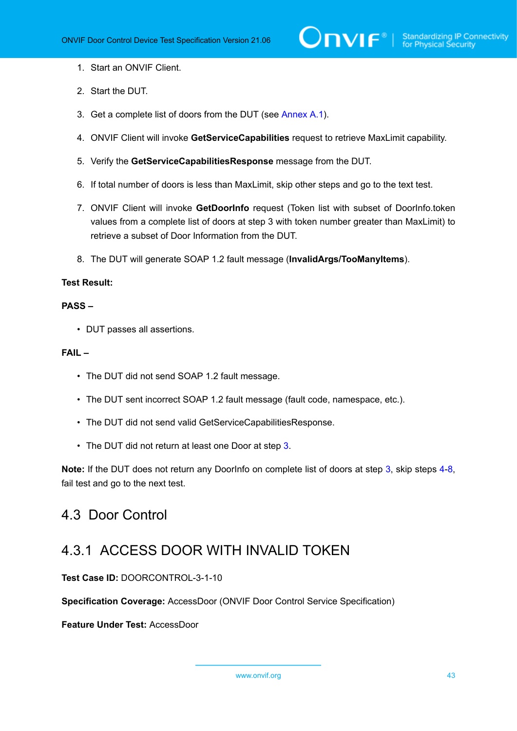1. Start an ONVIF Client.

2. Start the DUT.

3. Get a complete list of doors from the DUT (see Annex A.1).

4. ONVIF Client will invoke **GetServiceCapabilities** request to retrieve MaxLimit capability.

5. Verify the **GetServiceCapabilitiesResponse** message from the DUT.

6. If total number of doors is less than MaxLimit, skip other steps and go to the text test.

7. ONVIF Client will invoke **GetDoorInfo** request (Token list with subset of DoorInfo.token values from a complete list of doors at step 3 with token number greater than MaxLimit) to retrieve a subset of Door Information from the DUT.

8. The DUT will generate SOAP 1.2 fault message (**InvalidArgs/TooManyItems**).

**Test Result:**

**PASS –**

- DUT passes all assertions.

**FAIL –**

- The DUT did not send SOAP 1.2 fault message.
- The DUT sent incorrect SOAP 1.2 fault message (fault code, namespace, etc.).
- The DUT did not send valid GetServiceCapabilitiesResponse.
- The DUT did not return at least one Door at step 3.

**Note:** If the DUT does not return any DoorInfo on complete list of doors at step 3, skip steps 4-8, fail test and go to the next test.

## 4.3 Door Control

### 4.3.1 ACCESS DOOR WITH INVALID TOKEN

**Test Case ID:** DOORCONTROL-3-1-10

**Specification Coverage:** AccessDoor (ONVIF Door Control Service Specification)

**Feature Under Test:** AccessDoor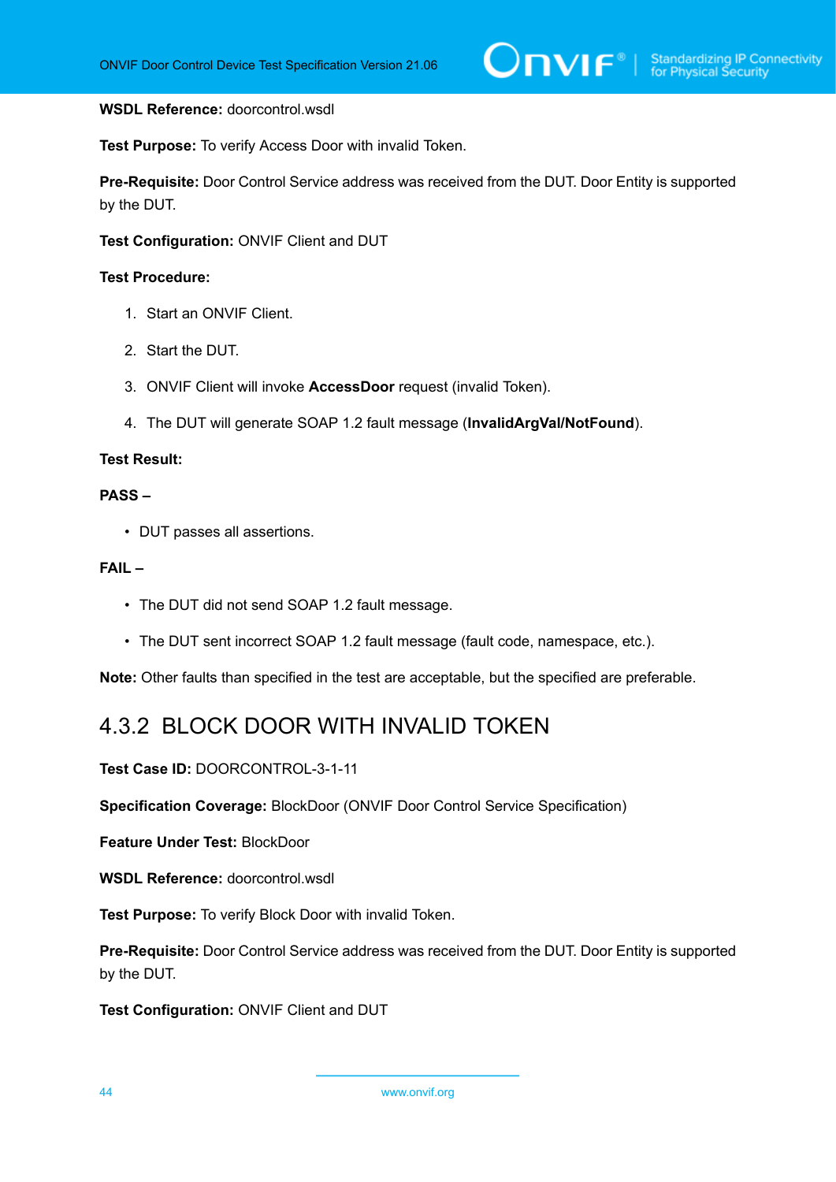**WSDL Reference:** doorcontrol.wsdl

**Test Purpose:** To verify Access Door with invalid Token.

**Pre-Requisite:** Door Control Service address was received from the DUT. Door Entity is supported by the DUT.

**Test Configuration:** ONVIF Client and DUT

**Test Procedure:**

1. Start an ONVIF Client.
2. Start the DUT.
3. ONVIF Client will invoke **AccessDoor** request (invalid Token).
4. The DUT will generate SOAP 1.2 fault message (**InvalidArgVal/NotFound**).

**Test Result:**

**PASS –**

- DUT passes all assertions.

**FAIL –**

- The DUT did not send SOAP 1.2 fault message.
- The DUT sent incorrect SOAP 1.2 fault message (fault code, namespace, etc.).

**Note:** Other faults than specified in the test are acceptable, but the specified are preferable.

## 4.3.2 BLOCK DOOR WITH INVALID TOKEN

**Test Case ID:** DOORCONTROL-3-1-11

**Specification Coverage:** BlockDoor (ONVIF Door Control Service Specification)

**Feature Under Test:** BlockDoor

**WSDL Reference:** doorcontrol.wsdl

**Test Purpose:** To verify Block Door with invalid Token.

**Pre-Requisite:** Door Control Service address was received from the DUT. Door Entity is supported by the DUT.

**Test Configuration:** ONVIF Client and DUT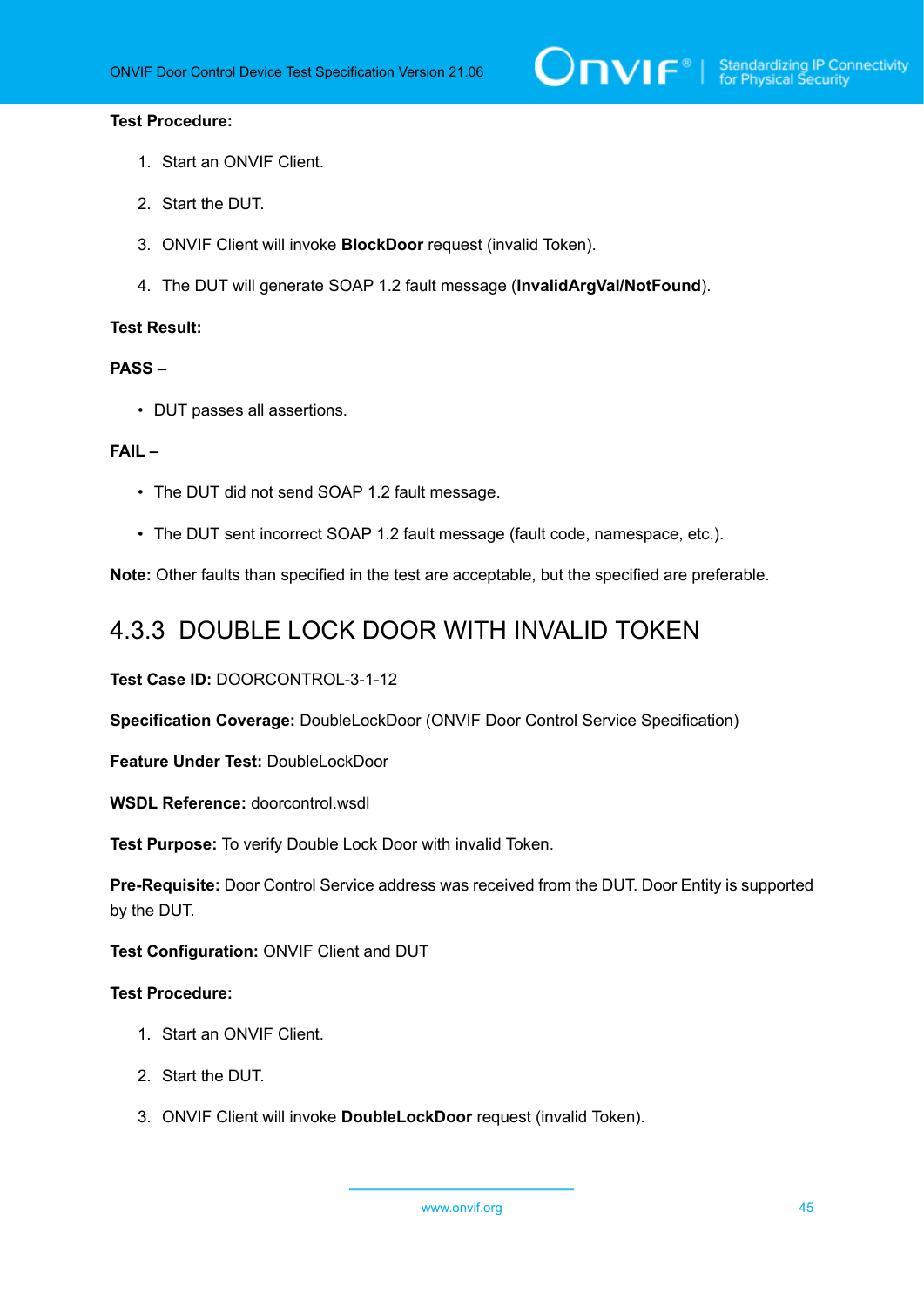**Test Procedure:**

1. Start an ONVIF Client.
2. Start the DUT.
3. ONVIF Client will invoke **BlockDoor** request (invalid Token).
4. The DUT will generate SOAP 1.2 fault message (**InvalidArgVal/NotFound**).

**Test Result:**

**PASS –**

- DUT passes all assertions.

**FAIL –**

- The DUT did not send SOAP 1.2 fault message.
- The DUT sent incorrect SOAP 1.2 fault message (fault code, namespace, etc.).

**Note:** Other faults than specified in the test are acceptable, but the specified are preferable.

### 4.3.3 DOUBLE LOCK DOOR WITH INVALID TOKEN

**Test Case ID:** DOORCONTROL-3-1-12

**Specification Coverage:** DoubleLockDoor (ONVIF Door Control Service Specification)

**Feature Under Test:** DoubleLockDoor

**WSDL Reference:** doorcontrol.wsdl

**Test Purpose:** To verify Double Lock Door with invalid Token.

**Pre-Requisite:** Door Control Service address was received from the DUT. Door Entity is supported by the DUT.

**Test Configuration:** ONVIF Client and DUT

**Test Procedure:**

1. Start an ONVIF Client.
2. Start the DUT.
3. ONVIF Client will invoke **DoubleLockDoor** request (invalid Token).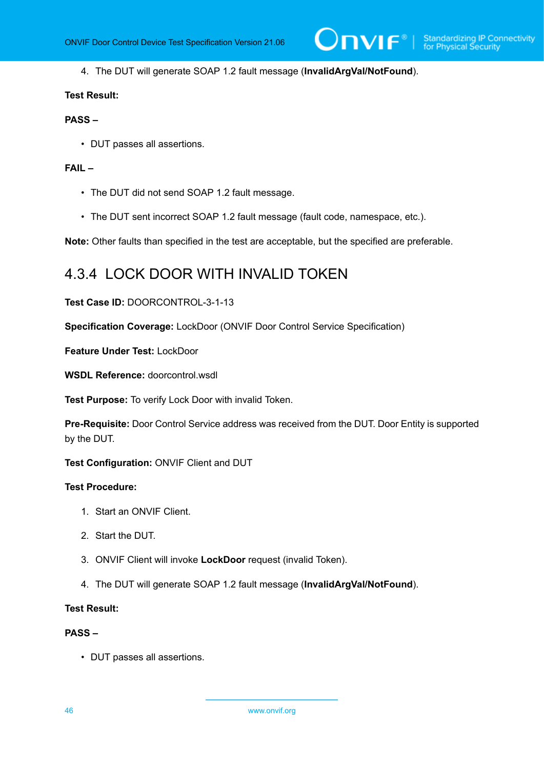4. The DUT will generate SOAP 1.2 fault message (**InvalidArgVal/NotFound**).

**Test Result:**

**PASS –**

- DUT passes all assertions.

**FAIL –**

- The DUT did not send SOAP 1.2 fault message.
- The DUT sent incorrect SOAP 1.2 fault message (fault code, namespace, etc.).

**Note:** Other faults than specified in the test are acceptable, but the specified are preferable.

### 4.3.4 LOCK DOOR WITH INVALID TOKEN

**Test Case ID:** DOORCONTROL-3-1-13

**Specification Coverage:** LockDoor (ONVIF Door Control Service Specification)

**Feature Under Test:** LockDoor

**WSDL Reference:** doorcontrol.wsdl

**Test Purpose:** To verify Lock Door with invalid Token.

**Pre-Requisite:** Door Control Service address was received from the DUT. Door Entity is supported by the DUT.

**Test Configuration:** ONVIF Client and DUT

**Test Procedure:**

1. Start an ONVIF Client.
2. Start the DUT.
3. ONVIF Client will invoke **LockDoor** request (invalid Token).
4. The DUT will generate SOAP 1.2 fault message (**InvalidArgVal/NotFound**).

**Test Result:**

**PASS –**

- DUT passes all assertions.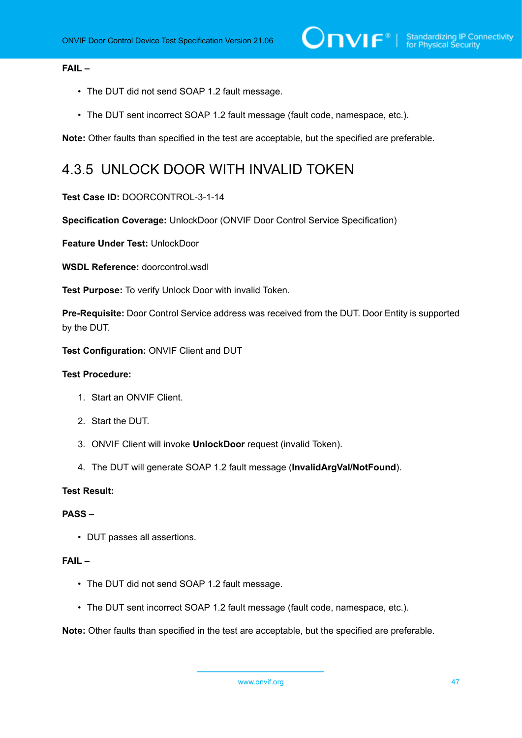**FAIL –**

- The DUT did not send SOAP 1.2 fault message.
- The DUT sent incorrect SOAP 1.2 fault message (fault code, namespace, etc.).

**Note:** Other faults than specified in the test are acceptable, but the specified are preferable.

### 4.3.5 UNLOCK DOOR WITH INVALID TOKEN

**Test Case ID:** DOORCONTROL-3-1-14

**Specification Coverage:** UnlockDoor (ONVIF Door Control Service Specification)

**Feature Under Test:** UnlockDoor

**WSDL Reference:** doorcontrol.wsdl

**Test Purpose:** To verify Unlock Door with invalid Token.

**Pre-Requisite:** Door Control Service address was received from the DUT. Door Entity is supported by the DUT.

**Test Configuration:** ONVIF Client and DUT

**Test Procedure:**

1. Start an ONVIF Client.
2. Start the DUT.
3. ONVIF Client will invoke **UnlockDoor** request (invalid Token).
4. The DUT will generate SOAP 1.2 fault message (**InvalidArgVal/NotFound**).

**Test Result:**

**PASS –**

- DUT passes all assertions.

**FAIL –**

- The DUT did not send SOAP 1.2 fault message.
- The DUT sent incorrect SOAP 1.2 fault message (fault code, namespace, etc.).

**Note:** Other faults than specified in the test are acceptable, but the specified are preferable.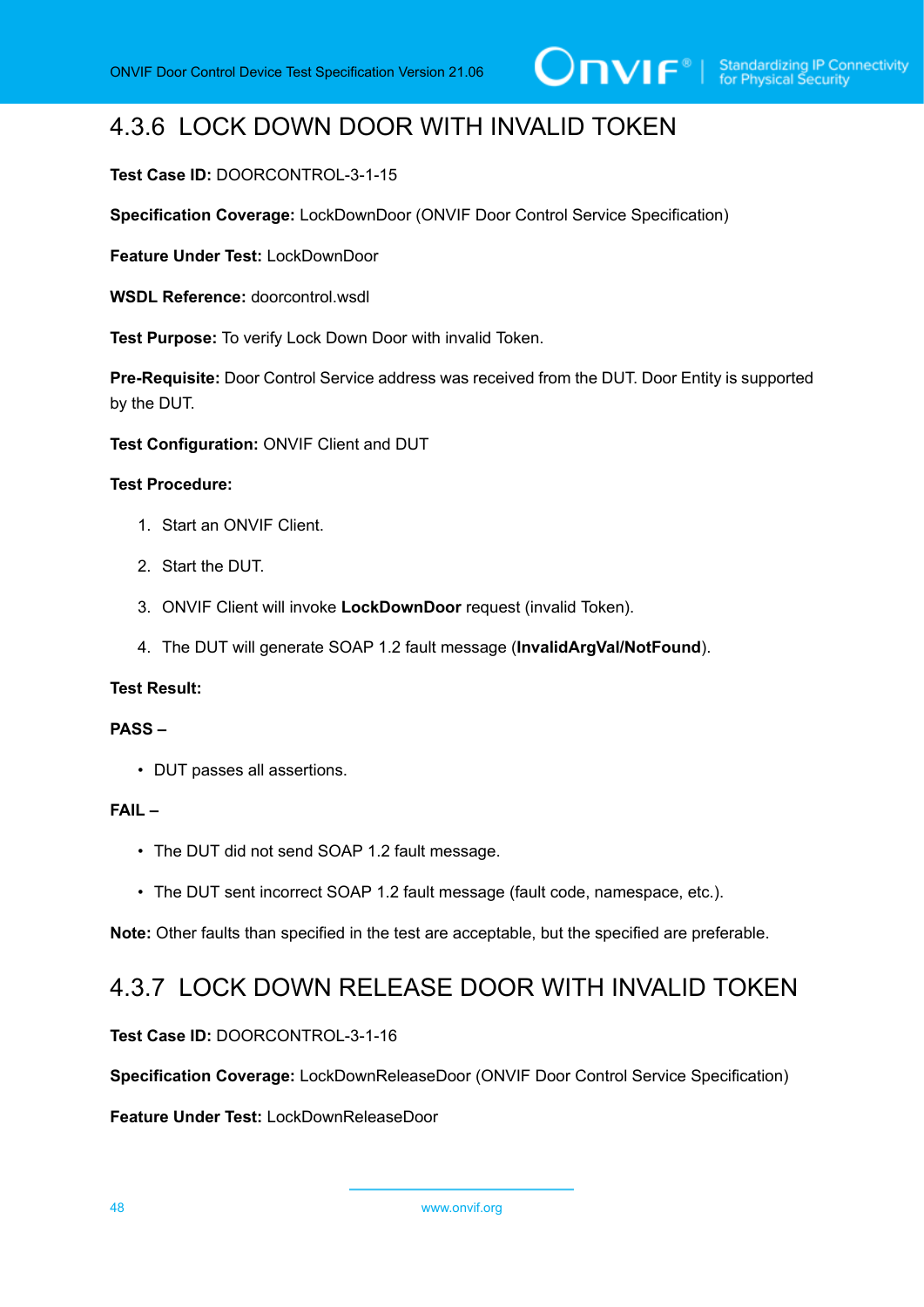### 4.3.6 LOCK DOWN DOOR WITH INVALID TOKEN

**Test Case ID:** DOORCONTROL-3-1-15

**Specification Coverage:** LockDownDoor (ONVIF Door Control Service Specification)

**Feature Under Test:** LockDownDoor

**WSDL Reference:** doorcontrol.wsdl

**Test Purpose:** To verify Lock Down Door with invalid Token.

**Pre-Requisite:** Door Control Service address was received from the DUT. Door Entity is supported by the DUT.

**Test Configuration:** ONVIF Client and DUT

**Test Procedure:**

1. Start an ONVIF Client.
2. Start the DUT.
3. ONVIF Client will invoke **LockDownDoor** request (invalid Token).
4. The DUT will generate SOAP 1.2 fault message (**InvalidArgVal/NotFound**).

**Test Result:**

**PASS –**

- DUT passes all assertions.

**FAIL –**

- The DUT did not send SOAP 1.2 fault message.
- The DUT sent incorrect SOAP 1.2 fault message (fault code, namespace, etc.).

**Note:** Other faults than specified in the test are acceptable, but the specified are preferable.

### 4.3.7 LOCK DOWN RELEASE DOOR WITH INVALID TOKEN

**Test Case ID:** DOORCONTROL-3-1-16

**Specification Coverage:** LockDownReleaseDoor (ONVIF Door Control Service Specification)

**Feature Under Test:** LockDownReleaseDoor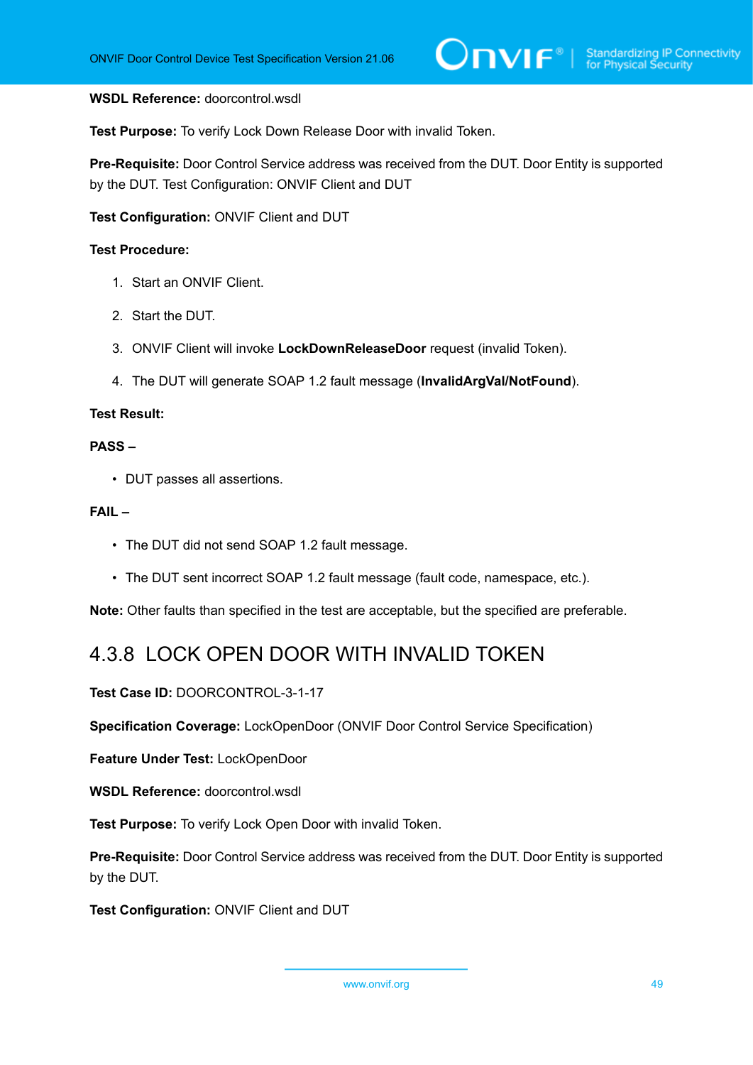**WSDL Reference:** doorcontrol.wsdl

**Test Purpose:** To verify Lock Down Release Door with invalid Token.

**Pre-Requisite:** Door Control Service address was received from the DUT. Door Entity is supported by the DUT. Test Configuration: ONVIF Client and DUT

**Test Configuration:** ONVIF Client and DUT

**Test Procedure:**

1. Start an ONVIF Client.
2. Start the DUT.
3. ONVIF Client will invoke **LockDownReleaseDoor** request (invalid Token).
4. The DUT will generate SOAP 1.2 fault message (**InvalidArgVal/NotFound**).

**Test Result:**

**PASS –**

- DUT passes all assertions.

**FAIL –**

- The DUT did not send SOAP 1.2 fault message.
- The DUT sent incorrect SOAP 1.2 fault message (fault code, namespace, etc.).

**Note:** Other faults than specified in the test are acceptable, but the specified are preferable.

### 4.3.8 LOCK OPEN DOOR WITH INVALID TOKEN

**Test Case ID:** DOORCONTROL-3-1-17

**Specification Coverage:** LockOpenDoor (ONVIF Door Control Service Specification)

**Feature Under Test:** LockOpenDoor

**WSDL Reference:** doorcontrol.wsdl

**Test Purpose:** To verify Lock Open Door with invalid Token.

**Pre-Requisite:** Door Control Service address was received from the DUT. Door Entity is supported by the DUT.

**Test Configuration:** ONVIF Client and DUT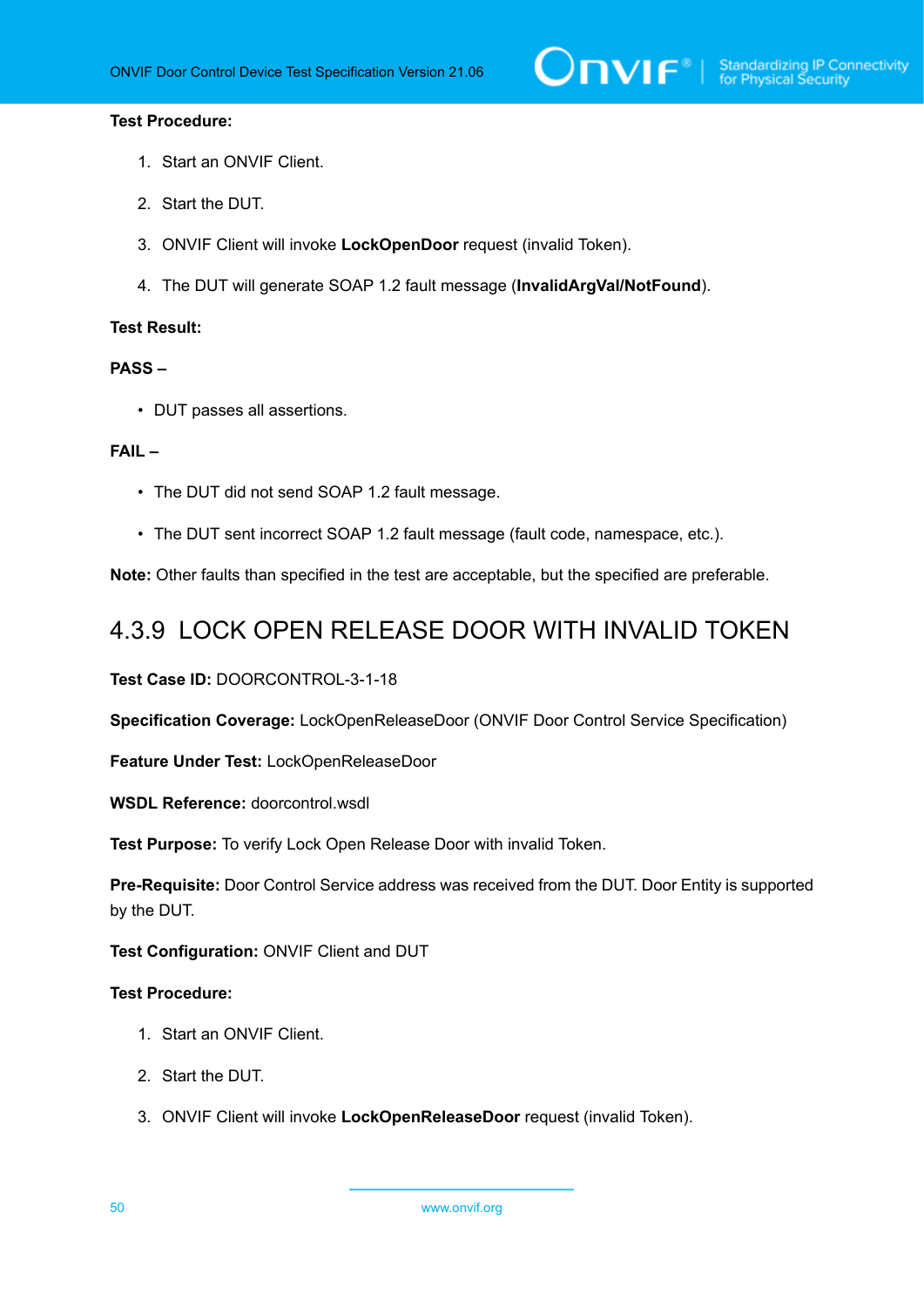**Test Procedure:**

1. Start an ONVIF Client.
2. Start the DUT.
3. ONVIF Client will invoke **LockOpenDoor** request (invalid Token).
4. The DUT will generate SOAP 1.2 fault message (**InvalidArgVal/NotFound**).

**Test Result:**

**PASS –**

- DUT passes all assertions.

**FAIL –**

- The DUT did not send SOAP 1.2 fault message.
- The DUT sent incorrect SOAP 1.2 fault message (fault code, namespace, etc.).

**Note:** Other faults than specified in the test are acceptable, but the specified are preferable.

## 4.3.9 LOCK OPEN RELEASE DOOR WITH INVALID TOKEN

**Test Case ID:** DOORCONTROL-3-1-18

**Specification Coverage:** LockOpenReleaseDoor (ONVIF Door Control Service Specification)

**Feature Under Test:** LockOpenReleaseDoor

**WSDL Reference:** doorcontrol.wsdl

**Test Purpose:** To verify Lock Open Release Door with invalid Token.

**Pre-Requisite:** Door Control Service address was received from the DUT. Door Entity is supported by the DUT.

**Test Configuration:** ONVIF Client and DUT

**Test Procedure:**

1. Start an ONVIF Client.
2. Start the DUT.
3. ONVIF Client will invoke **LockOpenReleaseDoor** request (invalid Token).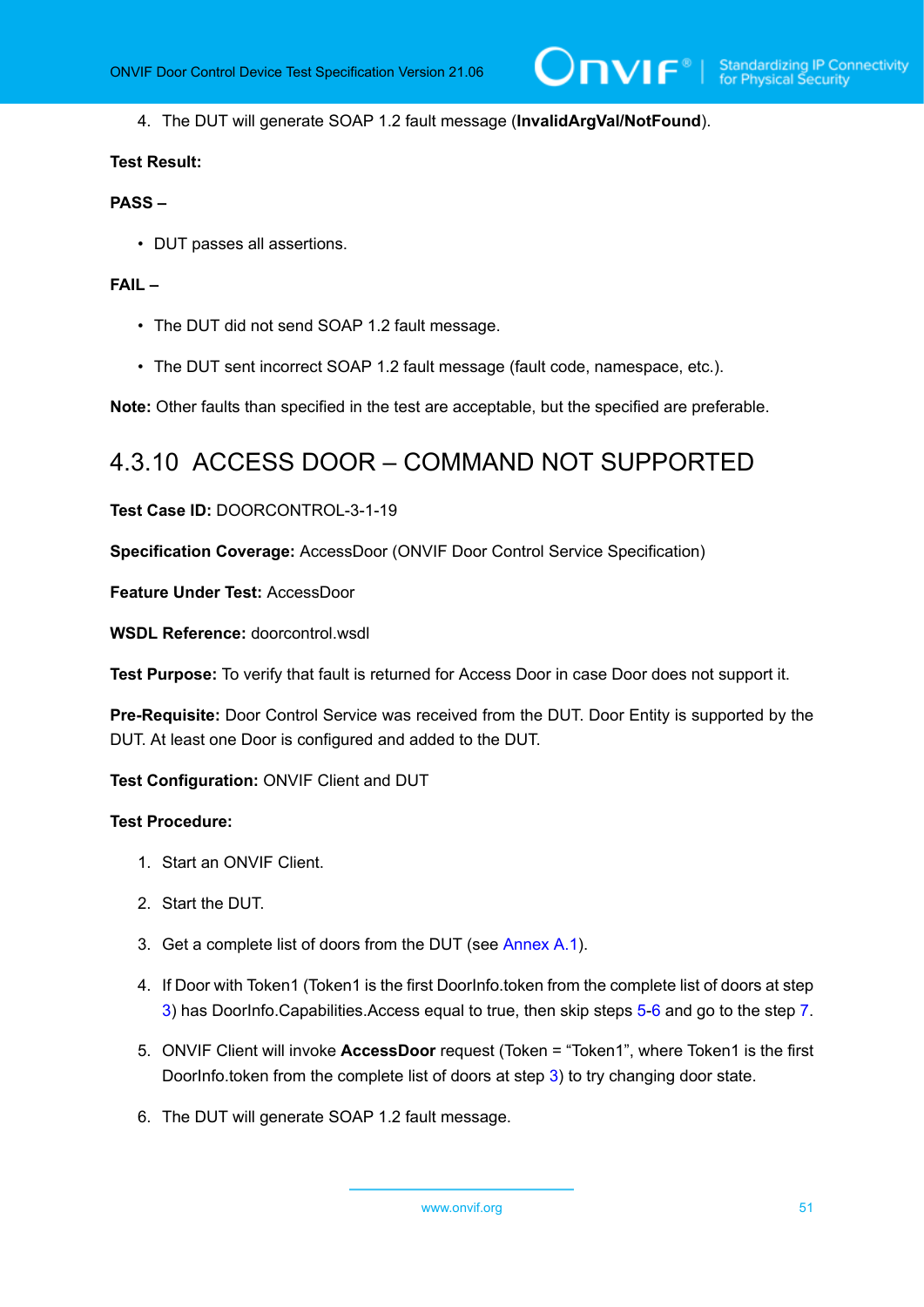4. The DUT will generate SOAP 1.2 fault message (**InvalidArgVal/NotFound**).

**Test Result:**

**PASS –**

- DUT passes all assertions.

**FAIL –**

- The DUT did not send SOAP 1.2 fault message.
- The DUT sent incorrect SOAP 1.2 fault message (fault code, namespace, etc.).

**Note:** Other faults than specified in the test are acceptable, but the specified are preferable.

### 4.3.10 ACCESS DOOR – COMMAND NOT SUPPORTED

**Test Case ID:** DOORCONTROL-3-1-19

**Specification Coverage:** AccessDoor (ONVIF Door Control Service Specification)

**Feature Under Test:** AccessDoor

**WSDL Reference:** doorcontrol.wsdl

**Test Purpose:** To verify that fault is returned for Access Door in case Door does not support it.

**Pre-Requisite:** Door Control Service was received from the DUT. Door Entity is supported by the DUT. At least one Door is configured and added to the DUT.

**Test Configuration:** ONVIF Client and DUT

**Test Procedure:**

1. Start an ONVIF Client.
2. Start the DUT.
3. Get a complete list of doors from the DUT (see Annex A.1).
4. If Door with Token1 (Token1 is the first DoorInfo.token from the complete list of doors at step 3) has DoorInfo.Capabilities.Access equal to true, then skip steps 5-6 and go to the step 7.
5. ONVIF Client will invoke **AccessDoor** request (Token = “Token1”, where Token1 is the first DoorInfo.token from the complete list of doors at step 3) to try changing door state.
6. The DUT will generate SOAP 1.2 fault message.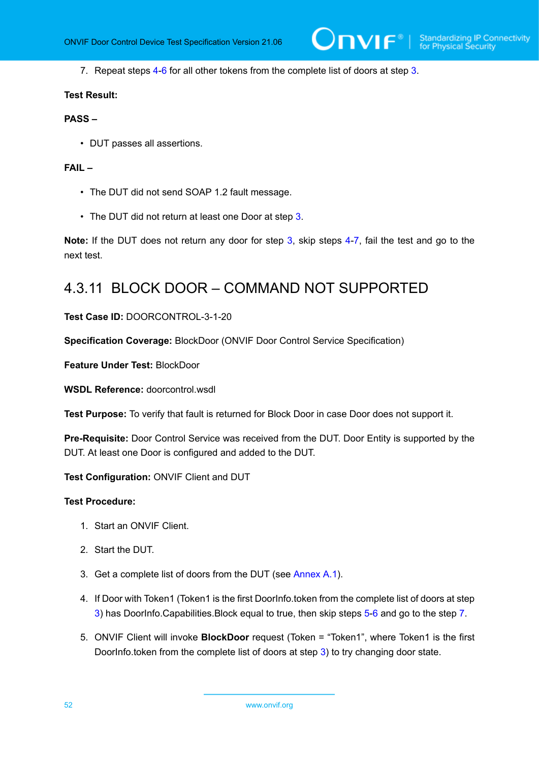7. Repeat steps 4-6 for all other tokens from the complete list of doors at step 3.

**Test Result:**

**PASS –**

- DUT passes all assertions.

**FAIL –**

- The DUT did not send SOAP 1.2 fault message.
- The DUT did not return at least one Door at step 3.

**Note:** If the DUT does not return any door for step 3, skip steps 4-7, fail the test and go to the next test.

## 4.3.11 BLOCK DOOR – COMMAND NOT SUPPORTED

**Test Case ID:** DOORCONTROL-3-1-20

**Specification Coverage:** BlockDoor (ONVIF Door Control Service Specification)

**Feature Under Test:** BlockDoor

**WSDL Reference:** doorcontrol.wsdl

**Test Purpose:** To verify that fault is returned for Block Door in case Door does not support it.

**Pre-Requisite:** Door Control Service was received from the DUT. Door Entity is supported by the DUT. At least one Door is configured and added to the DUT.

**Test Configuration:** ONVIF Client and DUT

**Test Procedure:**

1. Start an ONVIF Client.
2. Start the DUT.
3. Get a complete list of doors from the DUT (see Annex A.1).
4. If Door with Token1 (Token1 is the first DoorInfo.token from the complete list of doors at step 3) has DoorInfo.Capabilities.Block equal to true, then skip steps 5-6 and go to the step 7.
5. ONVIF Client will invoke **BlockDoor** request (Token = “Token1”, where Token1 is the first DoorInfo.token from the complete list of doors at step 3) to try changing door state.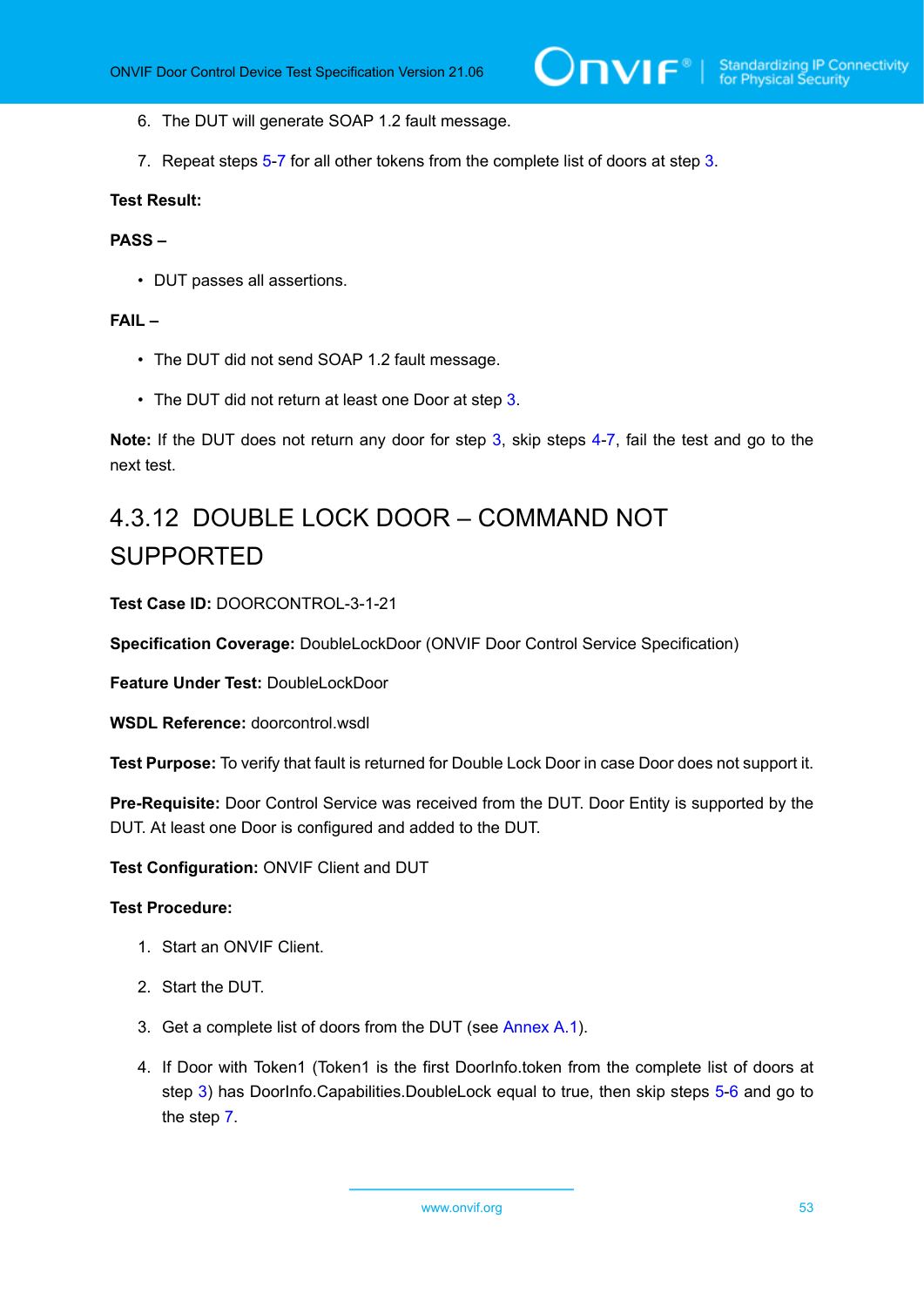6. The DUT will generate SOAP 1.2 fault message.

7. Repeat steps 5-7 for all other tokens from the complete list of doors at step 3.

**Test Result:**

**PASS –**

- DUT passes all assertions.

**FAIL –**

- The DUT did not send SOAP 1.2 fault message.

- The DUT did not return at least one Door at step 3.

**Note:** If the DUT does not return any door for step 3, skip steps 4-7, fail the test and go to the next test.

### 4.3.12 DOUBLE LOCK DOOR – COMMAND NOT SUPPORTED

**Test Case ID:** DOORCONTROL-3-1-21

**Specification Coverage:** DoubleLockDoor (ONVIF Door Control Service Specification)

**Feature Under Test:** DoubleLockDoor

**WSDL Reference:** doorcontrol.wsdl

**Test Purpose:** To verify that fault is returned for Double Lock Door in case Door does not support it.

**Pre-Requisite:** Door Control Service was received from the DUT. Door Entity is supported by the DUT. At least one Door is configured and added to the DUT.

**Test Configuration:** ONVIF Client and DUT

**Test Procedure:**

1. Start an ONVIF Client.

2. Start the DUT.

3. Get a complete list of doors from the DUT (see Annex A.1).

4. If Door with Token1 (Token1 is the first DoorInfo.token from the complete list of doors at step 3) has DoorInfo.Capabilities.DoubleLock equal to true, then skip steps 5-6 and go to the step 7.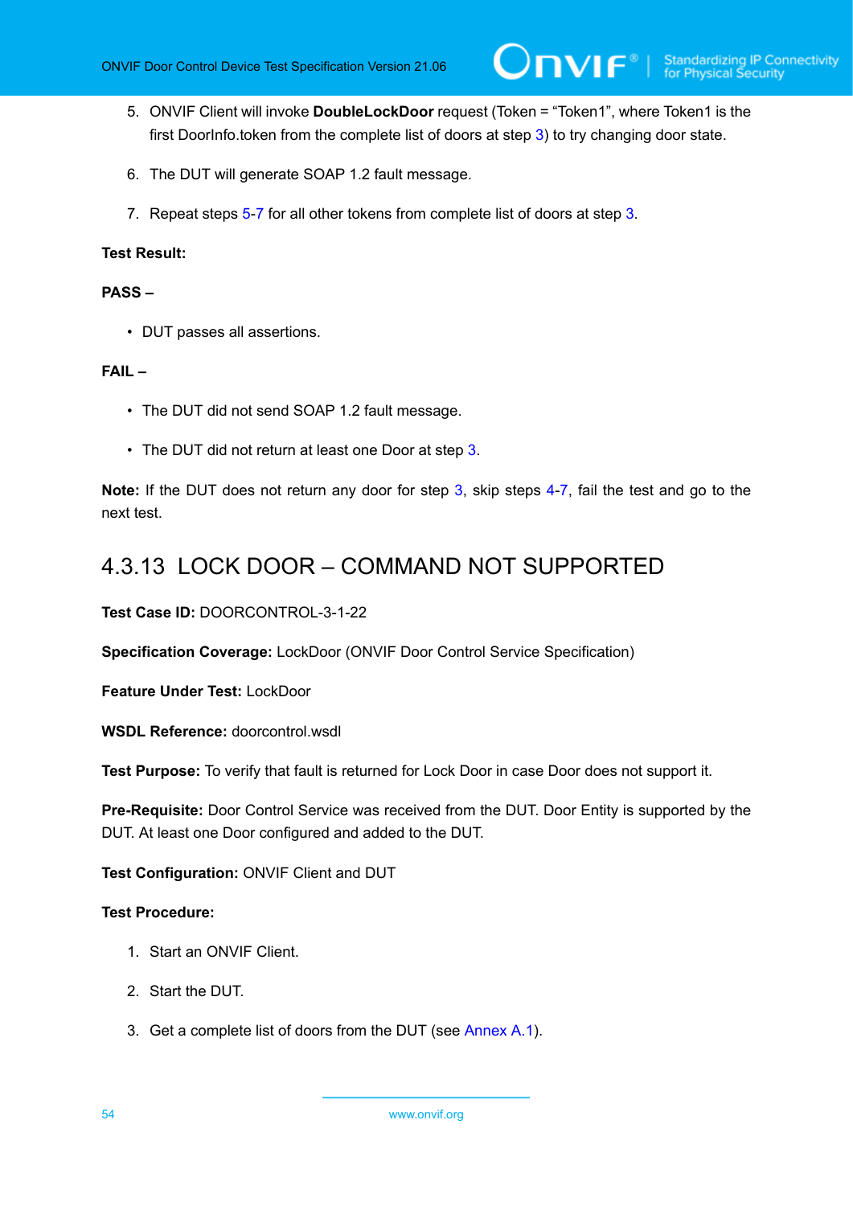5. ONVIF Client will invoke **DoubleLockDoor** request (Token = “Token1”, where Token1 is the first DoorInfo.token from the complete list of doors at step 3) to try changing door state.

6. The DUT will generate SOAP 1.2 fault message.

7. Repeat steps 5-7 for all other tokens from complete list of doors at step 3.

**Test Result:**

**PASS –**

- DUT passes all assertions.

**FAIL –**

- The DUT did not send SOAP 1.2 fault message.
- The DUT did not return at least one Door at step 3.

**Note:** If the DUT does not return any door for step 3, skip steps 4-7, fail the test and go to the next test.

### 4.3.13 LOCK DOOR – COMMAND NOT SUPPORTED

**Test Case ID:** DOORCONTROL-3-1-22

**Specification Coverage:** LockDoor (ONVIF Door Control Service Specification)

**Feature Under Test:** LockDoor

**WSDL Reference:** doorcontrol.wsdl

**Test Purpose:** To verify that fault is returned for Lock Door in case Door does not support it.

**Pre-Requisite:** Door Control Service was received from the DUT. Door Entity is supported by the DUT. At least one Door configured and added to the DUT.

**Test Configuration:** ONVIF Client and DUT

**Test Procedure:**

1. Start an ONVIF Client.

2. Start the DUT.

3. Get a complete list of doors from the DUT (see Annex A.1).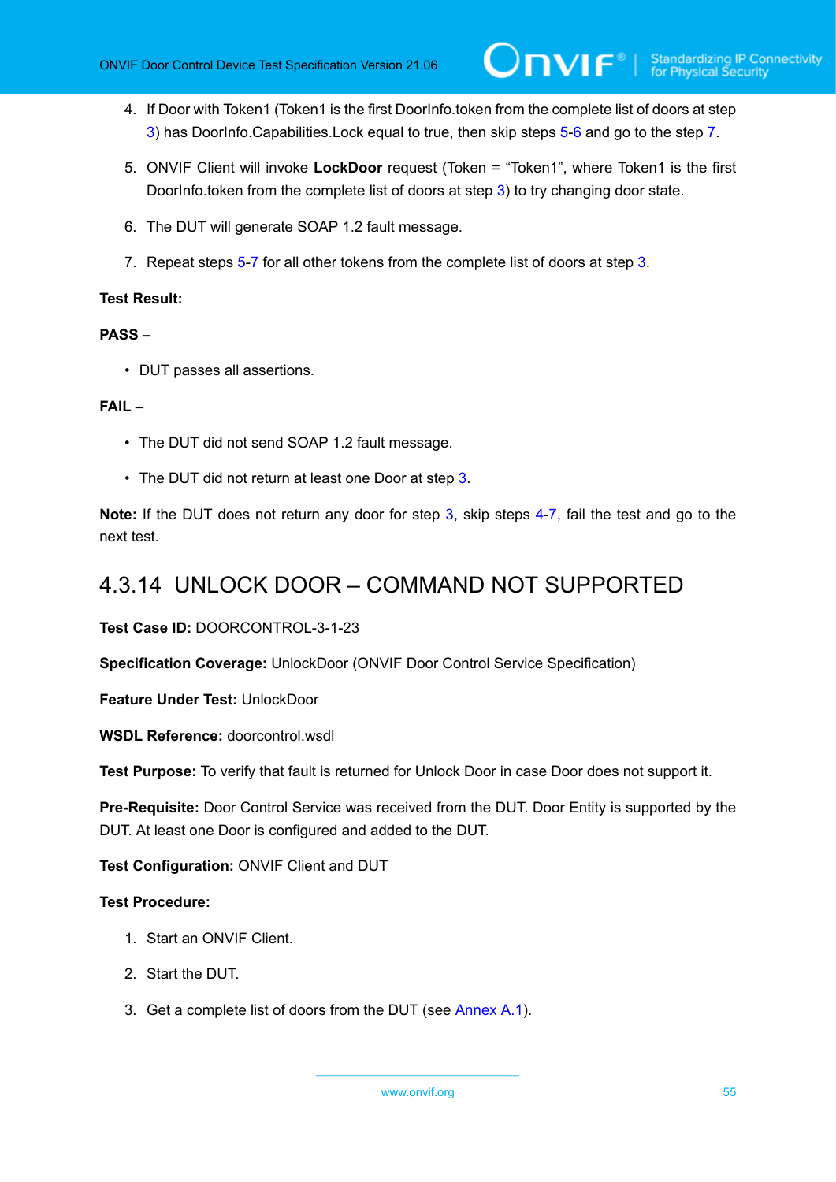4. If Door with Token1 (Token1 is the first DoorInfo.token from the complete list of doors at step 3) has DoorInfo.Capabilities.Lock equal to true, then skip steps 5-6 and go to the step 7.
5. ONVIF Client will invoke **LockDoor** request (Token = “Token1”, where Token1 is the first DoorInfo.token from the complete list of doors at step 3) to try changing door state.
6. The DUT will generate SOAP 1.2 fault message.
7. Repeat steps 5-7 for all other tokens from the complete list of doors at step 3.

**Test Result:**

**PASS –**

- DUT passes all assertions.

**FAIL –**

- The DUT did not send SOAP 1.2 fault message.
- The DUT did not return at least one Door at step 3.

**Note:** If the DUT does not return any door for step 3, skip steps 4-7, fail the test and go to the next test.

### 4.3.14 UNLOCK DOOR – COMMAND NOT SUPPORTED

**Test Case ID:** DOORCONTROL-3-1-23

**Specification Coverage:** UnlockDoor (ONVIF Door Control Service Specification)

**Feature Under Test:** UnlockDoor

**WSDL Reference:** doorcontrol.wsdl

**Test Purpose:** To verify that fault is returned for Unlock Door in case Door does not support it.

**Pre-Requisite:** Door Control Service was received from the DUT. Door Entity is supported by the DUT. At least one Door is configured and added to the DUT.

**Test Configuration:** ONVIF Client and DUT

**Test Procedure:**

1. Start an ONVIF Client.
2. Start the DUT.
3. Get a complete list of doors from the DUT (see Annex A.1).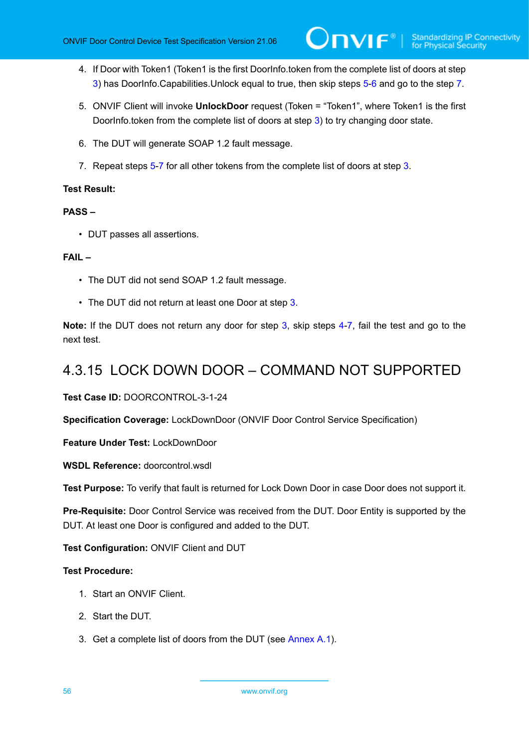4. If Door with Token1 (Token1 is the first DoorInfo.token from the complete list of doors at step 3) has DoorInfo.Capabilities.Unlock equal to true, then skip steps 5-6 and go to the step 7.

5. ONVIF Client will invoke **UnlockDoor** request (Token = “Token1”, where Token1 is the first DoorInfo.token from the complete list of doors at step 3) to try changing door state.

6. The DUT will generate SOAP 1.2 fault message.

7. Repeat steps 5-7 for all other tokens from the complete list of doors at step 3.

**Test Result:**

**PASS –**

- DUT passes all assertions.

**FAIL –**

- The DUT did not send SOAP 1.2 fault message.
- The DUT did not return at least one Door at step 3.

**Note:** If the DUT does not return any door for step 3, skip steps 4-7, fail the test and go to the next test.

### 4.3.15 LOCK DOWN DOOR – COMMAND NOT SUPPORTED

**Test Case ID:** DOORCONTROL-3-1-24

**Specification Coverage:** LockDownDoor (ONVIF Door Control Service Specification)

**Feature Under Test:** LockDownDoor

**WSDL Reference:** doorcontrol.wsdl

**Test Purpose:** To verify that fault is returned for Lock Down Door in case Door does not support it.

**Pre-Requisite:** Door Control Service was received from the DUT. Door Entity is supported by the DUT. At least one Door is configured and added to the DUT.

**Test Configuration:** ONVIF Client and DUT

**Test Procedure:**

1. Start an ONVIF Client.

2. Start the DUT.

3. Get a complete list of doors from the DUT (see Annex A.1).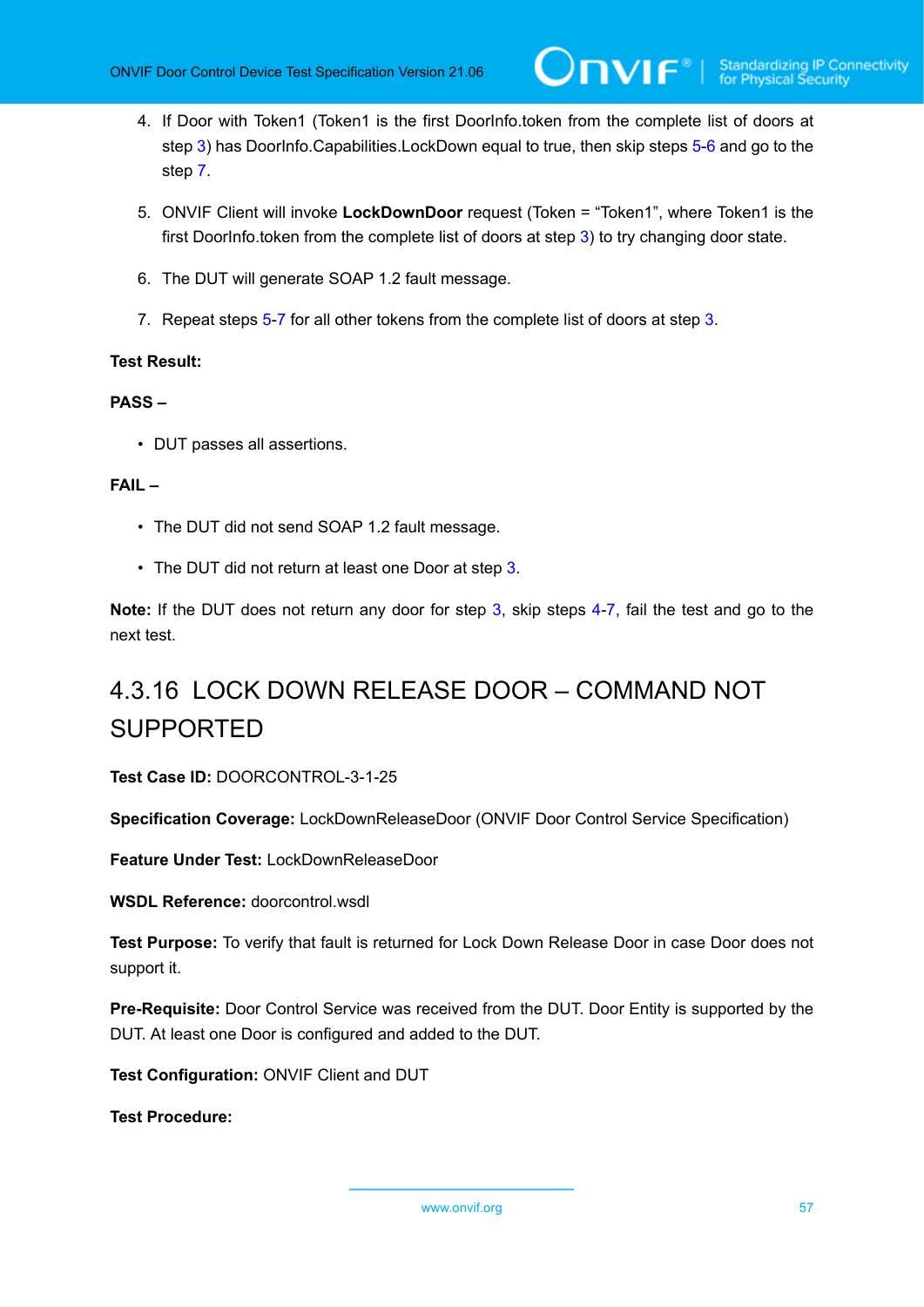4. If Door with Token1 (Token1 is the first DoorInfo.token from the complete list of doors at step 3) has DoorInfo.Capabilities.LockDown equal to true, then skip steps 5-6 and go to the step 7.

5. ONVIF Client will invoke **LockDownDoor** request (Token = “Token1”, where Token1 is the first DoorInfo.token from the complete list of doors at step 3) to try changing door state.

6. The DUT will generate SOAP 1.2 fault message.

7. Repeat steps 5-7 for all other tokens from the complete list of doors at step 3.

**Test Result:**

**PASS –**

- DUT passes all assertions.

**FAIL –**

- The DUT did not send SOAP 1.2 fault message.
- The DUT did not return at least one Door at step 3.

**Note:** If the DUT does not return any door for step 3, skip steps 4-7, fail the test and go to the next test.

### 4.3.16 LOCK DOWN RELEASE DOOR – COMMAND NOT SUPPORTED

**Test Case ID:** DOORCONTROL-3-1-25

**Specification Coverage:** LockDownReleaseDoor (ONVIF Door Control Service Specification)

**Feature Under Test:** LockDownReleaseDoor

**WSDL Reference:** doorcontrol.wsdl

**Test Purpose:** To verify that fault is returned for Lock Down Release Door in case Door does not support it.

**Pre-Requisite:** Door Control Service was received from the DUT. Door Entity is supported by the DUT. At least one Door is configured and added to the DUT.

**Test Configuration:** ONVIF Client and DUT

**Test Procedure:**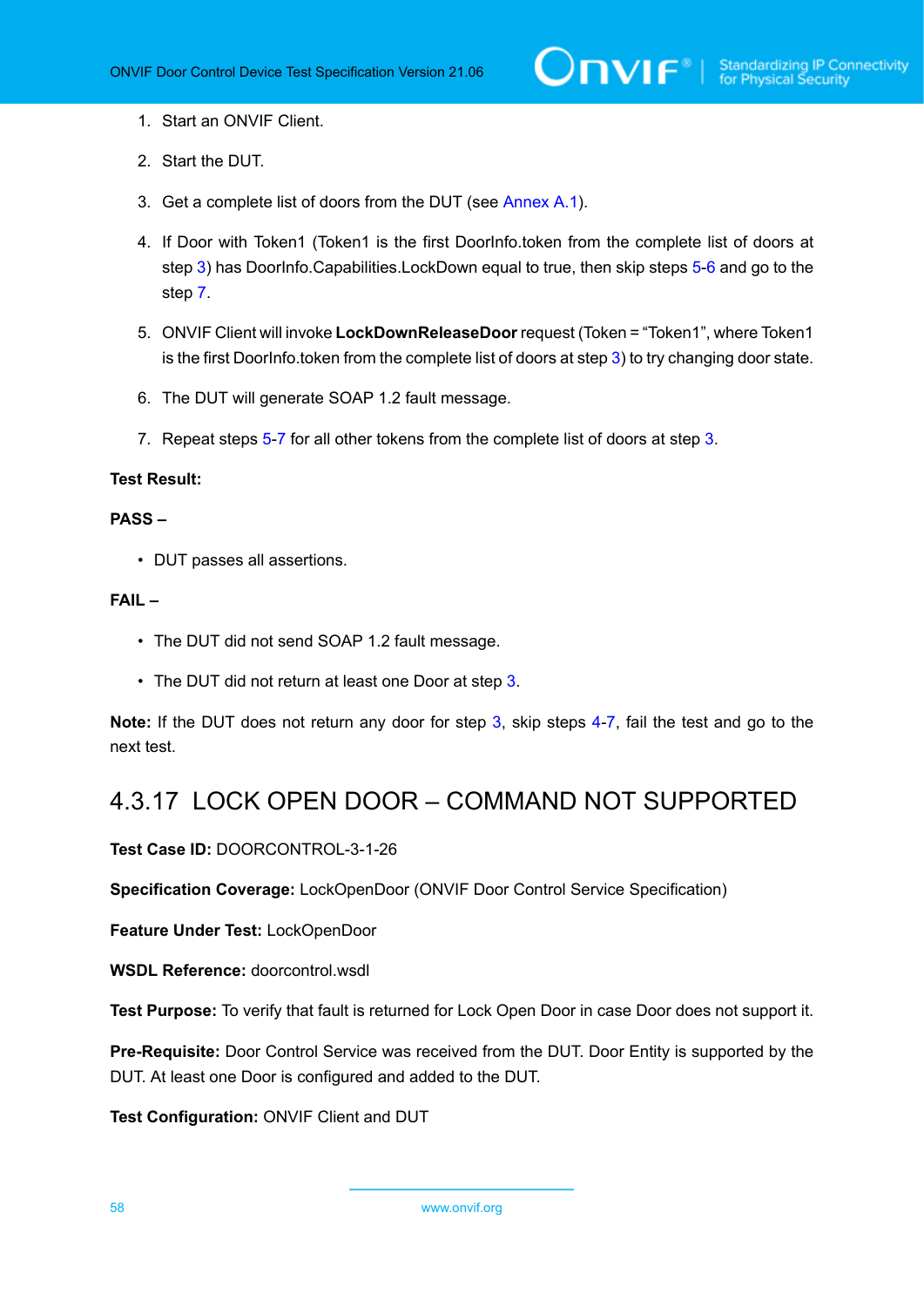1. Start an ONVIF Client.

2. Start the DUT.

3. Get a complete list of doors from the DUT (see Annex A.1).

4. If Door with Token1 (Token1 is the first DoorInfo.token from the complete list of doors at step 3) has DoorInfo.Capabilities.LockDown equal to true, then skip steps 5-6 and go to the step 7.

5. ONVIF Client will invoke **LockDownReleaseDoor** request (Token = "Token1", where Token1 is the first DoorInfo.token from the complete list of doors at step 3) to try changing door state.

6. The DUT will generate SOAP 1.2 fault message.

7. Repeat steps 5-7 for all other tokens from the complete list of doors at step 3.

**Test Result:**

**PASS –**

- DUT passes all assertions.

**FAIL –**

- The DUT did not send SOAP 1.2 fault message.
- The DUT did not return at least one Door at step 3.

**Note:** If the DUT does not return any door for step 3, skip steps 4-7, fail the test and go to the next test.

## 4.3.17 LOCK OPEN DOOR – COMMAND NOT SUPPORTED

**Test Case ID:** DOORCONTROL-3-1-26

**Specification Coverage:** LockOpenDoor (ONVIF Door Control Service Specification)

**Feature Under Test:** LockOpenDoor

**WSDL Reference:** doorcontrol.wsdl

**Test Purpose:** To verify that fault is returned for Lock Open Door in case Door does not support it.

**Pre-Requisite:** Door Control Service was received from the DUT. Door Entity is supported by the DUT. At least one Door is configured and added to the DUT.

**Test Configuration:** ONVIF Client and DUT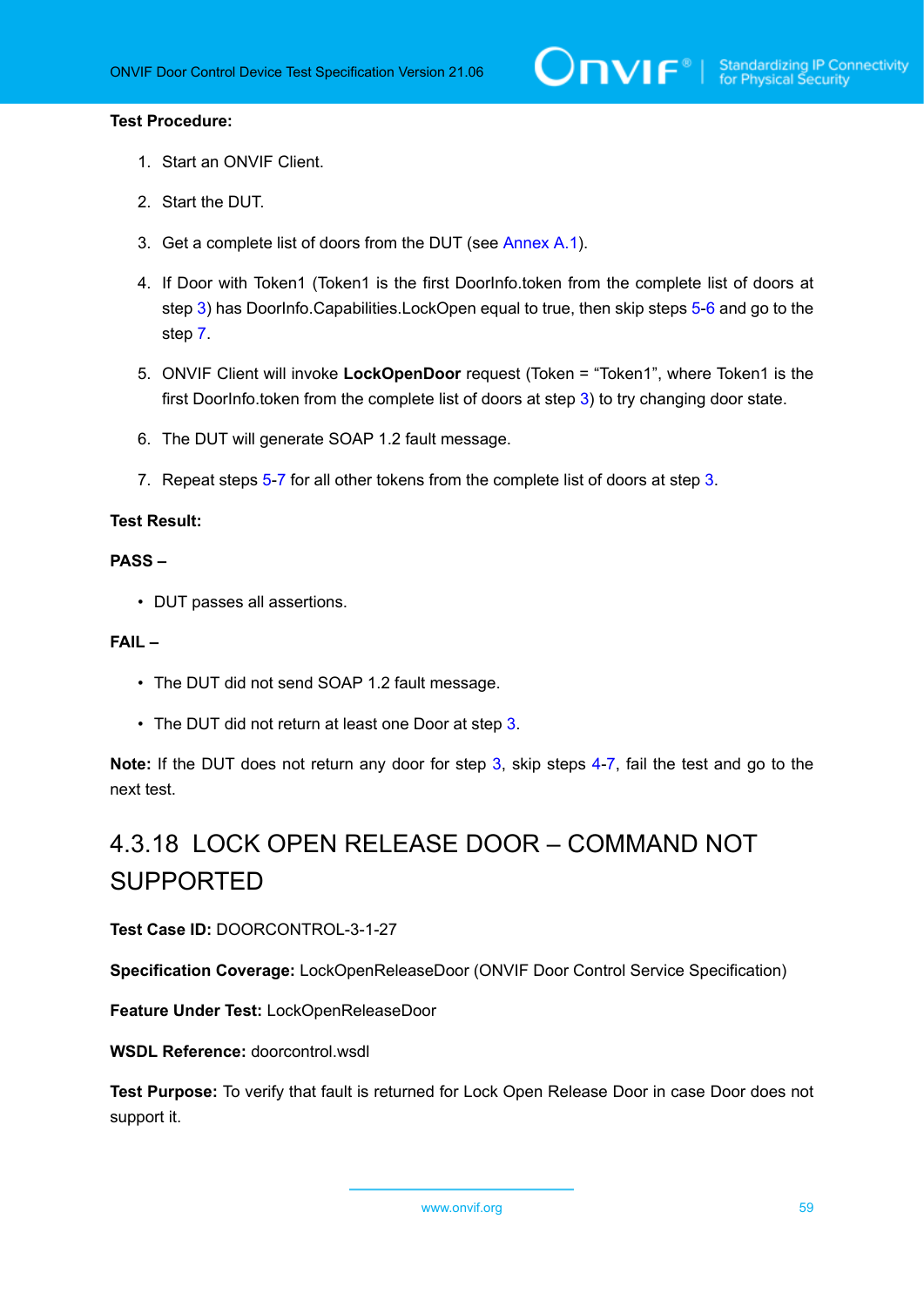**Test Procedure:**

1. Start an ONVIF Client.
2. Start the DUT.
3. Get a complete list of doors from the DUT (see Annex A.1).
4. If Door with Token1 (Token1 is the first DoorInfo.token from the complete list of doors at step 3) has DoorInfo.Capabilities.LockOpen equal to true, then skip steps 5-6 and go to the step 7.
5. ONVIF Client will invoke **LockOpenDoor** request (Token = “Token1”, where Token1 is the first DoorInfo.token from the complete list of doors at step 3) to try changing door state.
6. The DUT will generate SOAP 1.2 fault message.
7. Repeat steps 5-7 for all other tokens from the complete list of doors at step 3.

**Test Result:**

**PASS –**

- DUT passes all assertions.

**FAIL –**

- The DUT did not send SOAP 1.2 fault message.
- The DUT did not return at least one Door at step 3.

**Note:** If the DUT does not return any door for step 3, skip steps 4-7, fail the test and go to the next test.

## 4.3.18 LOCK OPEN RELEASE DOOR – COMMAND NOT SUPPORTED

**Test Case ID:** DOORCONTROL-3-1-27

**Specification Coverage:** LockOpenReleaseDoor (ONVIF Door Control Service Specification)

**Feature Under Test:** LockOpenReleaseDoor

**WSDL Reference:** doorcontrol.wsdl

**Test Purpose:** To verify that fault is returned for Lock Open Release Door in case Door does not support it.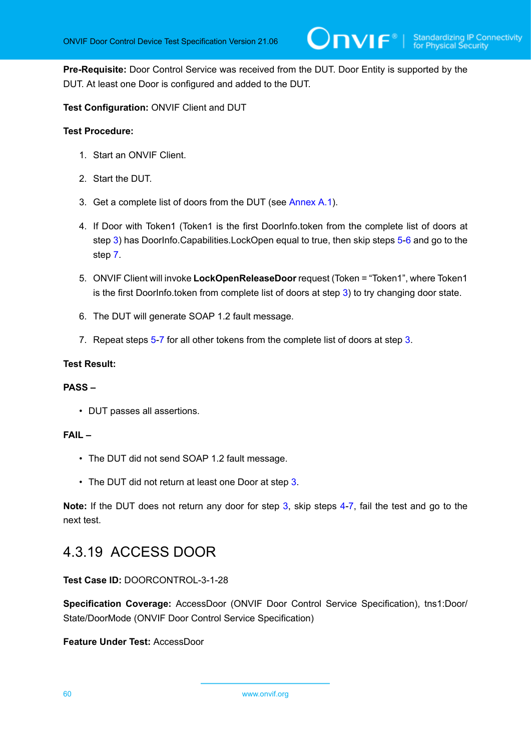**Pre-Requisite:** Door Control Service was received from the DUT. Door Entity is supported by the DUT. At least one Door is configured and added to the DUT.

**Test Configuration:** ONVIF Client and DUT

**Test Procedure:**

1. Start an ONVIF Client.
2. Start the DUT.
3. Get a complete list of doors from the DUT (see Annex A.1).
4. If Door with Token1 (Token1 is the first DoorInfo.token from the complete list of doors at step 3) has DoorInfo.Capabilities.LockOpen equal to true, then skip steps 5-6 and go to the step 7.
5. ONVIF Client will invoke **LockOpenReleaseDoor** request (Token = "Token1", where Token1 is the first DoorInfo.token from complete list of doors at step 3) to try changing door state.
6. The DUT will generate SOAP 1.2 fault message.
7. Repeat steps 5-7 for all other tokens from the complete list of doors at step 3.

**Test Result:**

**PASS –**

- DUT passes all assertions.

**FAIL –**

- The DUT did not send SOAP 1.2 fault message.
- The DUT did not return at least one Door at step 3.

**Note:** If the DUT does not return any door for step 3, skip steps 4-7, fail the test and go to the next test.

### 4.3.19 ACCESS DOOR

**Test Case ID:** DOORCONTROL-3-1-28

**Specification Coverage:** AccessDoor (ONVIF Door Control Service Specification), tns1:Door/State/DoorMode (ONVIF Door Control Service Specification)

**Feature Under Test:** AccessDoor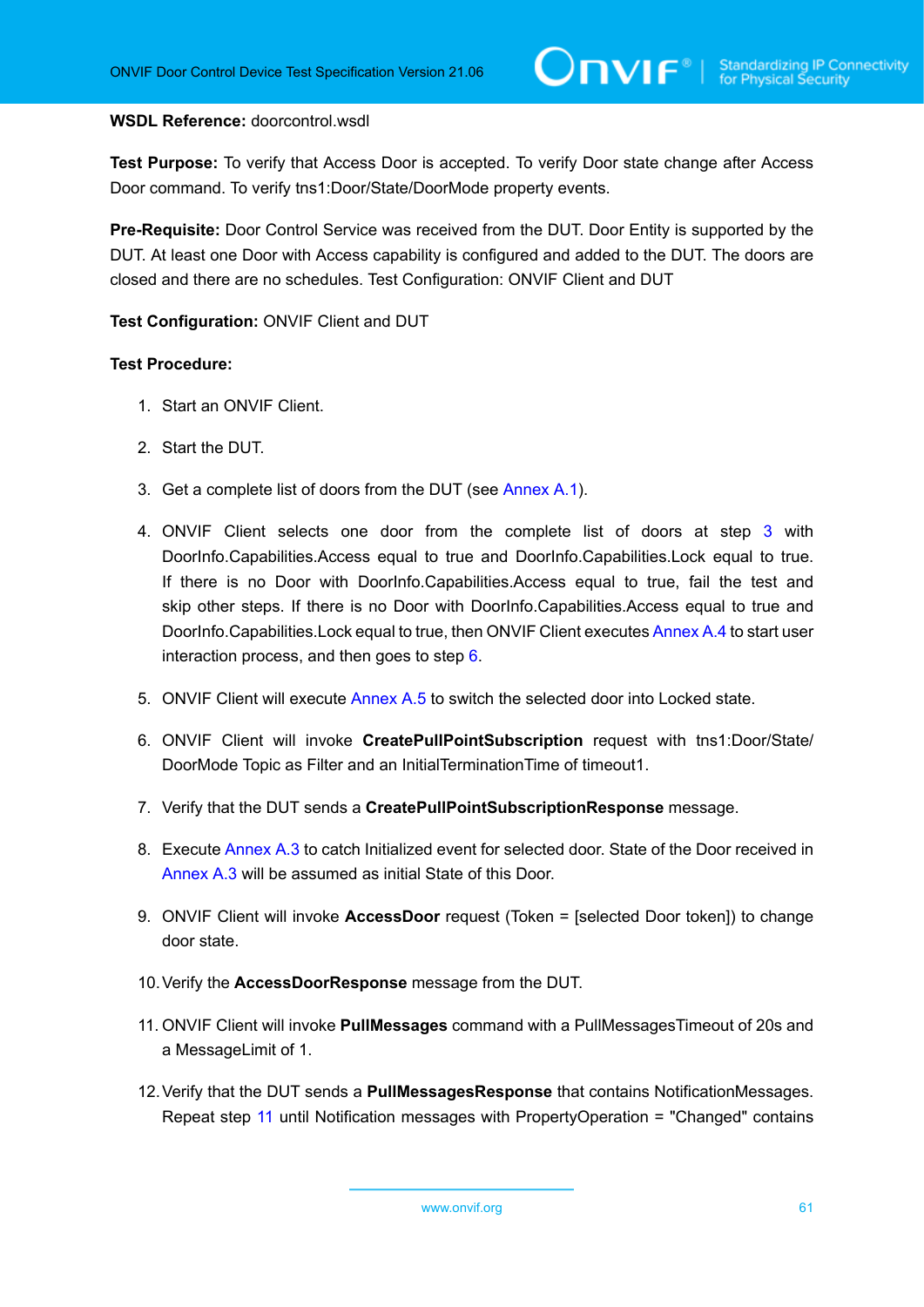**WSDL Reference:** doorcontrol.wsdl

**Test Purpose:** To verify that Access Door is accepted. To verify Door state change after Access Door command. To verify tns1:Door/State/DoorMode property events.

**Pre-Requisite:** Door Control Service was received from the DUT. Door Entity is supported by the DUT. At least one Door with Access capability is configured and added to the DUT. The doors are closed and there are no schedules. Test Configuration: ONVIF Client and DUT

**Test Configuration:** ONVIF Client and DUT

**Test Procedure:**

1. Start an ONVIF Client.
2. Start the DUT.
3. Get a complete list of doors from the DUT (see Annex A.1).
4. ONVIF Client selects one door from the complete list of doors at step 3 with DoorInfo.Capabilities.Access equal to true and DoorInfo.Capabilities.Lock equal to true. If there is no Door with DoorInfo.Capabilities.Access equal to true, fail the test and skip other steps. If there is no Door with DoorInfo.Capabilities.Access equal to true and DoorInfo.Capabilities.Lock equal to true, then ONVIF Client executes Annex A.4 to start user interaction process, and then goes to step 6.
5. ONVIF Client will execute Annex A.5 to switch the selected door into Locked state.
6. ONVIF Client will invoke **CreatePullPointSubscription** request with tns1:Door/State/DoorMode Topic as Filter and an InitialTerminationTime of timeout1.
7. Verify that the DUT sends a **CreatePullPointSubscriptionResponse** message.
8. Execute Annex A.3 to catch Initialized event for selected door. State of the Door received in Annex A.3 will be assumed as initial State of this Door.
9. ONVIF Client will invoke **AccessDoor** request (Token = [selected Door token]) to change door state.
10. Verify the **AccessDoorResponse** message from the DUT.
11. ONVIF Client will invoke **PullMessages** command with a PullMessagesTimeout of 20s and a MessageLimit of 1.
12. Verify that the DUT sends a **PullMessagesResponse** that contains NotificationMessages. Repeat step 11 until Notification messages with PropertyOperation = "Changed" contains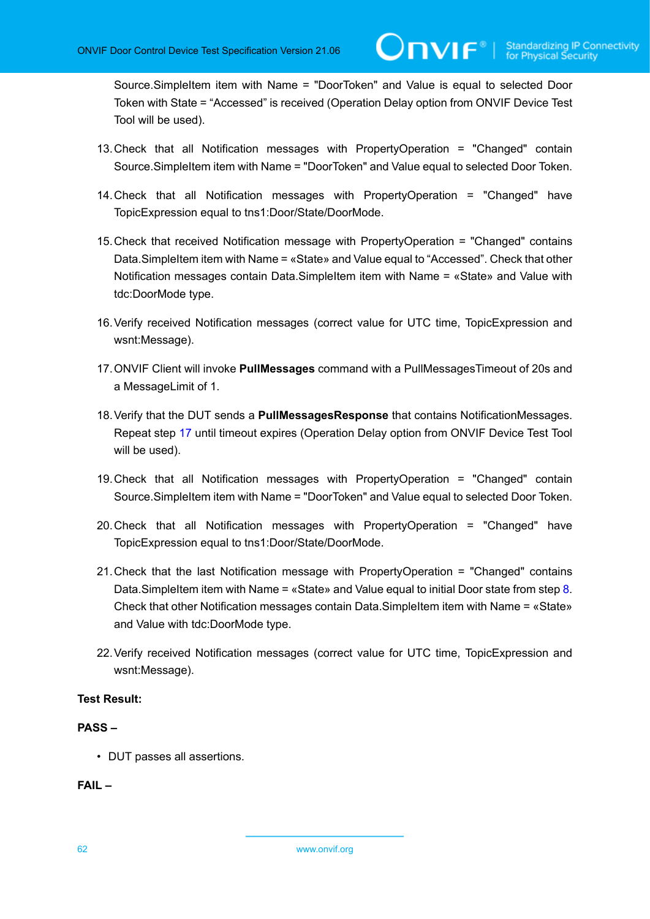Source.SimpleItem item with Name = "DoorToken" and Value is equal to selected Door Token with State = “Accessed” is received (Operation Delay option from ONVIF Device Test Tool will be used).

13. Check that all Notification messages with PropertyOperation = "Changed" contain Source.SimpleItem item with Name = "DoorToken" and Value equal to selected Door Token.

14. Check that all Notification messages with PropertyOperation = "Changed" have TopicExpression equal to tns1:Door/State/DoorMode.

15. Check that received Notification message with PropertyOperation = "Changed" contains Data.SimpleItem item with Name = «State» and Value equal to “Accessed”. Check that other Notification messages contain Data.SimpleItem item with Name = «State» and Value with tdc:DoorMode type.

16. Verify received Notification messages (correct value for UTC time, TopicExpression and wsnt:Message).

17. ONVIF Client will invoke **PullMessages** command with a PullMessagesTimeout of 20s and a MessageLimit of 1.

18. Verify that the DUT sends a **PullMessagesResponse** that contains NotificationMessages. Repeat step 17 until timeout expires (Operation Delay option from ONVIF Device Test Tool will be used).

19. Check that all Notification messages with PropertyOperation = "Changed" contain Source.SimpleItem item with Name = "DoorToken" and Value equal to selected Door Token.

20. Check that all Notification messages with PropertyOperation = "Changed" have TopicExpression equal to tns1:Door/State/DoorMode.

21. Check that the last Notification message with PropertyOperation = "Changed" contains Data.SimpleItem item with Name = «State» and Value equal to initial Door state from step 8. Check that other Notification messages contain Data.SimpleItem item with Name = «State» and Value with tdc:DoorMode type.

22. Verify received Notification messages (correct value for UTC time, TopicExpression and wsnt:Message).

**Test Result:**

**PASS –**

- DUT passes all assertions.

**FAIL –**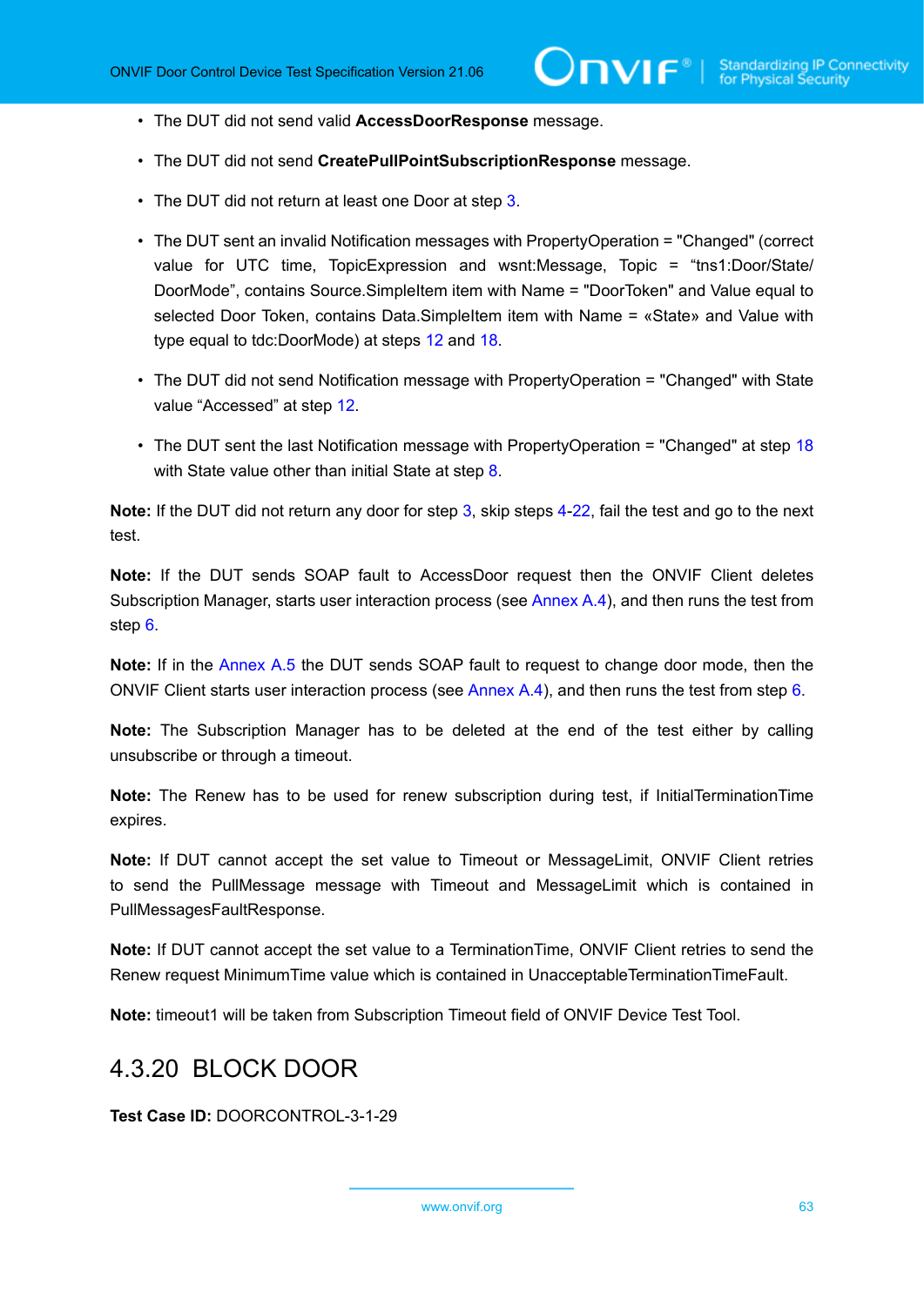- The DUT did not send valid **AccessDoorResponse** message.
- The DUT did not send **CreatePullPointSubscriptionResponse** message.
- The DUT did not return at least one Door at step 3.
- The DUT sent an invalid Notification messages with PropertyOperation = "Changed" (correct value for UTC time, TopicExpression and wsnt:Message, Topic = “tns1:Door/State/DoorMode”, contains Source.SimpleItem item with Name = "DoorToken" and Value equal to selected Door Token, contains Data.SimpleItem item with Name = «State» and Value with type equal to tdc:DoorMode) at steps 12 and 18.
- The DUT did not send Notification message with PropertyOperation = "Changed" with State value “Accessed” at step 12.
- The DUT sent the last Notification message with PropertyOperation = "Changed" at step 18 with State value other than initial State at step 8.

**Note:** If the DUT did not return any door for step 3, skip steps 4-22, fail the test and go to the next test.

**Note:** If the DUT sends SOAP fault to AccessDoor request then the ONVIF Client deletes Subscription Manager, starts user interaction process (see Annex A.4), and then runs the test from step 6.

**Note:** If in the Annex A.5 the DUT sends SOAP fault to request to change door mode, then the ONVIF Client starts user interaction process (see Annex A.4), and then runs the test from step 6.

**Note:** The Subscription Manager has to be deleted at the end of the test either by calling unsubscribe or through a timeout.

**Note:** The Renew has to be used for renew subscription during test, if InitialTerminationTime expires.

**Note:** If DUT cannot accept the set value to Timeout or MessageLimit, ONVIF Client retries to send the PullMessage message with Timeout and MessageLimit which is contained in PullMessagesFaultResponse.

**Note:** If DUT cannot accept the set value to a TerminationTime, ONVIF Client retries to send the Renew request MinimumTime value which is contained in UnacceptableTerminationTimeFault.

**Note:** timeout1 will be taken from Subscription Timeout field of ONVIF Device Test Tool.

### 4.3.20 BLOCK DOOR

**Test Case ID:** DOORCONTROL-3-1-29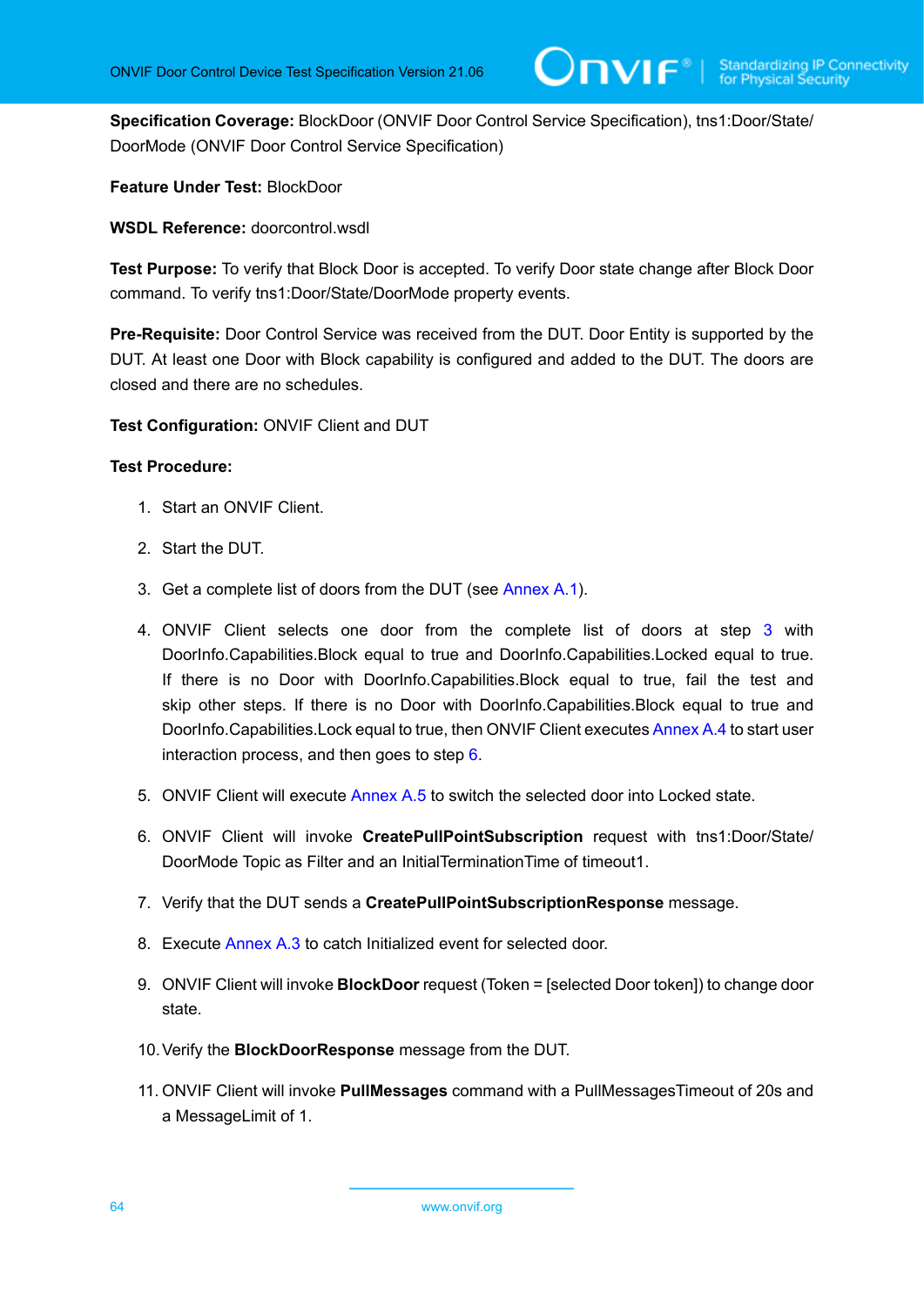**Specification Coverage:** BlockDoor (ONVIF Door Control Service Specification), tns1:Door/State/DoorMode (ONVIF Door Control Service Specification)

**Feature Under Test:** BlockDoor

**WSDL Reference:** doorcontrol.wsdl

**Test Purpose:** To verify that Block Door is accepted. To verify Door state change after Block Door command. To verify tns1:Door/State/DoorMode property events.

**Pre-Requisite:** Door Control Service was received from the DUT. Door Entity is supported by the DUT. At least one Door with Block capability is configured and added to the DUT. The doors are closed and there are no schedules.

**Test Configuration:** ONVIF Client and DUT

**Test Procedure:**

1. Start an ONVIF Client.
2. Start the DUT.
3. Get a complete list of doors from the DUT (see Annex A.1).
4. ONVIF Client selects one door from the complete list of doors at step 3 with DoorInfo.Capabilities.Block equal to true and DoorInfo.Capabilities.Locked equal to true. If there is no Door with DoorInfo.Capabilities.Block equal to true, fail the test and skip other steps. If there is no Door with DoorInfo.Capabilities.Block equal to true and DoorInfo.Capabilities.Lock equal to true, then ONVIF Client executes Annex A.4 to start user interaction process, and then goes to step 6.
5. ONVIF Client will execute Annex A.5 to switch the selected door into Locked state.
6. ONVIF Client will invoke **CreatePullPointSubscription** request with tns1:Door/State/DoorMode Topic as Filter and an InitialTerminationTime of timeout1.
7. Verify that the DUT sends a **CreatePullPointSubscriptionResponse** message.
8. Execute Annex A.3 to catch Initialized event for selected door.
9. ONVIF Client will invoke **BlockDoor** request (Token = [selected Door token]) to change door state.
10. Verify the **BlockDoorResponse** message from the DUT.
11. ONVIF Client will invoke **PullMessages** command with a PullMessagesTimeout of 20s and a MessageLimit of 1.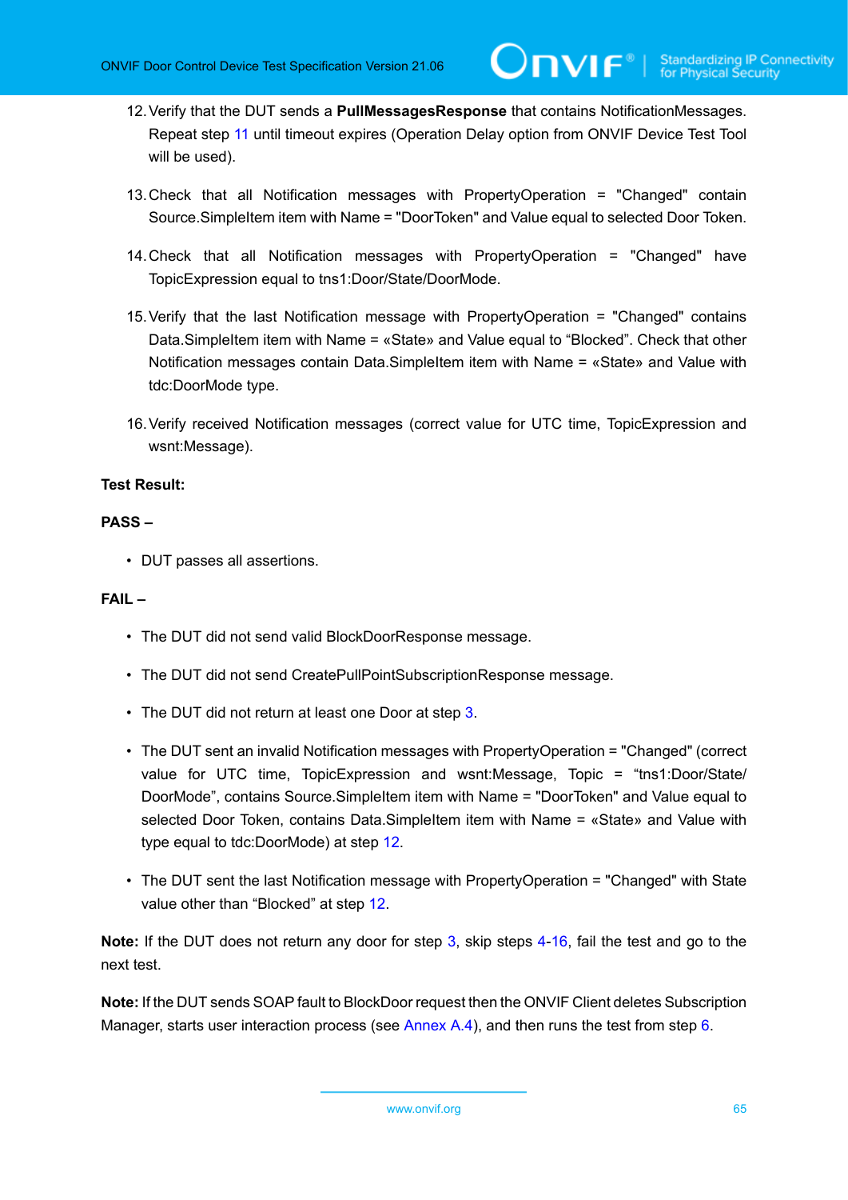12. Verify that the DUT sends a **PullMessagesResponse** that contains NotificationMessages. Repeat step 11 until timeout expires (Operation Delay option from ONVIF Device Test Tool will be used).

13. Check that all Notification messages with PropertyOperation = "Changed" contain Source.SimpleItem item with Name = "DoorToken" and Value equal to selected Door Token.

14. Check that all Notification messages with PropertyOperation = "Changed" have TopicExpression equal to tns1:Door/State/DoorMode.

15. Verify that the last Notification message with PropertyOperation = "Changed" contains Data.SimpleItem item with Name = «State» and Value equal to “Blocked”. Check that other Notification messages contain Data.SimpleItem item with Name = «State» and Value with tdc:DoorMode type.

16. Verify received Notification messages (correct value for UTC time, TopicExpression and wsnt:Message).

**Test Result:**

**PASS –**

- DUT passes all assertions.

**FAIL –**

- The DUT did not send valid BlockDoorResponse message.
- The DUT did not send CreatePullPointSubscriptionResponse message.
- The DUT did not return at least one Door at step 3.
- The DUT sent an invalid Notification messages with PropertyOperation = "Changed" (correct value for UTC time, TopicExpression and wsnt:Message, Topic = “tns1:Door/State/DoorMode”, contains Source.SimpleItem item with Name = "DoorToken" and Value equal to selected Door Token, contains Data.SimpleItem item with Name = «State» and Value with type equal to tdc:DoorMode) at step 12.
- The DUT sent the last Notification message with PropertyOperation = "Changed" with State value other than “Blocked” at step 12.

**Note:** If the DUT does not return any door for step 3, skip steps 4-16, fail the test and go to the next test.

**Note:** If the DUT sends SOAP fault to BlockDoor request then the ONVIF Client deletes Subscription Manager, starts user interaction process (see Annex A.4), and then runs the test from step 6.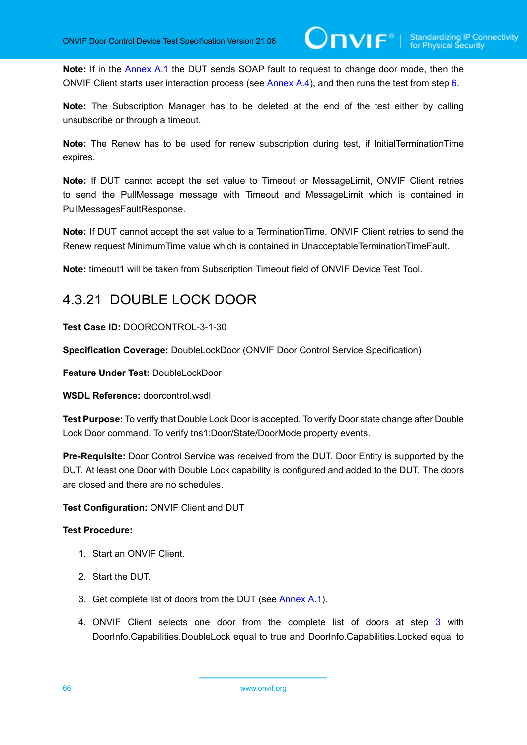**Note:** If in the Annex A.1 the DUT sends SOAP fault to request to change door mode, then the ONVIF Client starts user interaction process (see Annex A.4), and then runs the test from step 6.

**Note:** The Subscription Manager has to be deleted at the end of the test either by calling unsubscribe or through a timeout.

**Note:** The Renew has to be used for renew subscription during test, if InitialTerminationTime expires.

**Note:** If DUT cannot accept the set value to Timeout or MessageLimit, ONVIF Client retries to send the PullMessage message with Timeout and MessageLimit which is contained in PullMessagesFaultResponse.

**Note:** If DUT cannot accept the set value to a TerminationTime, ONVIF Client retries to send the Renew request MinimumTime value which is contained in UnacceptableTerminationTimeFault.

**Note:** timeout1 will be taken from Subscription Timeout field of ONVIF Device Test Tool.

### 4.3.21 DOUBLE LOCK DOOR

**Test Case ID:** DOORCONTROL-3-1-30

**Specification Coverage:** DoubleLockDoor (ONVIF Door Control Service Specification)

**Feature Under Test:** DoubleLockDoor

**WSDL Reference:** doorcontrol.wsdl

**Test Purpose:** To verify that Double Lock Door is accepted. To verify Door state change after Double Lock Door command. To verify tns1:Door/State/DoorMode property events.

**Pre-Requisite:** Door Control Service was received from the DUT. Door Entity is supported by the DUT. At least one Door with Double Lock capability is configured and added to the DUT. The doors are closed and there are no schedules.

**Test Configuration:** ONVIF Client and DUT

**Test Procedure:**

1. Start an ONVIF Client.
2. Start the DUT.
3. Get complete list of doors from the DUT (see Annex A.1).
4. ONVIF Client selects one door from the complete list of doors at step 3 with DoorInfo.Capabilities.DoubleLock equal to true and DoorInfo.Capabilities.Locked equal to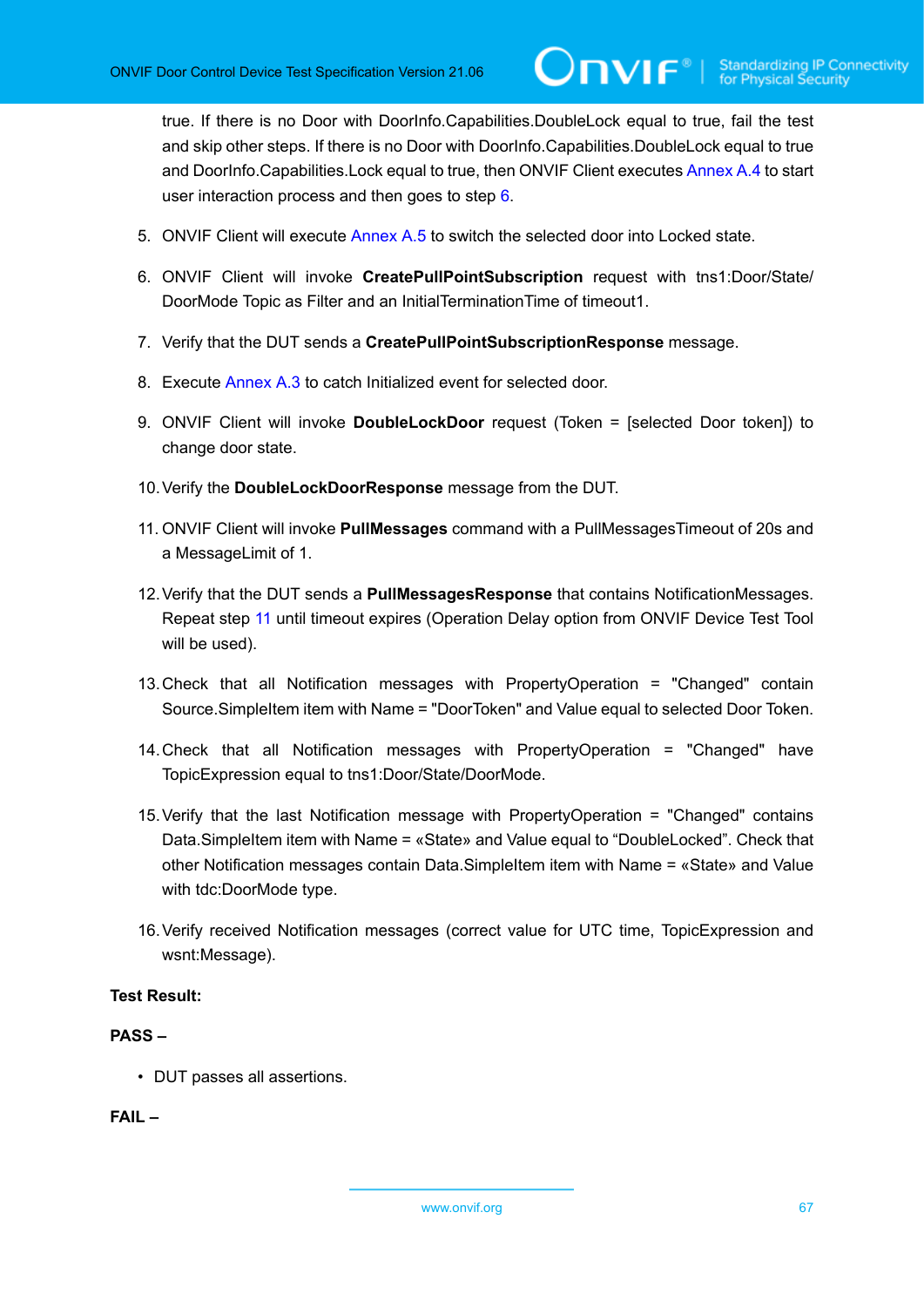true. If there is no Door with DoorInfo.Capabilities.DoubleLock equal to true, fail the test and skip other steps. If there is no Door with DoorInfo.Capabilities.DoubleLock equal to true and DoorInfo.Capabilities.Lock equal to true, then ONVIF Client executes Annex A.4 to start user interaction process and then goes to step 6.

5. ONVIF Client will execute Annex A.5 to switch the selected door into Locked state.
6. ONVIF Client will invoke **CreatePullPointSubscription** request with tns1:Door/State/DoorMode Topic as Filter and an InitialTerminationTime of timeout1.
7. Verify that the DUT sends a **CreatePullPointSubscriptionResponse** message.
8. Execute Annex A.3 to catch Initialized event for selected door.
9. ONVIF Client will invoke **DoubleLockDoor** request (Token = [selected Door token]) to change door state.
10. Verify the **DoubleLockDoorResponse** message from the DUT.
11. ONVIF Client will invoke **PullMessages** command with a PullMessagesTimeout of 20s and a MessageLimit of 1.
12. Verify that the DUT sends a **PullMessagesResponse** that contains NotificationMessages. Repeat step 11 until timeout expires (Operation Delay option from ONVIF Device Test Tool will be used).
13. Check that all Notification messages with PropertyOperation = "Changed" contain Source.SimpleItem item with Name = "DoorToken" and Value equal to selected Door Token.
14. Check that all Notification messages with PropertyOperation = "Changed" have TopicExpression equal to tns1:Door/State/DoorMode.
15. Verify that the last Notification message with PropertyOperation = "Changed" contains Data.SimpleItem item with Name = «State» and Value equal to “DoubleLocked”. Check that other Notification messages contain Data.SimpleItem item with Name = «State» and Value with tdc:DoorMode type.
16. Verify received Notification messages (correct value for UTC time, TopicExpression and wsnt:Message).

**Test Result:**

**PASS –**

- DUT passes all assertions.

**FAIL –**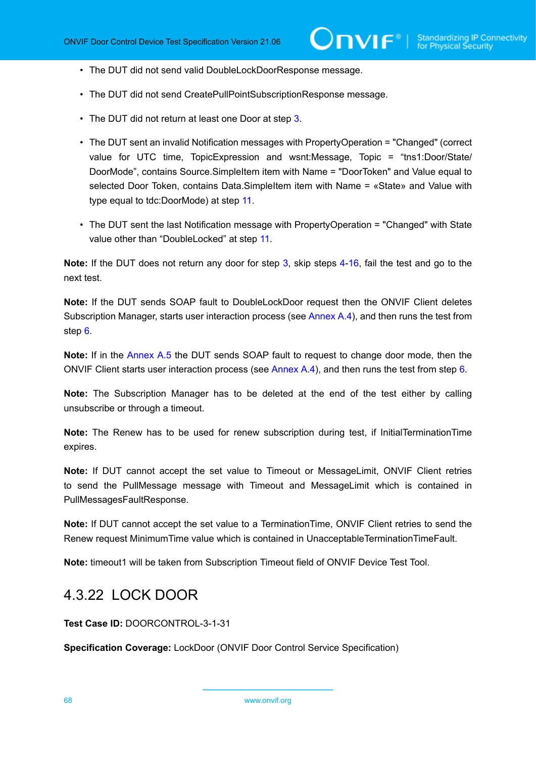- The DUT did not send valid DoubleLockDoorResponse message.
- The DUT did not send CreatePullPointSubscriptionResponse message.
- The DUT did not return at least one Door at step 3.
- The DUT sent an invalid Notification messages with PropertyOperation = "Changed" (correct value for UTC time, TopicExpression and wsnt:Message, Topic = “tns1:Door/State/DoorMode”, contains Source.SimpleItem item with Name = "DoorToken" and Value equal to selected Door Token, contains Data.SimpleItem item with Name = «State» and Value with type equal to tdc:DoorMode) at step 11.
- The DUT sent the last Notification message with PropertyOperation = "Changed" with State value other than “DoubleLocked” at step 11.

**Note:** If the DUT does not return any door for step 3, skip steps 4-16, fail the test and go to the next test.

**Note:** If the DUT sends SOAP fault to DoubleLockDoor request then the ONVIF Client deletes Subscription Manager, starts user interaction process (see Annex A.4), and then runs the test from step 6.

**Note:** If in the Annex A.5 the DUT sends SOAP fault to request to change door mode, then the ONVIF Client starts user interaction process (see Annex A.4), and then runs the test from step 6.

**Note:** The Subscription Manager has to be deleted at the end of the test either by calling unsubscribe or through a timeout.

**Note:** The Renew has to be used for renew subscription during test, if InitialTerminationTime expires.

**Note:** If DUT cannot accept the set value to Timeout or MessageLimit, ONVIF Client retries to send the PullMessage message with Timeout and MessageLimit which is contained in PullMessagesFaultResponse.

**Note:** If DUT cannot accept the set value to a TerminationTime, ONVIF Client retries to send the Renew request MinimumTime value which is contained in UnacceptableTerminationTimeFault.

**Note:** timeout1 will be taken from Subscription Timeout field of ONVIF Device Test Tool.

### 4.3.22 LOCK DOOR

**Test Case ID:** DOORCONTROL-3-1-31

**Specification Coverage:** LockDoor (ONVIF Door Control Service Specification)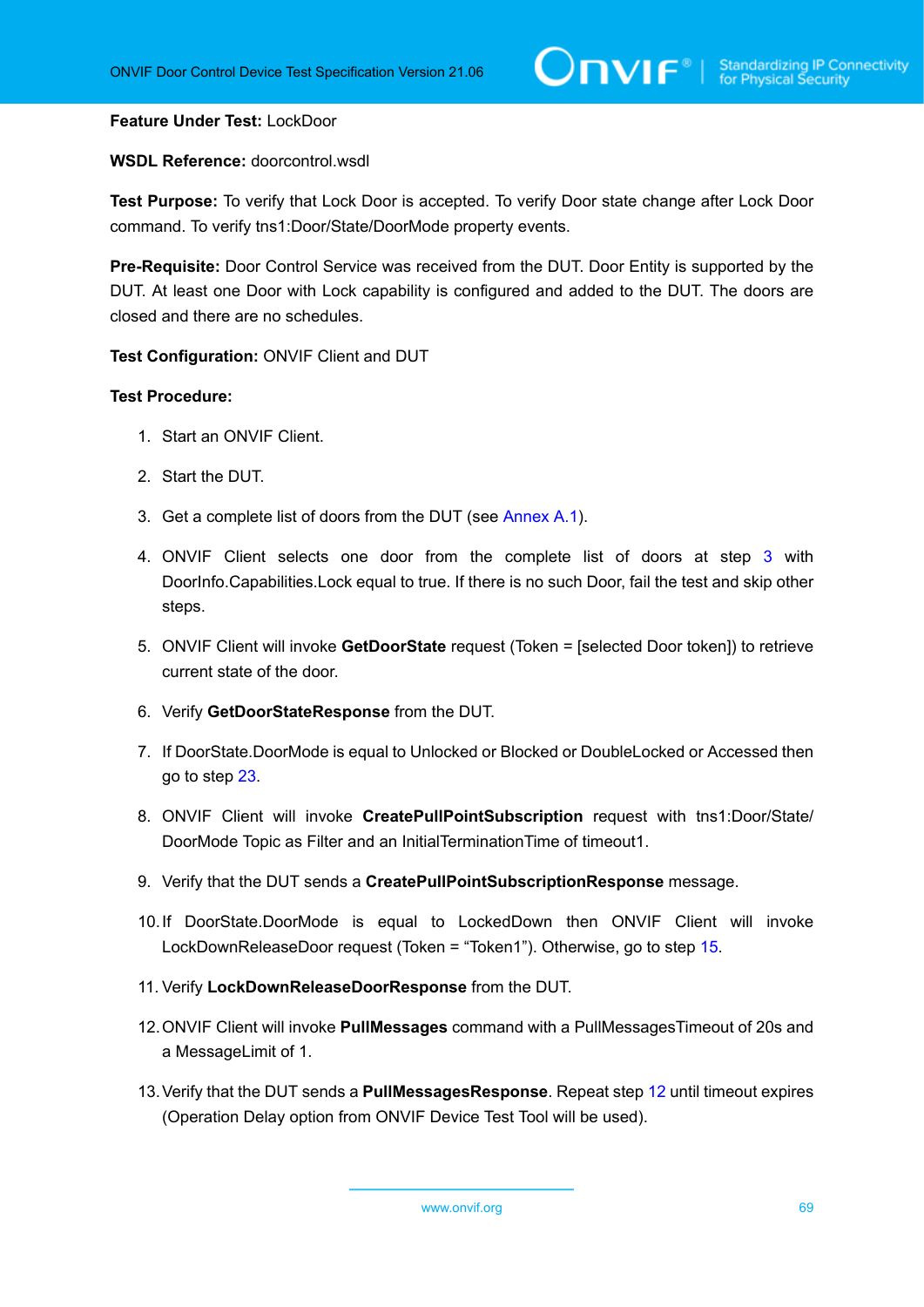**Feature Under Test:** LockDoor

**WSDL Reference:** doorcontrol.wsdl

**Test Purpose:** To verify that Lock Door is accepted. To verify Door state change after Lock Door command. To verify tns1:Door/State/DoorMode property events.

**Pre-Requisite:** Door Control Service was received from the DUT. Door Entity is supported by the DUT. At least one Door with Lock capability is configured and added to the DUT. The doors are closed and there are no schedules.

**Test Configuration:** ONVIF Client and DUT

**Test Procedure:**

1. Start an ONVIF Client.
2. Start the DUT.
3. Get a complete list of doors from the DUT (see Annex A.1).
4. ONVIF Client selects one door from the complete list of doors at step 3 with DoorInfo.Capabilities.Lock equal to true. If there is no such Door, fail the test and skip other steps.
5. ONVIF Client will invoke **GetDoorState** request (Token = [selected Door token]) to retrieve current state of the door.
6. Verify **GetDoorStateResponse** from the DUT.
7. If DoorState.DoorMode is equal to Unlocked or Blocked or DoubleLocked or Accessed then go to step 23.
8. ONVIF Client will invoke **CreatePullPointSubscription** request with tns1:Door/State/DoorMode Topic as Filter and an InitialTerminationTime of timeout1.
9. Verify that the DUT sends a **CreatePullPointSubscriptionResponse** message.
10. If DoorState.DoorMode is equal to LockedDown then ONVIF Client will invoke LockDownReleaseDoor request (Token = “Token1”). Otherwise, go to step 15.
11. Verify **LockDownReleaseDoorResponse** from the DUT.
12. ONVIF Client will invoke **PullMessages** command with a PullMessagesTimeout of 20s and a MessageLimit of 1.
13. Verify that the DUT sends a **PullMessagesResponse**. Repeat step 12 until timeout expires (Operation Delay option from ONVIF Device Test Tool will be used).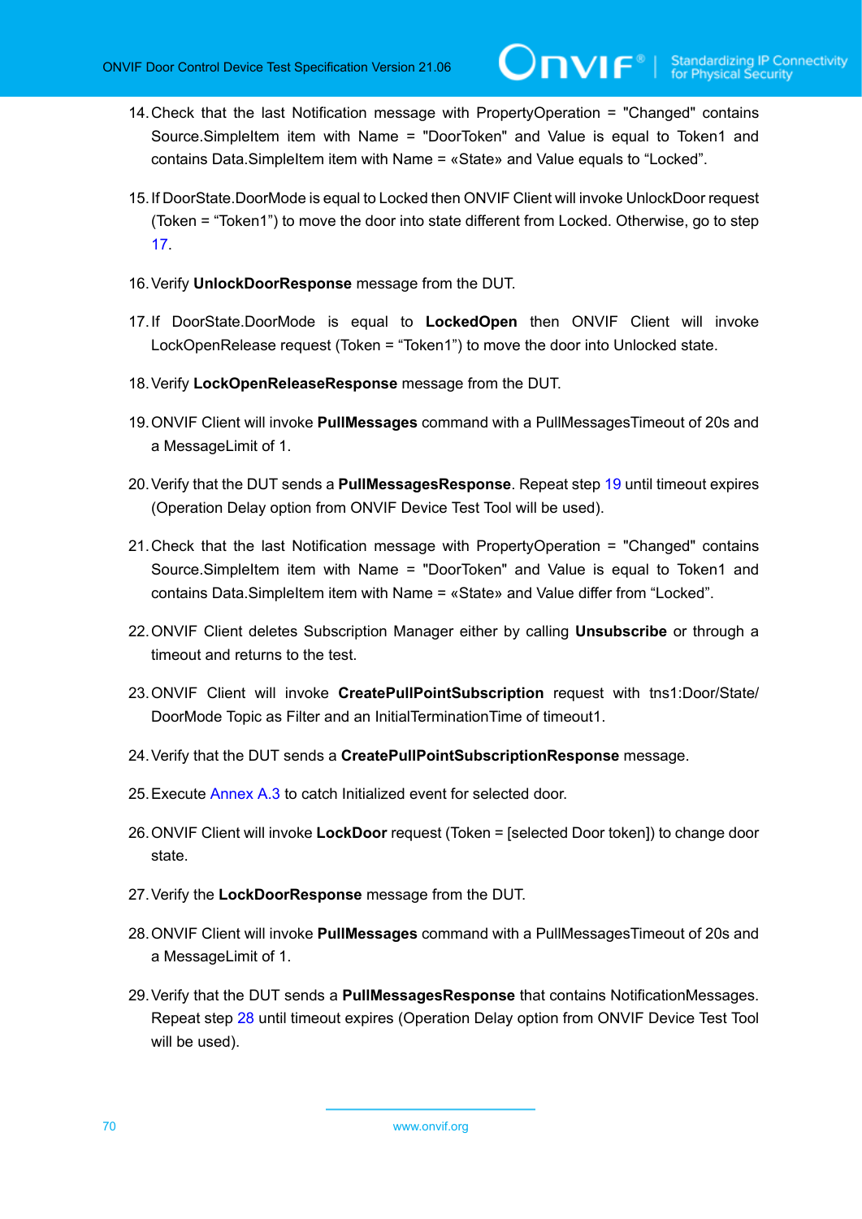14. Check that the last Notification message with PropertyOperation = "Changed" contains Source.SimpleItem item with Name = "DoorToken" and Value is equal to Token1 and contains Data.SimpleItem item with Name = «State» and Value equals to “Locked”.

15. If DoorState.DoorMode is equal to Locked then ONVIF Client will invoke UnlockDoor request (Token = “Token1”) to move the door into state different from Locked. Otherwise, go to step 17.

16. Verify **UnlockDoorResponse** message from the DUT.

17. If DoorState.DoorMode is equal to **LockedOpen** then ONVIF Client will invoke LockOpenRelease request (Token = “Token1”) to move the door into Unlocked state.

18. Verify **LockOpenReleaseResponse** message from the DUT.

19. ONVIF Client will invoke **PullMessages** command with a PullMessagesTimeout of 20s and a MessageLimit of 1.

20. Verify that the DUT sends a **PullMessagesResponse**. Repeat step 19 until timeout expires (Operation Delay option from ONVIF Device Test Tool will be used).

21. Check that the last Notification message with PropertyOperation = "Changed" contains Source.SimpleItem item with Name = "DoorToken" and Value is equal to Token1 and contains Data.SimpleItem item with Name = «State» and Value differ from “Locked”.

22. ONVIF Client deletes Subscription Manager either by calling **Unsubscribe** or through a timeout and returns to the test.

23. ONVIF Client will invoke **CreatePullPointSubscription** request with tns1:Door/State/DoorMode Topic as Filter and an InitialTerminationTime of timeout1.

24. Verify that the DUT sends a **CreatePullPointSubscriptionResponse** message.

25. Execute Annex A.3 to catch Initialized event for selected door.

26. ONVIF Client will invoke **LockDoor** request (Token = [selected Door token]) to change door state.

27. Verify the **LockDoorResponse** message from the DUT.

28. ONVIF Client will invoke **PullMessages** command with a PullMessagesTimeout of 20s and a MessageLimit of 1.

29. Verify that the DUT sends a **PullMessagesResponse** that contains NotificationMessages. Repeat step 28 until timeout expires (Operation Delay option from ONVIF Device Test Tool will be used).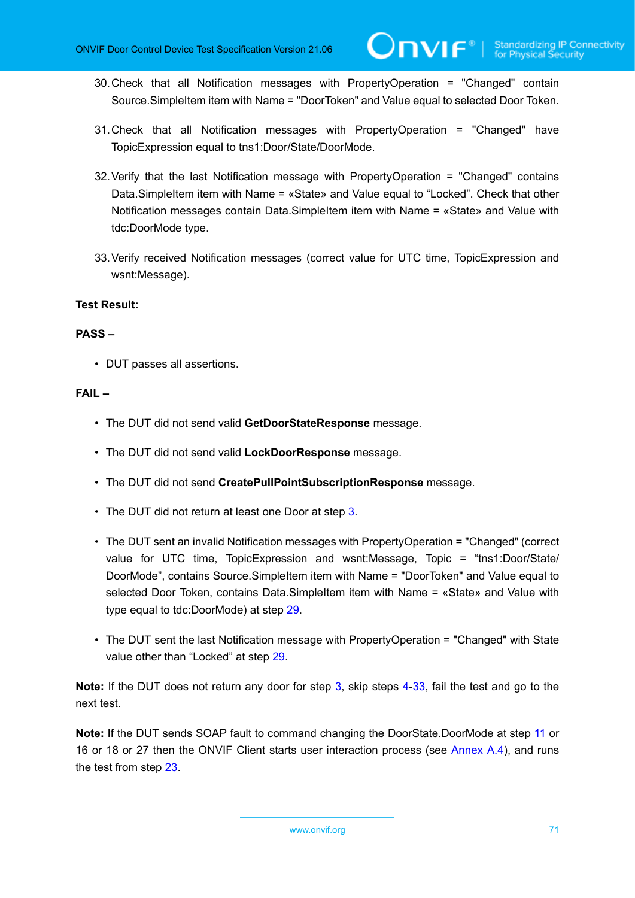30. Check that all Notification messages with PropertyOperation = "Changed" contain Source.SimpleItem item with Name = "DoorToken" and Value equal to selected Door Token.

31. Check that all Notification messages with PropertyOperation = "Changed" have TopicExpression equal to tns1:Door/State/DoorMode.

32. Verify that the last Notification message with PropertyOperation = "Changed" contains Data.SimpleItem item with Name = «State» and Value equal to “Locked”. Check that other Notification messages contain Data.SimpleItem item with Name = «State» and Value with tdc:DoorMode type.

33. Verify received Notification messages (correct value for UTC time, TopicExpression and wsnt:Message).

**Test Result:**

**PASS –**

- DUT passes all assertions.

**FAIL –**

- The DUT did not send valid **GetDoorStateResponse** message.
- The DUT did not send valid **LockDoorResponse** message.
- The DUT did not send **CreatePullPointSubscriptionResponse** message.
- The DUT did not return at least one Door at step 3.
- The DUT sent an invalid Notification messages with PropertyOperation = "Changed" (correct value for UTC time, TopicExpression and wsnt:Message, Topic = “tns1:Door/State/DoorMode”, contains Source.SimpleItem item with Name = "DoorToken" and Value equal to selected Door Token, contains Data.SimpleItem item with Name = «State» and Value with type equal to tdc:DoorMode) at step 29.
- The DUT sent the last Notification message with PropertyOperation = "Changed" with State value other than “Locked” at step 29.

**Note:** If the DUT does not return any door for step 3, skip steps 4-33, fail the test and go to the next test.

**Note:** If the DUT sends SOAP fault to command changing the DoorState.DoorMode at step 11 or 16 or 18 or 27 then the ONVIF Client starts user interaction process (see Annex A.4), and runs the test from step 23.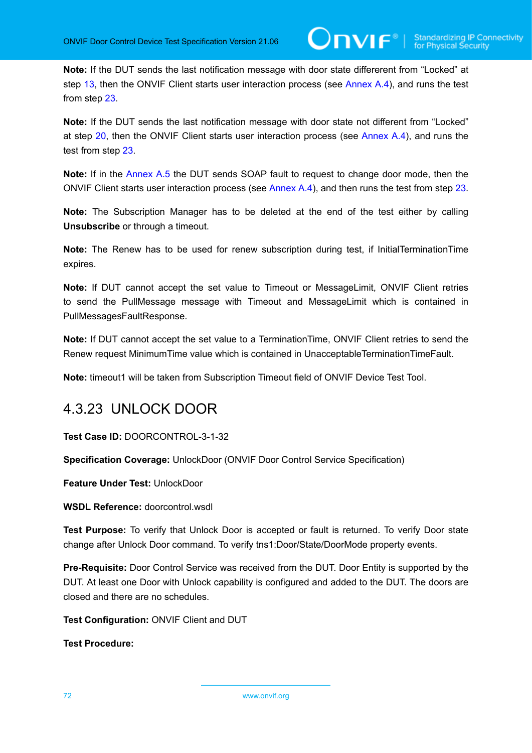**Note:** If the DUT sends the last notification message with door state differerent from “Locked” at step 13, then the ONVIF Client starts user interaction process (see Annex A.4), and runs the test from step 23.

**Note:** If the DUT sends the last notification message with door state not different from “Locked” at step 20, then the ONVIF Client starts user interaction process (see Annex A.4), and runs the test from step 23.

**Note:** If in the Annex A.5 the DUT sends SOAP fault to request to change door mode, then the ONVIF Client starts user interaction process (see Annex A.4), and then runs the test from step 23.

**Note:** The Subscription Manager has to be deleted at the end of the test either by calling **Unsubscribe** or through a timeout.

**Note:** The Renew has to be used for renew subscription during test, if InitialTerminationTime expires.

**Note:** If DUT cannot accept the set value to Timeout or MessageLimit, ONVIF Client retries to send the PullMessage message with Timeout and MessageLimit which is contained in PullMessagesFaultResponse.

**Note:** If DUT cannot accept the set value to a TerminationTime, ONVIF Client retries to send the Renew request MinimumTime value which is contained in UnacceptableTerminationTimeFault.

**Note:** timeout1 will be taken from Subscription Timeout field of ONVIF Device Test Tool.

### 4.3.23 UNLOCK DOOR

**Test Case ID:** DOORCONTROL-3-1-32

**Specification Coverage:** UnlockDoor (ONVIF Door Control Service Specification)

**Feature Under Test:** UnlockDoor

**WSDL Reference:** doorcontrol.wsdl

**Test Purpose:** To verify that Unlock Door is accepted or fault is returned. To verify Door state change after Unlock Door command. To verify tns1:Door/State/DoorMode property events.

**Pre-Requisite:** Door Control Service was received from the DUT. Door Entity is supported by the DUT. At least one Door with Unlock capability is configured and added to the DUT. The doors are closed and there are no schedules.

**Test Configuration:** ONVIF Client and DUT

**Test Procedure:**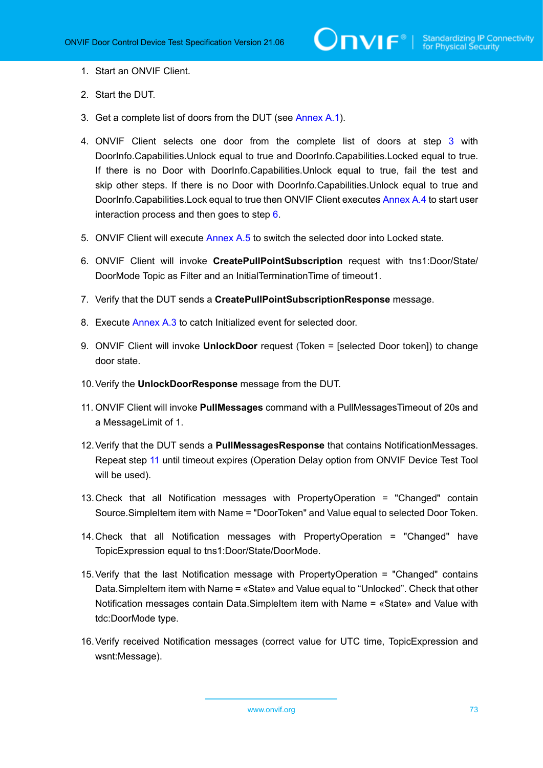1. Start an ONVIF Client.

2. Start the DUT.

3. Get a complete list of doors from the DUT (see Annex A.1).

4. ONVIF Client selects one door from the complete list of doors at step 3 with DoorInfo.Capabilities.Unlock equal to true and DoorInfo.Capabilities.Locked equal to true. If there is no Door with DoorInfo.Capabilities.Unlock equal to true, fail the test and skip other steps. If there is no Door with DoorInfo.Capabilities.Unlock equal to true and DoorInfo.Capabilities.Lock equal to true then ONVIF Client executes Annex A.4 to start user interaction process and then goes to step 6.

5. ONVIF Client will execute Annex A.5 to switch the selected door into Locked state.

6. ONVIF Client will invoke **CreatePullPointSubscription** request with tns1:Door/State/DoorMode Topic as Filter and an InitialTerminationTime of timeout1.

7. Verify that the DUT sends a **CreatePullPointSubscriptionResponse** message.

8. Execute Annex A.3 to catch Initialized event for selected door.

9. ONVIF Client will invoke **UnlockDoor** request (Token = [selected Door token]) to change door state.

10. Verify the **UnlockDoorResponse** message from the DUT.

11. ONVIF Client will invoke **PullMessages** command with a PullMessagesTimeout of 20s and a MessageLimit of 1.

12. Verify that the DUT sends a **PullMessagesResponse** that contains NotificationMessages. Repeat step 11 until timeout expires (Operation Delay option from ONVIF Device Test Tool will be used).

13. Check that all Notification messages with PropertyOperation = "Changed" contain Source.SimpleItem item with Name = "DoorToken" and Value equal to selected Door Token.

14. Check that all Notification messages with PropertyOperation = "Changed" have TopicExpression equal to tns1:Door/State/DoorMode.

15. Verify that the last Notification message with PropertyOperation = "Changed" contains Data.SimpleItem item with Name = «State» and Value equal to “Unlocked”. Check that other Notification messages contain Data.SimpleItem item with Name = «State» and Value with tdc:DoorMode type.

16. Verify received Notification messages (correct value for UTC time, TopicExpression and wsnt:Message).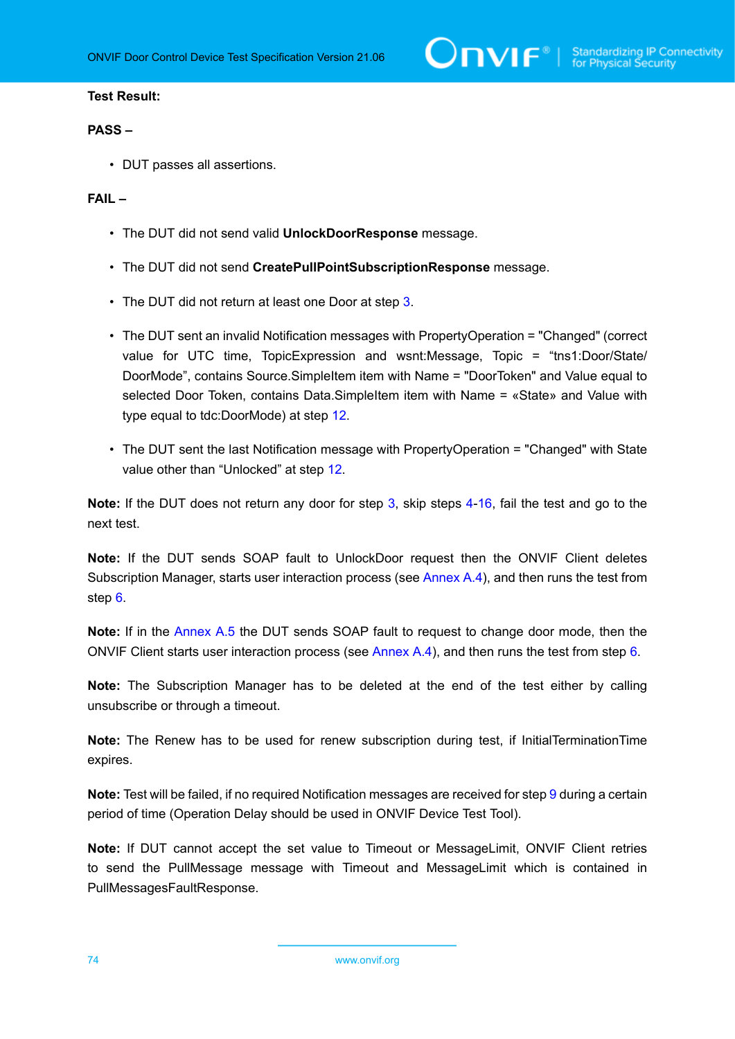**Test Result:**

**PASS –**

- DUT passes all assertions.

**FAIL –**

- The DUT did not send valid **UnlockDoorResponse** message.
- The DUT did not send **CreatePullPointSubscriptionResponse** message.
- The DUT did not return at least one Door at step 3.
- The DUT sent an invalid Notification messages with PropertyOperation = "Changed" (correct value for UTC time, TopicExpression and wsnt:Message, Topic = "tns1:Door/State/DoorMode", contains Source.SimpleItem item with Name = "DoorToken" and Value equal to selected Door Token, contains Data.SimpleItem item with Name = «State» and Value with type equal to tdc:DoorMode) at step 12.
- The DUT sent the last Notification message with PropertyOperation = "Changed" with State value other than "Unlocked" at step 12.

**Note:** If the DUT does not return any door for step 3, skip steps 4-16, fail the test and go to the next test.

**Note:** If the DUT sends SOAP fault to UnlockDoor request then the ONVIF Client deletes Subscription Manager, starts user interaction process (see Annex A.4), and then runs the test from step 6.

**Note:** If in the Annex A.5 the DUT sends SOAP fault to request to change door mode, then the ONVIF Client starts user interaction process (see Annex A.4), and then runs the test from step 6.

**Note:** The Subscription Manager has to be deleted at the end of the test either by calling unsubscribe or through a timeout.

**Note:** The Renew has to be used for renew subscription during test, if InitialTerminationTime expires.

**Note:** Test will be failed, if no required Notification messages are received for step 9 during a certain period of time (Operation Delay should be used in ONVIF Device Test Tool).

**Note:** If DUT cannot accept the set value to Timeout or MessageLimit, ONVIF Client retries to send the PullMessage message with Timeout and MessageLimit which is contained in PullMessagesFaultResponse.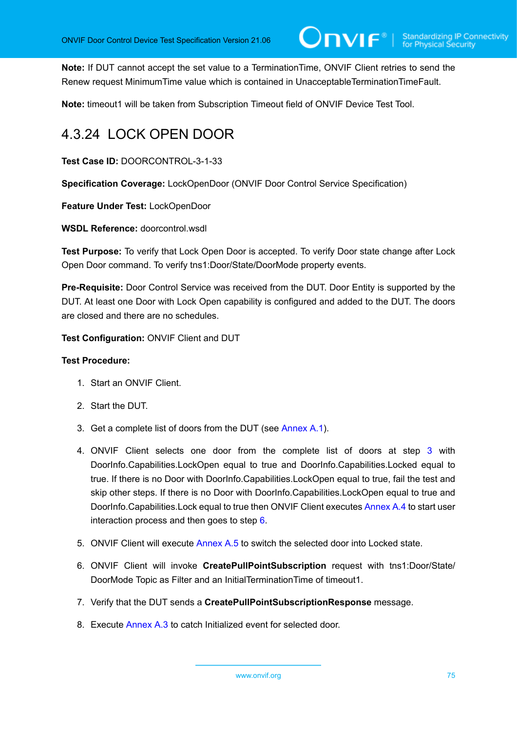**Note:** If DUT cannot accept the set value to a TerminationTime, ONVIF Client retries to send the Renew request MinimumTime value which is contained in UnacceptableTerminationTimeFault.

**Note:** timeout1 will be taken from Subscription Timeout field of ONVIF Device Test Tool.

### 4.3.24 LOCK OPEN DOOR

**Test Case ID:** DOORCONTROL-3-1-33

**Specification Coverage:** LockOpenDoor (ONVIF Door Control Service Specification)

**Feature Under Test:** LockOpenDoor

**WSDL Reference:** doorcontrol.wsdl

**Test Purpose:** To verify that Lock Open Door is accepted. To verify Door state change after Lock Open Door command. To verify tns1:Door/State/DoorMode property events.

**Pre-Requisite:** Door Control Service was received from the DUT. Door Entity is supported by the DUT. At least one Door with Lock Open capability is configured and added to the DUT. The doors are closed and there are no schedules.

**Test Configuration:** ONVIF Client and DUT

**Test Procedure:**

1. Start an ONVIF Client.
2. Start the DUT.
3. Get a complete list of doors from the DUT (see Annex A.1).
4. ONVIF Client selects one door from the complete list of doors at step 3 with DoorInfo.Capabilities.LockOpen equal to true and DoorInfo.Capabilities.Locked equal to true. If there is no Door with DoorInfo.Capabilities.LockOpen equal to true, fail the test and skip other steps. If there is no Door with DoorInfo.Capabilities.LockOpen equal to true and DoorInfo.Capabilities.Lock equal to true then ONVIF Client executes Annex A.4 to start user interaction process and then goes to step 6.
5. ONVIF Client will execute Annex A.5 to switch the selected door into Locked state.
6. ONVIF Client will invoke **CreatePullPointSubscription** request with tns1:Door/State/DoorMode Topic as Filter and an InitialTerminationTime of timeout1.
7. Verify that the DUT sends a **CreatePullPointSubscriptionResponse** message.
8. Execute Annex A.3 to catch Initialized event for selected door.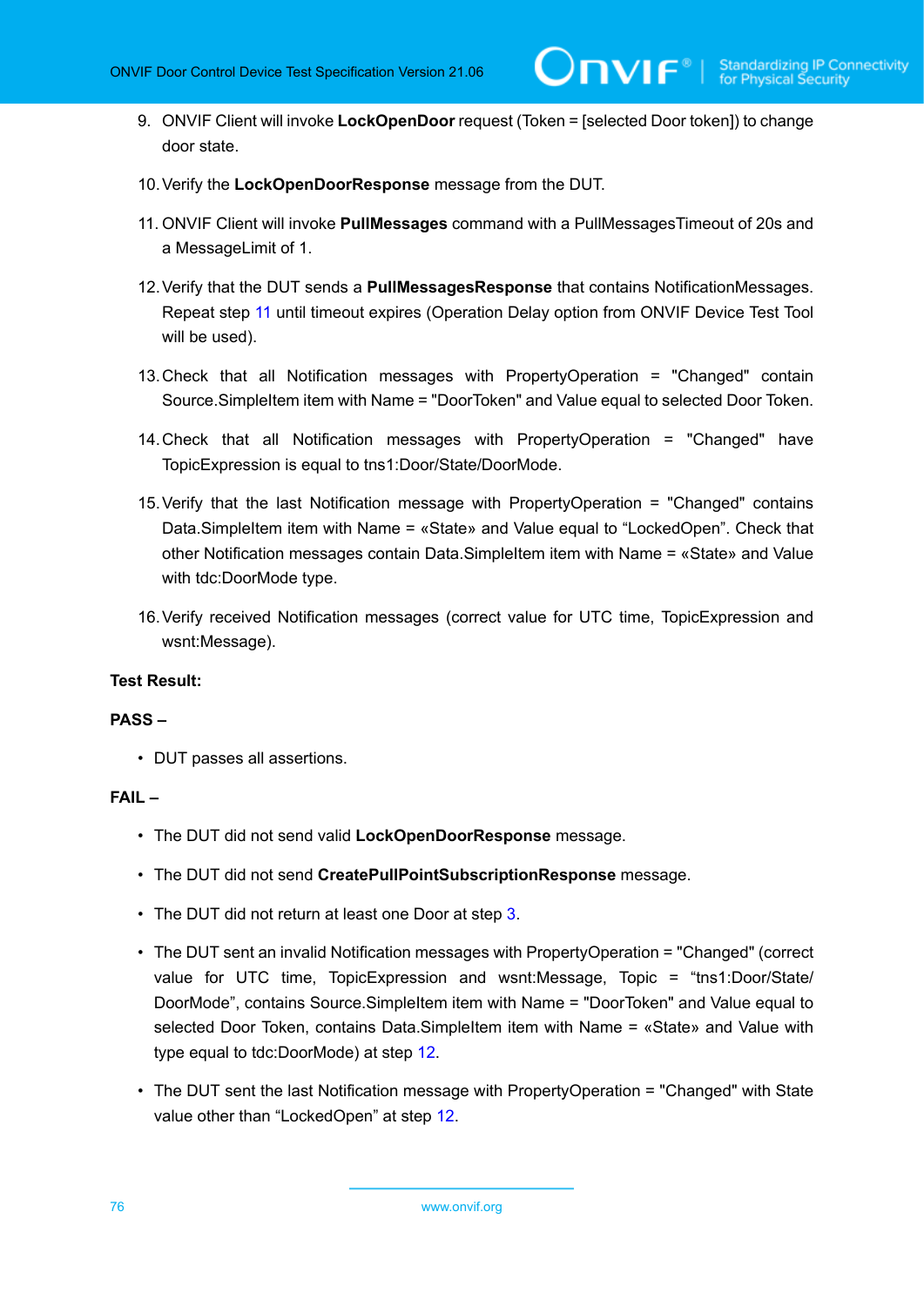9. ONVIF Client will invoke **LockOpenDoor** request (Token = [selected Door token]) to change door state.

10. Verify the **LockOpenDoorResponse** message from the DUT.

11. ONVIF Client will invoke **PullMessages** command with a PullMessagesTimeout of 20s and a MessageLimit of 1.

12. Verify that the DUT sends a **PullMessagesResponse** that contains NotificationMessages. Repeat step 11 until timeout expires (Operation Delay option from ONVIF Device Test Tool will be used).

13. Check that all Notification messages with PropertyOperation = "Changed" contain Source.SimpleItem item with Name = "DoorToken" and Value equal to selected Door Token.

14. Check that all Notification messages with PropertyOperation = "Changed" have TopicExpression is equal to tns1:Door/State/DoorMode.

15. Verify that the last Notification message with PropertyOperation = "Changed" contains Data.SimpleItem item with Name = «State» and Value equal to "LockedOpen". Check that other Notification messages contain Data.SimpleItem item with Name = «State» and Value with tdc:DoorMode type.

16. Verify received Notification messages (correct value for UTC time, TopicExpression and wsnt:Message).

**Test Result:**

**PASS –**

- DUT passes all assertions.

**FAIL –**

- The DUT did not send valid **LockOpenDoorResponse** message.
- The DUT did not send **CreatePullPointSubscriptionResponse** message.
- The DUT did not return at least one Door at step 3.
- The DUT sent an invalid Notification messages with PropertyOperation = "Changed" (correct value for UTC time, TopicExpression and wsnt:Message, Topic = "tns1:Door/State/DoorMode", contains Source.SimpleItem item with Name = "DoorToken" and Value equal to selected Door Token, contains Data.SimpleItem item with Name = «State» and Value with type equal to tdc:DoorMode) at step 12.
- The DUT sent the last Notification message with PropertyOperation = "Changed" with State value other than "LockedOpen" at step 12.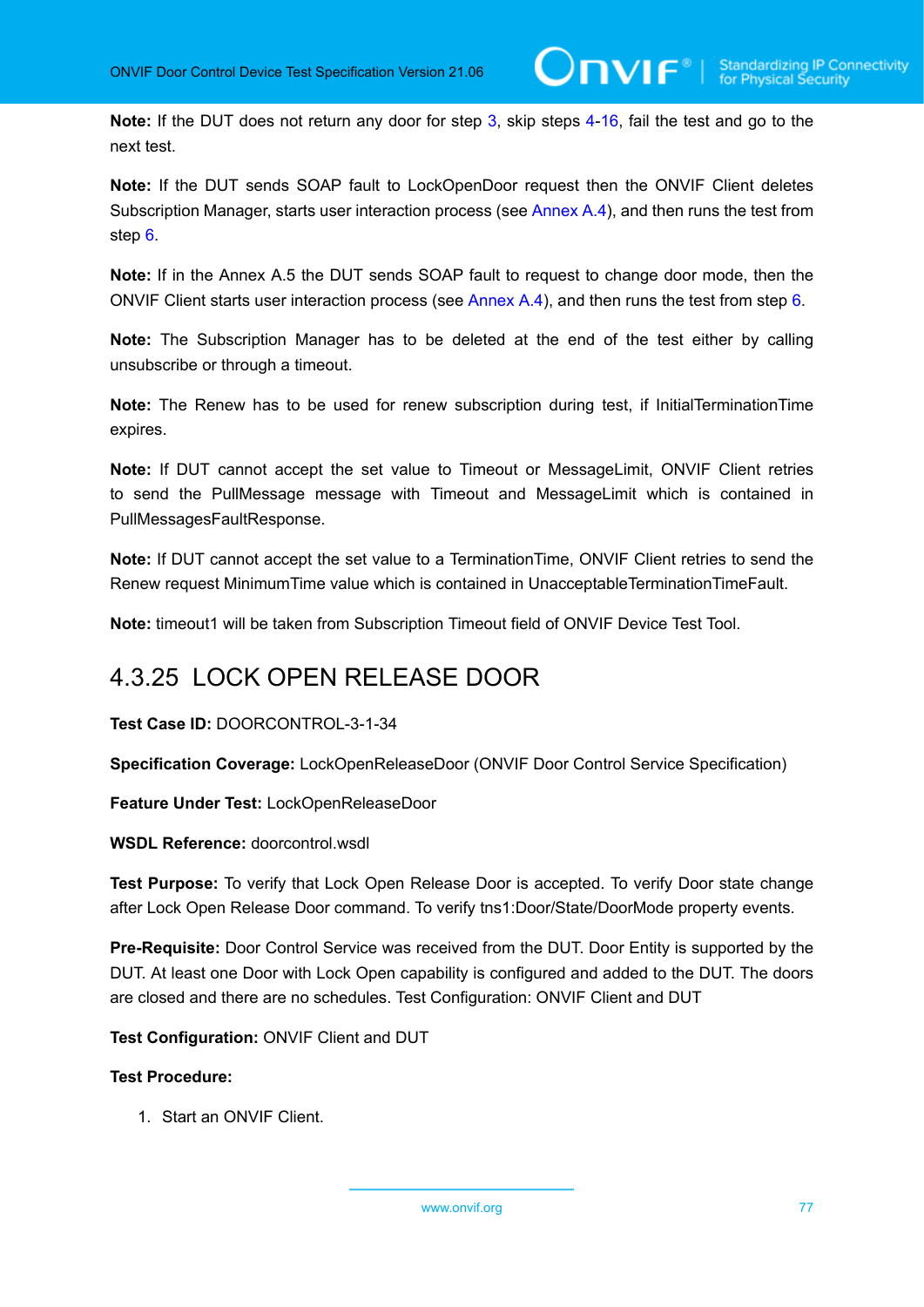**Note:** If the DUT does not return any door for step 3, skip steps 4-16, fail the test and go to the next test.

**Note:** If the DUT sends SOAP fault to LockOpenDoor request then the ONVIF Client deletes Subscription Manager, starts user interaction process (see Annex A.4), and then runs the test from step 6.

**Note:** If in the Annex A.5 the DUT sends SOAP fault to request to change door mode, then the ONVIF Client starts user interaction process (see Annex A.4), and then runs the test from step 6.

**Note:** The Subscription Manager has to be deleted at the end of the test either by calling unsubscribe or through a timeout.

**Note:** The Renew has to be used for renew subscription during test, if InitialTerminationTime expires.

**Note:** If DUT cannot accept the set value to Timeout or MessageLimit, ONVIF Client retries to send the PullMessage message with Timeout and MessageLimit which is contained in PullMessagesFaultResponse.

**Note:** If DUT cannot accept the set value to a TerminationTime, ONVIF Client retries to send the Renew request MinimumTime value which is contained in UnacceptableTerminationTimeFault.

**Note:** timeout1 will be taken from Subscription Timeout field of ONVIF Device Test Tool.

### 4.3.25 LOCK OPEN RELEASE DOOR

**Test Case ID:** DOORCONTROL-3-1-34

**Specification Coverage:** LockOpenReleaseDoor (ONVIF Door Control Service Specification)

**Feature Under Test:** LockOpenReleaseDoor

**WSDL Reference:** doorcontrol.wsdl

**Test Purpose:** To verify that Lock Open Release Door is accepted. To verify Door state change after Lock Open Release Door command. To verify tns1:Door/State/DoorMode property events.

**Pre-Requisite:** Door Control Service was received from the DUT. Door Entity is supported by the DUT. At least one Door with Lock Open capability is configured and added to the DUT. The doors are closed and there are no schedules. Test Configuration: ONVIF Client and DUT

**Test Configuration:** ONVIF Client and DUT

**Test Procedure:**

1. Start an ONVIF Client.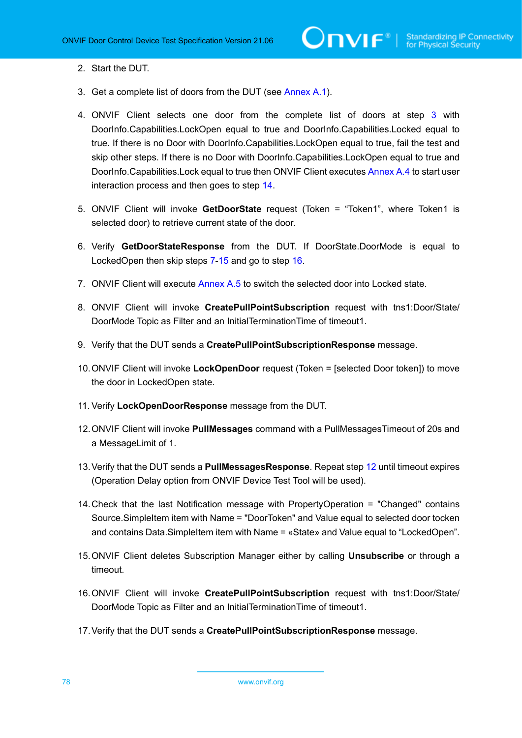2. Start the DUT.

3. Get a complete list of doors from the DUT (see Annex A.1).

4. ONVIF Client selects one door from the complete list of doors at step 3 with DoorInfo.Capabilities.LockOpen equal to true and DoorInfo.Capabilities.Locked equal to true. If there is no Door with DoorInfo.Capabilities.LockOpen equal to true, fail the test and skip other steps. If there is no Door with DoorInfo.Capabilities.LockOpen equal to true and DoorInfo.Capabilities.Lock equal to true then ONVIF Client executes Annex A.4 to start user interaction process and then goes to step 14.

5. ONVIF Client will invoke **GetDoorState** request (Token = "Token1", where Token1 is selected door) to retrieve current state of the door.

6. Verify **GetDoorStateResponse** from the DUT. If DoorState.DoorMode is equal to LockedOpen then skip steps 7-15 and go to step 16.

7. ONVIF Client will execute Annex A.5 to switch the selected door into Locked state.

8. ONVIF Client will invoke **CreatePullPointSubscription** request with tns1:Door/State/DoorMode Topic as Filter and an InitialTerminationTime of timeout1.

9. Verify that the DUT sends a **CreatePullPointSubscriptionResponse** message.

10. ONVIF Client will invoke **LockOpenDoor** request (Token = [selected Door token]) to move the door in LockedOpen state.

11. Verify **LockOpenDoorResponse** message from the DUT.

12. ONVIF Client will invoke **PullMessages** command with a PullMessagesTimeout of 20s and a MessageLimit of 1.

13. Verify that the DUT sends a **PullMessagesResponse**. Repeat step 12 until timeout expires (Operation Delay option from ONVIF Device Test Tool will be used).

14. Check that the last Notification message with PropertyOperation = "Changed" contains Source.SimpleItem item with Name = "DoorToken" and Value equal to selected door tocken and contains Data.SimpleItem item with Name = «State» and Value equal to "LockedOpen".

15. ONVIF Client deletes Subscription Manager either by calling **Unsubscribe** or through a timeout.

16. ONVIF Client will invoke **CreatePullPointSubscription** request with tns1:Door/State/DoorMode Topic as Filter and an InitialTerminationTime of timeout1.

17. Verify that the DUT sends a **CreatePullPointSubscriptionResponse** message.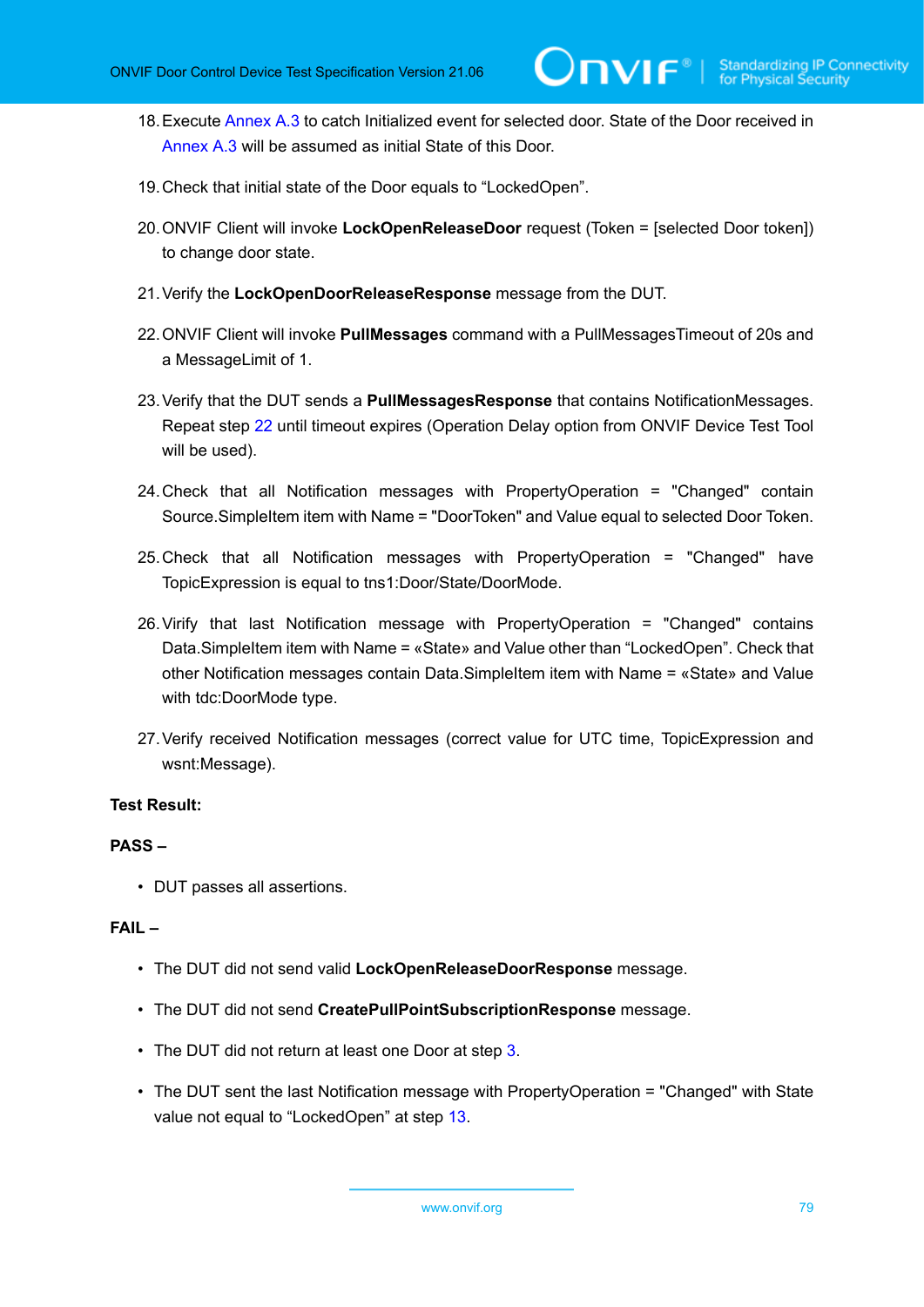18. Execute Annex A.3 to catch Initialized event for selected door. State of the Door received in Annex A.3 will be assumed as initial State of this Door.

19. Check that initial state of the Door equals to “LockedOpen”.

20. ONVIF Client will invoke **LockOpenReleaseDoor** request (Token = [selected Door token]) to change door state.

21. Verify the **LockOpenDoorReleaseResponse** message from the DUT.

22. ONVIF Client will invoke **PullMessages** command with a PullMessagesTimeout of 20s and a MessageLimit of 1.

23. Verify that the DUT sends a **PullMessagesResponse** that contains NotificationMessages. Repeat step 22 until timeout expires (Operation Delay option from ONVIF Device Test Tool will be used).

24. Check that all Notification messages with PropertyOperation = "Changed" contain Source.SimpleItem item with Name = "DoorToken" and Value equal to selected Door Token.

25. Check that all Notification messages with PropertyOperation = "Changed" have TopicExpression is equal to tns1:Door/State/DoorMode.

26. Virify that last Notification message with PropertyOperation = "Changed" contains Data.SimpleItem item with Name = «State» and Value other than “LockedOpen”. Check that other Notification messages contain Data.SimpleItem item with Name = «State» and Value with tdc:DoorMode type.

27. Verify received Notification messages (correct value for UTC time, TopicExpression and wsnt:Message).

**Test Result:**

**PASS –**

- DUT passes all assertions.

**FAIL –**

- The DUT did not send valid **LockOpenReleaseDoorResponse** message.
- The DUT did not send **CreatePullPointSubscriptionResponse** message.
- The DUT did not return at least one Door at step 3.
- The DUT sent the last Notification message with PropertyOperation = "Changed" with State value not equal to “LockedOpen” at step 13.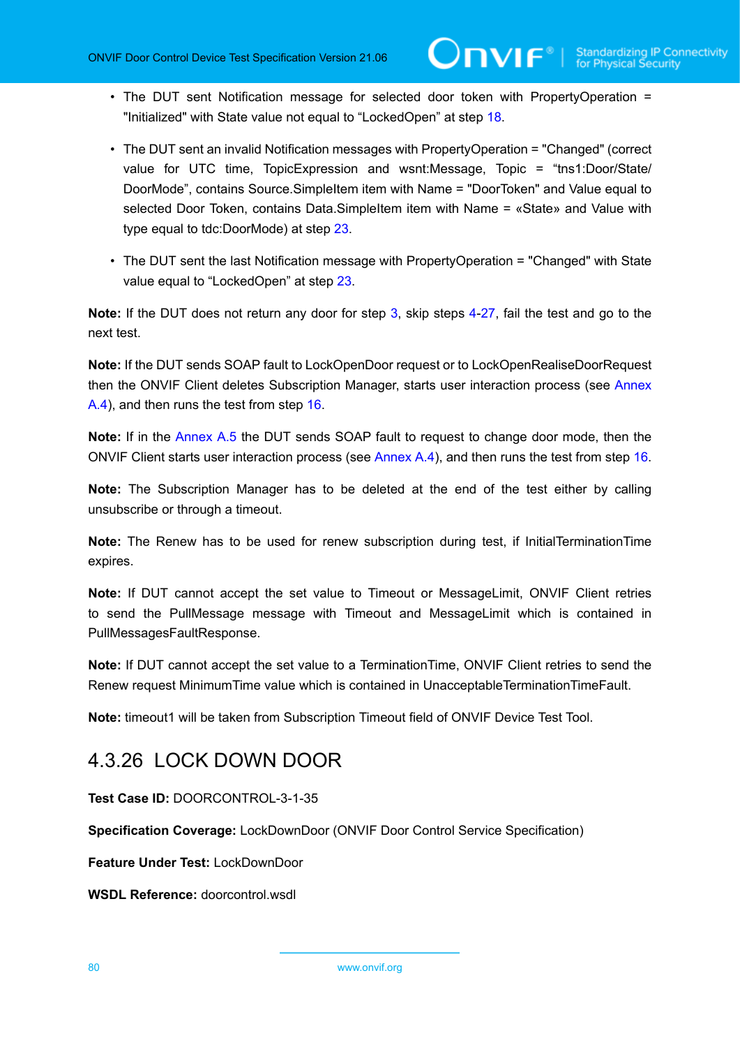- The DUT sent Notification message for selected door token with PropertyOperation = "Initialized" with State value not equal to “LockedOpen” at step 18.
- The DUT sent an invalid Notification messages with PropertyOperation = "Changed" (correct value for UTC time, TopicExpression and wsnt:Message, Topic = “tns1:Door/State/DoorMode”, contains Source.SimpleItem item with Name = "DoorToken" and Value equal to selected Door Token, contains Data.SimpleItem item with Name = «State» and Value with type equal to tdc:DoorMode) at step 23.
- The DUT sent the last Notification message with PropertyOperation = "Changed" with State value equal to “LockedOpen” at step 23.

**Note:** If the DUT does not return any door for step 3, skip steps 4-27, fail the test and go to the next test.

**Note:** If the DUT sends SOAP fault to LockOpenDoor request or to LockOpenRealiseDoorRequest then the ONVIF Client deletes Subscription Manager, starts user interaction process (see Annex A.4), and then runs the test from step 16.

**Note:** If in the Annex A.5 the DUT sends SOAP fault to request to change door mode, then the ONVIF Client starts user interaction process (see Annex A.4), and then runs the test from step 16.

**Note:** The Subscription Manager has to be deleted at the end of the test either by calling unsubscribe or through a timeout.

**Note:** The Renew has to be used for renew subscription during test, if InitialTerminationTime expires.

**Note:** If DUT cannot accept the set value to Timeout or MessageLimit, ONVIF Client retries to send the PullMessage message with Timeout and MessageLimit which is contained in PullMessagesFaultResponse.

**Note:** If DUT cannot accept the set value to a TerminationTime, ONVIF Client retries to send the Renew request MinimumTime value which is contained in UnacceptableTerminationTimeFault.

**Note:** timeout1 will be taken from Subscription Timeout field of ONVIF Device Test Tool.

### 4.3.26 LOCK DOWN DOOR

**Test Case ID:** DOORCONTROL-3-1-35

**Specification Coverage:** LockDownDoor (ONVIF Door Control Service Specification)

**Feature Under Test:** LockDownDoor

**WSDL Reference:** doorcontrol.wsdl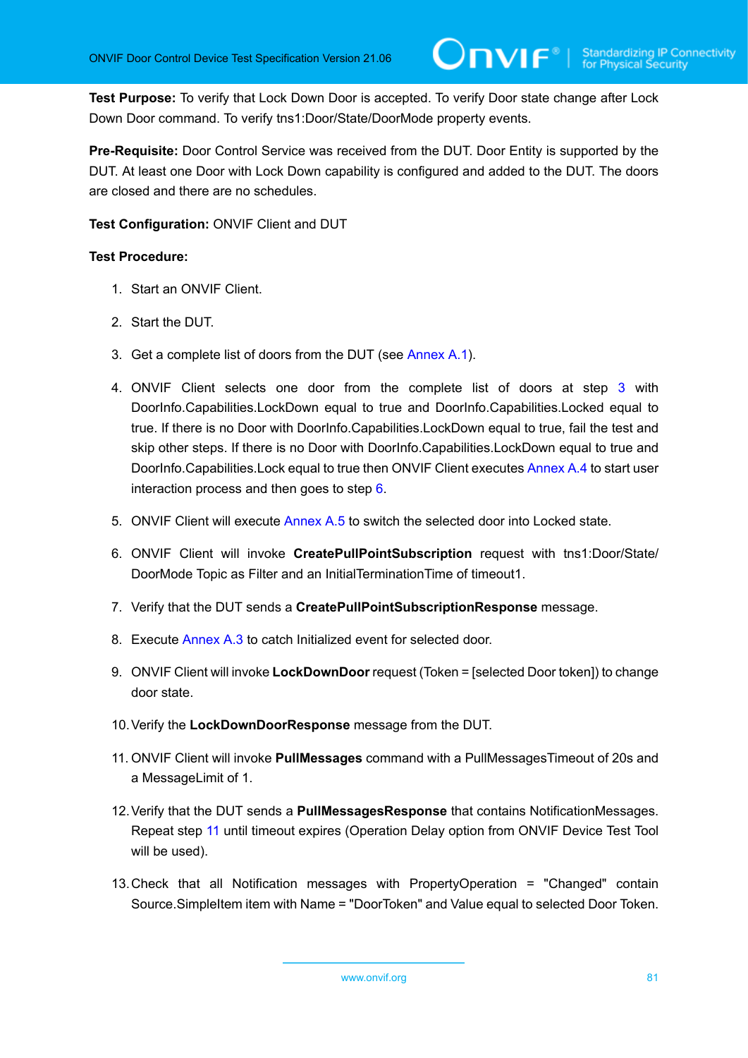**Test Purpose:** To verify that Lock Down Door is accepted. To verify Door state change after Lock Down Door command. To verify tns1:Door/State/DoorMode property events.

**Pre-Requisite:** Door Control Service was received from the DUT. Door Entity is supported by the DUT. At least one Door with Lock Down capability is configured and added to the DUT. The doors are closed and there are no schedules.

**Test Configuration:** ONVIF Client and DUT

**Test Procedure:**

1. Start an ONVIF Client.
2. Start the DUT.
3. Get a complete list of doors from the DUT (see Annex A.1).
4. ONVIF Client selects one door from the complete list of doors at step 3 with DoorInfo.Capabilities.LockDown equal to true and DoorInfo.Capabilities.Locked equal to true. If there is no Door with DoorInfo.Capabilities.LockDown equal to true, fail the test and skip other steps. If there is no Door with DoorInfo.Capabilities.LockDown equal to true and DoorInfo.Capabilities.Lock equal to true then ONVIF Client executes Annex A.4 to start user interaction process and then goes to step 6.
5. ONVIF Client will execute Annex A.5 to switch the selected door into Locked state.
6. ONVIF Client will invoke **CreatePullPointSubscription** request with tns1:Door/State/DoorMode Topic as Filter and an InitialTerminationTime of timeout1.
7. Verify that the DUT sends a **CreatePullPointSubscriptionResponse** message.
8. Execute Annex A.3 to catch Initialized event for selected door.
9. ONVIF Client will invoke **LockDownDoor** request (Token = [selected Door token]) to change door state.
10. Verify the **LockDownDoorResponse** message from the DUT.
11. ONVIF Client will invoke **PullMessages** command with a PullMessagesTimeout of 20s and a MessageLimit of 1.
12. Verify that the DUT sends a **PullMessagesResponse** that contains NotificationMessages. Repeat step 11 until timeout expires (Operation Delay option from ONVIF Device Test Tool will be used).
13. Check that all Notification messages with PropertyOperation = "Changed" contain Source.SimpleItem item with Name = "DoorToken" and Value equal to selected Door Token.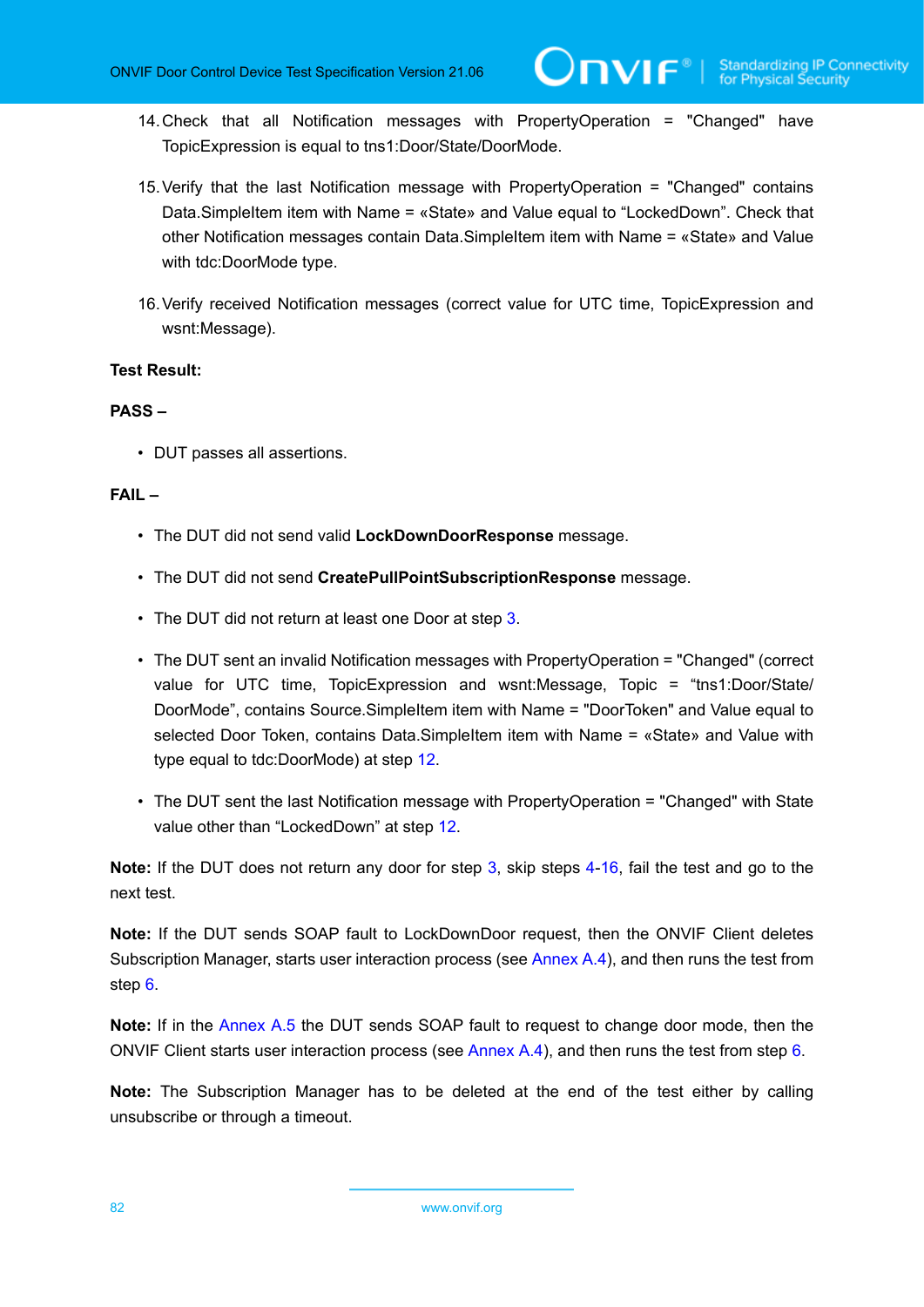14. Check that all Notification messages with PropertyOperation = "Changed" have TopicExpression is equal to tns1:Door/State/DoorMode.

15. Verify that the last Notification message with PropertyOperation = "Changed" contains Data.SimpleItem item with Name = «State» and Value equal to “LockedDown”. Check that other Notification messages contain Data.SimpleItem item with Name = «State» and Value with tdc:DoorMode type.

16. Verify received Notification messages (correct value for UTC time, TopicExpression and wsnt:Message).

**Test Result:**

**PASS –**

- DUT passes all assertions.

**FAIL –**

- The DUT did not send valid **LockDownDoorResponse** message.
- The DUT did not send **CreatePullPointSubscriptionResponse** message.
- The DUT did not return at least one Door at step 3.
- The DUT sent an invalid Notification messages with PropertyOperation = "Changed" (correct value for UTC time, TopicExpression and wsnt:Message, Topic = “tns1:Door/State/DoorMode”, contains Source.SimpleItem item with Name = "DoorToken" and Value equal to selected Door Token, contains Data.SimpleItem item with Name = «State» and Value with type equal to tdc:DoorMode) at step 12.
- The DUT sent the last Notification message with PropertyOperation = "Changed" with State value other than “LockedDown” at step 12.

**Note:** If the DUT does not return any door for step 3, skip steps 4-16, fail the test and go to the next test.

**Note:** If the DUT sends SOAP fault to LockDownDoor request, then the ONVIF Client deletes Subscription Manager, starts user interaction process (see Annex A.4), and then runs the test from step 6.

**Note:** If in the Annex A.5 the DUT sends SOAP fault to request to change door mode, then the ONVIF Client starts user interaction process (see Annex A.4), and then runs the test from step 6.

**Note:** The Subscription Manager has to be deleted at the end of the test either by calling unsubscribe or through a timeout.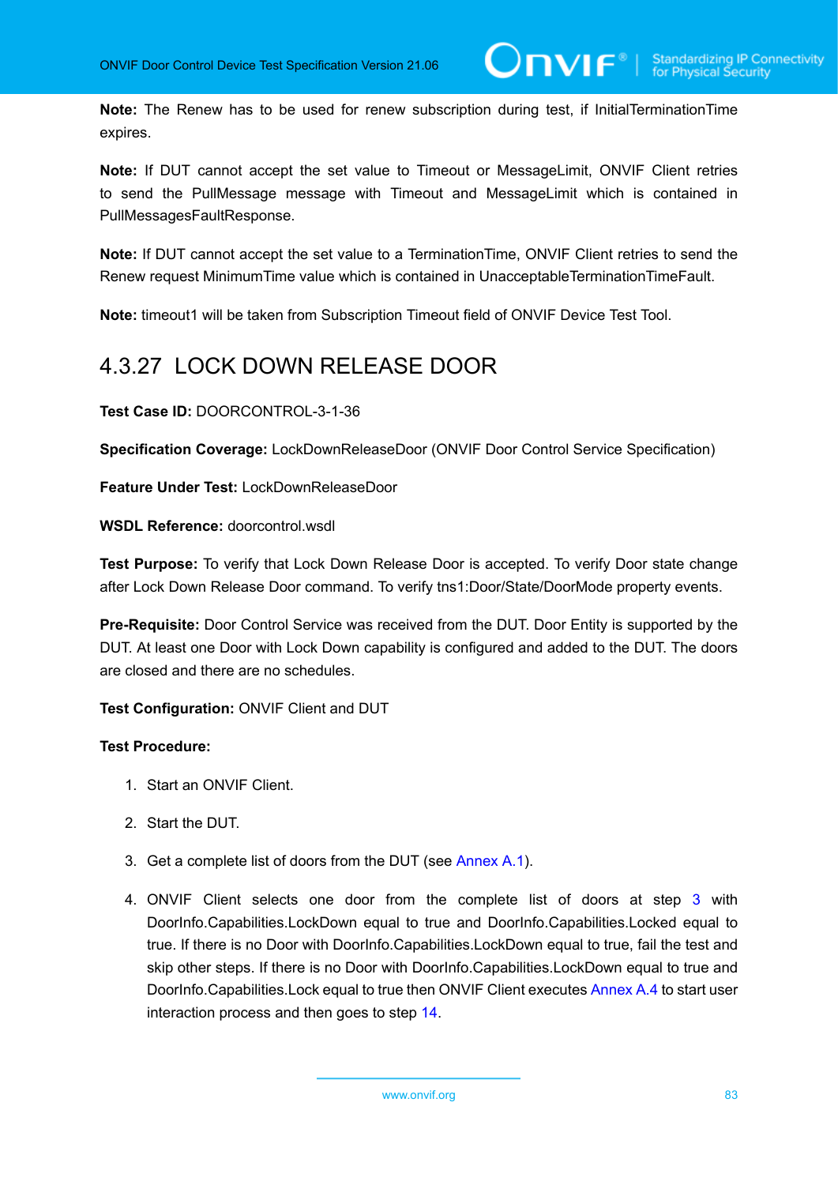**Note:** The Renew has to be used for renew subscription during test, if InitialTerminationTime expires.

**Note:** If DUT cannot accept the set value to Timeout or MessageLimit, ONVIF Client retries to send the PullMessage message with Timeout and MessageLimit which is contained in PullMessagesFaultResponse.

**Note:** If DUT cannot accept the set value to a TerminationTime, ONVIF Client retries to send the Renew request MinimumTime value which is contained in UnacceptableTerminationTimeFault.

**Note:** timeout1 will be taken from Subscription Timeout field of ONVIF Device Test Tool.

### 4.3.27 LOCK DOWN RELEASE DOOR

**Test Case ID:** DOORCONTROL-3-1-36

**Specification Coverage:** LockDownReleaseDoor (ONVIF Door Control Service Specification)

**Feature Under Test:** LockDownReleaseDoor

**WSDL Reference:** doorcontrol.wsdl

**Test Purpose:** To verify that Lock Down Release Door is accepted. To verify Door state change after Lock Down Release Door command. To verify tns1:Door/State/DoorMode property events.

**Pre-Requisite:** Door Control Service was received from the DUT. Door Entity is supported by the DUT. At least one Door with Lock Down capability is configured and added to the DUT. The doors are closed and there are no schedules.

**Test Configuration:** ONVIF Client and DUT

**Test Procedure:**

1. Start an ONVIF Client.
2. Start the DUT.
3. Get a complete list of doors from the DUT (see Annex A.1).
4. ONVIF Client selects one door from the complete list of doors at step 3 with DoorInfo.Capabilities.LockDown equal to true and DoorInfo.Capabilities.Locked equal to true. If there is no Door with DoorInfo.Capabilities.LockDown equal to true, fail the test and skip other steps. If there is no Door with DoorInfo.Capabilities.LockDown equal to true and DoorInfo.Capabilities.Lock equal to true then ONVIF Client executes Annex A.4 to start user interaction process and then goes to step 14.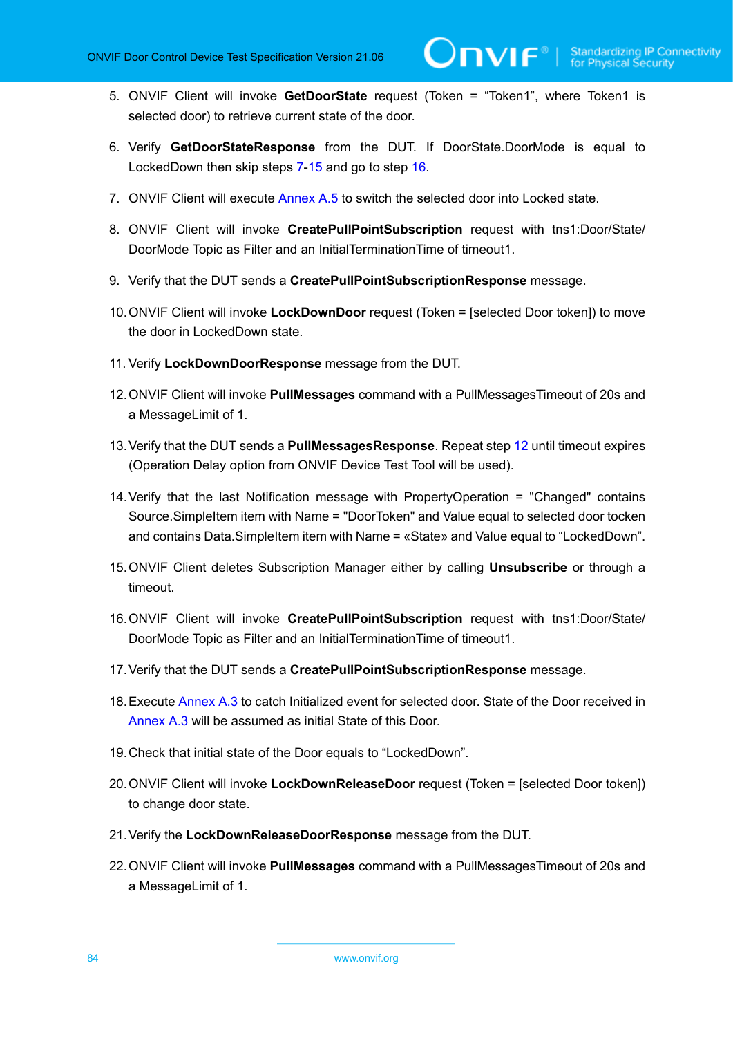5. ONVIF Client will invoke **GetDoorState** request (Token = “Token1”, where Token1 is selected door) to retrieve current state of the door.

6. Verify **GetDoorStateResponse** from the DUT. If DoorState.DoorMode is equal to LockedDown then skip steps 7-15 and go to step 16.

7. ONVIF Client will execute Annex A.5 to switch the selected door into Locked state.

8. ONVIF Client will invoke **CreatePullPointSubscription** request with tns1:Door/State/DoorMode Topic as Filter and an InitialTerminationTime of timeout1.

9. Verify that the DUT sends a **CreatePullPointSubscriptionResponse** message.

10. ONVIF Client will invoke **LockDownDoor** request (Token = [selected Door token]) to move the door in LockedDown state.

11. Verify **LockDownDoorResponse** message from the DUT.

12. ONVIF Client will invoke **PullMessages** command with a PullMessagesTimeout of 20s and a MessageLimit of 1.

13. Verify that the DUT sends a **PullMessagesResponse**. Repeat step 12 until timeout expires (Operation Delay option from ONVIF Device Test Tool will be used).

14. Verify that the last Notification message with PropertyOperation = "Changed" contains Source.SimpleItem item with Name = "DoorToken" and Value equal to selected door tocken and contains Data.SimpleItem item with Name = «State» and Value equal to “LockedDown”.

15. ONVIF Client deletes Subscription Manager either by calling **Unsubscribe** or through a timeout.

16. ONVIF Client will invoke **CreatePullPointSubscription** request with tns1:Door/State/DoorMode Topic as Filter and an InitialTerminationTime of timeout1.

17. Verify that the DUT sends a **CreatePullPointSubscriptionResponse** message.

18. Execute Annex A.3 to catch Initialized event for selected door. State of the Door received in Annex A.3 will be assumed as initial State of this Door.

19. Check that initial state of the Door equals to “LockedDown”.

20. ONVIF Client will invoke **LockDownReleaseDoor** request (Token = [selected Door token]) to change door state.

21. Verify the **LockDownReleaseDoorResponse** message from the DUT.

22. ONVIF Client will invoke **PullMessages** command with a PullMessagesTimeout of 20s and a MessageLimit of 1.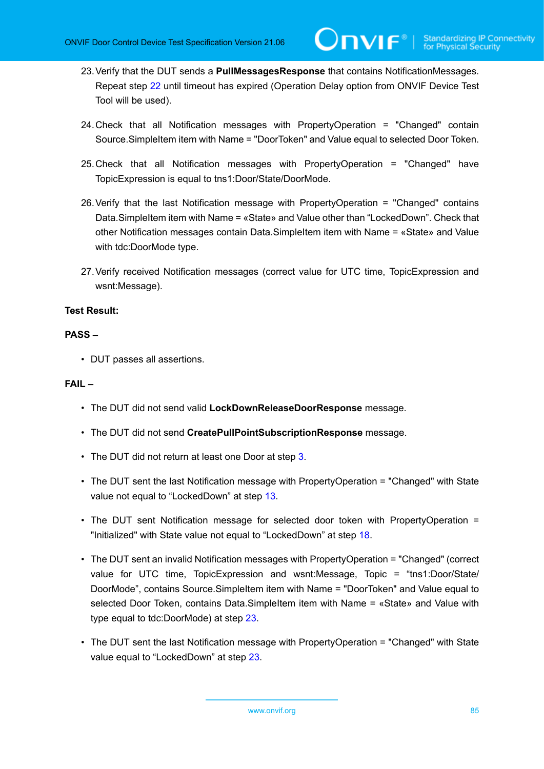23. Verify that the DUT sends a **PullMessagesResponse** that contains NotificationMessages. Repeat step 22 until timeout has expired (Operation Delay option from ONVIF Device Test Tool will be used).

24. Check that all Notification messages with PropertyOperation = "Changed" contain Source.SimpleItem item with Name = "DoorToken" and Value equal to selected Door Token.

25. Check that all Notification messages with PropertyOperation = "Changed" have TopicExpression is equal to tns1:Door/State/DoorMode.

26. Verify that the last Notification message with PropertyOperation = "Changed" contains Data.SimpleItem item with Name = «State» and Value other than "LockedDown". Check that other Notification messages contain Data.SimpleItem item with Name = «State» and Value with tdc:DoorMode type.

27. Verify received Notification messages (correct value for UTC time, TopicExpression and wsnt:Message).

**Test Result:**

**PASS –**

- DUT passes all assertions.

**FAIL –**

- The DUT did not send valid **LockDownReleaseDoorResponse** message.
- The DUT did not send **CreatePullPointSubscriptionResponse** message.
- The DUT did not return at least one Door at step 3.
- The DUT sent the last Notification message with PropertyOperation = "Changed" with State value not equal to "LockedDown" at step 13.
- The DUT sent Notification message for selected door token with PropertyOperation = "Initialized" with State value not equal to "LockedDown" at step 18.
- The DUT sent an invalid Notification messages with PropertyOperation = "Changed" (correct value for UTC time, TopicExpression and wsnt:Message, Topic = "tns1:Door/State/DoorMode", contains Source.SimpleItem item with Name = "DoorToken" and Value equal to selected Door Token, contains Data.SimpleItem item with Name = «State» and Value with type equal to tdc:DoorMode) at step 23.
- The DUT sent the last Notification message with PropertyOperation = "Changed" with State value equal to "LockedDown" at step 23.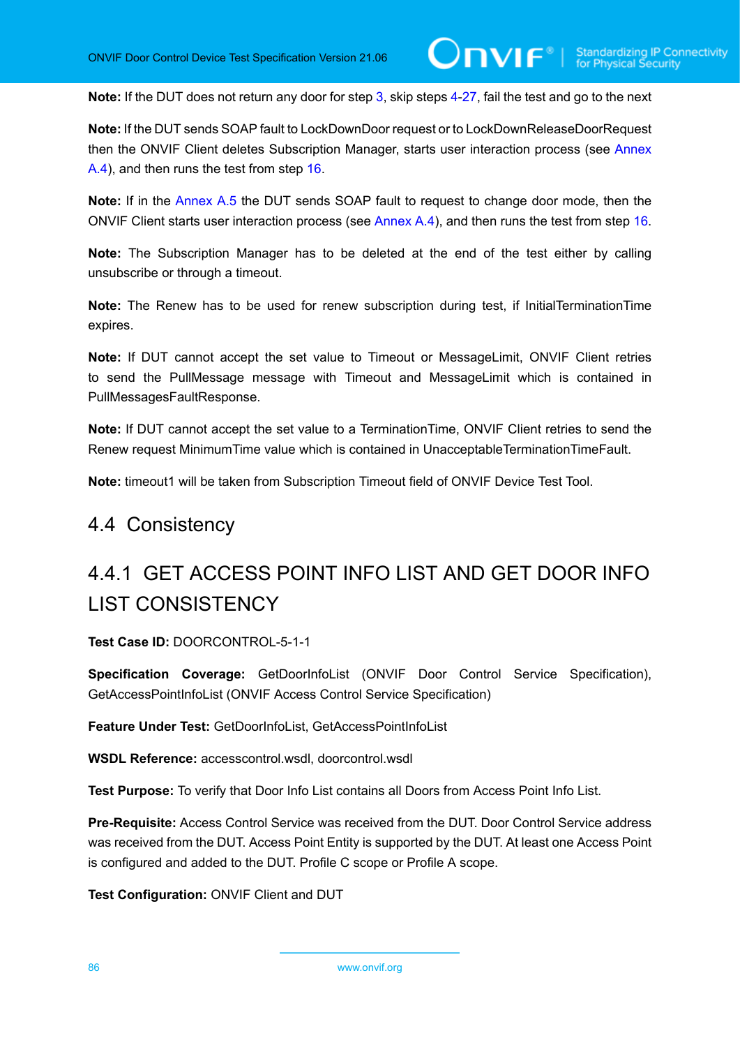**Note:** If the DUT does not return any door for step 3, skip steps 4-27, fail the test and go to the next

**Note:** If the DUT sends SOAP fault to LockDownDoor request or to LockDownReleaseDoorRequest then the ONVIF Client deletes Subscription Manager, starts user interaction process (see Annex A.4), and then runs the test from step 16.

**Note:** If in the Annex A.5 the DUT sends SOAP fault to request to change door mode, then the ONVIF Client starts user interaction process (see Annex A.4), and then runs the test from step 16.

**Note:** The Subscription Manager has to be deleted at the end of the test either by calling unsubscribe or through a timeout.

**Note:** The Renew has to be used for renew subscription during test, if InitialTerminationTime expires.

**Note:** If DUT cannot accept the set value to Timeout or MessageLimit, ONVIF Client retries to send the PullMessage message with Timeout and MessageLimit which is contained in PullMessagesFaultResponse.

**Note:** If DUT cannot accept the set value to a TerminationTime, ONVIF Client retries to send the Renew request MinimumTime value which is contained in UnacceptableTerminationTimeFault.

**Note:** timeout1 will be taken from Subscription Timeout field of ONVIF Device Test Tool.

## 4.4 Consistency

### 4.4.1 GET ACCESS POINT INFO LIST AND GET DOOR INFO LIST CONSISTENCY

**Test Case ID:** DOORCONTROL-5-1-1

**Specification Coverage:** GetDoorInfoList (ONVIF Door Control Service Specification), GetAccessPointInfoList (ONVIF Access Control Service Specification)

**Feature Under Test:** GetDoorInfoList, GetAccessPointInfoList

**WSDL Reference:** accesscontrol.wsdl, doorcontrol.wsdl

**Test Purpose:** To verify that Door Info List contains all Doors from Access Point Info List.

**Pre-Requisite:** Access Control Service was received from the DUT. Door Control Service address was received from the DUT. Access Point Entity is supported by the DUT. At least one Access Point is configured and added to the DUT. Profile C scope or Profile A scope.

**Test Configuration:** ONVIF Client and DUT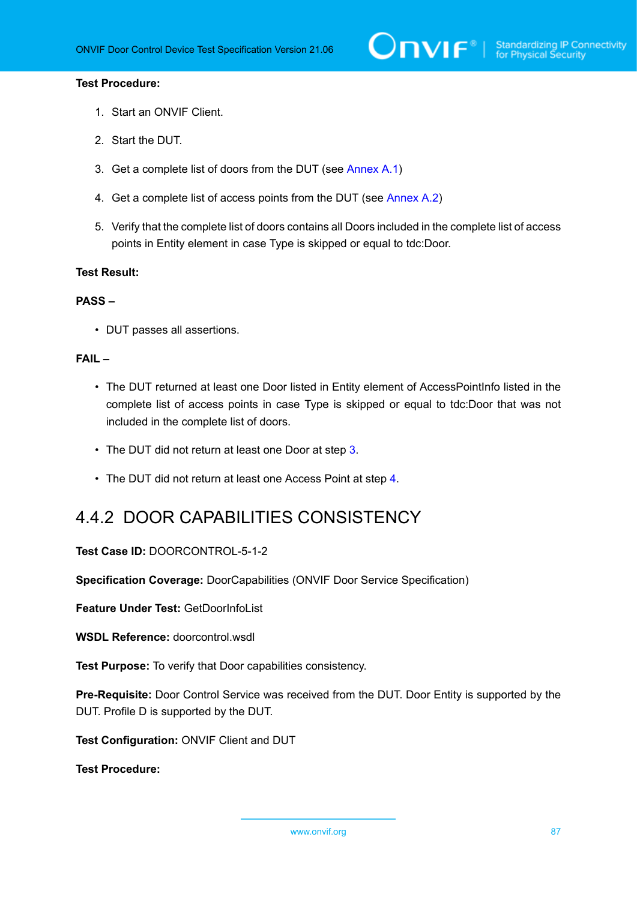**Test Procedure:**

1. Start an ONVIF Client.
2. Start the DUT.
3. Get a complete list of doors from the DUT (see Annex A.1)
4. Get a complete list of access points from the DUT (see Annex A.2)
5. Verify that the complete list of doors contains all Doors included in the complete list of access points in Entity element in case Type is skipped or equal to tdc:Door.

**Test Result:**

**PASS –**

- DUT passes all assertions.

**FAIL –**

- The DUT returned at least one Door listed in Entity element of AccessPointInfo listed in the complete list of access points in case Type is skipped or equal to tdc:Door that was not included in the complete list of doors.
- The DUT did not return at least one Door at step 3.
- The DUT did not return at least one Access Point at step 4.

## 4.4.2 DOOR CAPABILITIES CONSISTENCY

**Test Case ID:** DOORCONTROL-5-1-2

**Specification Coverage:** DoorCapabilities (ONVIF Door Service Specification)

**Feature Under Test:** GetDoorInfoList

**WSDL Reference:** doorcontrol.wsdl

**Test Purpose:** To verify that Door capabilities consistency.

**Pre-Requisite:** Door Control Service was received from the DUT. Door Entity is supported by the DUT. Profile D is supported by the DUT.

**Test Configuration:** ONVIF Client and DUT

**Test Procedure:**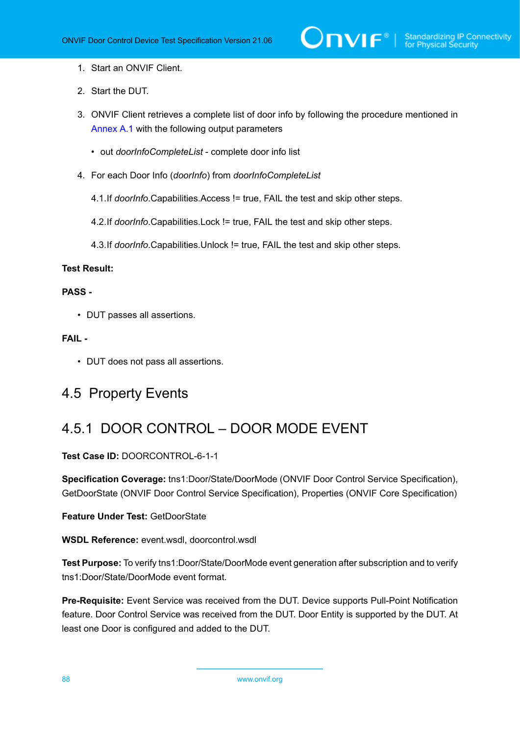1. Start an ONVIF Client.
2. Start the DUT.
3. ONVIF Client retrieves a complete list of door info by following the procedure mentioned in Annex A.1 with the following output parameters
   - out *doorInfoCompleteList* - complete door info list
4. For each Door Info (*doorInfo*) from *doorInfoCompleteList*

   4.1. If *doorInfo*.Capabilities.Access != true, FAIL the test and skip other steps.

   4.2. If *doorInfo*.Capabilities.Lock != true, FAIL the test and skip other steps.

   4.3. If *doorInfo*.Capabilities.Unlock != true, FAIL the test and skip other steps.

**Test Result:**

**PASS -**

- DUT passes all assertions.

**FAIL -**

- DUT does not pass all assertions.

## 4.5 Property Events

### 4.5.1 DOOR CONTROL – DOOR MODE EVENT

**Test Case ID:** DOORCONTROL-6-1-1

**Specification Coverage:** tns1:Door/State/DoorMode (ONVIF Door Control Service Specification), GetDoorState (ONVIF Door Control Service Specification), Properties (ONVIF Core Specification)

**Feature Under Test:** GetDoorState

**WSDL Reference:** event.wsdl, doorcontrol.wsdl

**Test Purpose:** To verify tns1:Door/State/DoorMode event generation after subscription and to verify tns1:Door/State/DoorMode event format.

**Pre-Requisite:** Event Service was received from the DUT. Device supports Pull-Point Notification feature. Door Control Service was received from the DUT. Door Entity is supported by the DUT. At least one Door is configured and added to the DUT.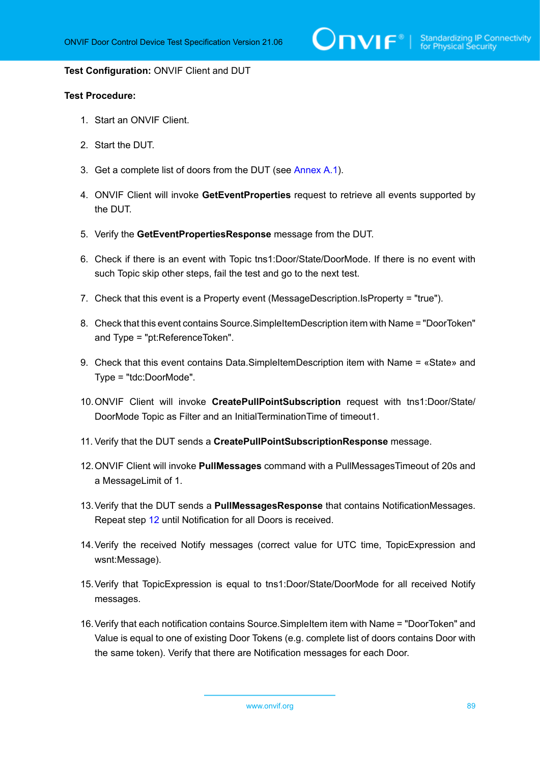**Test Configuration:** ONVIF Client and DUT

**Test Procedure:**

1. Start an ONVIF Client.
2. Start the DUT.
3. Get a complete list of doors from the DUT (see Annex A.1).
4. ONVIF Client will invoke **GetEventProperties** request to retrieve all events supported by the DUT.
5. Verify the **GetEventPropertiesResponse** message from the DUT.
6. Check if there is an event with Topic tns1:Door/State/DoorMode. If there is no event with such Topic skip other steps, fail the test and go to the next test.
7. Check that this event is a Property event (MessageDescription.IsProperty = "true").
8. Check that this event contains Source.SimpleItemDescription item with Name = "DoorToken" and Type = "pt:ReferenceToken".
9. Check that this event contains Data.SimpleItemDescription item with Name = «State» and Type = "tdc:DoorMode".
10. ONVIF Client will invoke **CreatePullPointSubscription** request with tns1:Door/State/DoorMode Topic as Filter and an InitialTerminationTime of timeout1.
11. Verify that the DUT sends a **CreatePullPointSubscriptionResponse** message.
12. ONVIF Client will invoke **PullMessages** command with a PullMessagesTimeout of 20s and a MessageLimit of 1.
13. Verify that the DUT sends a **PullMessagesResponse** that contains NotificationMessages. Repeat step 12 until Notification for all Doors is received.
14. Verify the received Notify messages (correct value for UTC time, TopicExpression and wsnt:Message).
15. Verify that TopicExpression is equal to tns1:Door/State/DoorMode for all received Notify messages.
16. Verify that each notification contains Source.SimpleItem item with Name = "DoorToken" and Value is equal to one of existing Door Tokens (e.g. complete list of doors contains Door with the same token). Verify that there are Notification messages for each Door.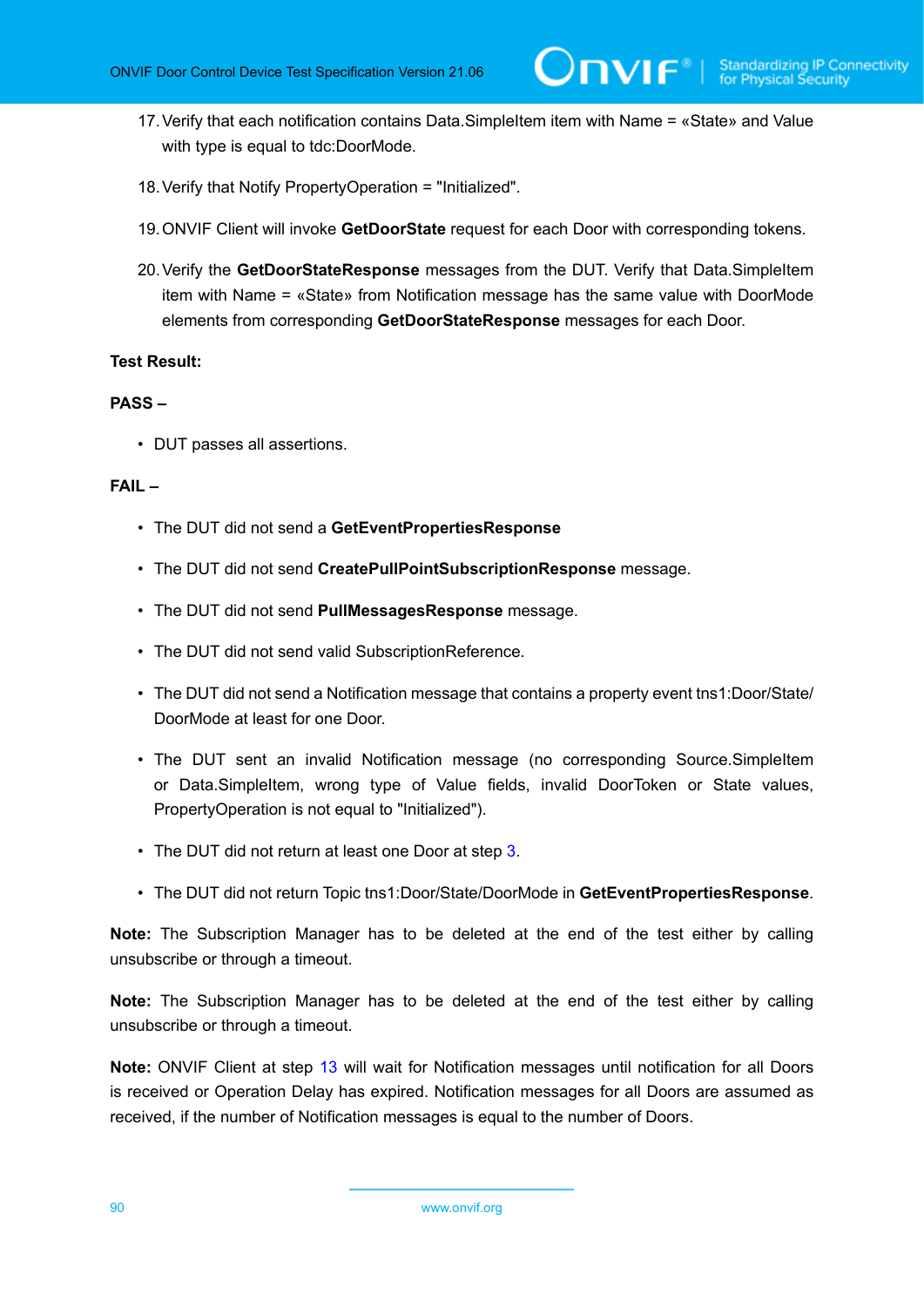17. Verify that each notification contains Data.SimpleItem item with Name = «State» and Value with type is equal to tdc:DoorMode.

18. Verify that Notify PropertyOperation = "Initialized".

19. ONVIF Client will invoke **GetDoorState** request for each Door with corresponding tokens.

20. Verify the **GetDoorStateResponse** messages from the DUT. Verify that Data.SimpleItem item with Name = «State» from Notification message has the same value with DoorMode elements from corresponding **GetDoorStateResponse** messages for each Door.

**Test Result:**

**PASS –**

- DUT passes all assertions.

**FAIL –**

- The DUT did not send a **GetEventPropertiesResponse**
- The DUT did not send **CreatePullPointSubscriptionResponse** message.
- The DUT did not send **PullMessagesResponse** message.
- The DUT did not send valid SubscriptionReference.
- The DUT did not send a Notification message that contains a property event tns1:Door/State/DoorMode at least for one Door.
- The DUT sent an invalid Notification message (no corresponding Source.SimpleItem or Data.SimpleItem, wrong type of Value fields, invalid DoorToken or State values, PropertyOperation is not equal to "Initialized").
- The DUT did not return at least one Door at step 3.
- The DUT did not return Topic tns1:Door/State/DoorMode in **GetEventPropertiesResponse**.

**Note:** The Subscription Manager has to be deleted at the end of the test either by calling unsubscribe or through a timeout.

**Note:** The Subscription Manager has to be deleted at the end of the test either by calling unsubscribe or through a timeout.

**Note:** ONVIF Client at step 13 will wait for Notification messages until notification for all Doors is received or Operation Delay has expired. Notification messages for all Doors are assumed as received, if the number of Notification messages is equal to the number of Doors.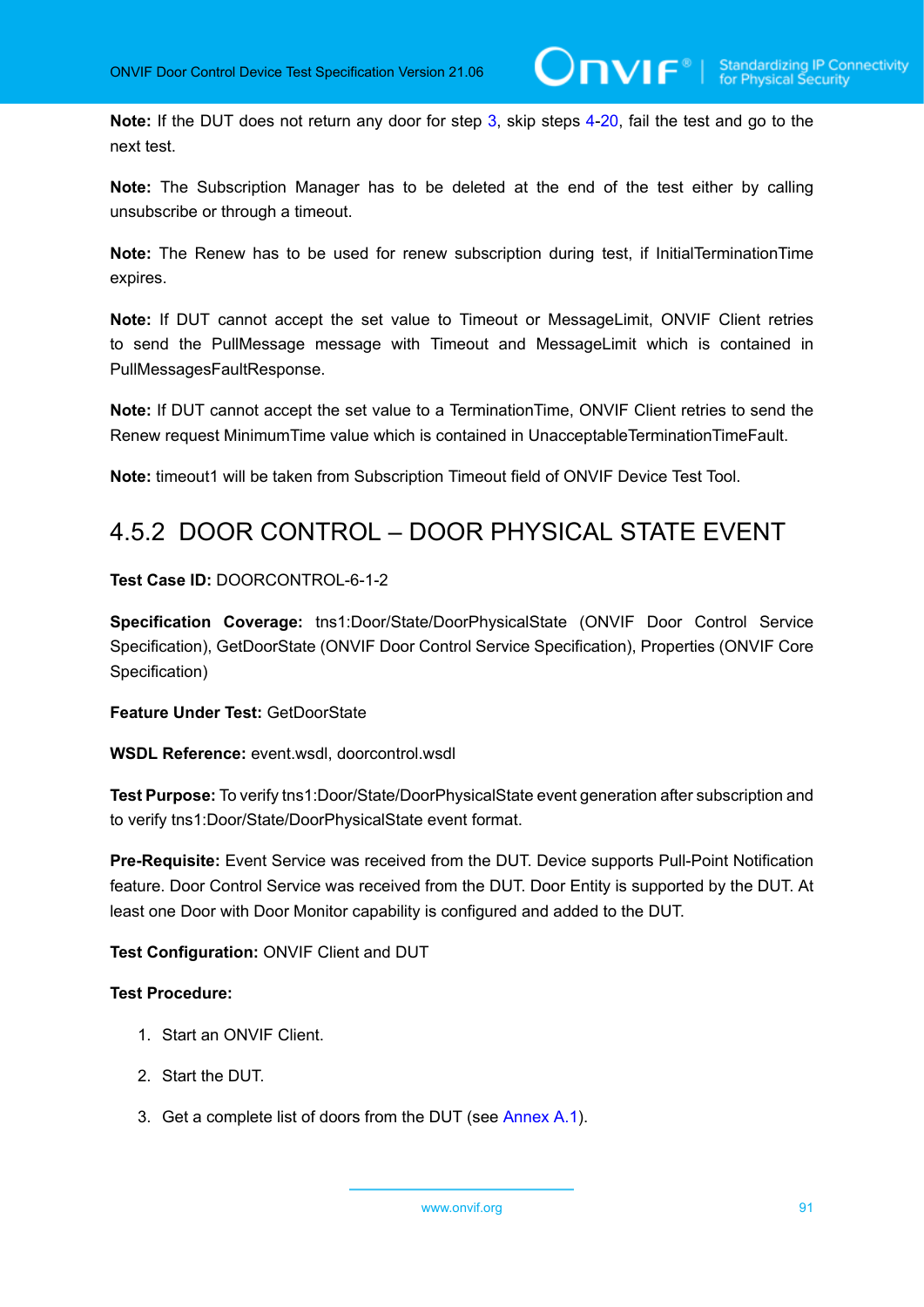**Note:** If the DUT does not return any door for step 3, skip steps 4-20, fail the test and go to the next test.

**Note:** The Subscription Manager has to be deleted at the end of the test either by calling unsubscribe or through a timeout.

**Note:** The Renew has to be used for renew subscription during test, if InitialTerminationTime expires.

**Note:** If DUT cannot accept the set value to Timeout or MessageLimit, ONVIF Client retries to send the PullMessage message with Timeout and MessageLimit which is contained in PullMessagesFaultResponse.

**Note:** If DUT cannot accept the set value to a TerminationTime, ONVIF Client retries to send the Renew request MinimumTime value which is contained in UnacceptableTerminationTimeFault.

**Note:** timeout1 will be taken from Subscription Timeout field of ONVIF Device Test Tool.

## 4.5.2 DOOR CONTROL – DOOR PHYSICAL STATE EVENT

**Test Case ID:** DOORCONTROL-6-1-2

**Specification Coverage:** tns1:Door/State/DoorPhysicalState (ONVIF Door Control Service Specification), GetDoorState (ONVIF Door Control Service Specification), Properties (ONVIF Core Specification)

**Feature Under Test:** GetDoorState

**WSDL Reference:** event.wsdl, doorcontrol.wsdl

**Test Purpose:** To verify tns1:Door/State/DoorPhysicalState event generation after subscription and to verify tns1:Door/State/DoorPhysicalState event format.

**Pre-Requisite:** Event Service was received from the DUT. Device supports Pull-Point Notification feature. Door Control Service was received from the DUT. Door Entity is supported by the DUT. At least one Door with Door Monitor capability is configured and added to the DUT.

**Test Configuration:** ONVIF Client and DUT

**Test Procedure:**

1. Start an ONVIF Client.

2. Start the DUT.

3. Get a complete list of doors from the DUT (see Annex A.1).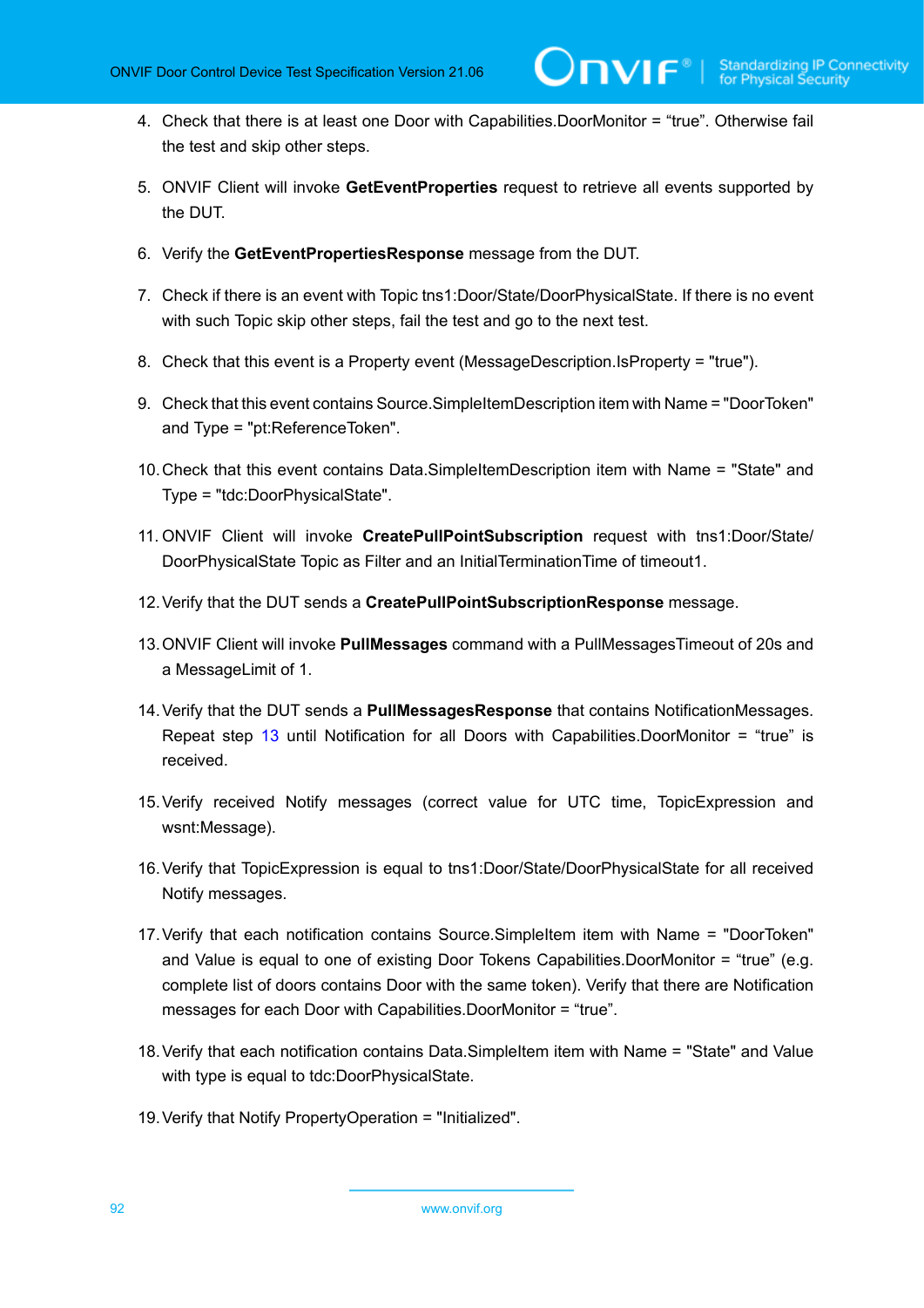4. Check that there is at least one Door with Capabilities.DoorMonitor = “true”. Otherwise fail the test and skip other steps.

5. ONVIF Client will invoke **GetEventProperties** request to retrieve all events supported by the DUT.

6. Verify the **GetEventPropertiesResponse** message from the DUT.

7. Check if there is an event with Topic tns1:Door/State/DoorPhysicalState. If there is no event with such Topic skip other steps, fail the test and go to the next test.

8. Check that this event is a Property event (MessageDescription.IsProperty = "true").

9. Check that this event contains Source.SimpleItemDescription item with Name = "DoorToken" and Type = "pt:ReferenceToken".

10. Check that this event contains Data.SimpleItemDescription item with Name = "State" and Type = "tdc:DoorPhysicalState".

11. ONVIF Client will invoke **CreatePullPointSubscription** request with tns1:Door/State/DoorPhysicalState Topic as Filter and an InitialTerminationTime of timeout1.

12. Verify that the DUT sends a **CreatePullPointSubscriptionResponse** message.

13. ONVIF Client will invoke **PullMessages** command with a PullMessagesTimeout of 20s and a MessageLimit of 1.

14. Verify that the DUT sends a **PullMessagesResponse** that contains NotificationMessages. Repeat step 13 until Notification for all Doors with Capabilities.DoorMonitor = “true” is received.

15. Verify received Notify messages (correct value for UTC time, TopicExpression and wsnt:Message).

16. Verify that TopicExpression is equal to tns1:Door/State/DoorPhysicalState for all received Notify messages.

17. Verify that each notification contains Source.SimpleItem item with Name = "DoorToken" and Value is equal to one of existing Door Tokens Capabilities.DoorMonitor = “true” (e.g. complete list of doors contains Door with the same token). Verify that there are Notification messages for each Door with Capabilities.DoorMonitor = “true”.

18. Verify that each notification contains Data.SimpleItem item with Name = "State" and Value with type is equal to tdc:DoorPhysicalState.

19. Verify that Notify PropertyOperation = "Initialized".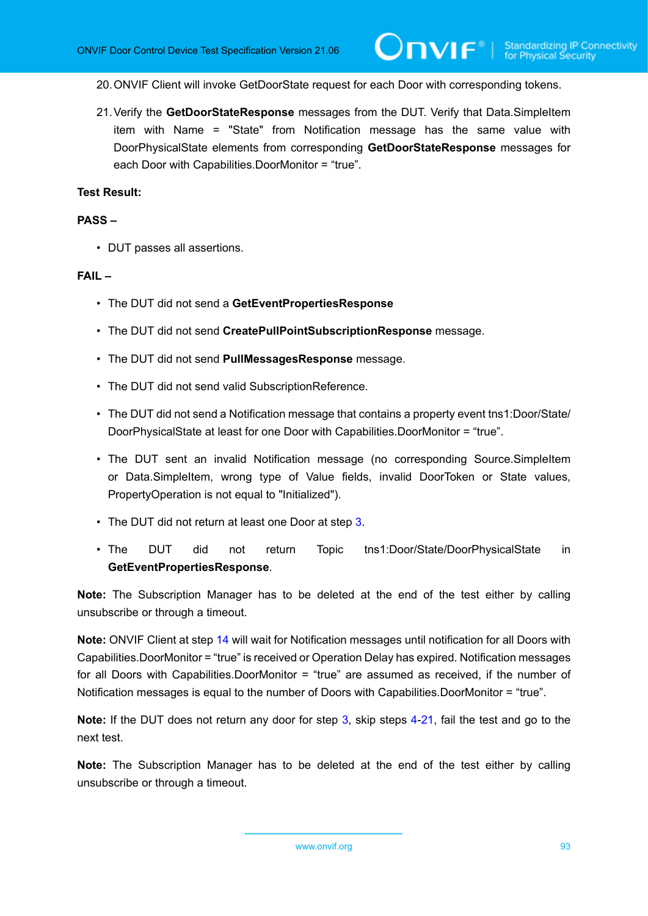20. ONVIF Client will invoke GetDoorState request for each Door with corresponding tokens.

21. Verify the **GetDoorStateResponse** messages from the DUT. Verify that Data.SimpleItem item with Name = "State" from Notification message has the same value with DoorPhysicalState elements from corresponding **GetDoorStateResponse** messages for each Door with Capabilities.DoorMonitor = “true”.

**Test Result:**

**PASS –**

- DUT passes all assertions.

**FAIL –**

- The DUT did not send a **GetEventPropertiesResponse**
- The DUT did not send **CreatePullPointSubscriptionResponse** message.
- The DUT did not send **PullMessagesResponse** message.
- The DUT did not send valid SubscriptionReference.
- The DUT did not send a Notification message that contains a property event tns1:Door/State/DoorPhysicalState at least for one Door with Capabilities.DoorMonitor = “true”.
- The DUT sent an invalid Notification message (no corresponding Source.SimpleItem or Data.SimpleItem, wrong type of Value fields, invalid DoorToken or State values, PropertyOperation is not equal to "Initialized").
- The DUT did not return at least one Door at step 3.
- The DUT did not return Topic tns1:Door/State/DoorPhysicalState in **GetEventPropertiesResponse**.

**Note:** The Subscription Manager has to be deleted at the end of the test either by calling unsubscribe or through a timeout.

**Note:** ONVIF Client at step 14 will wait for Notification messages until notification for all Doors with Capabilities.DoorMonitor = “true” is received or Operation Delay has expired. Notification messages for all Doors with Capabilities.DoorMonitor = “true” are assumed as received, if the number of Notification messages is equal to the number of Doors with Capabilities.DoorMonitor = “true”.

**Note:** If the DUT does not return any door for step 3, skip steps 4-21, fail the test and go to the next test.

**Note:** The Subscription Manager has to be deleted at the end of the test either by calling unsubscribe or through a timeout.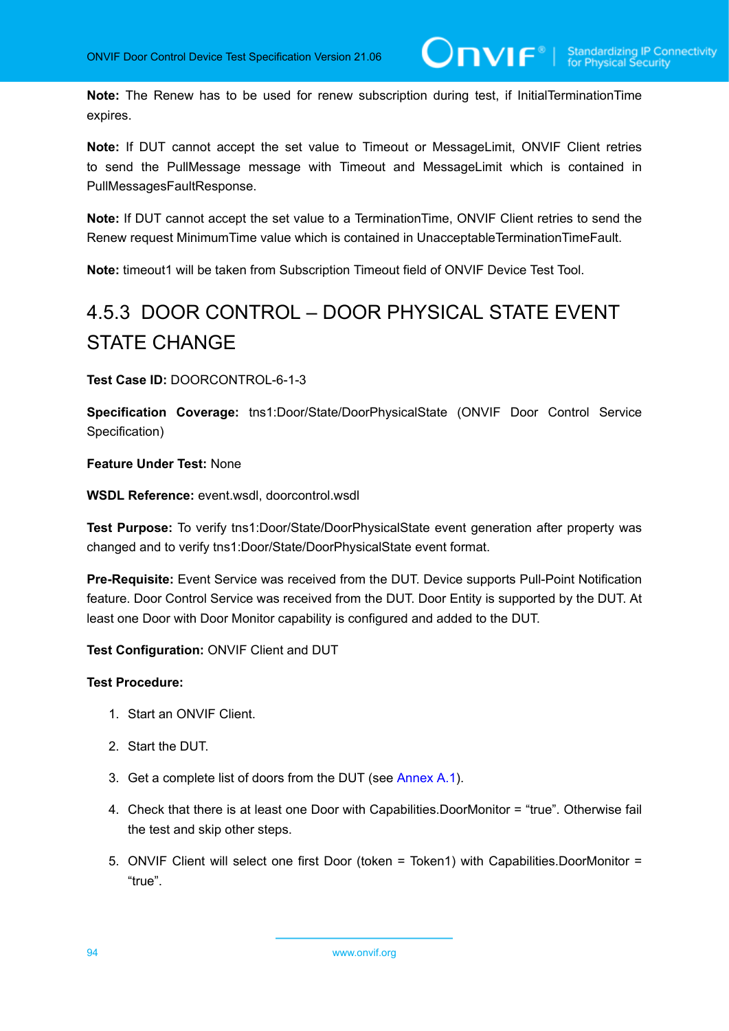**Note:** The Renew has to be used for renew subscription during test, if InitialTerminationTime expires.

**Note:** If DUT cannot accept the set value to Timeout or MessageLimit, ONVIF Client retries to send the PullMessage message with Timeout and MessageLimit which is contained in PullMessagesFaultResponse.

**Note:** If DUT cannot accept the set value to a TerminationTime, ONVIF Client retries to send the Renew request MinimumTime value which is contained in UnacceptableTerminationTimeFault.

**Note:** timeout1 will be taken from Subscription Timeout field of ONVIF Device Test Tool.

### 4.5.3 DOOR CONTROL – DOOR PHYSICAL STATE EVENT STATE CHANGE

**Test Case ID:** DOORCONTROL-6-1-3

**Specification Coverage:** tns1:Door/State/DoorPhysicalState (ONVIF Door Control Service Specification)

**Feature Under Test:** None

**WSDL Reference:** event.wsdl, doorcontrol.wsdl

**Test Purpose:** To verify tns1:Door/State/DoorPhysicalState event generation after property was changed and to verify tns1:Door/State/DoorPhysicalState event format.

**Pre-Requisite:** Event Service was received from the DUT. Device supports Pull-Point Notification feature. Door Control Service was received from the DUT. Door Entity is supported by the DUT. At least one Door with Door Monitor capability is configured and added to the DUT.

**Test Configuration:** ONVIF Client and DUT

**Test Procedure:**

1. Start an ONVIF Client.
2. Start the DUT.
3. Get a complete list of doors from the DUT (see Annex A.1).
4. Check that there is at least one Door with Capabilities.DoorMonitor = “true”. Otherwise fail the test and skip other steps.
5. ONVIF Client will select one first Door (token = Token1) with Capabilities.DoorMonitor = “true”.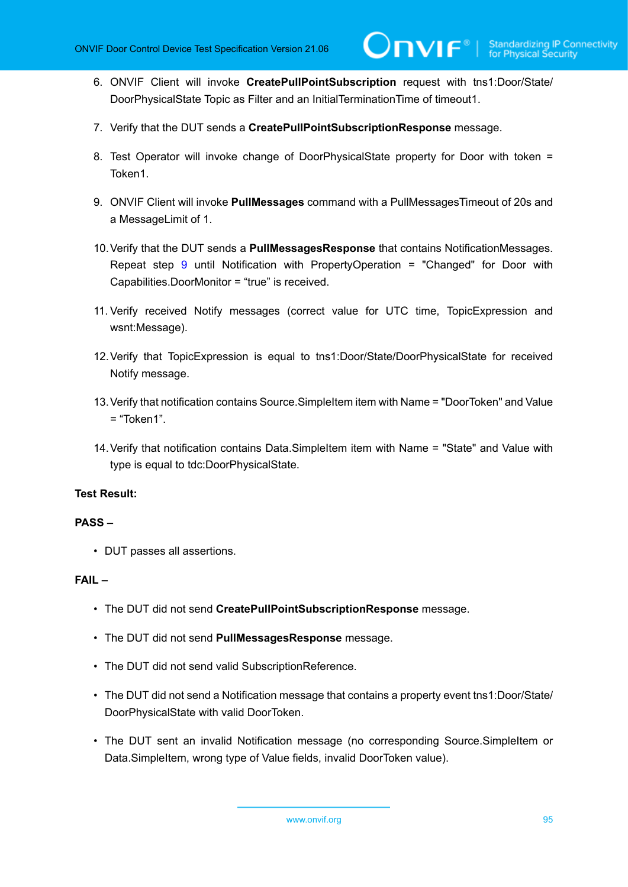6. ONVIF Client will invoke **CreatePullPointSubscription** request with tns1:Door/State/DoorPhysicalState Topic as Filter and an InitialTerminationTime of timeout1.

7. Verify that the DUT sends a **CreatePullPointSubscriptionResponse** message.

8. Test Operator will invoke change of DoorPhysicalState property for Door with token = Token1.

9. ONVIF Client will invoke **PullMessages** command with a PullMessagesTimeout of 20s and a MessageLimit of 1.

10. Verify that the DUT sends a **PullMessagesResponse** that contains NotificationMessages. Repeat step 9 until Notification with PropertyOperation = "Changed" for Door with Capabilities.DoorMonitor = “true” is received.

11. Verify received Notify messages (correct value for UTC time, TopicExpression and wsnt:Message).

12. Verify that TopicExpression is equal to tns1:Door/State/DoorPhysicalState for received Notify message.

13. Verify that notification contains Source.SimpleItem item with Name = "DoorToken" and Value = “Token1”.

14. Verify that notification contains Data.SimpleItem item with Name = "State" and Value with type is equal to tdc:DoorPhysicalState.

**Test Result:**

**PASS –**

- DUT passes all assertions.

**FAIL –**

- The DUT did not send **CreatePullPointSubscriptionResponse** message.
- The DUT did not send **PullMessagesResponse** message.
- The DUT did not send valid SubscriptionReference.
- The DUT did not send a Notification message that contains a property event tns1:Door/State/DoorPhysicalState with valid DoorToken.
- The DUT sent an invalid Notification message (no corresponding Source.SimpleItem or Data.SimpleItem, wrong type of Value fields, invalid DoorToken value).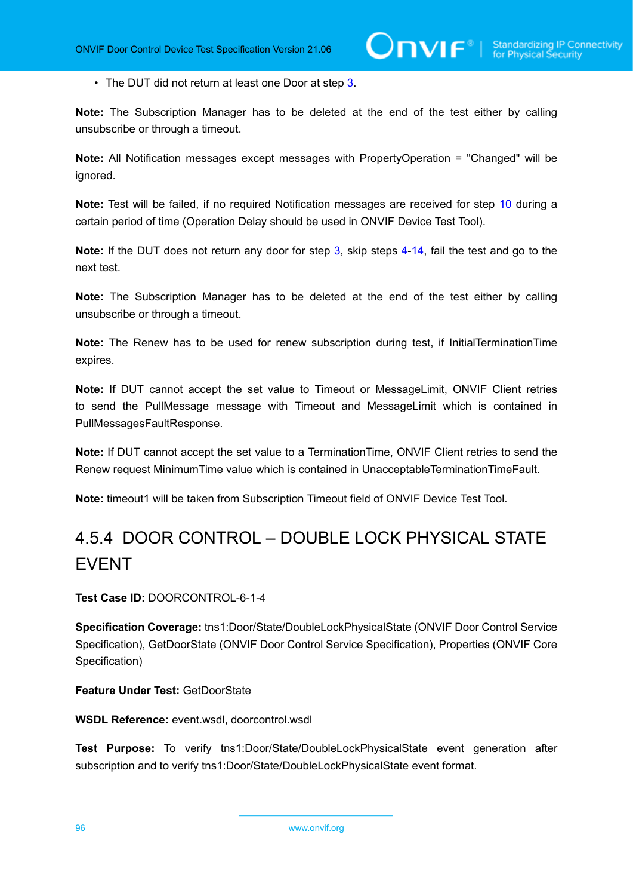- The DUT did not return at least one Door at step 3.

**Note:** The Subscription Manager has to be deleted at the end of the test either by calling unsubscribe or through a timeout.

**Note:** All Notification messages except messages with PropertyOperation = "Changed" will be ignored.

**Note:** Test will be failed, if no required Notification messages are received for step 10 during a certain period of time (Operation Delay should be used in ONVIF Device Test Tool).

**Note:** If the DUT does not return any door for step 3, skip steps 4-14, fail the test and go to the next test.

**Note:** The Subscription Manager has to be deleted at the end of the test either by calling unsubscribe or through a timeout.

**Note:** The Renew has to be used for renew subscription during test, if InitialTerminationTime expires.

**Note:** If DUT cannot accept the set value to Timeout or MessageLimit, ONVIF Client retries to send the PullMessage message with Timeout and MessageLimit which is contained in PullMessagesFaultResponse.

**Note:** If DUT cannot accept the set value to a TerminationTime, ONVIF Client retries to send the Renew request MinimumTime value which is contained in UnacceptableTerminationTimeFault.

**Note:** timeout1 will be taken from Subscription Timeout field of ONVIF Device Test Tool.

### 4.5.4 DOOR CONTROL – DOUBLE LOCK PHYSICAL STATE EVENT

**Test Case ID:** DOORCONTROL-6-1-4

**Specification Coverage:** tns1:Door/State/DoubleLockPhysicalState (ONVIF Door Control Service Specification), GetDoorState (ONVIF Door Control Service Specification), Properties (ONVIF Core Specification)

**Feature Under Test:** GetDoorState

**WSDL Reference:** event.wsdl, doorcontrol.wsdl

**Test Purpose:** To verify tns1:Door/State/DoubleLockPhysicalState event generation after subscription and to verify tns1:Door/State/DoubleLockPhysicalState event format.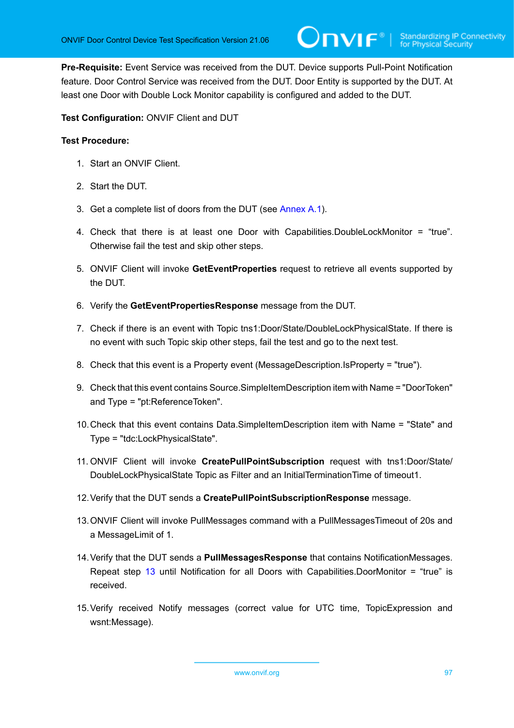**Pre-Requisite:** Event Service was received from the DUT. Device supports Pull-Point Notification feature. Door Control Service was received from the DUT. Door Entity is supported by the DUT. At least one Door with Double Lock Monitor capability is configured and added to the DUT.

**Test Configuration:** ONVIF Client and DUT

**Test Procedure:**

1. Start an ONVIF Client.
2. Start the DUT.
3. Get a complete list of doors from the DUT (see Annex A.1).
4. Check that there is at least one Door with Capabilities.DoubleLockMonitor = “true”. Otherwise fail the test and skip other steps.
5. ONVIF Client will invoke **GetEventProperties** request to retrieve all events supported by the DUT.
6. Verify the **GetEventPropertiesResponse** message from the DUT.
7. Check if there is an event with Topic tns1:Door/State/DoubleLockPhysicalState. If there is no event with such Topic skip other steps, fail the test and go to the next test.
8. Check that this event is a Property event (MessageDescription.IsProperty = "true").
9. Check that this event contains Source.SimpleItemDescription item with Name = "DoorToken" and Type = "pt:ReferenceToken".
10. Check that this event contains Data.SimpleItemDescription item with Name = "State" and Type = "tdc:LockPhysicalState".
11. ONVIF Client will invoke **CreatePullPointSubscription** request with tns1:Door/State/DoubleLockPhysicalState Topic as Filter and an InitialTerminationTime of timeout1.
12. Verify that the DUT sends a **CreatePullPointSubscriptionResponse** message.
13. ONVIF Client will invoke PullMessages command with a PullMessagesTimeout of 20s and a MessageLimit of 1.
14. Verify that the DUT sends a **PullMessagesResponse** that contains NotificationMessages. Repeat step 13 until Notification for all Doors with Capabilities.DoorMonitor = “true” is received.
15. Verify received Notify messages (correct value for UTC time, TopicExpression and wsnt:Message).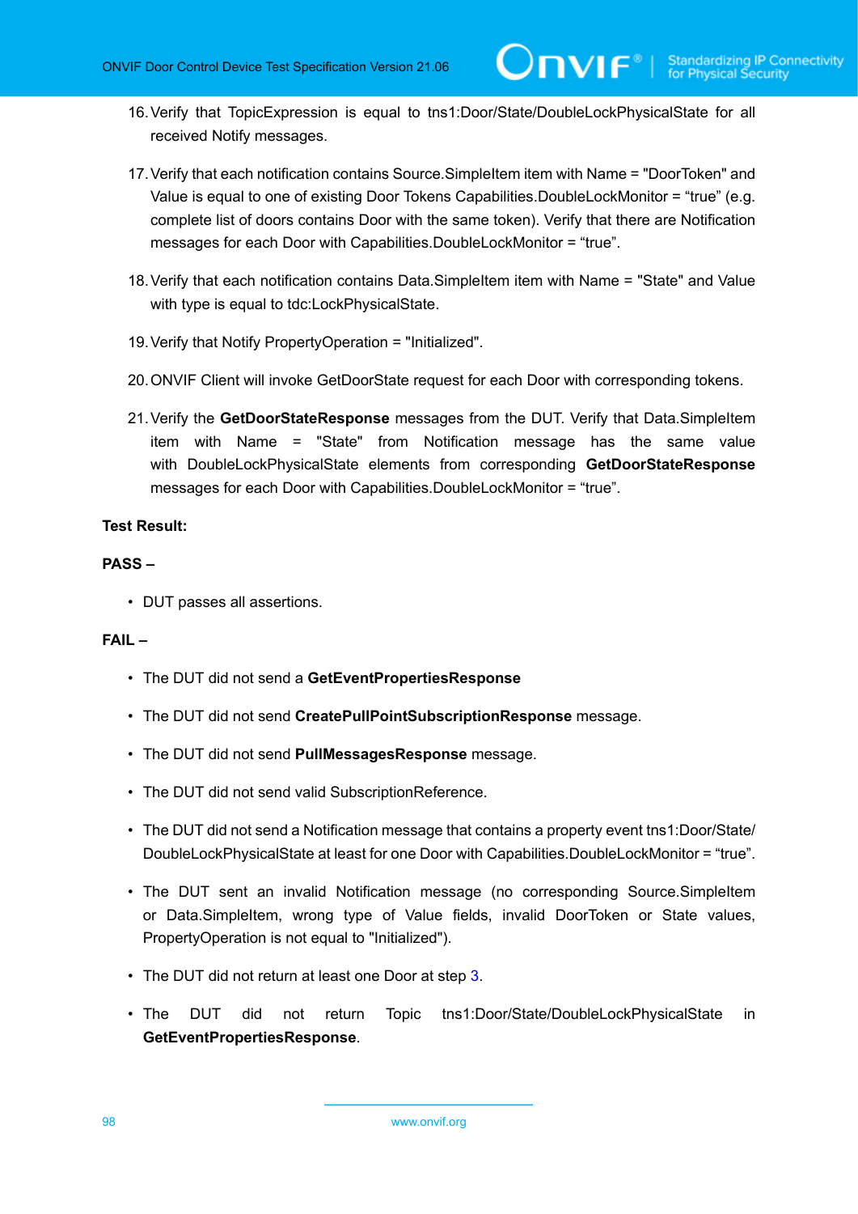16. Verify that TopicExpression is equal to tns1:Door/State/DoubleLockPhysicalState for all received Notify messages.

17. Verify that each notification contains Source.SimpleItem item with Name = "DoorToken" and Value is equal to one of existing Door Tokens Capabilities.DoubleLockMonitor = “true” (e.g. complete list of doors contains Door with the same token). Verify that there are Notification messages for each Door with Capabilities.DoubleLockMonitor = “true”.

18. Verify that each notification contains Data.SimpleItem item with Name = "State" and Value with type is equal to tdc:LockPhysicalState.

19. Verify that Notify PropertyOperation = "Initialized".

20. ONVIF Client will invoke GetDoorState request for each Door with corresponding tokens.

21. Verify the **GetDoorStateResponse** messages from the DUT. Verify that Data.SimpleItem item with Name = "State" from Notification message has the same value with DoubleLockPhysicalState elements from corresponding **GetDoorStateResponse** messages for each Door with Capabilities.DoubleLockMonitor = “true”.

**Test Result:**

**PASS –**

- DUT passes all assertions.

**FAIL –**

- The DUT did not send a **GetEventPropertiesResponse**
- The DUT did not send **CreatePullPointSubscriptionResponse** message.
- The DUT did not send **PullMessagesResponse** message.
- The DUT did not send valid SubscriptionReference.
- The DUT did not send a Notification message that contains a property event tns1:Door/State/DoubleLockPhysicalState at least for one Door with Capabilities.DoubleLockMonitor = “true”.
- The DUT sent an invalid Notification message (no corresponding Source.SimpleItem or Data.SimpleItem, wrong type of Value fields, invalid DoorToken or State values, PropertyOperation is not equal to "Initialized").
- The DUT did not return at least one Door at step 3.
- The DUT did not return Topic tns1:Door/State/DoubleLockPhysicalState in **GetEventPropertiesResponse**.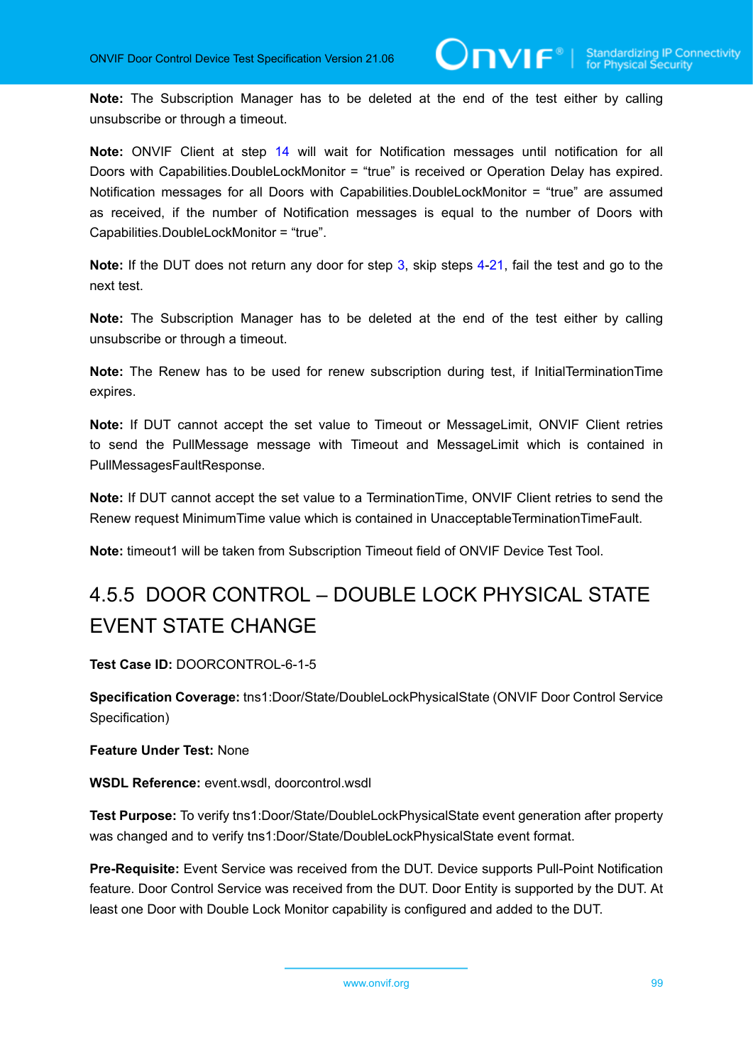**Note:** The Subscription Manager has to be deleted at the end of the test either by calling unsubscribe or through a timeout.

**Note:** ONVIF Client at step 14 will wait for Notification messages until notification for all Doors with Capabilities.DoubleLockMonitor = “true” is received or Operation Delay has expired. Notification messages for all Doors with Capabilities.DoubleLockMonitor = “true” are assumed as received, if the number of Notification messages is equal to the number of Doors with Capabilities.DoubleLockMonitor = “true”.

**Note:** If the DUT does not return any door for step 3, skip steps 4-21, fail the test and go to the next test.

**Note:** The Subscription Manager has to be deleted at the end of the test either by calling unsubscribe or through a timeout.

**Note:** The Renew has to be used for renew subscription during test, if InitialTerminationTime expires.

**Note:** If DUT cannot accept the set value to Timeout or MessageLimit, ONVIF Client retries to send the PullMessage message with Timeout and MessageLimit which is contained in PullMessagesFaultResponse.

**Note:** If DUT cannot accept the set value to a TerminationTime, ONVIF Client retries to send the Renew request MinimumTime value which is contained in UnacceptableTerminationTimeFault.

**Note:** timeout1 will be taken from Subscription Timeout field of ONVIF Device Test Tool.

### 4.5.5 DOOR CONTROL – DOUBLE LOCK PHYSICAL STATE EVENT STATE CHANGE

**Test Case ID:** DOORCONTROL-6-1-5

**Specification Coverage:** tns1:Door/State/DoubleLockPhysicalState (ONVIF Door Control Service Specification)

**Feature Under Test:** None

**WSDL Reference:** event.wsdl, doorcontrol.wsdl

**Test Purpose:** To verify tns1:Door/State/DoubleLockPhysicalState event generation after property was changed and to verify tns1:Door/State/DoubleLockPhysicalState event format.

**Pre-Requisite:** Event Service was received from the DUT. Device supports Pull-Point Notification feature. Door Control Service was received from the DUT. Door Entity is supported by the DUT. At least one Door with Double Lock Monitor capability is configured and added to the DUT.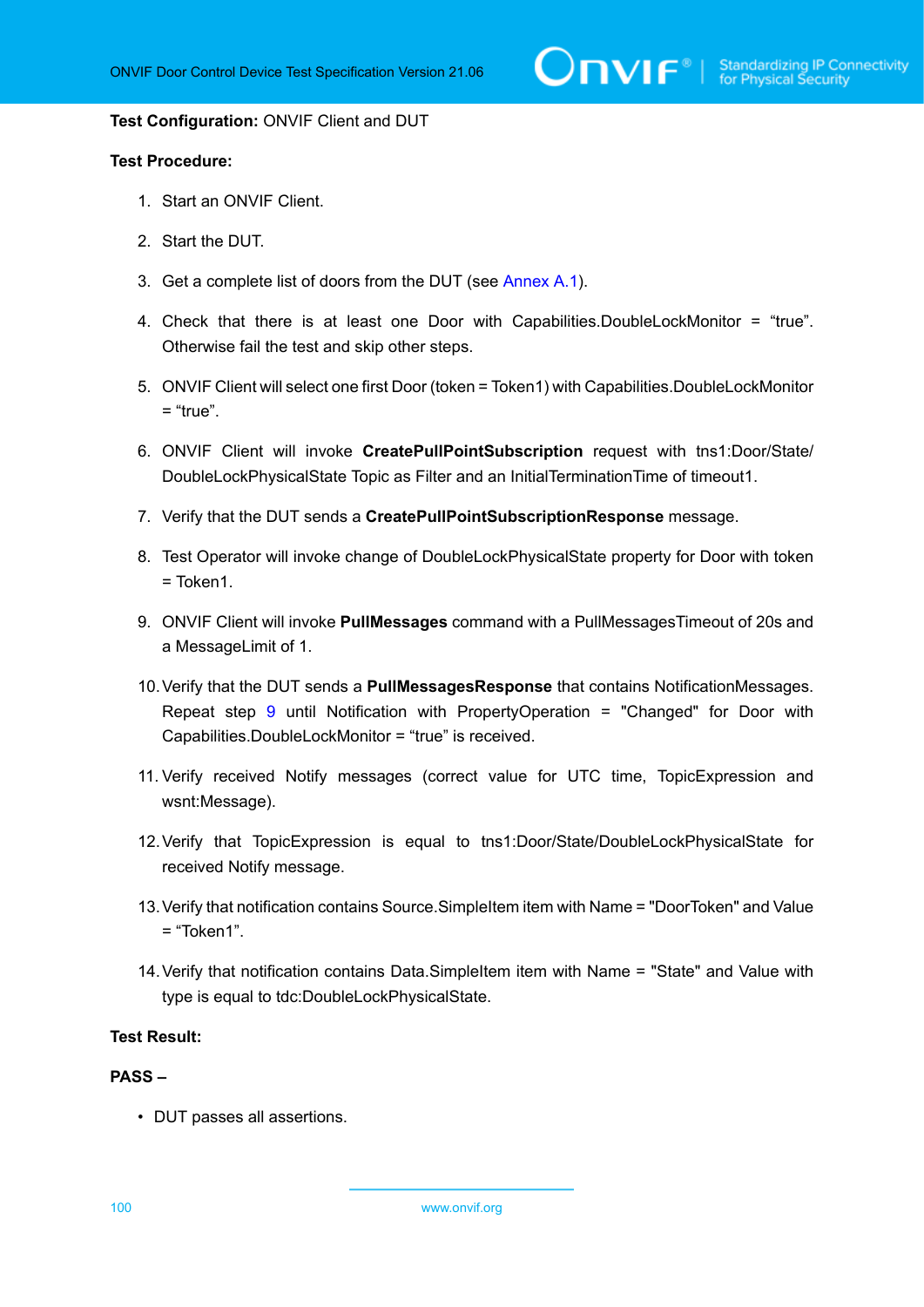**Test Configuration:** ONVIF Client and DUT

**Test Procedure:**

1. Start an ONVIF Client.
2. Start the DUT.
3. Get a complete list of doors from the DUT (see Annex A.1).
4. Check that there is at least one Door with Capabilities.DoubleLockMonitor = "true". Otherwise fail the test and skip other steps.
5. ONVIF Client will select one first Door (token = Token1) with Capabilities.DoubleLockMonitor = "true".
6. ONVIF Client will invoke **CreatePullPointSubscription** request with tns1:Door/State/DoubleLockPhysicalState Topic as Filter and an InitialTerminationTime of timeout1.
7. Verify that the DUT sends a **CreatePullPointSubscriptionResponse** message.
8. Test Operator will invoke change of DoubleLockPhysicalState property for Door with token = Token1.
9. ONVIF Client will invoke **PullMessages** command with a PullMessagesTimeout of 20s and a MessageLimit of 1.
10. Verify that the DUT sends a **PullMessagesResponse** that contains NotificationMessages. Repeat step 9 until Notification with PropertyOperation = "Changed" for Door with Capabilities.DoubleLockMonitor = "true" is received.
11. Verify received Notify messages (correct value for UTC time, TopicExpression and wsnt:Message).
12. Verify that TopicExpression is equal to tns1:Door/State/DoubleLockPhysicalState for received Notify message.
13. Verify that notification contains Source.SimpleItem item with Name = "DoorToken" and Value = "Token1".
14. Verify that notification contains Data.SimpleItem item with Name = "State" and Value with type is equal to tdc:DoubleLockPhysicalState.

**Test Result:**

**PASS –**

- DUT passes all assertions.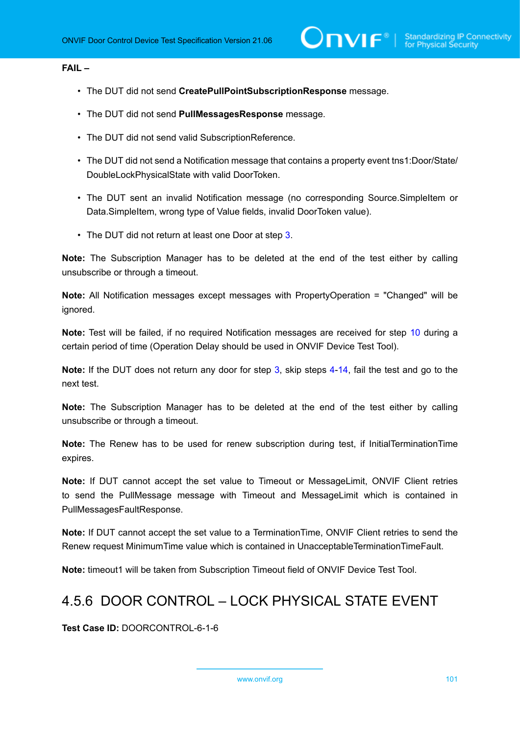**FAIL –**

- The DUT did not send **CreatePullPointSubscriptionResponse** message.
- The DUT did not send **PullMessagesResponse** message.
- The DUT did not send valid SubscriptionReference.
- The DUT did not send a Notification message that contains a property event tns1:Door/State/DoubleLockPhysicalState with valid DoorToken.
- The DUT sent an invalid Notification message (no corresponding Source.SimpleItem or Data.SimpleItem, wrong type of Value fields, invalid DoorToken value).
- The DUT did not return at least one Door at step 3.

**Note:** The Subscription Manager has to be deleted at the end of the test either by calling unsubscribe or through a timeout.

**Note:** All Notification messages except messages with PropertyOperation = "Changed" will be ignored.

**Note:** Test will be failed, if no required Notification messages are received for step 10 during a certain period of time (Operation Delay should be used in ONVIF Device Test Tool).

**Note:** If the DUT does not return any door for step 3, skip steps 4-14, fail the test and go to the next test.

**Note:** The Subscription Manager has to be deleted at the end of the test either by calling unsubscribe or through a timeout.

**Note:** The Renew has to be used for renew subscription during test, if InitialTerminationTime expires.

**Note:** If DUT cannot accept the set value to Timeout or MessageLimit, ONVIF Client retries to send the PullMessage message with Timeout and MessageLimit which is contained in PullMessagesFaultResponse.

**Note:** If DUT cannot accept the set value to a TerminationTime, ONVIF Client retries to send the Renew request MinimumTime value which is contained in UnacceptableTerminationTimeFault.

**Note:** timeout1 will be taken from Subscription Timeout field of ONVIF Device Test Tool.

## 4.5.6 DOOR CONTROL – LOCK PHYSICAL STATE EVENT

**Test Case ID:** DOORCONTROL-6-1-6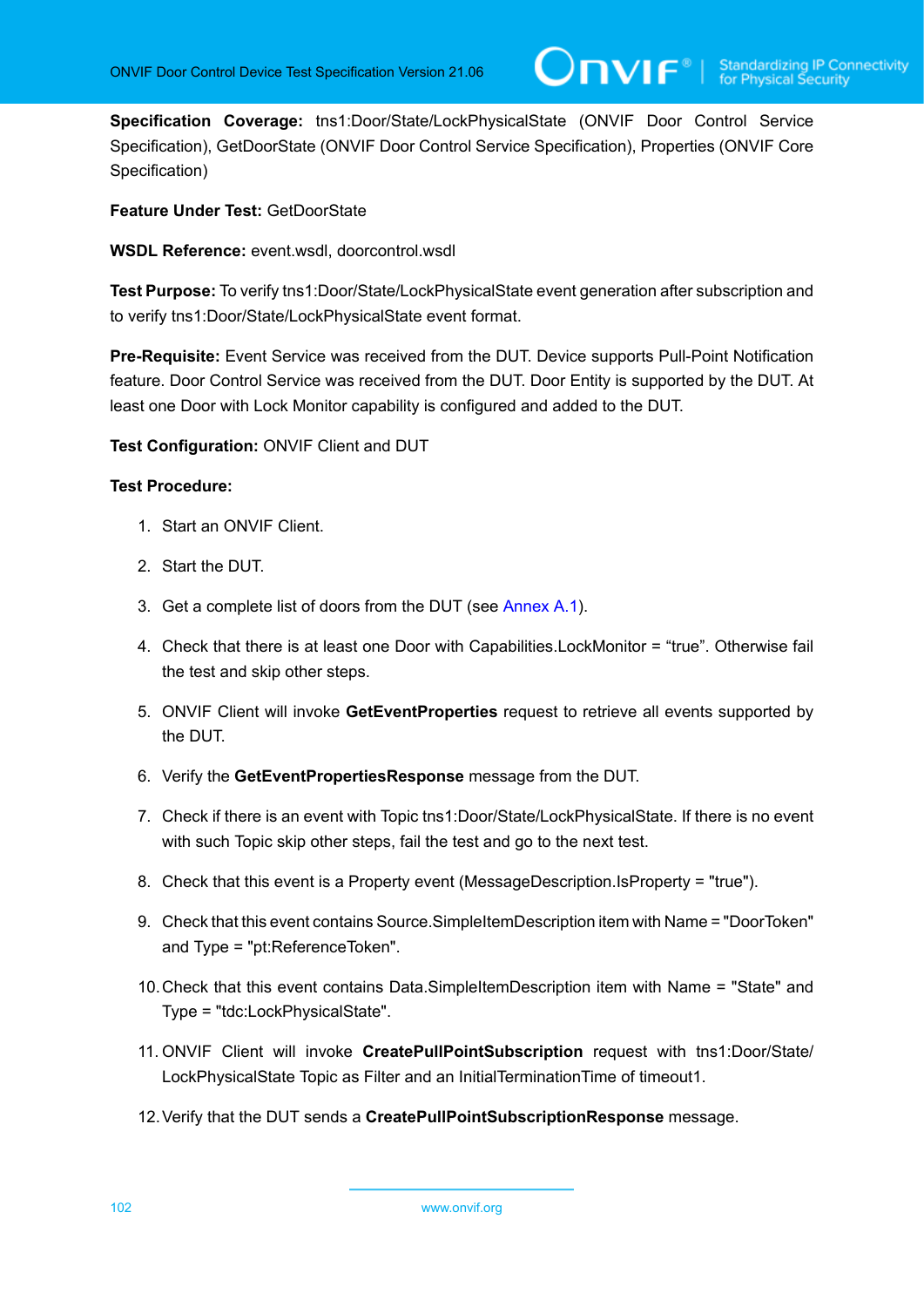**Specification Coverage:** tns1:Door/State/LockPhysicalState (ONVIF Door Control Service Specification), GetDoorState (ONVIF Door Control Service Specification), Properties (ONVIF Core Specification)

**Feature Under Test:** GetDoorState

**WSDL Reference:** event.wsdl, doorcontrol.wsdl

**Test Purpose:** To verify tns1:Door/State/LockPhysicalState event generation after subscription and to verify tns1:Door/State/LockPhysicalState event format.

**Pre-Requisite:** Event Service was received from the DUT. Device supports Pull-Point Notification feature. Door Control Service was received from the DUT. Door Entity is supported by the DUT. At least one Door with Lock Monitor capability is configured and added to the DUT.

**Test Configuration:** ONVIF Client and DUT

**Test Procedure:**

1. Start an ONVIF Client.
2. Start the DUT.
3. Get a complete list of doors from the DUT (see Annex A.1).
4. Check that there is at least one Door with Capabilities.LockMonitor = “true”. Otherwise fail the test and skip other steps.
5. ONVIF Client will invoke **GetEventProperties** request to retrieve all events supported by the DUT.
6. Verify the **GetEventPropertiesResponse** message from the DUT.
7. Check if there is an event with Topic tns1:Door/State/LockPhysicalState. If there is no event with such Topic skip other steps, fail the test and go to the next test.
8. Check that this event is a Property event (MessageDescription.IsProperty = "true").
9. Check that this event contains Source.SimpleItemDescription item with Name = "DoorToken" and Type = "pt:ReferenceToken".
10. Check that this event contains Data.SimpleItemDescription item with Name = "State" and Type = "tdc:LockPhysicalState".
11. ONVIF Client will invoke **CreatePullPointSubscription** request with tns1:Door/State/LockPhysicalState Topic as Filter and an InitialTerminationTime of timeout1.
12. Verify that the DUT sends a **CreatePullPointSubscriptionResponse** message.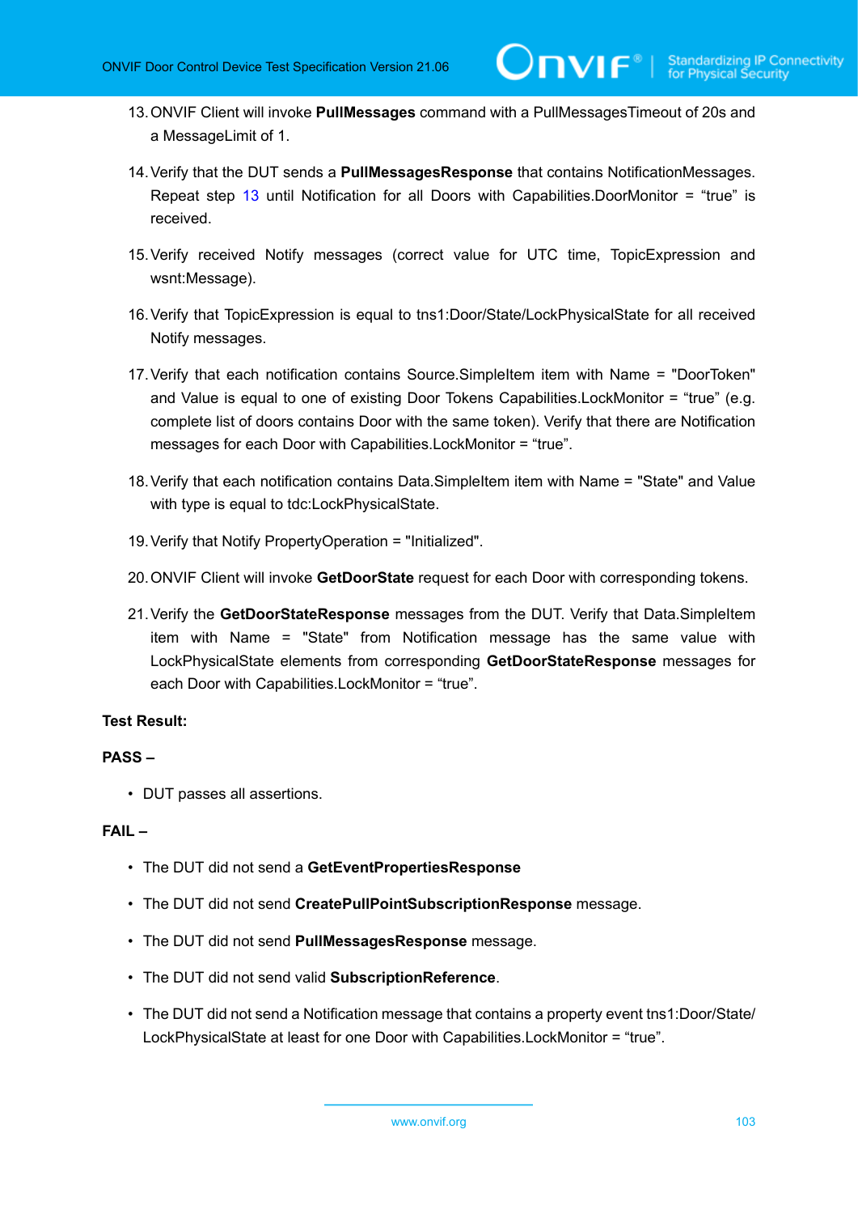13. ONVIF Client will invoke **PullMessages** command with a PullMessagesTimeout of 20s and a MessageLimit of 1.

14. Verify that the DUT sends a **PullMessagesResponse** that contains NotificationMessages. Repeat step 13 until Notification for all Doors with Capabilities.DoorMonitor = “true” is received.

15. Verify received Notify messages (correct value for UTC time, TopicExpression and wsnt:Message).

16. Verify that TopicExpression is equal to tns1:Door/State/LockPhysicalState for all received Notify messages.

17. Verify that each notification contains Source.SimpleItem item with Name = "DoorToken" and Value is equal to one of existing Door Tokens Capabilities.LockMonitor = “true” (e.g. complete list of doors contains Door with the same token). Verify that there are Notification messages for each Door with Capabilities.LockMonitor = “true”.

18. Verify that each notification contains Data.SimpleItem item with Name = "State" and Value with type is equal to tdc:LockPhysicalState.

19. Verify that Notify PropertyOperation = "Initialized".

20. ONVIF Client will invoke **GetDoorState** request for each Door with corresponding tokens.

21. Verify the **GetDoorStateResponse** messages from the DUT. Verify that Data.SimpleItem item with Name = "State" from Notification message has the same value with LockPhysicalState elements from corresponding **GetDoorStateResponse** messages for each Door with Capabilities.LockMonitor = “true”.

**Test Result:**

**PASS –**

- DUT passes all assertions.

**FAIL –**

- The DUT did not send a **GetEventPropertiesResponse**
- The DUT did not send **CreatePullPointSubscriptionResponse** message.
- The DUT did not send **PullMessagesResponse** message.
- The DUT did not send valid **SubscriptionReference**.
- The DUT did not send a Notification message that contains a property event tns1:Door/State/LockPhysicalState at least for one Door with Capabilities.LockMonitor = “true”.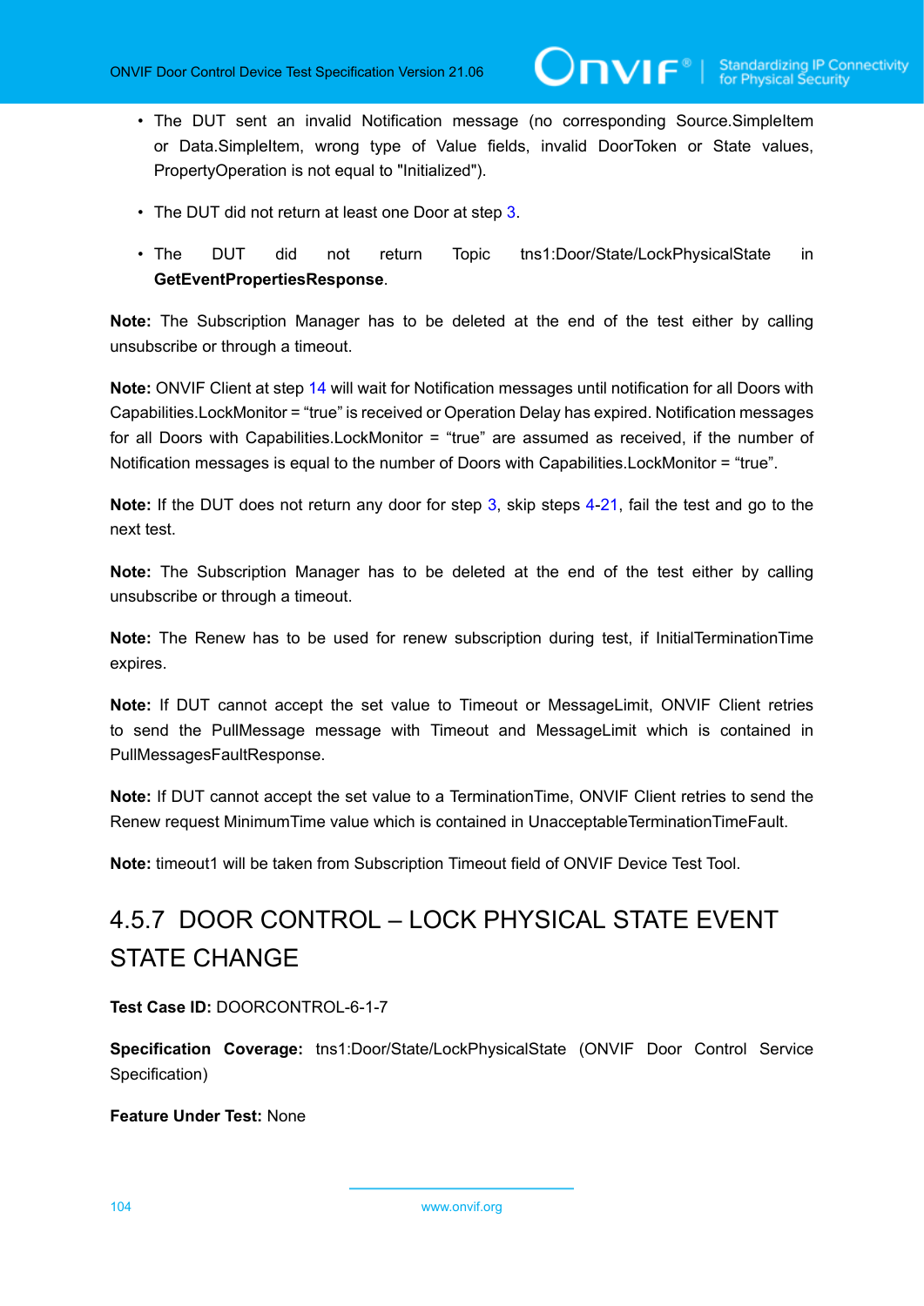- The DUT sent an invalid Notification message (no corresponding Source.SimpleItem or Data.SimpleItem, wrong type of Value fields, invalid DoorToken or State values, PropertyOperation is not equal to "Initialized").
- The DUT did not return at least one Door at step 3.
- The DUT did not return Topic tns1:Door/State/LockPhysicalState in **GetEventPropertiesResponse**.

**Note:** The Subscription Manager has to be deleted at the end of the test either by calling unsubscribe or through a timeout.

**Note:** ONVIF Client at step 14 will wait for Notification messages until notification for all Doors with Capabilities.LockMonitor = "true" is received or Operation Delay has expired. Notification messages for all Doors with Capabilities.LockMonitor = "true" are assumed as received, if the number of Notification messages is equal to the number of Doors with Capabilities.LockMonitor = "true".

**Note:** If the DUT does not return any door for step 3, skip steps 4-21, fail the test and go to the next test.

**Note:** The Subscription Manager has to be deleted at the end of the test either by calling unsubscribe or through a timeout.

**Note:** The Renew has to be used for renew subscription during test, if InitialTerminationTime expires.

**Note:** If DUT cannot accept the set value to Timeout or MessageLimit, ONVIF Client retries to send the PullMessage message with Timeout and MessageLimit which is contained in PullMessagesFaultResponse.

**Note:** If DUT cannot accept the set value to a TerminationTime, ONVIF Client retries to send the Renew request MinimumTime value which is contained in UnacceptableTerminationTimeFault.

**Note:** timeout1 will be taken from Subscription Timeout field of ONVIF Device Test Tool.

### 4.5.7 DOOR CONTROL – LOCK PHYSICAL STATE EVENT STATE CHANGE

**Test Case ID:** DOORCONTROL-6-1-7

**Specification Coverage:** tns1:Door/State/LockPhysicalState (ONVIF Door Control Service Specification)

**Feature Under Test:** None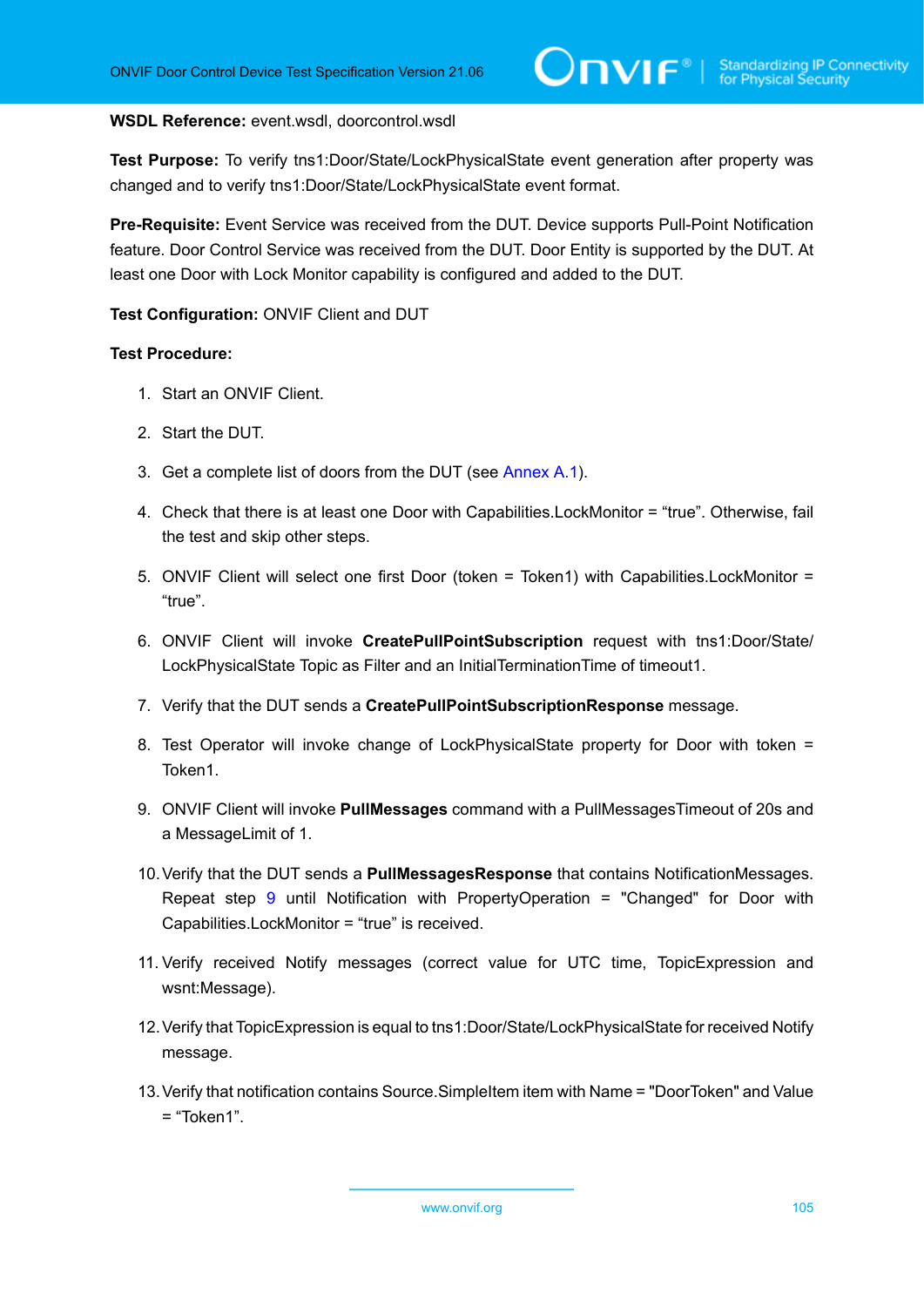**WSDL Reference:** event.wsdl, doorcontrol.wsdl

**Test Purpose:** To verify tns1:Door/State/LockPhysicalState event generation after property was changed and to verify tns1:Door/State/LockPhysicalState event format.

**Pre-Requisite:** Event Service was received from the DUT. Device supports Pull-Point Notification feature. Door Control Service was received from the DUT. Door Entity is supported by the DUT. At least one Door with Lock Monitor capability is configured and added to the DUT.

**Test Configuration:** ONVIF Client and DUT

**Test Procedure:**

1. Start an ONVIF Client.
2. Start the DUT.
3. Get a complete list of doors from the DUT (see Annex A.1).
4. Check that there is at least one Door with Capabilities.LockMonitor = “true”. Otherwise, fail the test and skip other steps.
5. ONVIF Client will select one first Door (token = Token1) with Capabilities.LockMonitor = “true”.
6. ONVIF Client will invoke **CreatePullPointSubscription** request with tns1:Door/State/LockPhysicalState Topic as Filter and an InitialTerminationTime of timeout1.
7. Verify that the DUT sends a **CreatePullPointSubscriptionResponse** message.
8. Test Operator will invoke change of LockPhysicalState property for Door with token = Token1.
9. ONVIF Client will invoke **PullMessages** command with a PullMessagesTimeout of 20s and a MessageLimit of 1.
10. Verify that the DUT sends a **PullMessagesResponse** that contains NotificationMessages. Repeat step 9 until Notification with PropertyOperation = "Changed" for Door with Capabilities.LockMonitor = “true” is received.
11. Verify received Notify messages (correct value for UTC time, TopicExpression and wsnt:Message).
12. Verify that TopicExpression is equal to tns1:Door/State/LockPhysicalState for received Notify message.
13. Verify that notification contains Source.SimpleItem item with Name = "DoorToken" and Value = “Token1”.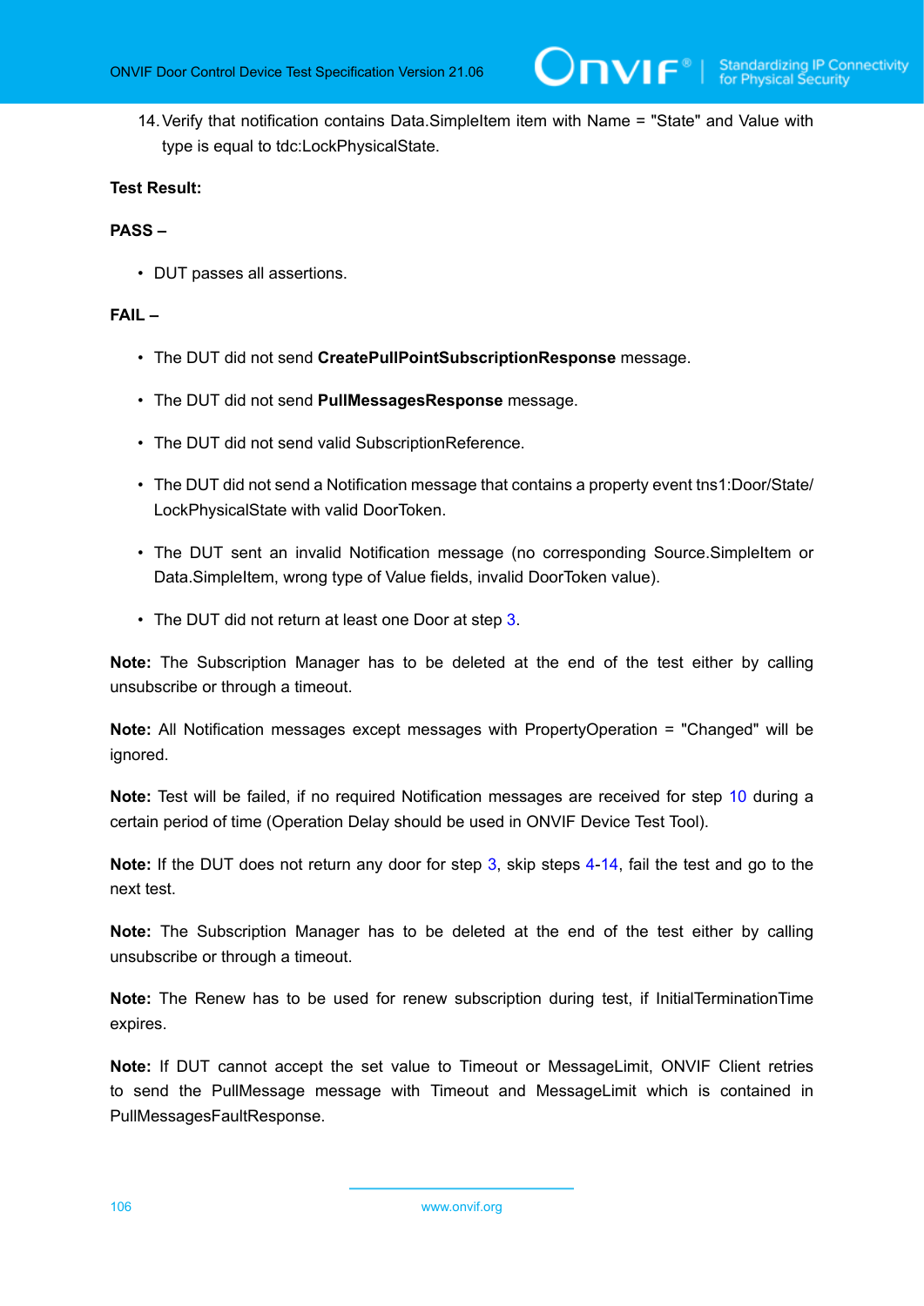14. Verify that notification contains Data.SimpleItem item with Name = "State" and Value with type is equal to tdc:LockPhysicalState.

**Test Result:**

**PASS –**

- DUT passes all assertions.

**FAIL –**

- The DUT did not send **CreatePullPointSubscriptionResponse** message.
- The DUT did not send **PullMessagesResponse** message.
- The DUT did not send valid SubscriptionReference.
- The DUT did not send a Notification message that contains a property event tns1:Door/State/LockPhysicalState with valid DoorToken.
- The DUT sent an invalid Notification message (no corresponding Source.SimpleItem or Data.SimpleItem, wrong type of Value fields, invalid DoorToken value).
- The DUT did not return at least one Door at step 3.

**Note:** The Subscription Manager has to be deleted at the end of the test either by calling unsubscribe or through a timeout.

**Note:** All Notification messages except messages with PropertyOperation = "Changed" will be ignored.

**Note:** Test will be failed, if no required Notification messages are received for step 10 during a certain period of time (Operation Delay should be used in ONVIF Device Test Tool).

**Note:** If the DUT does not return any door for step 3, skip steps 4-14, fail the test and go to the next test.

**Note:** The Subscription Manager has to be deleted at the end of the test either by calling unsubscribe or through a timeout.

**Note:** The Renew has to be used for renew subscription during test, if InitialTerminationTime expires.

**Note:** If DUT cannot accept the set value to Timeout or MessageLimit, ONVIF Client retries to send the PullMessage message with Timeout and MessageLimit which is contained in PullMessagesFaultResponse.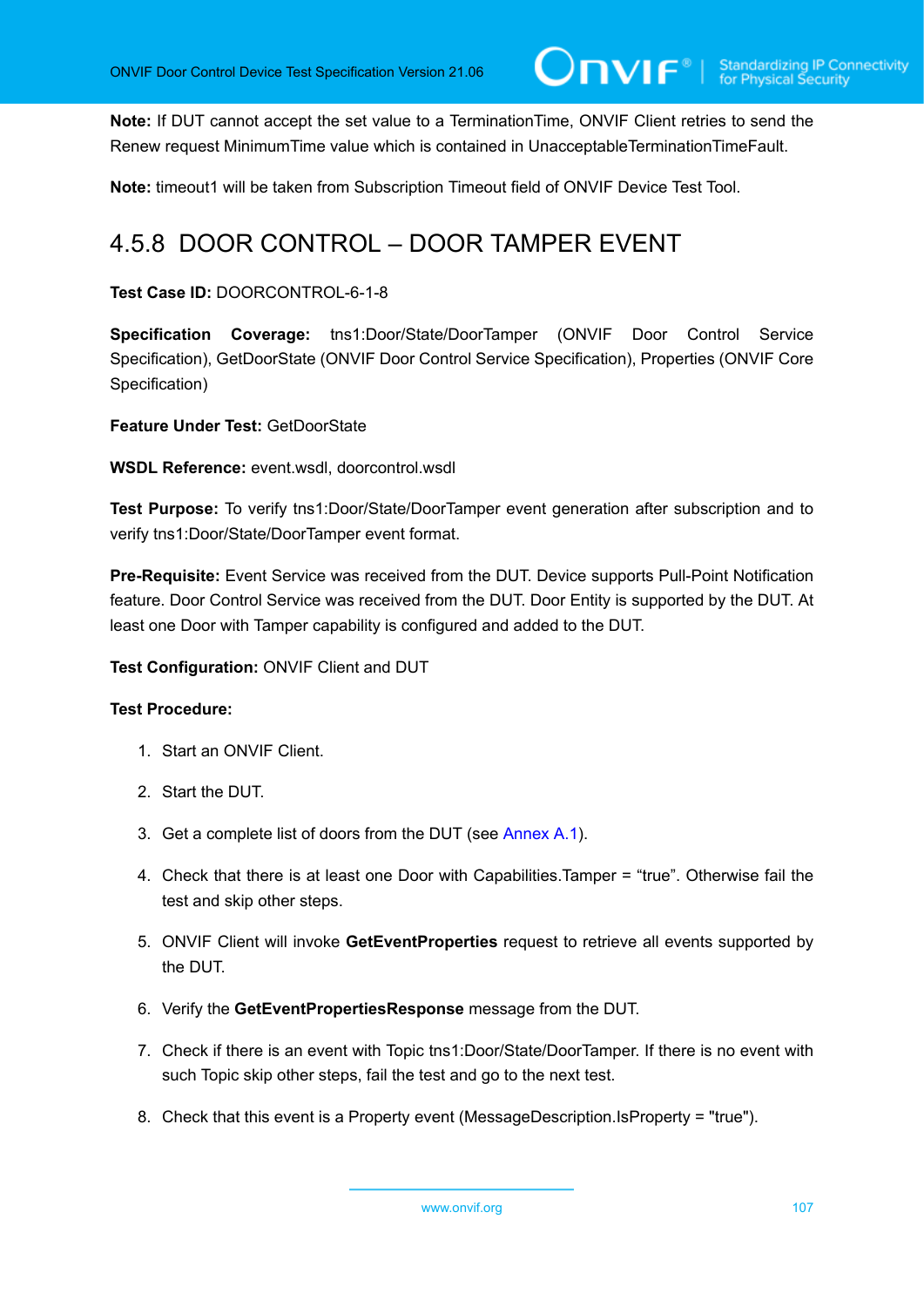**Note:** If DUT cannot accept the set value to a TerminationTime, ONVIF Client retries to send the Renew request MinimumTime value which is contained in UnacceptableTerminationTimeFault.

**Note:** timeout1 will be taken from Subscription Timeout field of ONVIF Device Test Tool.

### 4.5.8 DOOR CONTROL – DOOR TAMPER EVENT

**Test Case ID:** DOORCONTROL-6-1-8

**Specification Coverage:** tns1:Door/State/DoorTamper (ONVIF Door Control Service Specification), GetDoorState (ONVIF Door Control Service Specification), Properties (ONVIF Core Specification)

**Feature Under Test:** GetDoorState

**WSDL Reference:** event.wsdl, doorcontrol.wsdl

**Test Purpose:** To verify tns1:Door/State/DoorTamper event generation after subscription and to verify tns1:Door/State/DoorTamper event format.

**Pre-Requisite:** Event Service was received from the DUT. Device supports Pull-Point Notification feature. Door Control Service was received from the DUT. Door Entity is supported by the DUT. At least one Door with Tamper capability is configured and added to the DUT.

**Test Configuration:** ONVIF Client and DUT

**Test Procedure:**

1. Start an ONVIF Client.
2. Start the DUT.
3. Get a complete list of doors from the DUT (see Annex A.1).
4. Check that there is at least one Door with Capabilities.Tamper = “true”. Otherwise fail the test and skip other steps.
5. ONVIF Client will invoke **GetEventProperties** request to retrieve all events supported by the DUT.
6. Verify the **GetEventPropertiesResponse** message from the DUT.
7. Check if there is an event with Topic tns1:Door/State/DoorTamper. If there is no event with such Topic skip other steps, fail the test and go to the next test.
8. Check that this event is a Property event (MessageDescription.IsProperty = "true").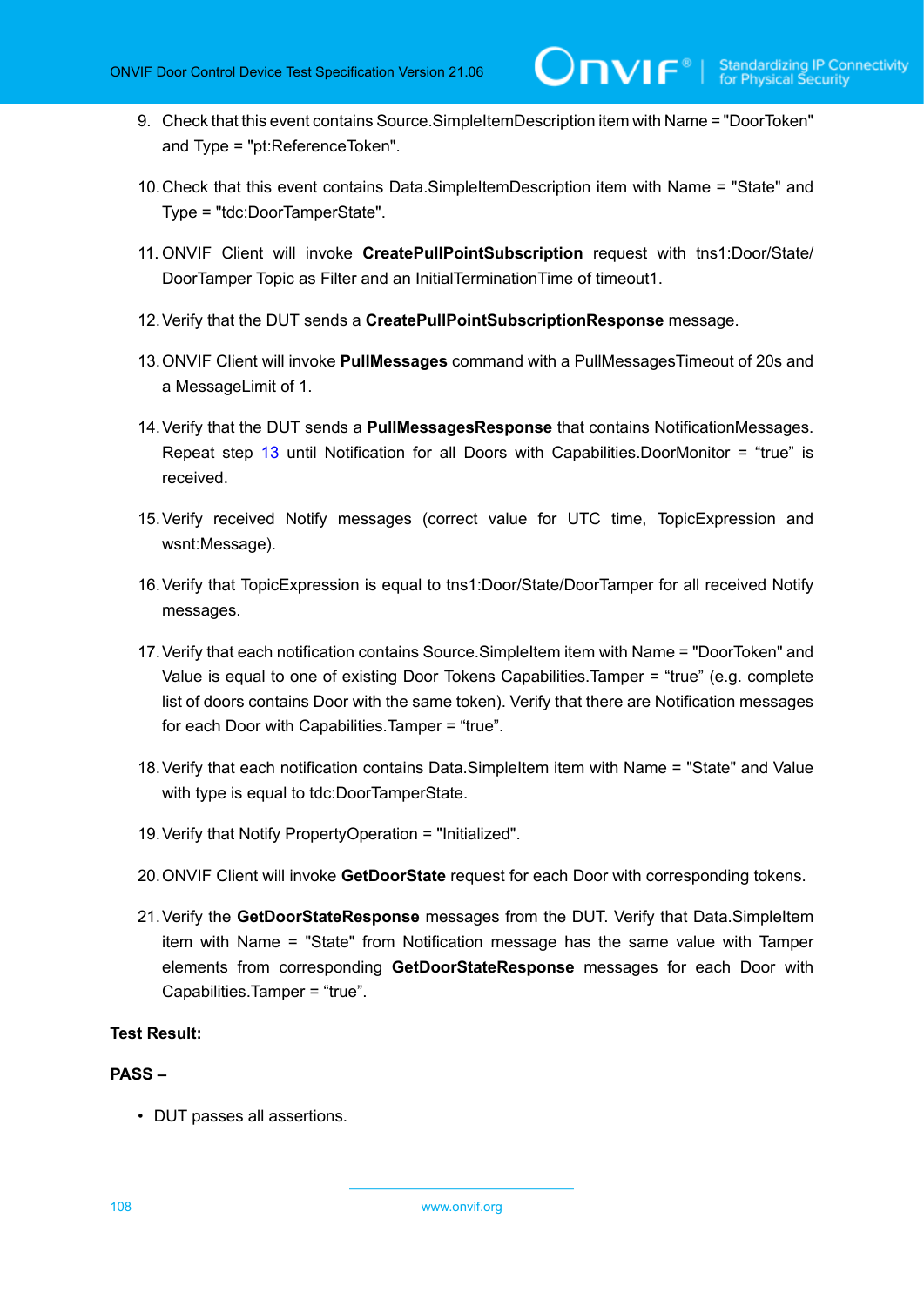9. Check that this event contains Source.SimpleItemDescription item with Name = "DoorToken" and Type = "pt:ReferenceToken".

10. Check that this event contains Data.SimpleItemDescription item with Name = "State" and Type = "tdc:DoorTamperState".

11. ONVIF Client will invoke **CreatePullPointSubscription** request with tns1:Door/State/DoorTamper Topic as Filter and an InitialTerminationTime of timeout1.

12. Verify that the DUT sends a **CreatePullPointSubscriptionResponse** message.

13. ONVIF Client will invoke **PullMessages** command with a PullMessagesTimeout of 20s and a MessageLimit of 1.

14. Verify that the DUT sends a **PullMessagesResponse** that contains NotificationMessages. Repeat step 13 until Notification for all Doors with Capabilities.DoorMonitor = “true” is received.

15. Verify received Notify messages (correct value for UTC time, TopicExpression and wsnt:Message).

16. Verify that TopicExpression is equal to tns1:Door/State/DoorTamper for all received Notify messages.

17. Verify that each notification contains Source.SimpleItem item with Name = "DoorToken" and Value is equal to one of existing Door Tokens Capabilities.Tamper = “true” (e.g. complete list of doors contains Door with the same token). Verify that there are Notification messages for each Door with Capabilities.Tamper = “true”.

18. Verify that each notification contains Data.SimpleItem item with Name = "State" and Value with type is equal to tdc:DoorTamperState.

19. Verify that Notify PropertyOperation = "Initialized".

20. ONVIF Client will invoke **GetDoorState** request for each Door with corresponding tokens.

21. Verify the **GetDoorStateResponse** messages from the DUT. Verify that Data.SimpleItem item with Name = "State" from Notification message has the same value with Tamper elements from corresponding **GetDoorStateResponse** messages for each Door with Capabilities.Tamper = “true”.

**Test Result:**

**PASS –**

- DUT passes all assertions.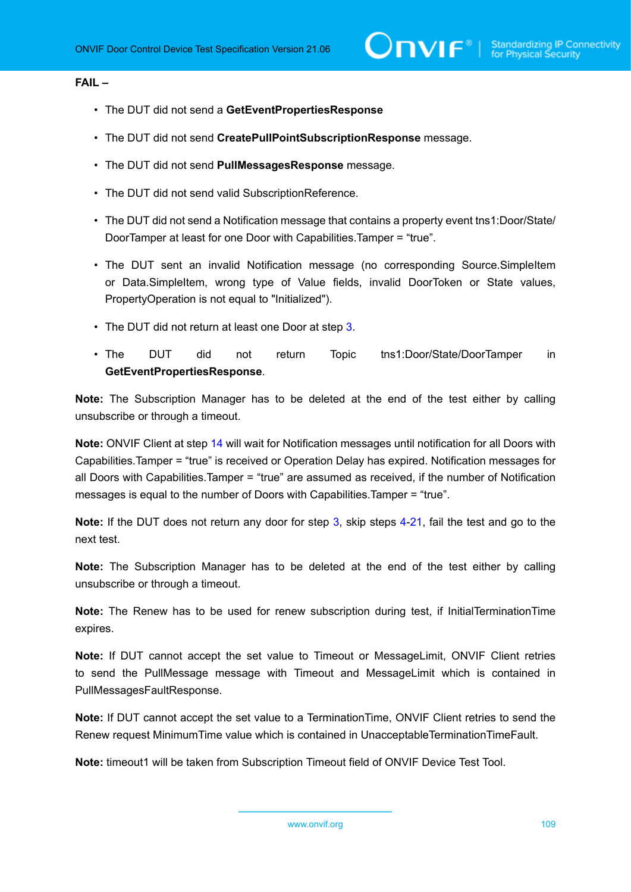**FAIL –**

- The DUT did not send a **GetEventPropertiesResponse**
- The DUT did not send **CreatePullPointSubscriptionResponse** message.
- The DUT did not send **PullMessagesResponse** message.
- The DUT did not send valid SubscriptionReference.
- The DUT did not send a Notification message that contains a property event tns1:Door/State/DoorTamper at least for one Door with Capabilities.Tamper = “true”.
- The DUT sent an invalid Notification message (no corresponding Source.SimpleItem or Data.SimpleItem, wrong type of Value fields, invalid DoorToken or State values, PropertyOperation is not equal to "Initialized").
- The DUT did not return at least one Door at step 3.
- The DUT did not return Topic tns1:Door/State/DoorTamper in **GetEventPropertiesResponse**.

**Note:** The Subscription Manager has to be deleted at the end of the test either by calling unsubscribe or through a timeout.

**Note:** ONVIF Client at step 14 will wait for Notification messages until notification for all Doors with Capabilities.Tamper = “true” is received or Operation Delay has expired. Notification messages for all Doors with Capabilities.Tamper = “true” are assumed as received, if the number of Notification messages is equal to the number of Doors with Capabilities.Tamper = “true”.

**Note:** If the DUT does not return any door for step 3, skip steps 4-21, fail the test and go to the next test.

**Note:** The Subscription Manager has to be deleted at the end of the test either by calling unsubscribe or through a timeout.

**Note:** The Renew has to be used for renew subscription during test, if InitialTerminationTime expires.

**Note:** If DUT cannot accept the set value to Timeout or MessageLimit, ONVIF Client retries to send the PullMessage message with Timeout and MessageLimit which is contained in PullMessagesFaultResponse.

**Note:** If DUT cannot accept the set value to a TerminationTime, ONVIF Client retries to send the Renew request MinimumTime value which is contained in UnacceptableTerminationTimeFault.

**Note:** timeout1 will be taken from Subscription Timeout field of ONVIF Device Test Tool.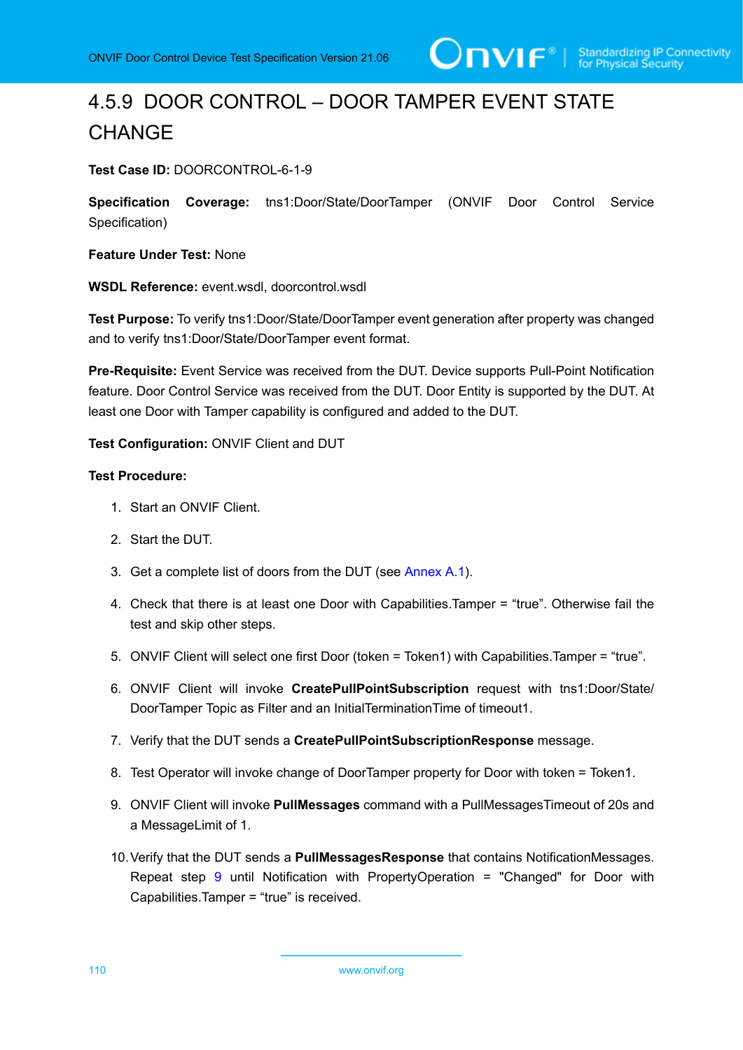### 4.5.9 DOOR CONTROL – DOOR TAMPER EVENT STATE CHANGE

**Test Case ID:** DOORCONTROL-6-1-9

**Specification Coverage:** tns1:Door/State/DoorTamper (ONVIF Door Control Service Specification)

**Feature Under Test:** None

**WSDL Reference:** event.wsdl, doorcontrol.wsdl

**Test Purpose:** To verify tns1:Door/State/DoorTamper event generation after property was changed and to verify tns1:Door/State/DoorTamper event format.

**Pre-Requisite:** Event Service was received from the DUT. Device supports Pull-Point Notification feature. Door Control Service was received from the DUT. Door Entity is supported by the DUT. At least one Door with Tamper capability is configured and added to the DUT.

**Test Configuration:** ONVIF Client and DUT

**Test Procedure:**

1. Start an ONVIF Client.
2. Start the DUT.
3. Get a complete list of doors from the DUT (see Annex A.1).
4. Check that there is at least one Door with Capabilities.Tamper = “true”. Otherwise fail the test and skip other steps.
5. ONVIF Client will select one first Door (token = Token1) with Capabilities.Tamper = “true”.
6. ONVIF Client will invoke **CreatePullPointSubscription** request with tns1:Door/State/DoorTamper Topic as Filter and an InitialTerminationTime of timeout1.
7. Verify that the DUT sends a **CreatePullPointSubscriptionResponse** message.
8. Test Operator will invoke change of DoorTamper property for Door with token = Token1.
9. ONVIF Client will invoke **PullMessages** command with a PullMessagesTimeout of 20s and a MessageLimit of 1.
10. Verify that the DUT sends a **PullMessagesResponse** that contains NotificationMessages. Repeat step 9 until Notification with PropertyOperation = "Changed" for Door with Capabilities.Tamper = “true” is received.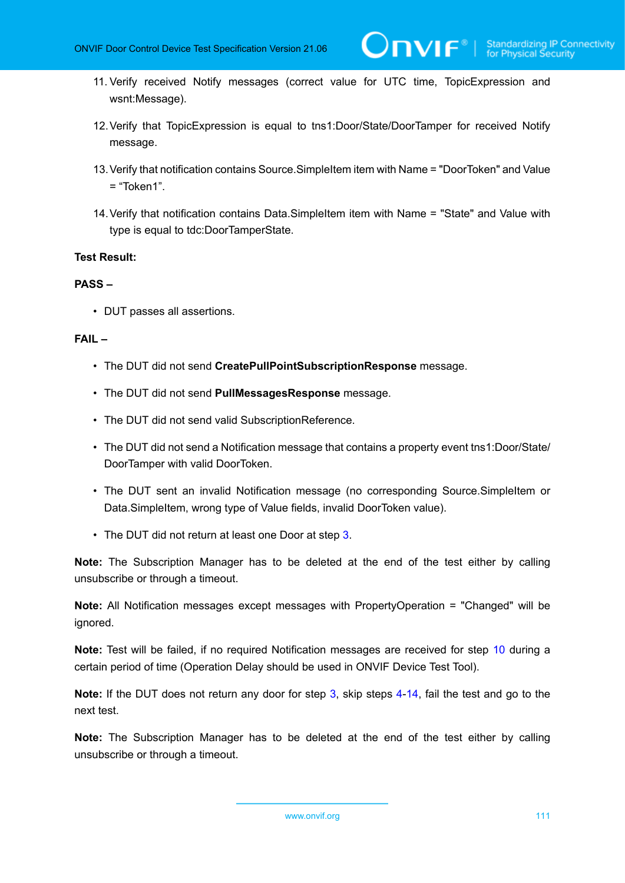11. Verify received Notify messages (correct value for UTC time, TopicExpression and wsnt:Message).

12. Verify that TopicExpression is equal to tns1:Door/State/DoorTamper for received Notify message.

13. Verify that notification contains Source.SimpleItem item with Name = "DoorToken" and Value = “Token1”.

14. Verify that notification contains Data.SimpleItem item with Name = "State" and Value with type is equal to tdc:DoorTamperState.

**Test Result:**

**PASS –**

- DUT passes all assertions.

**FAIL –**

- The DUT did not send **CreatePullPointSubscriptionResponse** message.
- The DUT did not send **PullMessagesResponse** message.
- The DUT did not send valid SubscriptionReference.
- The DUT did not send a Notification message that contains a property event tns1:Door/State/DoorTamper with valid DoorToken.
- The DUT sent an invalid Notification message (no corresponding Source.SimpleItem or Data.SimpleItem, wrong type of Value fields, invalid DoorToken value).
- The DUT did not return at least one Door at step 3.

**Note:** The Subscription Manager has to be deleted at the end of the test either by calling unsubscribe or through a timeout.

**Note:** All Notification messages except messages with PropertyOperation = "Changed" will be ignored.

**Note:** Test will be failed, if no required Notification messages are received for step 10 during a certain period of time (Operation Delay should be used in ONVIF Device Test Tool).

**Note:** If the DUT does not return any door for step 3, skip steps 4-14, fail the test and go to the next test.

**Note:** The Subscription Manager has to be deleted at the end of the test either by calling unsubscribe or through a timeout.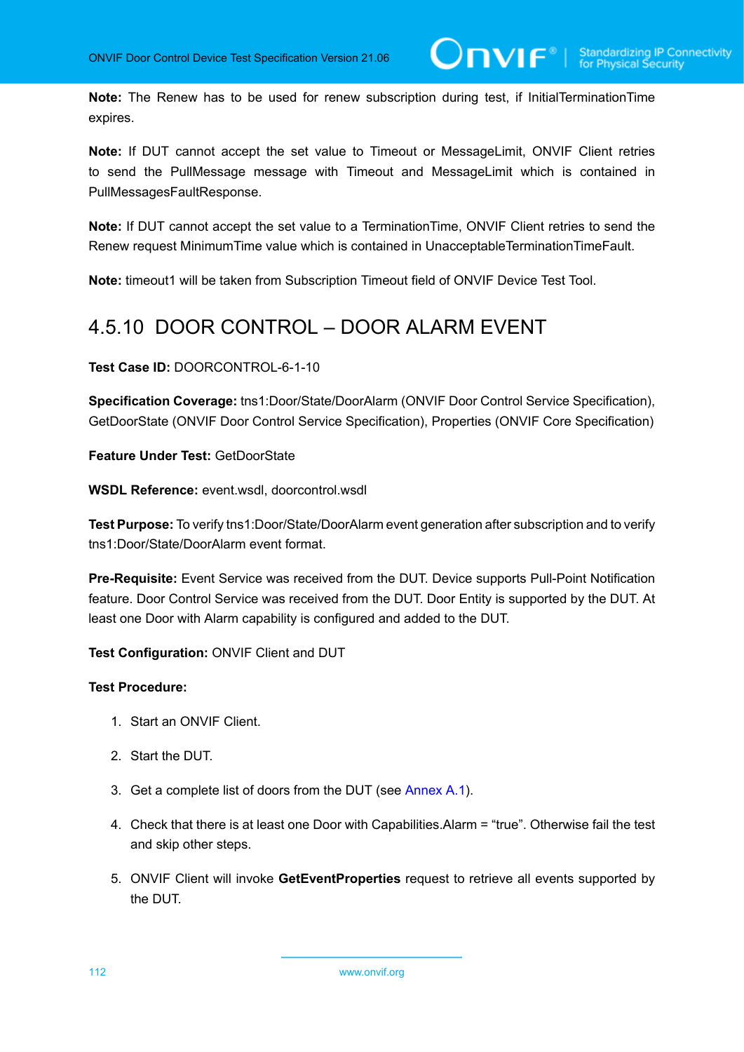**Note:** The Renew has to be used for renew subscription during test, if InitialTerminationTime expires.

**Note:** If DUT cannot accept the set value to Timeout or MessageLimit, ONVIF Client retries to send the PullMessage message with Timeout and MessageLimit which is contained in PullMessagesFaultResponse.

**Note:** If DUT cannot accept the set value to a TerminationTime, ONVIF Client retries to send the Renew request MinimumTime value which is contained in UnacceptableTerminationTimeFault.

**Note:** timeout1 will be taken from Subscription Timeout field of ONVIF Device Test Tool.

## 4.5.10 DOOR CONTROL – DOOR ALARM EVENT

**Test Case ID:** DOORCONTROL-6-1-10

**Specification Coverage:** tns1:Door/State/DoorAlarm (ONVIF Door Control Service Specification), GetDoorState (ONVIF Door Control Service Specification), Properties (ONVIF Core Specification)

**Feature Under Test:** GetDoorState

**WSDL Reference:** event.wsdl, doorcontrol.wsdl

**Test Purpose:** To verify tns1:Door/State/DoorAlarm event generation after subscription and to verify tns1:Door/State/DoorAlarm event format.

**Pre-Requisite:** Event Service was received from the DUT. Device supports Pull-Point Notification feature. Door Control Service was received from the DUT. Door Entity is supported by the DUT. At least one Door with Alarm capability is configured and added to the DUT.

**Test Configuration:** ONVIF Client and DUT

**Test Procedure:**

1. Start an ONVIF Client.
2. Start the DUT.
3. Get a complete list of doors from the DUT (see Annex A.1).
4. Check that there is at least one Door with Capabilities.Alarm = “true”. Otherwise fail the test and skip other steps.
5. ONVIF Client will invoke **GetEventProperties** request to retrieve all events supported by the DUT.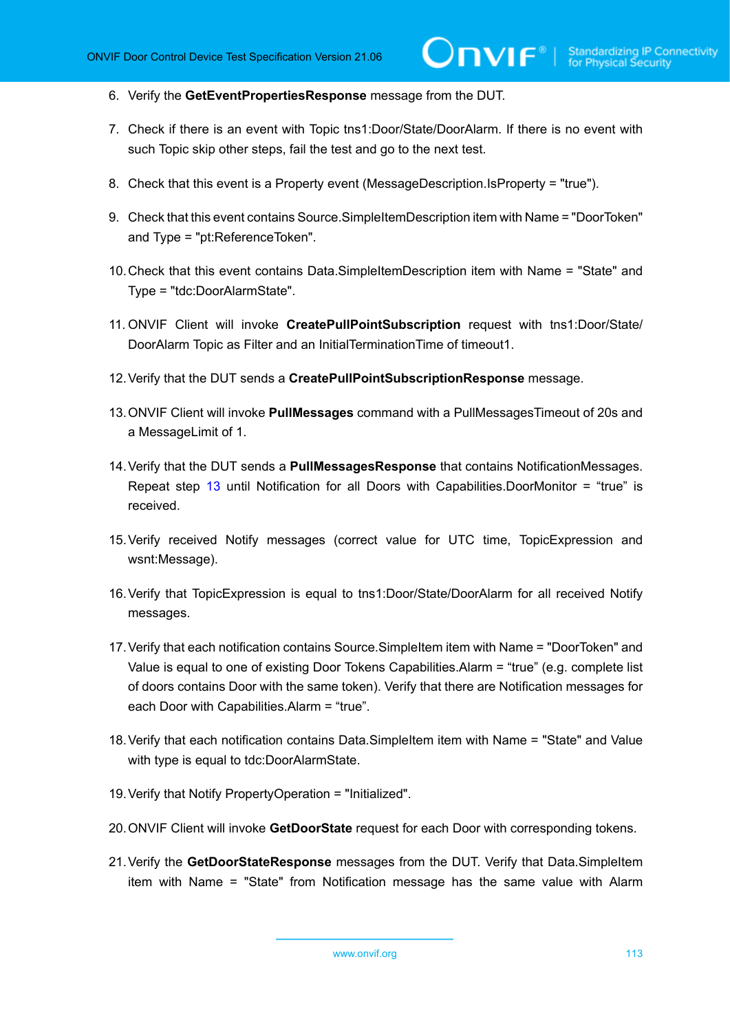6. Verify the **GetEventPropertiesResponse** message from the DUT.

7. Check if there is an event with Topic tns1:Door/State/DoorAlarm. If there is no event with such Topic skip other steps, fail the test and go to the next test.

8. Check that this event is a Property event (MessageDescription.IsProperty = "true").

9. Check that this event contains Source.SimpleItemDescription item with Name = "DoorToken" and Type = "pt:ReferenceToken".

10. Check that this event contains Data.SimpleItemDescription item with Name = "State" and Type = "tdc:DoorAlarmState".

11. ONVIF Client will invoke **CreatePullPointSubscription** request with tns1:Door/State/DoorAlarm Topic as Filter and an InitialTerminationTime of timeout1.

12. Verify that the DUT sends a **CreatePullPointSubscriptionResponse** message.

13. ONVIF Client will invoke **PullMessages** command with a PullMessagesTimeout of 20s and a MessageLimit of 1.

14. Verify that the DUT sends a **PullMessagesResponse** that contains NotificationMessages. Repeat step 13 until Notification for all Doors with Capabilities.DoorMonitor = “true” is received.

15. Verify received Notify messages (correct value for UTC time, TopicExpression and wsnt:Message).

16. Verify that TopicExpression is equal to tns1:Door/State/DoorAlarm for all received Notify messages.

17. Verify that each notification contains Source.SimpleItem item with Name = "DoorToken" and Value is equal to one of existing Door Tokens Capabilities.Alarm = “true” (e.g. complete list of doors contains Door with the same token). Verify that there are Notification messages for each Door with Capabilities.Alarm = “true”.

18. Verify that each notification contains Data.SimpleItem item with Name = "State" and Value with type is equal to tdc:DoorAlarmState.

19. Verify that Notify PropertyOperation = "Initialized".

20. ONVIF Client will invoke **GetDoorState** request for each Door with corresponding tokens.

21. Verify the **GetDoorStateResponse** messages from the DUT. Verify that Data.SimpleItem item with Name = "State" from Notification message has the same value with Alarm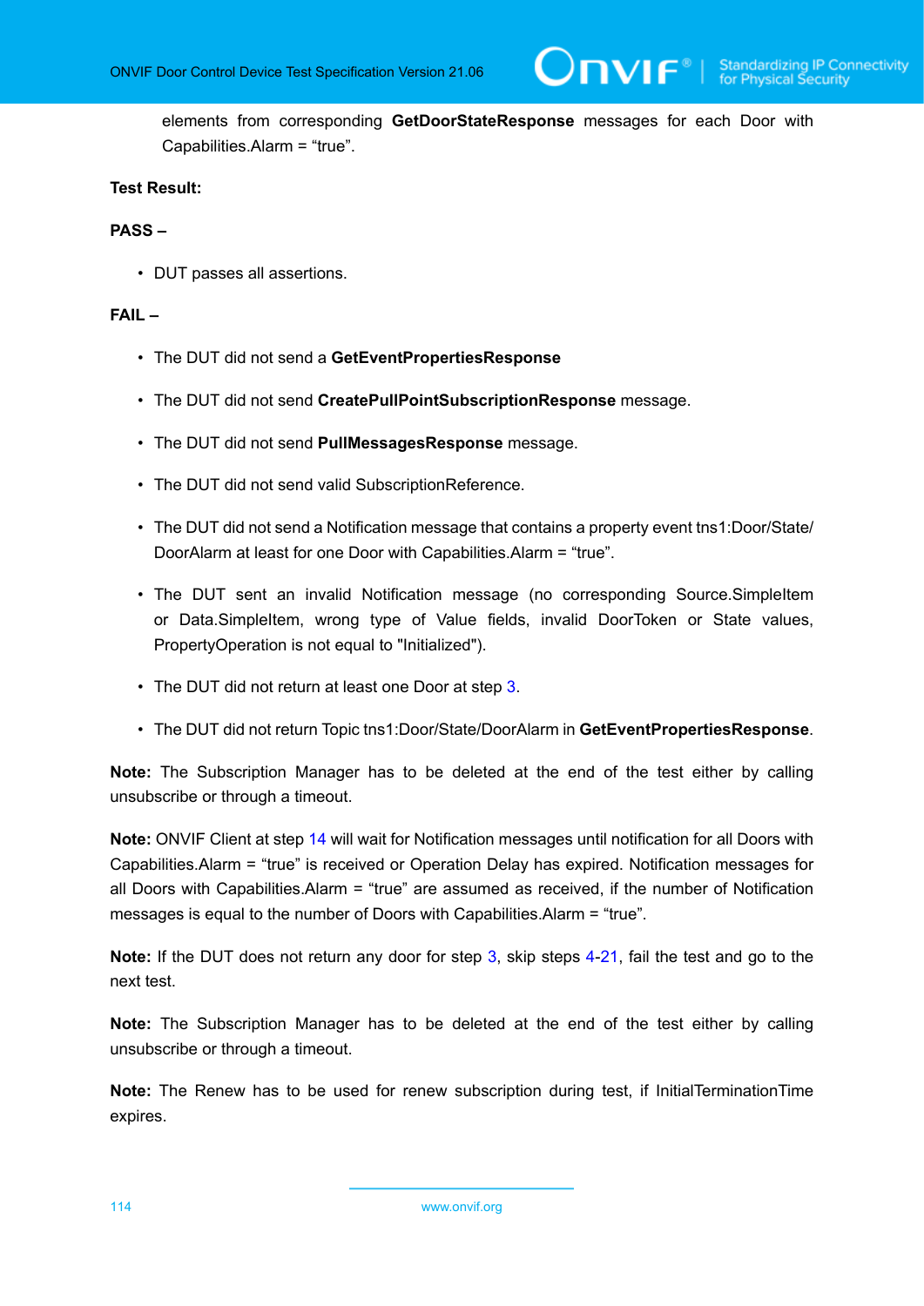elements from corresponding **GetDoorStateResponse** messages for each Door with Capabilities.Alarm = “true”.

**Test Result:**

**PASS –**

- DUT passes all assertions.

**FAIL –**

- The DUT did not send a **GetEventPropertiesResponse**
- The DUT did not send **CreatePullPointSubscriptionResponse** message.
- The DUT did not send **PullMessagesResponse** message.
- The DUT did not send valid SubscriptionReference.
- The DUT did not send a Notification message that contains a property event tns1:Door/State/DoorAlarm at least for one Door with Capabilities.Alarm = “true”.
- The DUT sent an invalid Notification message (no corresponding Source.SimpleItem or Data.SimpleItem, wrong type of Value fields, invalid DoorToken or State values, PropertyOperation is not equal to "Initialized").
- The DUT did not return at least one Door at step 3.
- The DUT did not return Topic tns1:Door/State/DoorAlarm in **GetEventPropertiesResponse**.

**Note:** The Subscription Manager has to be deleted at the end of the test either by calling unsubscribe or through a timeout.

**Note:** ONVIF Client at step 14 will wait for Notification messages until notification for all Doors with Capabilities.Alarm = “true” is received or Operation Delay has expired. Notification messages for all Doors with Capabilities.Alarm = “true” are assumed as received, if the number of Notification messages is equal to the number of Doors with Capabilities.Alarm = “true”.

**Note:** If the DUT does not return any door for step 3, skip steps 4-21, fail the test and go to the next test.

**Note:** The Subscription Manager has to be deleted at the end of the test either by calling unsubscribe or through a timeout.

**Note:** The Renew has to be used for renew subscription during test, if InitialTerminationTime expires.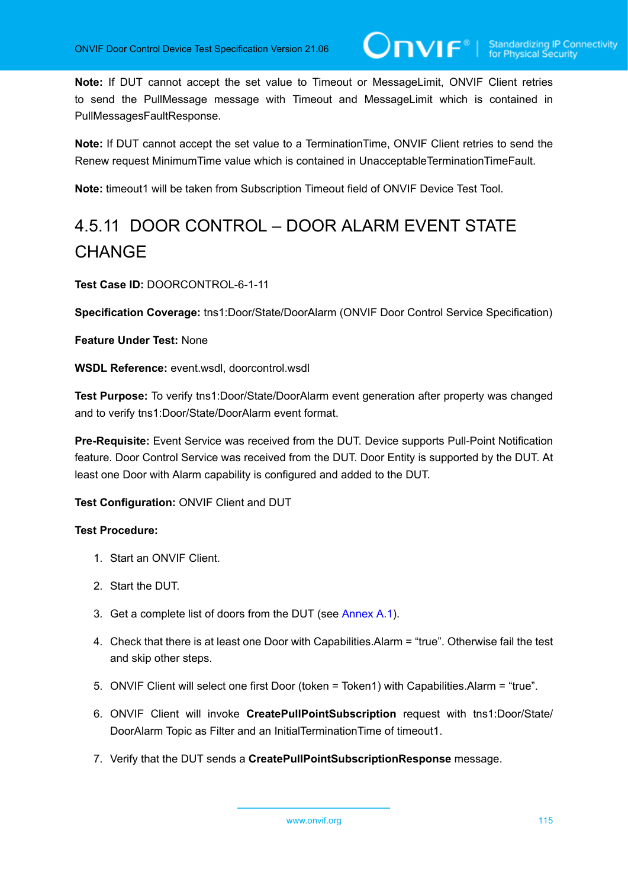**Note:** If DUT cannot accept the set value to Timeout or MessageLimit, ONVIF Client retries to send the PullMessage message with Timeout and MessageLimit which is contained in PullMessagesFaultResponse.

**Note:** If DUT cannot accept the set value to a TerminationTime, ONVIF Client retries to send the Renew request MinimumTime value which is contained in UnacceptableTerminationTimeFault.

**Note:** timeout1 will be taken from Subscription Timeout field of ONVIF Device Test Tool.

### 4.5.11 DOOR CONTROL – DOOR ALARM EVENT STATE CHANGE

**Test Case ID:** DOORCONTROL-6-1-11

**Specification Coverage:** tns1:Door/State/DoorAlarm (ONVIF Door Control Service Specification)

**Feature Under Test:** None

**WSDL Reference:** event.wsdl, doorcontrol.wsdl

**Test Purpose:** To verify tns1:Door/State/DoorAlarm event generation after property was changed and to verify tns1:Door/State/DoorAlarm event format.

**Pre-Requisite:** Event Service was received from the DUT. Device supports Pull-Point Notification feature. Door Control Service was received from the DUT. Door Entity is supported by the DUT. At least one Door with Alarm capability is configured and added to the DUT.

**Test Configuration:** ONVIF Client and DUT

**Test Procedure:**

1. Start an ONVIF Client.
2. Start the DUT.
3. Get a complete list of doors from the DUT (see Annex A.1).
4. Check that there is at least one Door with Capabilities.Alarm = "true". Otherwise fail the test and skip other steps.
5. ONVIF Client will select one first Door (token = Token1) with Capabilities.Alarm = "true".
6. ONVIF Client will invoke **CreatePullPointSubscription** request with tns1:Door/State/DoorAlarm Topic as Filter and an InitialTerminationTime of timeout1.
7. Verify that the DUT sends a **CreatePullPointSubscriptionResponse** message.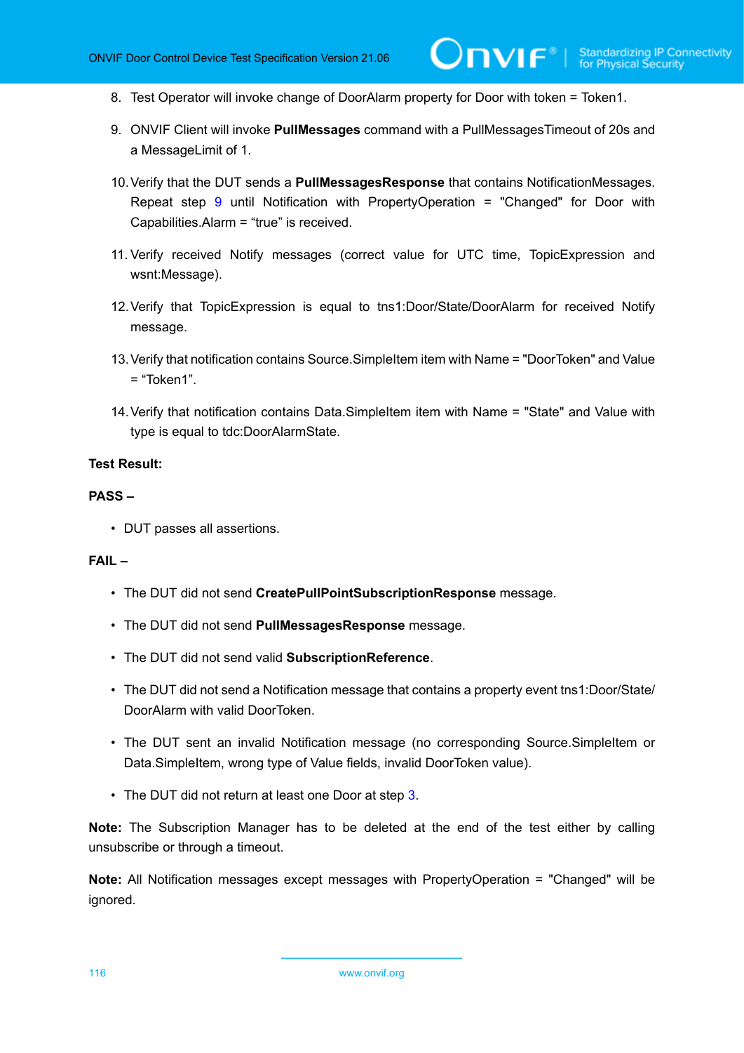8. Test Operator will invoke change of DoorAlarm property for Door with token = Token1.

9. ONVIF Client will invoke **PullMessages** command with a PullMessagesTimeout of 20s and a MessageLimit of 1.

10. Verify that the DUT sends a **PullMessagesResponse** that contains NotificationMessages. Repeat step 9 until Notification with PropertyOperation = "Changed" for Door with Capabilities.Alarm = “true” is received.

11. Verify received Notify messages (correct value for UTC time, TopicExpression and wsnt:Message).

12. Verify that TopicExpression is equal to tns1:Door/State/DoorAlarm for received Notify message.

13. Verify that notification contains Source.SimpleItem item with Name = "DoorToken" and Value = “Token1”.

14. Verify that notification contains Data.SimpleItem item with Name = "State" and Value with type is equal to tdc:DoorAlarmState.

**Test Result:**

**PASS –**

- DUT passes all assertions.

**FAIL –**

- The DUT did not send **CreatePullPointSubscriptionResponse** message.
- The DUT did not send **PullMessagesResponse** message.
- The DUT did not send valid **SubscriptionReference**.
- The DUT did not send a Notification message that contains a property event tns1:Door/State/DoorAlarm with valid DoorToken.
- The DUT sent an invalid Notification message (no corresponding Source.SimpleItem or Data.SimpleItem, wrong type of Value fields, invalid DoorToken value).
- The DUT did not return at least one Door at step 3.

**Note:** The Subscription Manager has to be deleted at the end of the test either by calling unsubscribe or through a timeout.

**Note:** All Notification messages except messages with PropertyOperation = "Changed" will be ignored.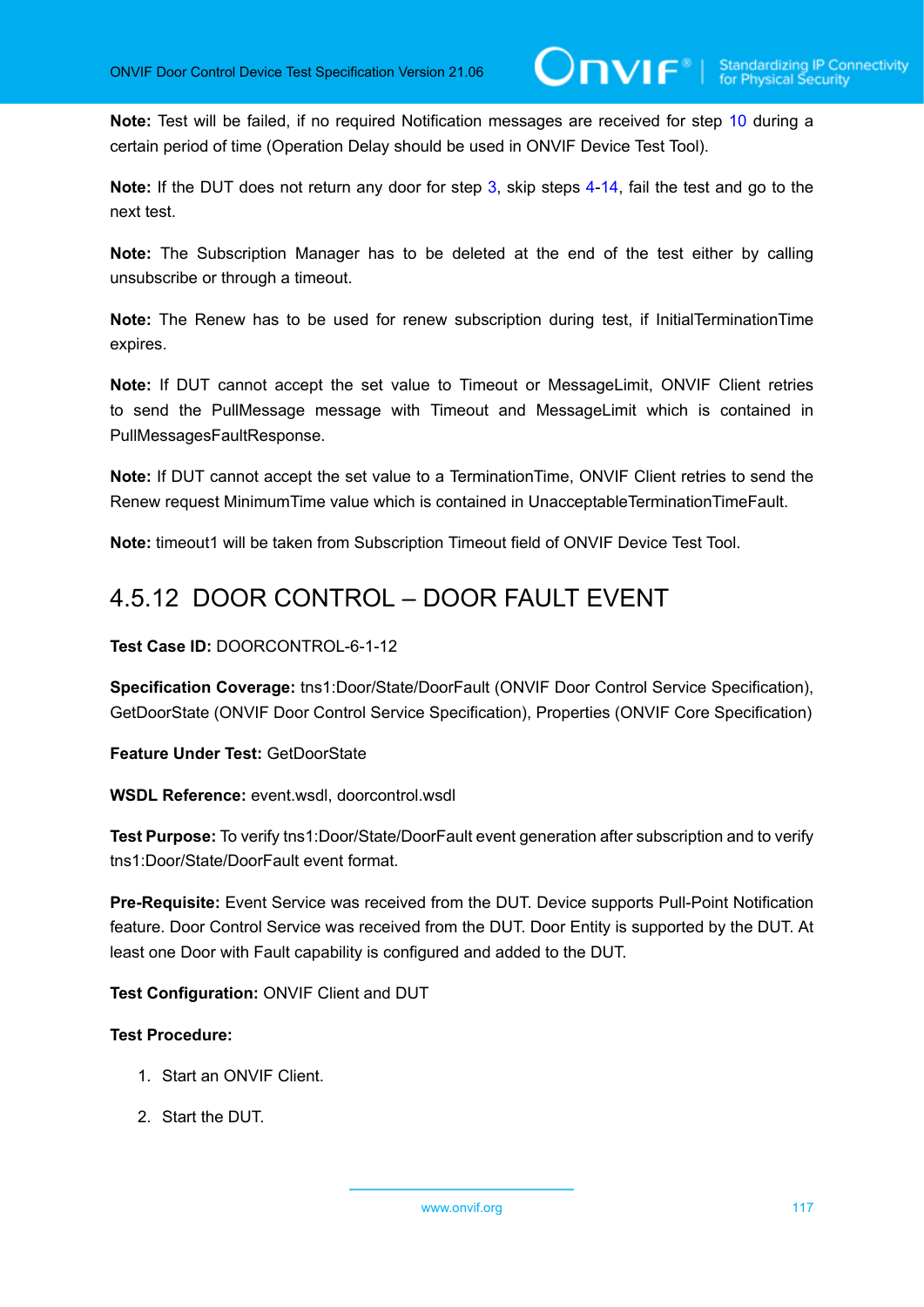**Note:** Test will be failed, if no required Notification messages are received for step 10 during a certain period of time (Operation Delay should be used in ONVIF Device Test Tool).

**Note:** If the DUT does not return any door for step 3, skip steps 4-14, fail the test and go to the next test.

**Note:** The Subscription Manager has to be deleted at the end of the test either by calling unsubscribe or through a timeout.

**Note:** The Renew has to be used for renew subscription during test, if InitialTerminationTime expires.

**Note:** If DUT cannot accept the set value to Timeout or MessageLimit, ONVIF Client retries to send the PullMessage message with Timeout and MessageLimit which is contained in PullMessagesFaultResponse.

**Note:** If DUT cannot accept the set value to a TerminationTime, ONVIF Client retries to send the Renew request MinimumTime value which is contained in UnacceptableTerminationTimeFault.

**Note:** timeout1 will be taken from Subscription Timeout field of ONVIF Device Test Tool.

### 4.5.12 DOOR CONTROL – DOOR FAULT EVENT

**Test Case ID:** DOORCONTROL-6-1-12

**Specification Coverage:** tns1:Door/State/DoorFault (ONVIF Door Control Service Specification), GetDoorState (ONVIF Door Control Service Specification), Properties (ONVIF Core Specification)

**Feature Under Test:** GetDoorState

**WSDL Reference:** event.wsdl, doorcontrol.wsdl

**Test Purpose:** To verify tns1:Door/State/DoorFault event generation after subscription and to verify tns1:Door/State/DoorFault event format.

**Pre-Requisite:** Event Service was received from the DUT. Device supports Pull-Point Notification feature. Door Control Service was received from the DUT. Door Entity is supported by the DUT. At least one Door with Fault capability is configured and added to the DUT.

**Test Configuration:** ONVIF Client and DUT

**Test Procedure:**

1. Start an ONVIF Client.
2. Start the DUT.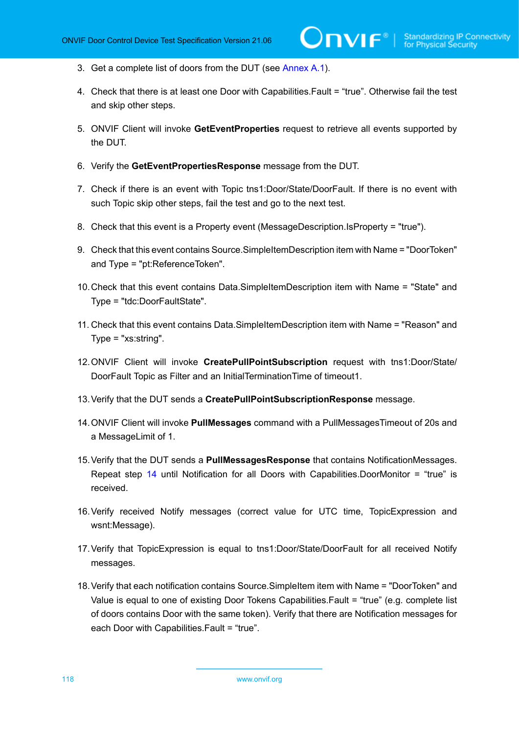3. Get a complete list of doors from the DUT (see Annex A.1).

4. Check that there is at least one Door with Capabilities.Fault = “true”. Otherwise fail the test and skip other steps.

5. ONVIF Client will invoke **GetEventProperties** request to retrieve all events supported by the DUT.

6. Verify the **GetEventPropertiesResponse** message from the DUT.

7. Check if there is an event with Topic tns1:Door/State/DoorFault. If there is no event with such Topic skip other steps, fail the test and go to the next test.

8. Check that this event is a Property event (MessageDescription.IsProperty = "true").

9. Check that this event contains Source.SimpleItemDescription item with Name = "DoorToken" and Type = "pt:ReferenceToken".

10. Check that this event contains Data.SimpleItemDescription item with Name = "State" and Type = "tdc:DoorFaultState".

11. Check that this event contains Data.SimpleItemDescription item with Name = "Reason" and Type = "xs:string".

12. ONVIF Client will invoke **CreatePullPointSubscription** request with tns1:Door/State/DoorFault Topic as Filter and an InitialTerminationTime of timeout1.

13. Verify that the DUT sends a **CreatePullPointSubscriptionResponse** message.

14. ONVIF Client will invoke **PullMessages** command with a PullMessagesTimeout of 20s and a MessageLimit of 1.

15. Verify that the DUT sends a **PullMessagesResponse** that contains NotificationMessages. Repeat step 14 until Notification for all Doors with Capabilities.DoorMonitor = “true” is received.

16. Verify received Notify messages (correct value for UTC time, TopicExpression and wsnt:Message).

17. Verify that TopicExpression is equal to tns1:Door/State/DoorFault for all received Notify messages.

18. Verify that each notification contains Source.SimpleItem item with Name = "DoorToken" and Value is equal to one of existing Door Tokens Capabilities.Fault = “true” (e.g. complete list of doors contains Door with the same token). Verify that there are Notification messages for each Door with Capabilities.Fault = “true”.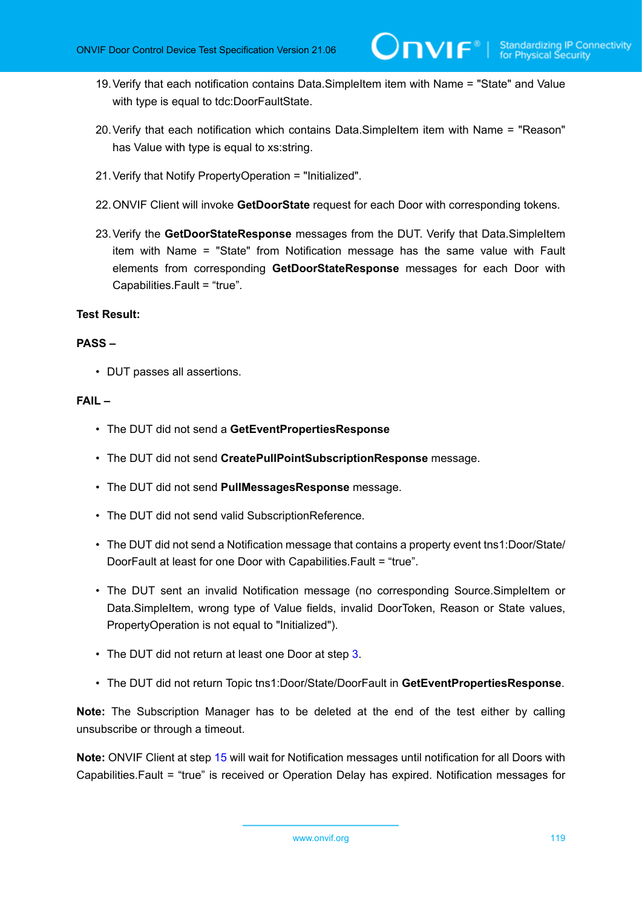19. Verify that each notification contains Data.SimpleItem item with Name = "State" and Value with type is equal to tdc:DoorFaultState.

20. Verify that each notification which contains Data.SimpleItem item with Name = "Reason" has Value with type is equal to xs:string.

21. Verify that Notify PropertyOperation = "Initialized".

22. ONVIF Client will invoke **GetDoorState** request for each Door with corresponding tokens.

23. Verify the **GetDoorStateResponse** messages from the DUT. Verify that Data.SimpleItem item with Name = "State" from Notification message has the same value with Fault elements from corresponding **GetDoorStateResponse** messages for each Door with Capabilities.Fault = “true”.

**Test Result:**

**PASS –**

- DUT passes all assertions.

**FAIL –**

- The DUT did not send a **GetEventPropertiesResponse**
- The DUT did not send **CreatePullPointSubscriptionResponse** message.
- The DUT did not send **PullMessagesResponse** message.
- The DUT did not send valid SubscriptionReference.
- The DUT did not send a Notification message that contains a property event tns1:Door/State/DoorFault at least for one Door with Capabilities.Fault = “true”.
- The DUT sent an invalid Notification message (no corresponding Source.SimpleItem or Data.SimpleItem, wrong type of Value fields, invalid DoorToken, Reason or State values, PropertyOperation is not equal to "Initialized").
- The DUT did not return at least one Door at step 3.
- The DUT did not return Topic tns1:Door/State/DoorFault in **GetEventPropertiesResponse**.

**Note:** The Subscription Manager has to be deleted at the end of the test either by calling unsubscribe or through a timeout.

**Note:** ONVIF Client at step 15 will wait for Notification messages until notification for all Doors with Capabilities.Fault = “true” is received or Operation Delay has expired. Notification messages for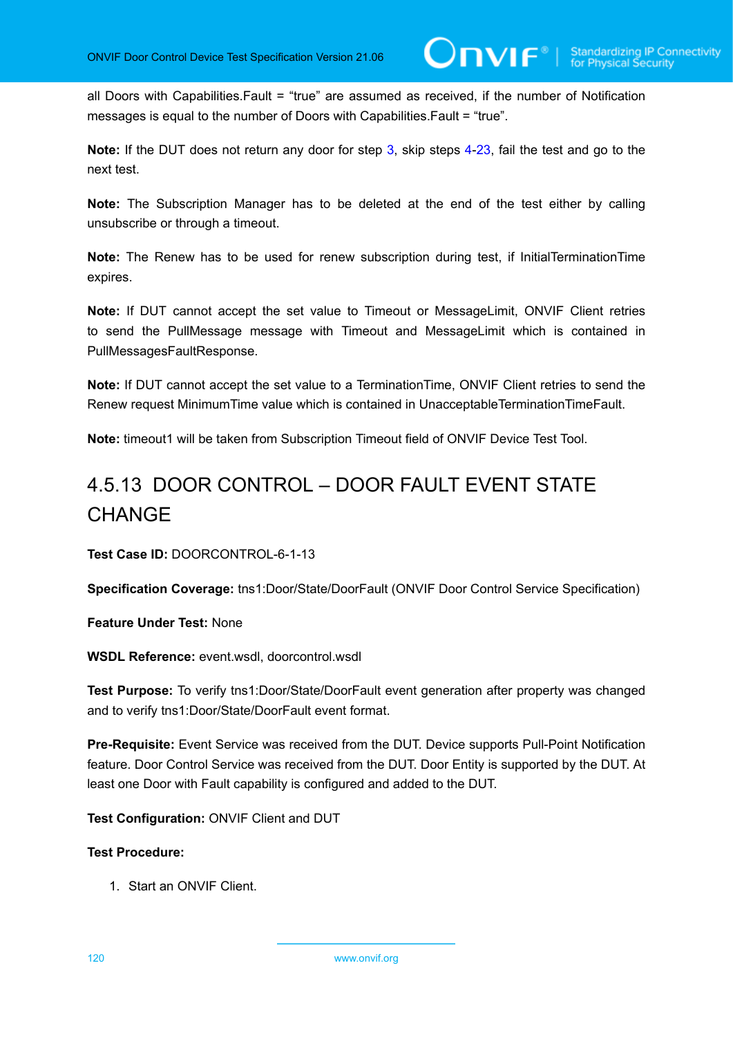all Doors with Capabilities.Fault = “true” are assumed as received, if the number of Notification messages is equal to the number of Doors with Capabilities.Fault = “true”.

**Note:** If the DUT does not return any door for step 3, skip steps 4-23, fail the test and go to the next test.

**Note:** The Subscription Manager has to be deleted at the end of the test either by calling unsubscribe or through a timeout.

**Note:** The Renew has to be used for renew subscription during test, if InitialTerminationTime expires.

**Note:** If DUT cannot accept the set value to Timeout or MessageLimit, ONVIF Client retries to send the PullMessage message with Timeout and MessageLimit which is contained in PullMessagesFaultResponse.

**Note:** If DUT cannot accept the set value to a TerminationTime, ONVIF Client retries to send the Renew request MinimumTime value which is contained in UnacceptableTerminationTimeFault.

**Note:** timeout1 will be taken from Subscription Timeout field of ONVIF Device Test Tool.

## 4.5.13 DOOR CONTROL – DOOR FAULT EVENT STATE CHANGE

**Test Case ID:** DOORCONTROL-6-1-13

**Specification Coverage:** tns1:Door/State/DoorFault (ONVIF Door Control Service Specification)

**Feature Under Test:** None

**WSDL Reference:** event.wsdl, doorcontrol.wsdl

**Test Purpose:** To verify tns1:Door/State/DoorFault event generation after property was changed and to verify tns1:Door/State/DoorFault event format.

**Pre-Requisite:** Event Service was received from the DUT. Device supports Pull-Point Notification feature. Door Control Service was received from the DUT. Door Entity is supported by the DUT. At least one Door with Fault capability is configured and added to the DUT.

**Test Configuration:** ONVIF Client and DUT

**Test Procedure:**

1. Start an ONVIF Client.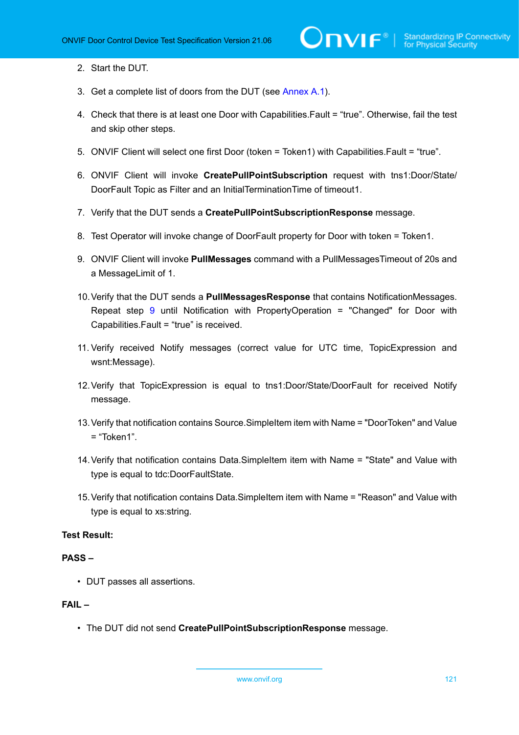2. Start the DUT.

3. Get a complete list of doors from the DUT (see Annex A.1).

4. Check that there is at least one Door with Capabilities.Fault = “true”. Otherwise, fail the test and skip other steps.

5. ONVIF Client will select one first Door (token = Token1) with Capabilities.Fault = “true”.

6. ONVIF Client will invoke **CreatePullPointSubscription** request with tns1:Door/State/DoorFault Topic as Filter and an InitialTerminationTime of timeout1.

7. Verify that the DUT sends a **CreatePullPointSubscriptionResponse** message.

8. Test Operator will invoke change of DoorFault property for Door with token = Token1.

9. ONVIF Client will invoke **PullMessages** command with a PullMessagesTimeout of 20s and a MessageLimit of 1.

10. Verify that the DUT sends a **PullMessagesResponse** that contains NotificationMessages. Repeat step 9 until Notification with PropertyOperation = "Changed" for Door with Capabilities.Fault = “true” is received.

11. Verify received Notify messages (correct value for UTC time, TopicExpression and wsnt:Message).

12. Verify that TopicExpression is equal to tns1:Door/State/DoorFault for received Notify message.

13. Verify that notification contains Source.SimpleItem item with Name = "DoorToken" and Value = “Token1”.

14. Verify that notification contains Data.SimpleItem item with Name = "State" and Value with type is equal to tdc:DoorFaultState.

15. Verify that notification contains Data.SimpleItem item with Name = "Reason" and Value with type is equal to xs:string.

**Test Result:**

**PASS –**

- DUT passes all assertions.

**FAIL –**

- The DUT did not send **CreatePullPointSubscriptionResponse** message.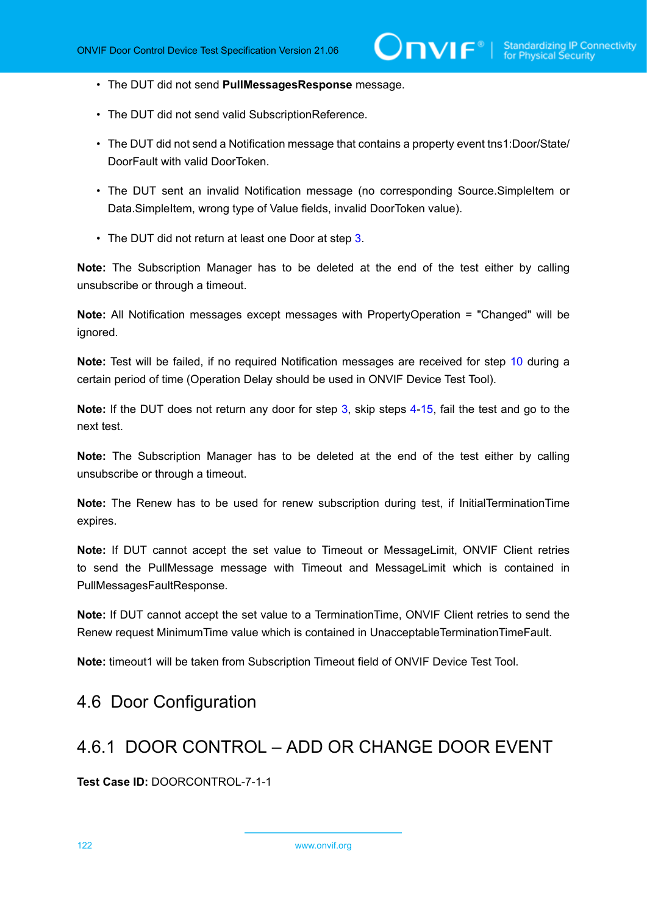- The DUT did not send **PullMessagesResponse** message.
- The DUT did not send valid SubscriptionReference.
- The DUT did not send a Notification message that contains a property event tns1:Door/State/DoorFault with valid DoorToken.
- The DUT sent an invalid Notification message (no corresponding Source.SimpleItem or Data.SimpleItem, wrong type of Value fields, invalid DoorToken value).
- The DUT did not return at least one Door at step 3.

**Note:** The Subscription Manager has to be deleted at the end of the test either by calling unsubscribe or through a timeout.

**Note:** All Notification messages except messages with PropertyOperation = "Changed" will be ignored.

**Note:** Test will be failed, if no required Notification messages are received for step 10 during a certain period of time (Operation Delay should be used in ONVIF Device Test Tool).

**Note:** If the DUT does not return any door for step 3, skip steps 4-15, fail the test and go to the next test.

**Note:** The Subscription Manager has to be deleted at the end of the test either by calling unsubscribe or through a timeout.

**Note:** The Renew has to be used for renew subscription during test, if InitialTerminationTime expires.

**Note:** If DUT cannot accept the set value to Timeout or MessageLimit, ONVIF Client retries to send the PullMessage message with Timeout and MessageLimit which is contained in PullMessagesFaultResponse.

**Note:** If DUT cannot accept the set value to a TerminationTime, ONVIF Client retries to send the Renew request MinimumTime value which is contained in UnacceptableTerminationTimeFault.

**Note:** timeout1 will be taken from Subscription Timeout field of ONVIF Device Test Tool.

## 4.6 Door Configuration

### 4.6.1 DOOR CONTROL – ADD OR CHANGE DOOR EVENT

**Test Case ID:** DOORCONTROL-7-1-1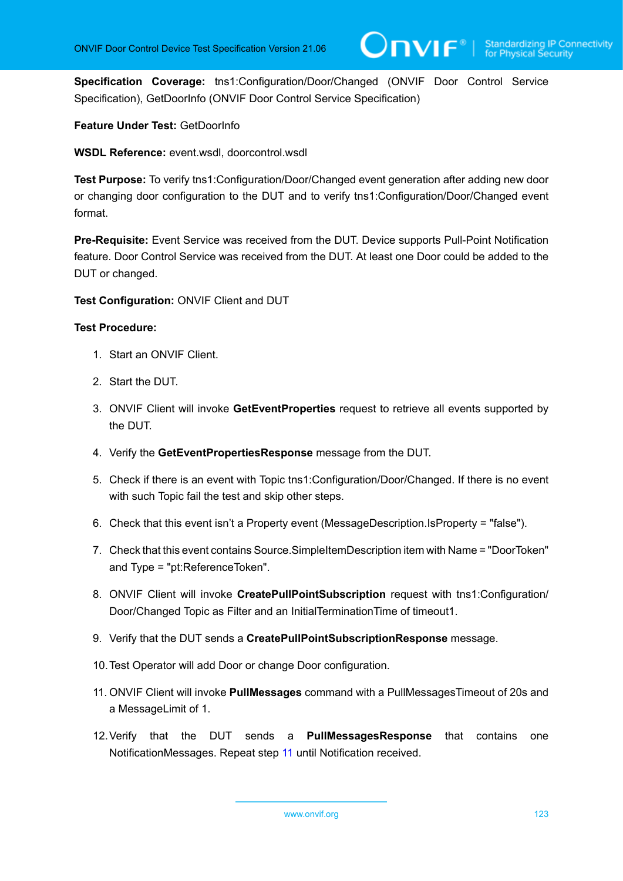**Specification Coverage:** tns1:Configuration/Door/Changed (ONVIF Door Control Service Specification), GetDoorInfo (ONVIF Door Control Service Specification)

**Feature Under Test:** GetDoorInfo

**WSDL Reference:** event.wsdl, doorcontrol.wsdl

**Test Purpose:** To verify tns1:Configuration/Door/Changed event generation after adding new door or changing door configuration to the DUT and to verify tns1:Configuration/Door/Changed event format.

**Pre-Requisite:** Event Service was received from the DUT. Device supports Pull-Point Notification feature. Door Control Service was received from the DUT. At least one Door could be added to the DUT or changed.

**Test Configuration:** ONVIF Client and DUT

**Test Procedure:**

1. Start an ONVIF Client.
2. Start the DUT.
3. ONVIF Client will invoke **GetEventProperties** request to retrieve all events supported by the DUT.
4. Verify the **GetEventPropertiesResponse** message from the DUT.
5. Check if there is an event with Topic tns1:Configuration/Door/Changed. If there is no event with such Topic fail the test and skip other steps.
6. Check that this event isn't a Property event (MessageDescription.IsProperty = "false").
7. Check that this event contains Source.SimpleItemDescription item with Name = "DoorToken" and Type = "pt:ReferenceToken".
8. ONVIF Client will invoke **CreatePullPointSubscription** request with tns1:Configuration/Door/Changed Topic as Filter and an InitialTerminationTime of timeout1.
9. Verify that the DUT sends a **CreatePullPointSubscriptionResponse** message.
10. Test Operator will add Door or change Door configuration.
11. ONVIF Client will invoke **PullMessages** command with a PullMessagesTimeout of 20s and a MessageLimit of 1.
12. Verify that the DUT sends a **PullMessagesResponse** that contains one NotificationMessages. Repeat step 11 until Notification received.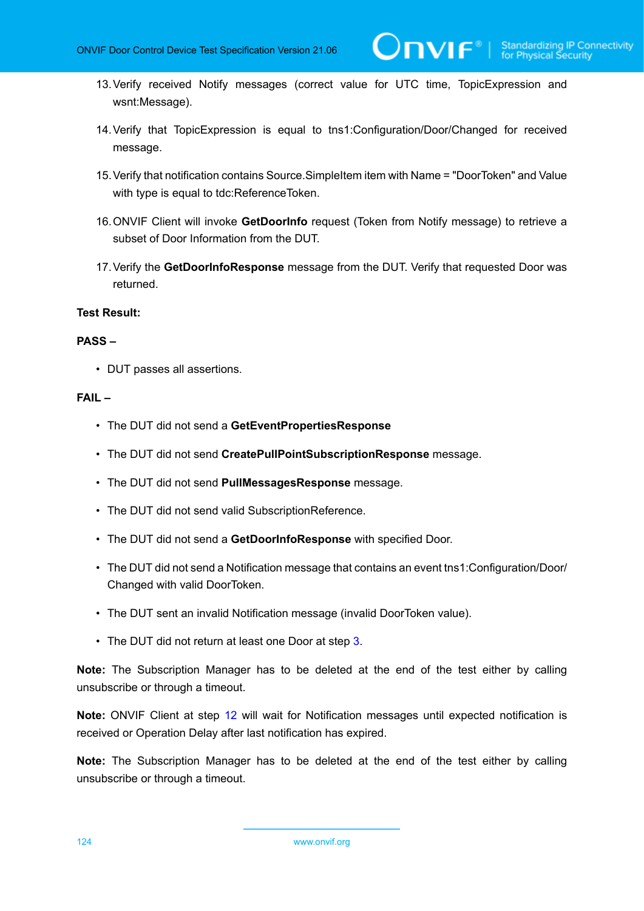13. Verify received Notify messages (correct value for UTC time, TopicExpression and wsnt:Message).

14. Verify that TopicExpression is equal to tns1:Configuration/Door/Changed for received message.

15. Verify that notification contains Source.SimpleItem item with Name = "DoorToken" and Value with type is equal to tdc:ReferenceToken.

16. ONVIF Client will invoke **GetDoorInfo** request (Token from Notify message) to retrieve a subset of Door Information from the DUT.

17. Verify the **GetDoorInfoResponse** message from the DUT. Verify that requested Door was returned.

**Test Result:**

**PASS –**

- DUT passes all assertions.

**FAIL –**

- The DUT did not send a **GetEventPropertiesResponse**
- The DUT did not send **CreatePullPointSubscriptionResponse** message.
- The DUT did not send **PullMessagesResponse** message.
- The DUT did not send valid SubscriptionReference.
- The DUT did not send a **GetDoorInfoResponse** with specified Door.
- The DUT did not send a Notification message that contains an event tns1:Configuration/Door/Changed with valid DoorToken.
- The DUT sent an invalid Notification message (invalid DoorToken value).
- The DUT did not return at least one Door at step 3.

**Note:** The Subscription Manager has to be deleted at the end of the test either by calling unsubscribe or through a timeout.

**Note:** ONVIF Client at step 12 will wait for Notification messages until expected notification is received or Operation Delay after last notification has expired.

**Note:** The Subscription Manager has to be deleted at the end of the test either by calling unsubscribe or through a timeout.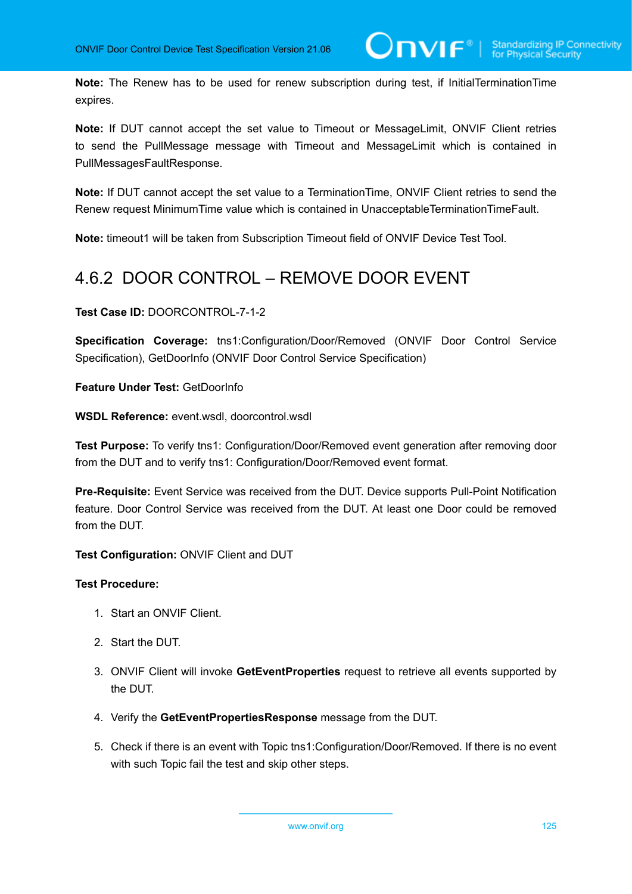**Note:** The Renew has to be used for renew subscription during test, if InitialTerminationTime expires.

**Note:** If DUT cannot accept the set value to Timeout or MessageLimit, ONVIF Client retries to send the PullMessage message with Timeout and MessageLimit which is contained in PullMessagesFaultResponse.

**Note:** If DUT cannot accept the set value to a TerminationTime, ONVIF Client retries to send the Renew request MinimumTime value which is contained in UnacceptableTerminationTimeFault.

**Note:** timeout1 will be taken from Subscription Timeout field of ONVIF Device Test Tool.

### 4.6.2 DOOR CONTROL – REMOVE DOOR EVENT

**Test Case ID:** DOORCONTROL-7-1-2

**Specification Coverage:** tns1:Configuration/Door/Removed (ONVIF Door Control Service Specification), GetDoorInfo (ONVIF Door Control Service Specification)

**Feature Under Test:** GetDoorInfo

**WSDL Reference:** event.wsdl, doorcontrol.wsdl

**Test Purpose:** To verify tns1: Configuration/Door/Removed event generation after removing door from the DUT and to verify tns1: Configuration/Door/Removed event format.

**Pre-Requisite:** Event Service was received from the DUT. Device supports Pull-Point Notification feature. Door Control Service was received from the DUT. At least one Door could be removed from the DUT.

**Test Configuration:** ONVIF Client and DUT

**Test Procedure:**

1. Start an ONVIF Client.
2. Start the DUT.
3. ONVIF Client will invoke **GetEventProperties** request to retrieve all events supported by the DUT.
4. Verify the **GetEventPropertiesResponse** message from the DUT.
5. Check if there is an event with Topic tns1:Configuration/Door/Removed. If there is no event with such Topic fail the test and skip other steps.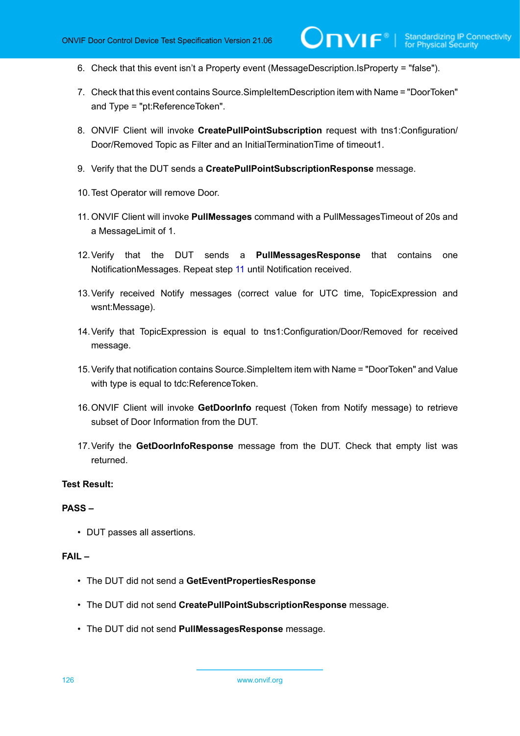6. Check that this event isn't a Property event (MessageDescription.IsProperty = "false").

7. Check that this event contains Source.SimpleItemDescription item with Name = "DoorToken" and Type = "pt:ReferenceToken".

8. ONVIF Client will invoke **CreatePullPointSubscription** request with tns1:Configuration/Door/Removed Topic as Filter and an InitialTerminationTime of timeout1.

9. Verify that the DUT sends a **CreatePullPointSubscriptionResponse** message.

10. Test Operator will remove Door.

11. ONVIF Client will invoke **PullMessages** command with a PullMessagesTimeout of 20s and a MessageLimit of 1.

12. Verify that the DUT sends a **PullMessagesResponse** that contains one NotificationMessages. Repeat step 11 until Notification received.

13. Verify received Notify messages (correct value for UTC time, TopicExpression and wsnt:Message).

14. Verify that TopicExpression is equal to tns1:Configuration/Door/Removed for received message.

15. Verify that notification contains Source.SimpleItem item with Name = "DoorToken" and Value with type is equal to tdc:ReferenceToken.

16. ONVIF Client will invoke **GetDoorInfo** request (Token from Notify message) to retrieve subset of Door Information from the DUT.

17. Verify the **GetDoorInfoResponse** message from the DUT. Check that empty list was returned.

**Test Result:**

**PASS –**

- DUT passes all assertions.

**FAIL –**

- The DUT did not send a **GetEventPropertiesResponse**
- The DUT did not send **CreatePullPointSubscriptionResponse** message.
- The DUT did not send **PullMessagesResponse** message.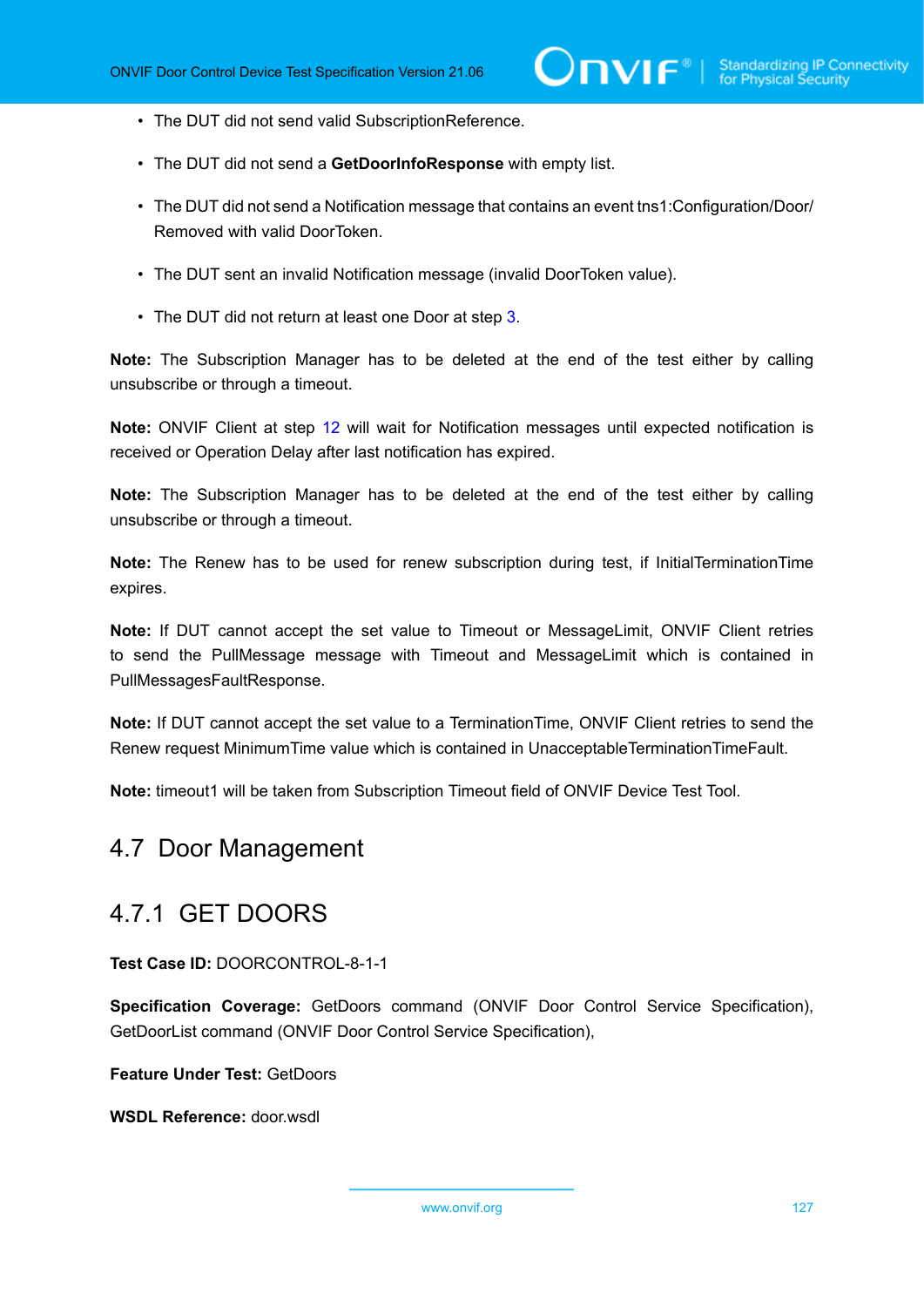- The DUT did not send valid SubscriptionReference.
- The DUT did not send a **GetDoorInfoResponse** with empty list.
- The DUT did not send a Notification message that contains an event tns1:Configuration/Door/Removed with valid DoorToken.
- The DUT sent an invalid Notification message (invalid DoorToken value).
- The DUT did not return at least one Door at step 3.

**Note:** The Subscription Manager has to be deleted at the end of the test either by calling unsubscribe or through a timeout.

**Note:** ONVIF Client at step 12 will wait for Notification messages until expected notification is received or Operation Delay after last notification has expired.

**Note:** The Subscription Manager has to be deleted at the end of the test either by calling unsubscribe or through a timeout.

**Note:** The Renew has to be used for renew subscription during test, if InitialTerminationTime expires.

**Note:** If DUT cannot accept the set value to Timeout or MessageLimit, ONVIF Client retries to send the PullMessage message with Timeout and MessageLimit which is contained in PullMessagesFaultResponse.

**Note:** If DUT cannot accept the set value to a TerminationTime, ONVIF Client retries to send the Renew request MinimumTime value which is contained in UnacceptableTerminationTimeFault.

**Note:** timeout1 will be taken from Subscription Timeout field of ONVIF Device Test Tool.

## 4.7 Door Management

### 4.7.1 GET DOORS

**Test Case ID:** DOORCONTROL-8-1-1

**Specification Coverage:** GetDoors command (ONVIF Door Control Service Specification), GetDoorList command (ONVIF Door Control Service Specification),

**Feature Under Test:** GetDoors

**WSDL Reference:** door.wsdl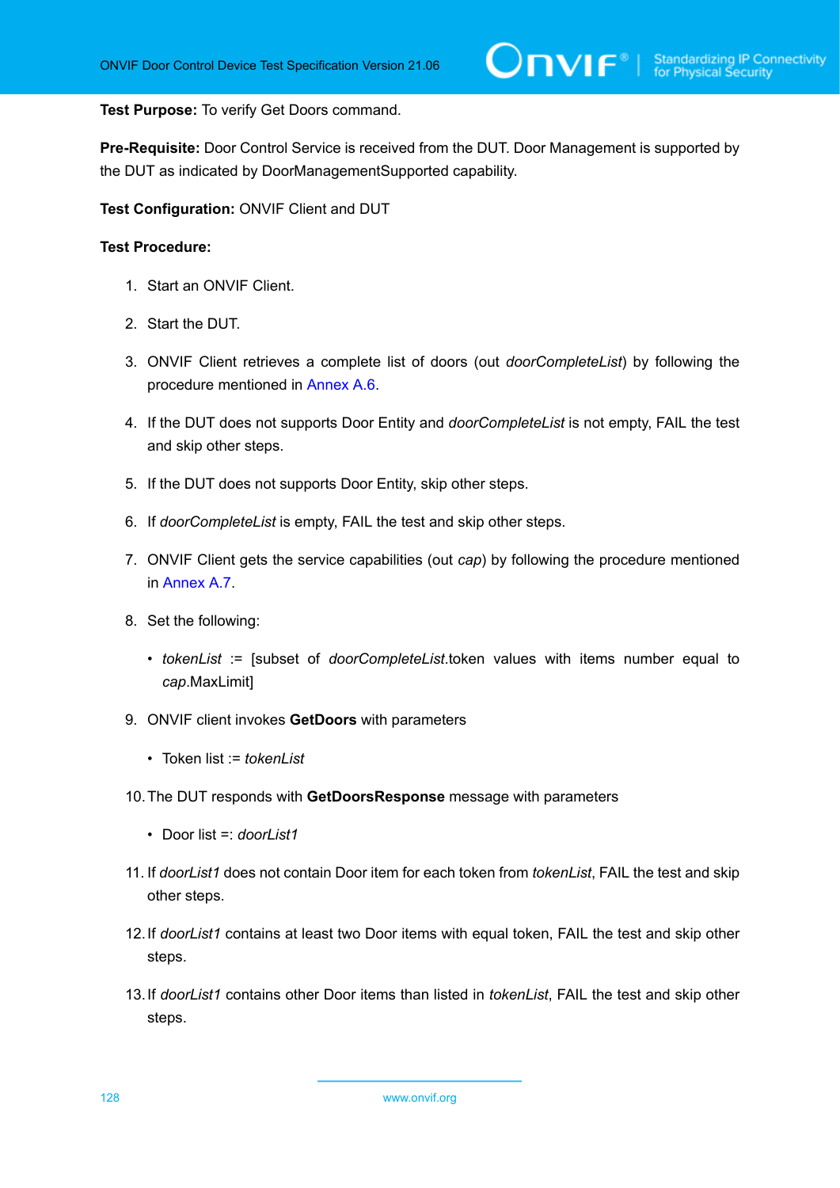**Test Purpose:** To verify Get Doors command.

**Pre-Requisite:** Door Control Service is received from the DUT. Door Management is supported by the DUT as indicated by DoorManagementSupported capability.

**Test Configuration:** ONVIF Client and DUT

**Test Procedure:**

1. Start an ONVIF Client.
2. Start the DUT.
3. ONVIF Client retrieves a complete list of doors (out *doorCompleteList*) by following the procedure mentioned in Annex A.6.
4. If the DUT does not supports Door Entity and *doorCompleteList* is not empty, FAIL the test and skip other steps.
5. If the DUT does not supports Door Entity, skip other steps.
6. If *doorCompleteList* is empty, FAIL the test and skip other steps.
7. ONVIF Client gets the service capabilities (out *cap*) by following the procedure mentioned in Annex A.7.
8. Set the following:
   - *tokenList* := [subset of *doorCompleteList*.token values with items number equal to *cap*.MaxLimit]
9. ONVIF client invokes **GetDoors** with parameters
   - Token list := *tokenList*
10. The DUT responds with **GetDoorsResponse** message with parameters
    - Door list =: *doorList1*
11. If *doorList1* does not contain Door item for each token from *tokenList*, FAIL the test and skip other steps.
12. If *doorList1* contains at least two Door items with equal token, FAIL the test and skip other steps.
13. If *doorList1* contains other Door items than listed in *tokenList*, FAIL the test and skip other steps.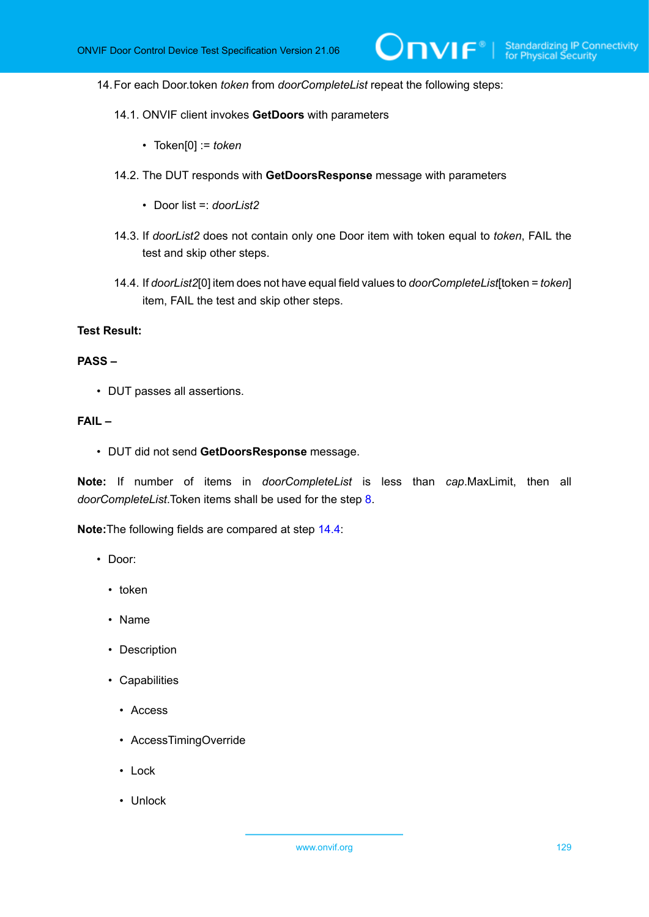14. For each Door.token *token* from *doorCompleteList* repeat the following steps:

  14.1. ONVIF client invokes **GetDoors** with parameters

  - Token[0] := *token*

  14.2. The DUT responds with **GetDoorsResponse** message with parameters

  - Door list =: *doorList2*

  14.3. If *doorList2* does not contain only one Door item with token equal to *token*, FAIL the test and skip other steps.

  14.4. If *doorList2*[0] item does not have equal field values to *doorCompleteList*[token = *token*] item, FAIL the test and skip other steps.

**Test Result:**

**PASS –**

- DUT passes all assertions.

**FAIL –**

- DUT did not send **GetDoorsResponse** message.

**Note:** If number of items in *doorCompleteList* is less than *cap*.MaxLimit, then all *doorCompleteList*.Token items shall be used for the step 8.

**Note:**The following fields are compared at step 14.4:

- Door:
  - token
  - Name
  - Description
  - Capabilities
    - Access
    - AccessTimingOverride
    - Lock
    - Unlock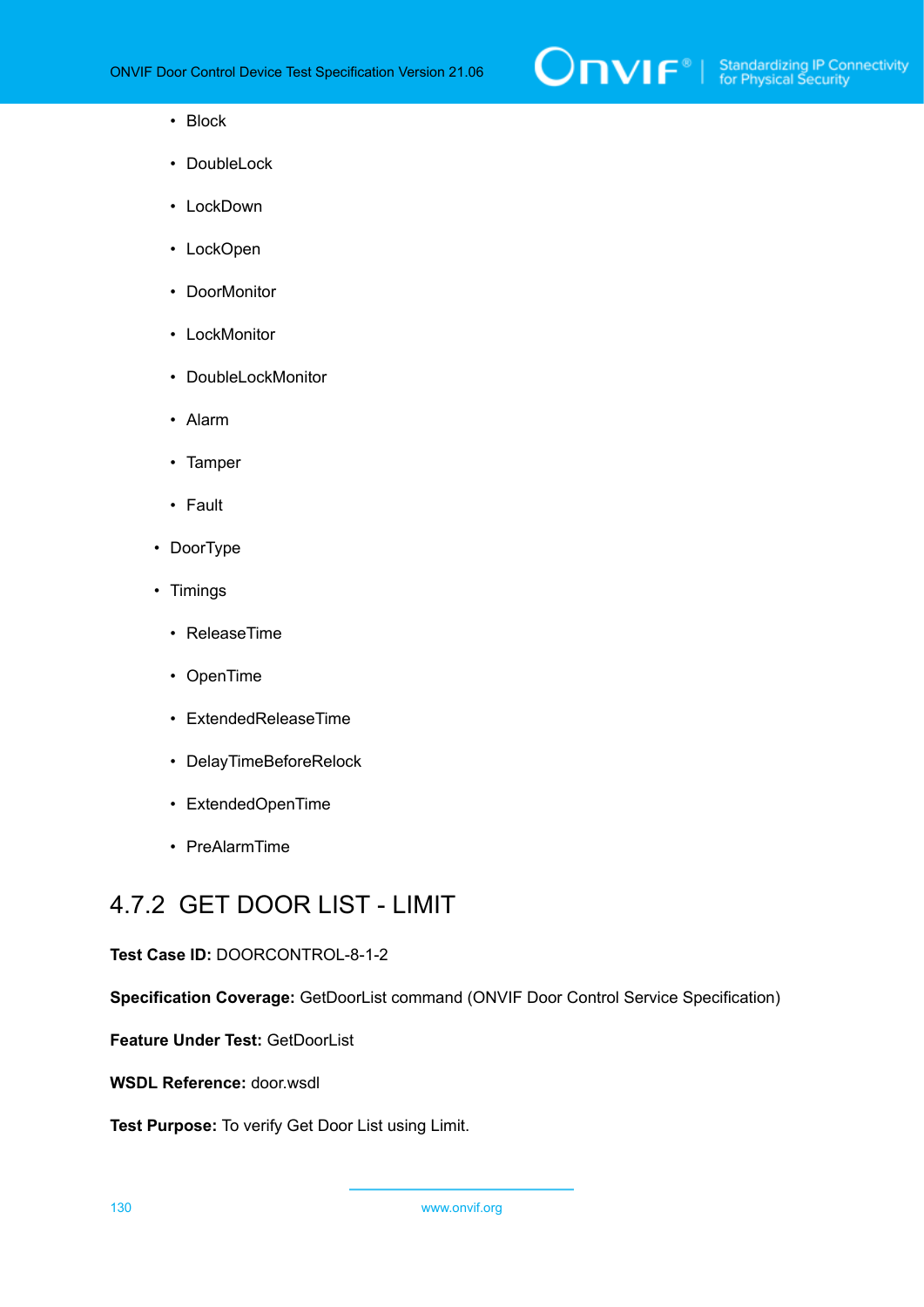- Block
    - DoubleLock
    - LockDown
    - LockOpen
    - DoorMonitor
    - LockMonitor
    - DoubleLockMonitor
    - Alarm
    - Tamper
    - Fault
  - DoorType
  - Timings
    - ReleaseTime
    - OpenTime
    - ExtendedReleaseTime
    - DelayTimeBeforeRelock
    - ExtendedOpenTime
    - PreAlarmTime

## 4.7.2 GET DOOR LIST - LIMIT

**Test Case ID:** DOORCONTROL-8-1-2

**Specification Coverage:** GetDoorList command (ONVIF Door Control Service Specification)

**Feature Under Test:** GetDoorList

**WSDL Reference:** door.wsdl

**Test Purpose:** To verify Get Door List using Limit.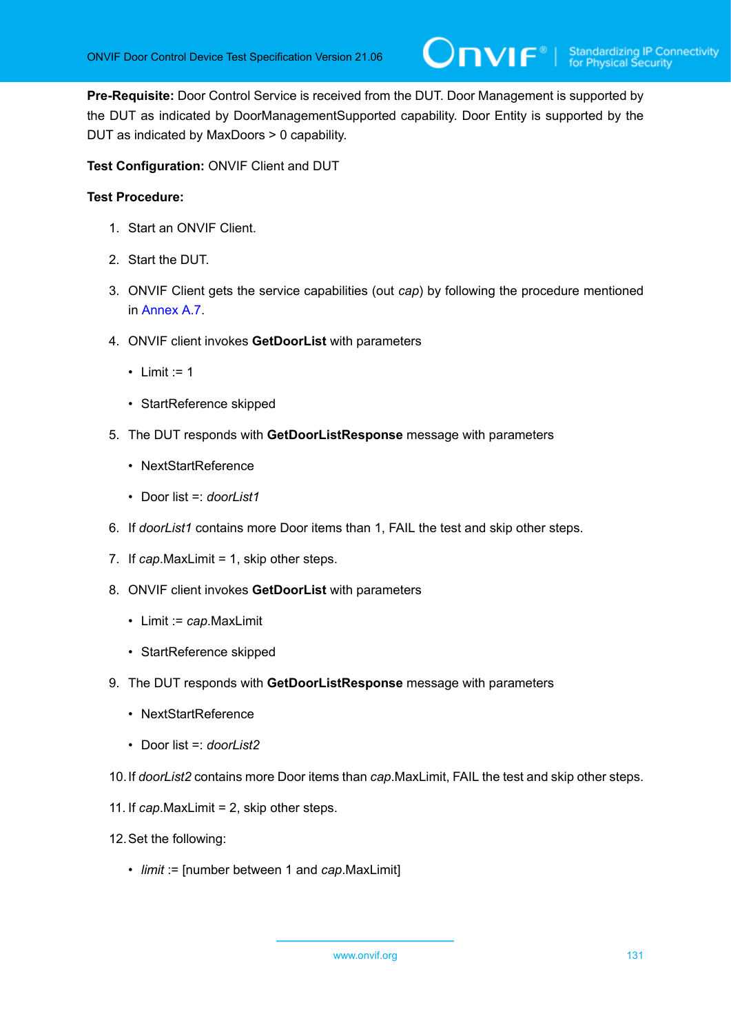**Pre-Requisite:** Door Control Service is received from the DUT. Door Management is supported by the DUT as indicated by DoorManagementSupported capability. Door Entity is supported by the DUT as indicated by MaxDoors > 0 capability.

**Test Configuration:** ONVIF Client and DUT

**Test Procedure:**

1. Start an ONVIF Client.
2. Start the DUT.
3. ONVIF Client gets the service capabilities (out *cap*) by following the procedure mentioned in Annex A.7.
4. ONVIF client invokes **GetDoorList** with parameters
   - Limit := 1
   - StartReference skipped
5. The DUT responds with **GetDoorListResponse** message with parameters
   - NextStartReference
   - Door list =: *doorList1*
6. If *doorList1* contains more Door items than 1, FAIL the test and skip other steps.
7. If *cap*.MaxLimit = 1, skip other steps.
8. ONVIF client invokes **GetDoorList** with parameters
   - Limit := *cap*.MaxLimit
   - StartReference skipped
9. The DUT responds with **GetDoorListResponse** message with parameters
   - NextStartReference
   - Door list =: *doorList2*
10. If *doorList2* contains more Door items than *cap*.MaxLimit, FAIL the test and skip other steps.
11. If *cap*.MaxLimit = 2, skip other steps.
12. Set the following:
    - *limit* := [number between 1 and *cap*.MaxLimit]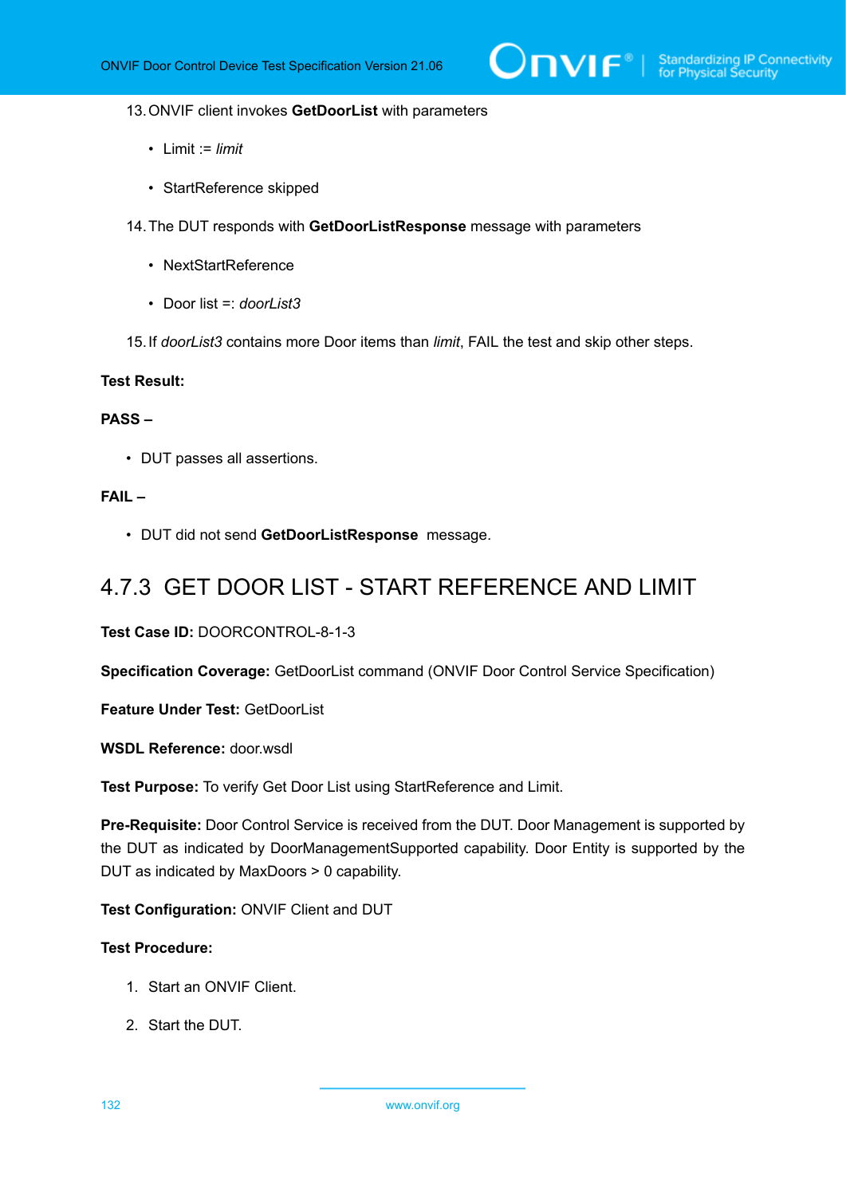13. ONVIF client invokes **GetDoorList** with parameters

    - Limit := *limit*

    - StartReference skipped

14. The DUT responds with **GetDoorListResponse** message with parameters

    - NextStartReference

    - Door list =: *doorList3*

15. If *doorList3* contains more Door items than *limit*, FAIL the test and skip other steps.

**Test Result:**

**PASS –**

- DUT passes all assertions.

**FAIL –**

- DUT did not send **GetDoorListResponse** message.

### 4.7.3 GET DOOR LIST - START REFERENCE AND LIMIT

**Test Case ID:** DOORCONTROL-8-1-3

**Specification Coverage:** GetDoorList command (ONVIF Door Control Service Specification)

**Feature Under Test:** GetDoorList

**WSDL Reference:** door.wsdl

**Test Purpose:** To verify Get Door List using StartReference and Limit.

**Pre-Requisite:** Door Control Service is received from the DUT. Door Management is supported by the DUT as indicated by DoorManagementSupported capability. Door Entity is supported by the DUT as indicated by MaxDoors > 0 capability.

**Test Configuration:** ONVIF Client and DUT

**Test Procedure:**

1. Start an ONVIF Client.

2. Start the DUT.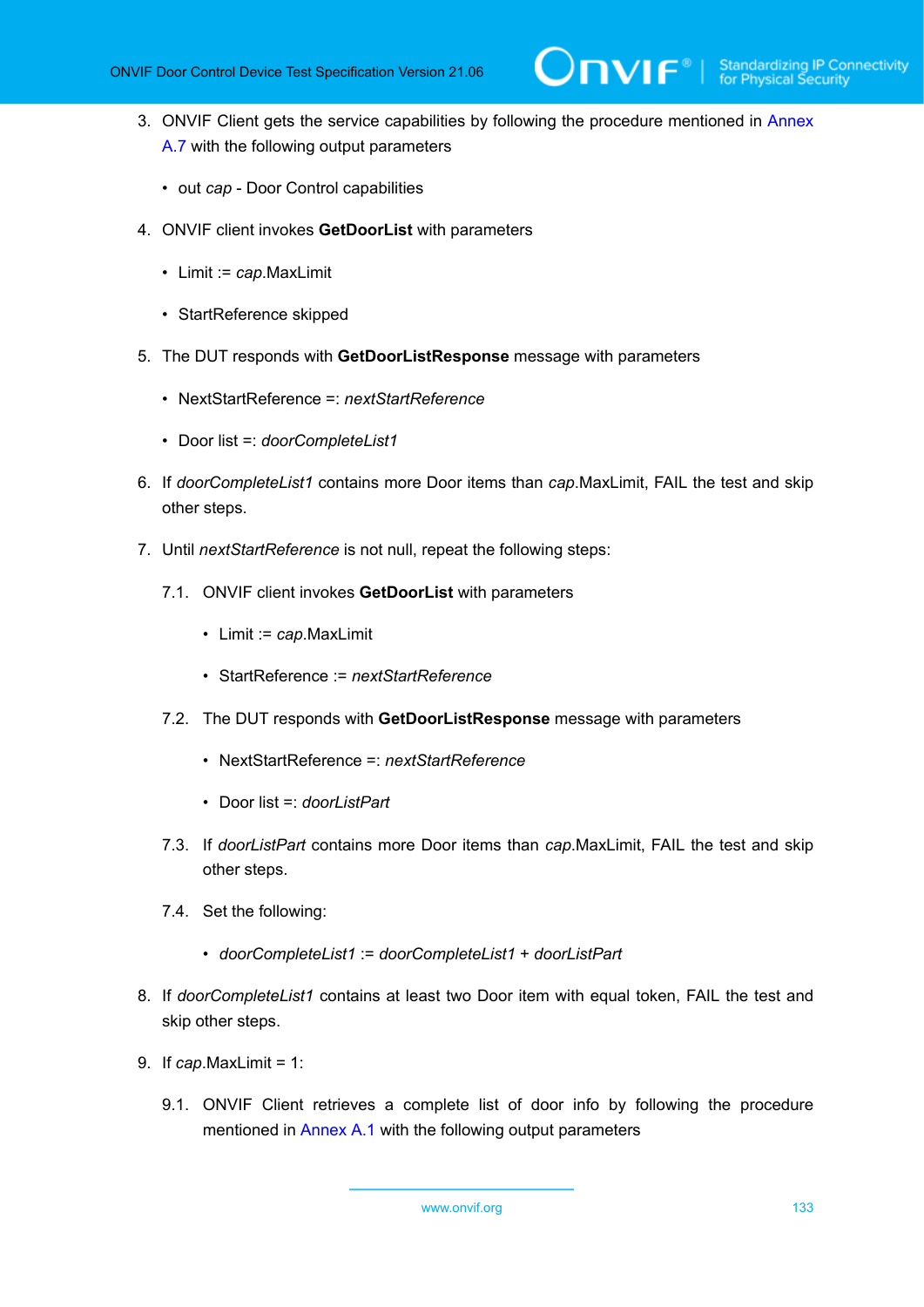3. ONVIF Client gets the service capabilities by following the procedure mentioned in Annex A.7 with the following output parameters

   - out *cap* - Door Control capabilities

4. ONVIF client invokes **GetDoorList** with parameters

   - Limit := *cap*.MaxLimit
   - StartReference skipped

5. The DUT responds with **GetDoorListResponse** message with parameters

   - NextStartReference =: *nextStartReference*
   - Door list =: *doorCompleteList1*

6. If *doorCompleteList1* contains more Door items than *cap*.MaxLimit, FAIL the test and skip other steps.

7. Until *nextStartReference* is not null, repeat the following steps:

   7.1. ONVIF client invokes **GetDoorList** with parameters

   - Limit := *cap*.MaxLimit
   - StartReference := *nextStartReference*

   7.2. The DUT responds with **GetDoorListResponse** message with parameters

   - NextStartReference =: *nextStartReference*
   - Door list =: *doorListPart*

   7.3. If *doorListPart* contains more Door items than *cap*.MaxLimit, FAIL the test and skip other steps.

   7.4. Set the following:

   - *doorCompleteList1* := *doorCompleteList1* + *doorListPart*

8. If *doorCompleteList1* contains at least two Door item with equal token, FAIL the test and skip other steps.

9. If *cap*.MaxLimit = 1:

   9.1. ONVIF Client retrieves a complete list of door info by following the procedure mentioned in Annex A.1 with the following output parameters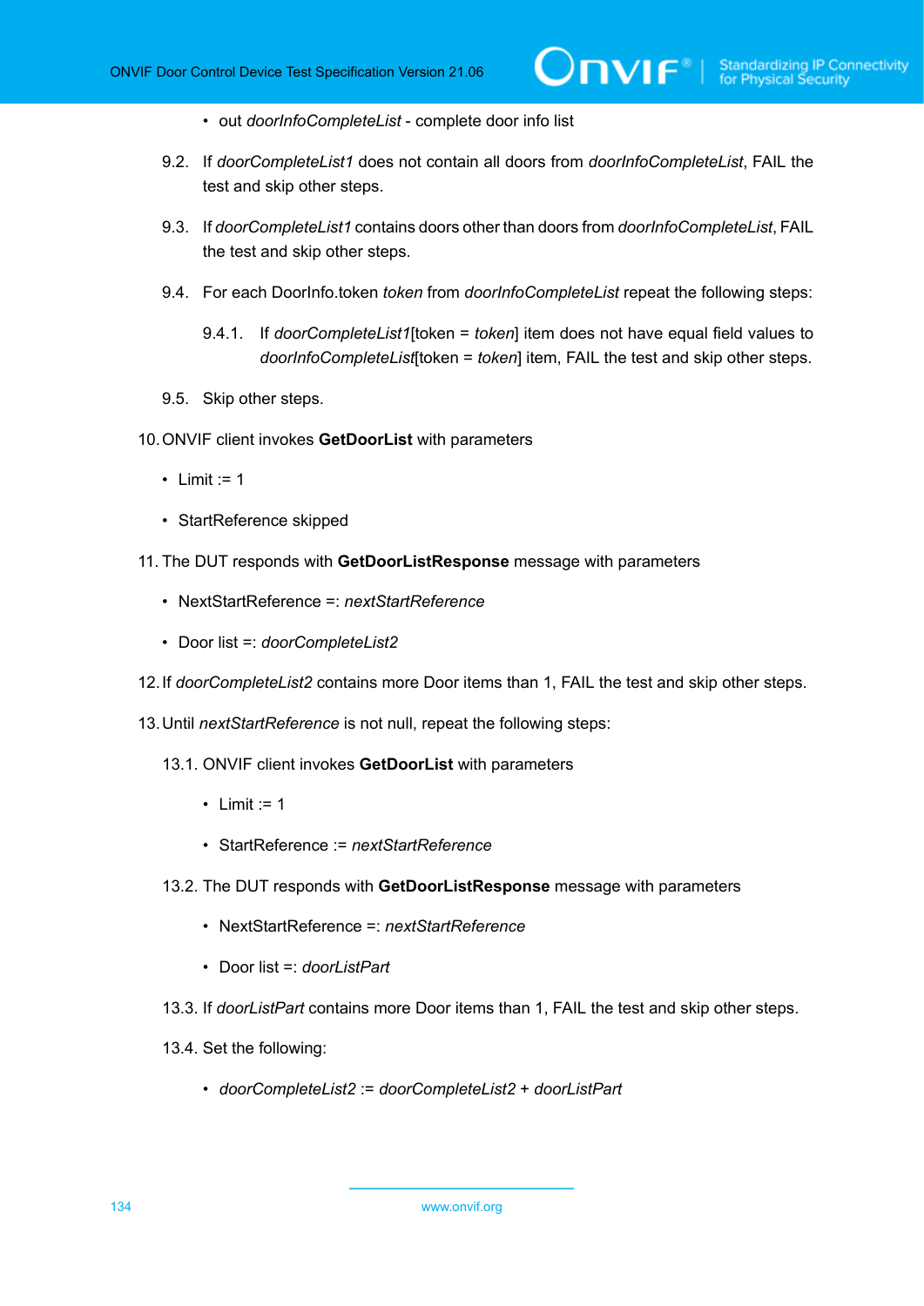- out *doorInfoCompleteList* - complete door info list

9.2. If *doorCompleteList1* does not contain all doors from *doorInfoCompleteList*, FAIL the test and skip other steps.

9.3. If *doorCompleteList1* contains doors other than doors from *doorInfoCompleteList*, FAIL the test and skip other steps.

9.4. For each DoorInfo.token *token* from *doorInfoCompleteList* repeat the following steps:

9.4.1. If *doorCompleteList1*[token = *token*] item does not have equal field values to *doorInfoCompleteList*[token = *token*] item, FAIL the test and skip other steps.

9.5. Skip other steps.

10. ONVIF client invokes **GetDoorList** with parameters

- Limit := 1
- StartReference skipped

11. The DUT responds with **GetDoorListResponse** message with parameters

- NextStartReference =: *nextStartReference*
- Door list =: *doorCompleteList2*

12. If *doorCompleteList2* contains more Door items than 1, FAIL the test and skip other steps.

13. Until *nextStartReference* is not null, repeat the following steps:

13.1. ONVIF client invokes **GetDoorList** with parameters

- Limit := 1
- StartReference := *nextStartReference*

13.2. The DUT responds with **GetDoorListResponse** message with parameters

- NextStartReference =: *nextStartReference*
- Door list =: *doorListPart*

13.3. If *doorListPart* contains more Door items than 1, FAIL the test and skip other steps.

13.4. Set the following:

- *doorCompleteList2* := *doorCompleteList2* + *doorListPart*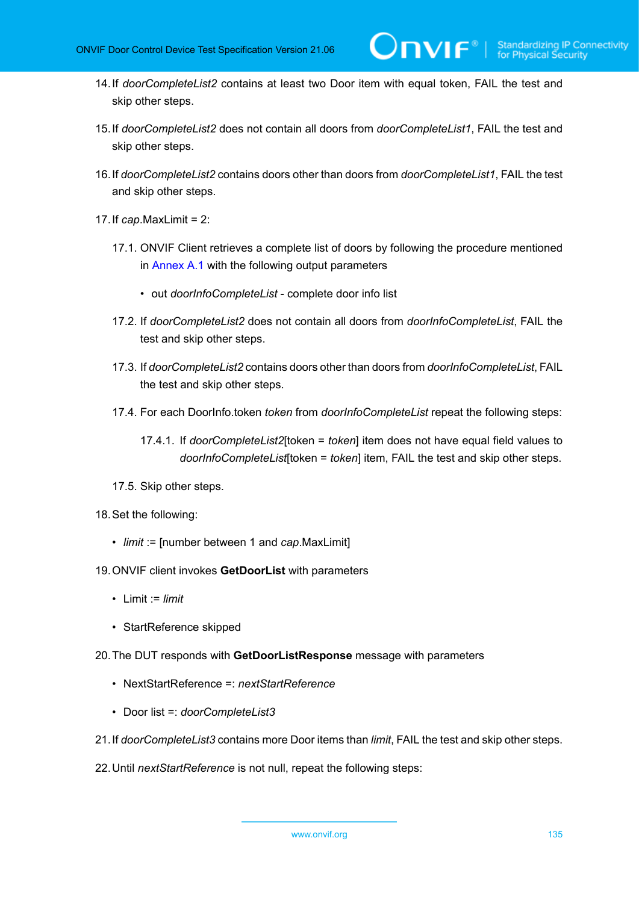14. If *doorCompleteList2* contains at least two Door item with equal token, FAIL the test and skip other steps.

15. If *doorCompleteList2* does not contain all doors from *doorCompleteList1*, FAIL the test and skip other steps.

16. If *doorCompleteList2* contains doors other than doors from *doorCompleteList1*, FAIL the test and skip other steps.

17. If *cap*.MaxLimit = 2:

    17.1. ONVIF Client retrieves a complete list of doors by following the procedure mentioned in Annex A.1 with the following output parameters

    - out *doorInfoCompleteList* - complete door info list

    17.2. If *doorCompleteList2* does not contain all doors from *doorInfoCompleteList*, FAIL the test and skip other steps.

    17.3. If *doorCompleteList2* contains doors other than doors from *doorInfoCompleteList*, FAIL the test and skip other steps.

    17.4. For each DoorInfo.token *token* from *doorInfoCompleteList* repeat the following steps:

    17.4.1. If *doorCompleteList2*[token = *token*] item does not have equal field values to *doorInfoCompleteList*[token = *token*] item, FAIL the test and skip other steps.

    17.5. Skip other steps.

18. Set the following:

    - *limit* := [number between 1 and *cap*.MaxLimit]

19. ONVIF client invokes **GetDoorList** with parameters

    - Limit := *limit*
    - StartReference skipped

20. The DUT responds with **GetDoorListResponse** message with parameters

    - NextStartReference =: *nextStartReference*
    - Door list =: *doorCompleteList3*

21. If *doorCompleteList3* contains more Door items than *limit*, FAIL the test and skip other steps.

22. Until *nextStartReference* is not null, repeat the following steps: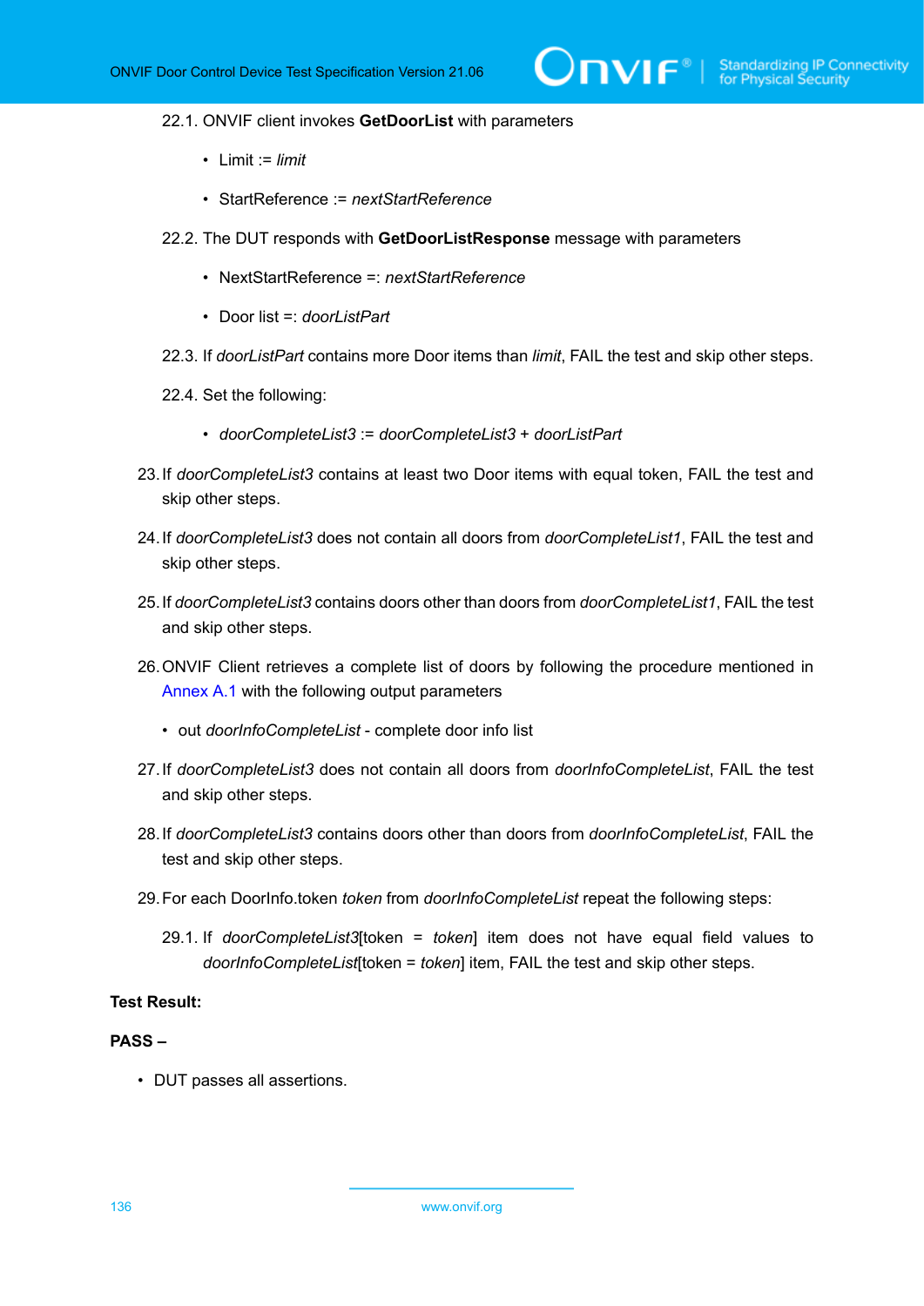22.1. ONVIF client invokes **GetDoorList** with parameters

- Limit := *limit*
- StartReference := *nextStartReference*

22.2. The DUT responds with **GetDoorListResponse** message with parameters

- NextStartReference =: *nextStartReference*
- Door list =: *doorListPart*

22.3. If *doorListPart* contains more Door items than *limit*, FAIL the test and skip other steps.

22.4. Set the following:

- *doorCompleteList3* := *doorCompleteList3* + *doorListPart*

23. If *doorCompleteList3* contains at least two Door items with equal token, FAIL the test and skip other steps.

24. If *doorCompleteList3* does not contain all doors from *doorCompleteList1*, FAIL the test and skip other steps.

25. If *doorCompleteList3* contains doors other than doors from *doorCompleteList1*, FAIL the test and skip other steps.

26. ONVIF Client retrieves a complete list of doors by following the procedure mentioned in Annex A.1 with the following output parameters

- out *doorInfoCompleteList* - complete door info list

27. If *doorCompleteList3* does not contain all doors from *doorInfoCompleteList*, FAIL the test and skip other steps.

28. If *doorCompleteList3* contains doors other than doors from *doorInfoCompleteList*, FAIL the test and skip other steps.

29. For each DoorInfo.token *token* from *doorInfoCompleteList* repeat the following steps:

29.1. If *doorCompleteList3*[token = *token*] item does not have equal field values to *doorInfoCompleteList*[token = *token*] item, FAIL the test and skip other steps.

**Test Result:**

**PASS –**

- DUT passes all assertions.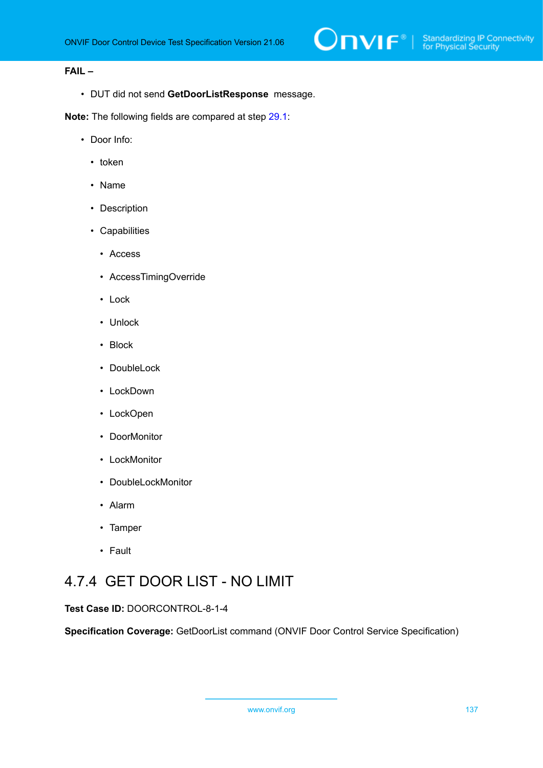**FAIL –**

- DUT did not send **GetDoorListResponse** message.

**Note:** The following fields are compared at step 29.1:

- Door Info:
  - token
  - Name
  - Description
  - Capabilities
    - Access
    - AccessTimingOverride
    - Lock
    - Unlock
    - Block
    - DoubleLock
    - LockDown
    - LockOpen
    - DoorMonitor
    - LockMonitor
    - DoubleLockMonitor
    - Alarm
    - Tamper
    - Fault

### 4.7.4 GET DOOR LIST - NO LIMIT

**Test Case ID:** DOORCONTROL-8-1-4

**Specification Coverage:** GetDoorList command (ONVIF Door Control Service Specification)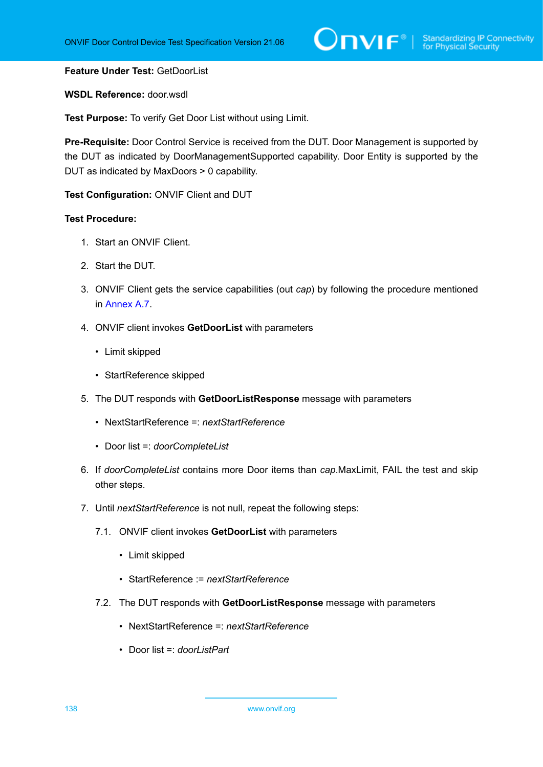**Feature Under Test:** GetDoorList

**WSDL Reference:** door.wsdl

**Test Purpose:** To verify Get Door List without using Limit.

**Pre-Requisite:** Door Control Service is received from the DUT. Door Management is supported by the DUT as indicated by DoorManagementSupported capability. Door Entity is supported by the DUT as indicated by MaxDoors > 0 capability.

**Test Configuration:** ONVIF Client and DUT

**Test Procedure:**

1. Start an ONVIF Client.
2. Start the DUT.
3. ONVIF Client gets the service capabilities (out *cap*) by following the procedure mentioned in Annex A.7.
4. ONVIF client invokes **GetDoorList** with parameters
   - Limit skipped
   - StartReference skipped
5. The DUT responds with **GetDoorListResponse** message with parameters
   - NextStartReference =: *nextStartReference*
   - Door list =: *doorCompleteList*
6. If *doorCompleteList* contains more Door items than *cap*.MaxLimit, FAIL the test and skip other steps.
7. Until *nextStartReference* is not null, repeat the following steps:

   7.1. ONVIF client invokes **GetDoorList** with parameters
   - Limit skipped
   - StartReference := *nextStartReference*

   7.2. The DUT responds with **GetDoorListResponse** message with parameters
   - NextStartReference =: *nextStartReference*
   - Door list =: *doorListPart*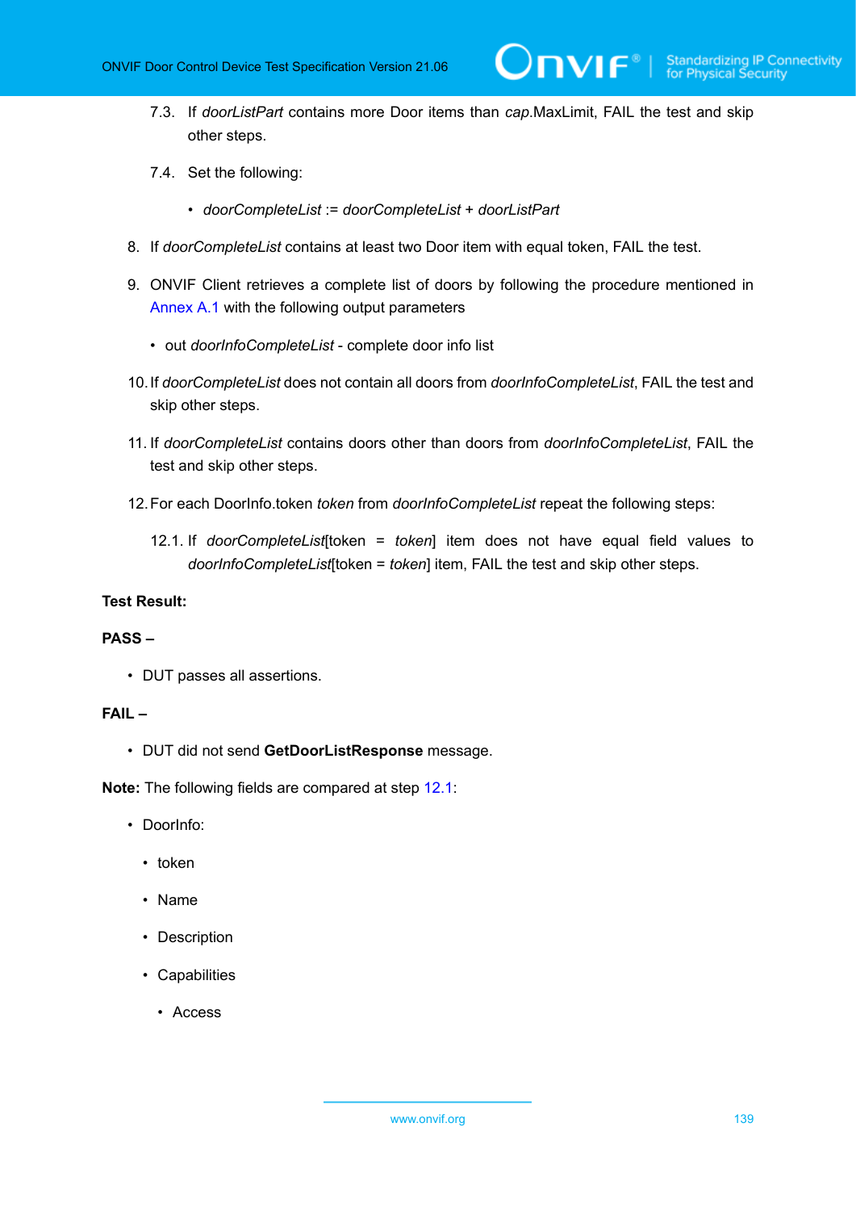7.3. If *doorListPart* contains more Door items than *cap*.MaxLimit, FAIL the test and skip other steps.

7.4. Set the following:

- *doorCompleteList* := *doorCompleteList* + *doorListPart*

8. If *doorCompleteList* contains at least two Door item with equal token, FAIL the test.

9. ONVIF Client retrieves a complete list of doors by following the procedure mentioned in Annex A.1 with the following output parameters

   - out *doorInfoCompleteList* - complete door info list

10. If *doorCompleteList* does not contain all doors from *doorInfoCompleteList*, FAIL the test and skip other steps.

11. If *doorCompleteList* contains doors other than doors from *doorInfoCompleteList*, FAIL the test and skip other steps.

12. For each DoorInfo.token *token* from *doorInfoCompleteList* repeat the following steps:

    12.1. If *doorCompleteList*[token = *token*] item does not have equal field values to *doorInfoCompleteList*[token = *token*] item, FAIL the test and skip other steps.

**Test Result:**

**PASS –**

- DUT passes all assertions.

**FAIL –**

- DUT did not send **GetDoorListResponse** message.

**Note:** The following fields are compared at step 12.1:

- DoorInfo:
  - token
  - Name
  - Description
  - Capabilities
    - Access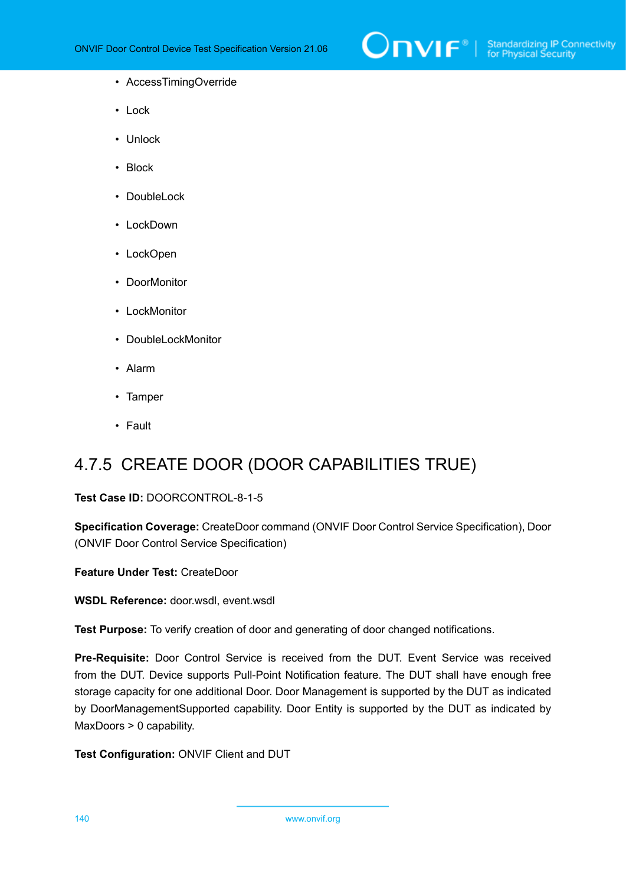- AccessTimingOverride
- Lock
- Unlock
- Block
- DoubleLock
- LockDown
- LockOpen
- DoorMonitor
- LockMonitor
- DoubleLockMonitor
- Alarm
- Tamper
- Fault

### 4.7.5 CREATE DOOR (DOOR CAPABILITIES TRUE)

**Test Case ID:** DOORCONTROL-8-1-5

**Specification Coverage:** CreateDoor command (ONVIF Door Control Service Specification), Door (ONVIF Door Control Service Specification)

**Feature Under Test:** CreateDoor

**WSDL Reference:** door.wsdl, event.wsdl

**Test Purpose:** To verify creation of door and generating of door changed notifications.

**Pre-Requisite:** Door Control Service is received from the DUT. Event Service was received from the DUT. Device supports Pull-Point Notification feature. The DUT shall have enough free storage capacity for one additional Door. Door Management is supported by the DUT as indicated by DoorManagementSupported capability. Door Entity is supported by the DUT as indicated by MaxDoors > 0 capability.

**Test Configuration:** ONVIF Client and DUT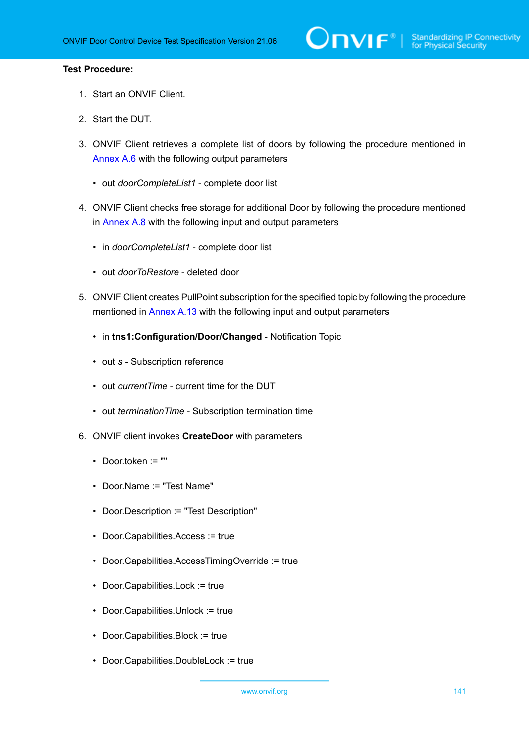**Test Procedure:**

1. Start an ONVIF Client.
2. Start the DUT.
3. ONVIF Client retrieves a complete list of doors by following the procedure mentioned in Annex A.6 with the following output parameters
   - out *doorCompleteList1* - complete door list
4. ONVIF Client checks free storage for additional Door by following the procedure mentioned in Annex A.8 with the following input and output parameters
   - in *doorCompleteList1* - complete door list
   - out *doorToRestore* - deleted door
5. ONVIF Client creates PullPoint subscription for the specified topic by following the procedure mentioned in Annex A.13 with the following input and output parameters
   - in **tns1:Configuration/Door/Changed** - Notification Topic
   - out *s* - Subscription reference
   - out *currentTime* - current time for the DUT
   - out *terminationTime* - Subscription termination time
6. ONVIF client invokes **CreateDoor** with parameters
   - Door.token := ""
   - Door.Name := "Test Name"
   - Door.Description := "Test Description"
   - Door.Capabilities.Access := true
   - Door.Capabilities.AccessTimingOverride := true
   - Door.Capabilities.Lock := true
   - Door.Capabilities.Unlock := true
   - Door.Capabilities.Block := true
   - Door.Capabilities.DoubleLock := true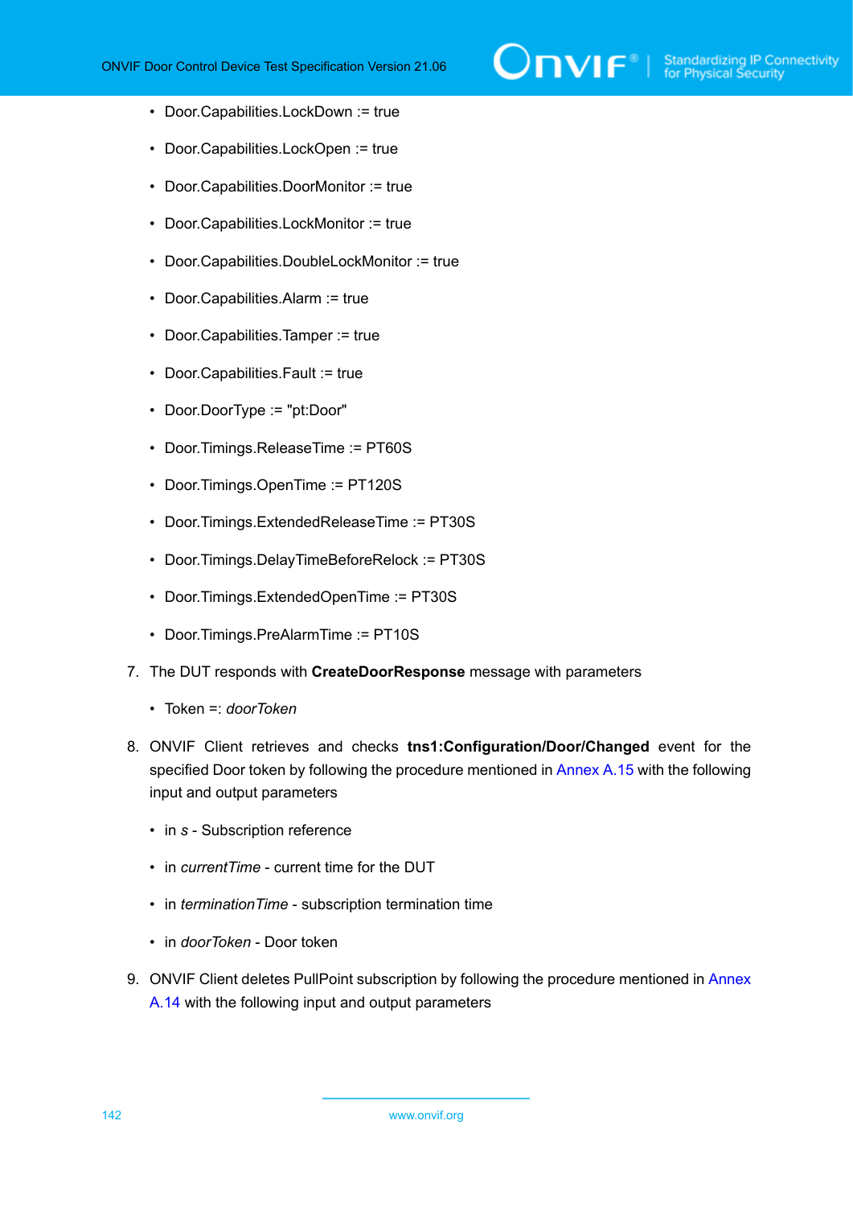- Door.Capabilities.LockDown := true
- Door.Capabilities.LockOpen := true
- Door.Capabilities.DoorMonitor := true
- Door.Capabilities.LockMonitor := true
- Door.Capabilities.DoubleLockMonitor := true
- Door.Capabilities.Alarm := true
- Door.Capabilities.Tamper := true
- Door.Capabilities.Fault := true
- Door.DoorType := "pt:Door"
- Door.Timings.ReleaseTime := PT60S
- Door.Timings.OpenTime := PT120S
- Door.Timings.ExtendedReleaseTime := PT30S
- Door.Timings.DelayTimeBeforeRelock := PT30S
- Door.Timings.ExtendedOpenTime := PT30S
- Door.Timings.PreAlarmTime := PT10S

7. The DUT responds with **CreateDoorResponse** message with parameters

   - Token =: *doorToken*

8. ONVIF Client retrieves and checks **tns1:Configuration/Door/Changed** event for the specified Door token by following the procedure mentioned in Annex A.15 with the following input and output parameters

   - in *s* - Subscription reference
   - in *currentTime* - current time for the DUT
   - in *terminationTime* - subscription termination time
   - in *doorToken* - Door token

9. ONVIF Client deletes PullPoint subscription by following the procedure mentioned in Annex A.14 with the following input and output parameters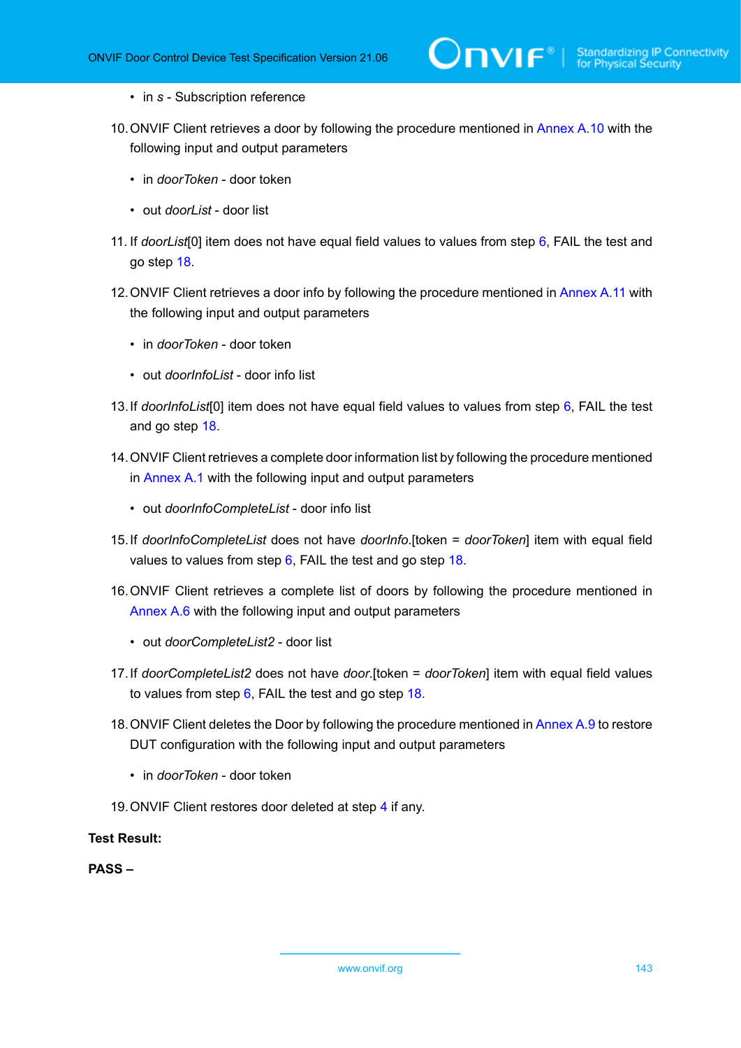- in *s* - Subscription reference

10. ONVIF Client retrieves a door by following the procedure mentioned in Annex A.10 with the following input and output parameters

    - in *doorToken* - door token

    - out *doorList* - door list

11. If *doorList*[0] item does not have equal field values to values from step 6, FAIL the test and go step 18.

12. ONVIF Client retrieves a door info by following the procedure mentioned in Annex A.11 with the following input and output parameters

    - in *doorToken* - door token

    - out *doorInfoList* - door info list

13. If *doorInfoList*[0] item does not have equal field values to values from step 6, FAIL the test and go step 18.

14. ONVIF Client retrieves a complete door information list by following the procedure mentioned in Annex A.1 with the following input and output parameters

    - out *doorInfoCompleteList* - door info list

15. If *doorInfoCompleteList* does not have *doorInfo*.[token = *doorToken*] item with equal field values to values from step 6, FAIL the test and go step 18.

16. ONVIF Client retrieves a complete list of doors by following the procedure mentioned in Annex A.6 with the following input and output parameters

    - out *doorCompleteList2* - door list

17. If *doorCompleteList2* does not have *door*.[token = *doorToken*] item with equal field values to values from step 6, FAIL the test and go step 18.

18. ONVIF Client deletes the Door by following the procedure mentioned in Annex A.9 to restore DUT configuration with the following input and output parameters

    - in *doorToken* - door token

19. ONVIF Client restores door deleted at step 4 if any.

**Test Result:**

**PASS –**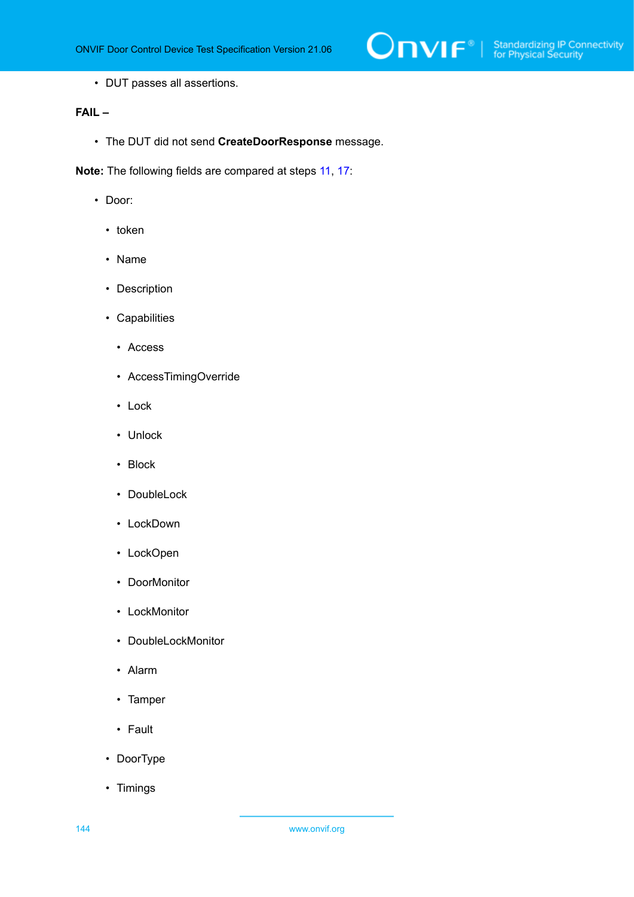- DUT passes all assertions.

**FAIL –**

- The DUT did not send **CreateDoorResponse** message.

**Note:** The following fields are compared at steps 11, 17:

- Door:
  - token
  - Name
  - Description
  - Capabilities
    - Access
    - AccessTimingOverride
    - Lock
    - Unlock
    - Block
    - DoubleLock
    - LockDown
    - LockOpen
    - DoorMonitor
    - LockMonitor
    - DoubleLockMonitor
    - Alarm
    - Tamper
    - Fault
  - DoorType
  - Timings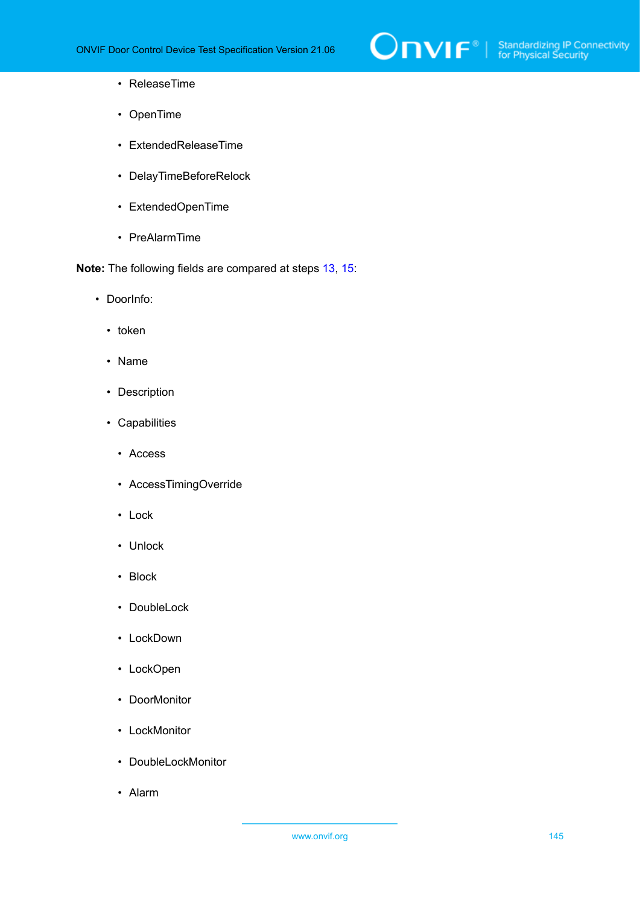- ReleaseTime
- OpenTime
- ExtendedReleaseTime
- DelayTimeBeforeRelock
- ExtendedOpenTime
- PreAlarmTime

**Note:** The following fields are compared at steps 13, 15:

- DoorInfo:
  - token
  - Name
  - Description
  - Capabilities
    - Access
    - AccessTimingOverride
    - Lock
    - Unlock
    - Block
    - DoubleLock
    - LockDown
    - LockOpen
    - DoorMonitor
    - LockMonitor
    - DoubleLockMonitor
    - Alarm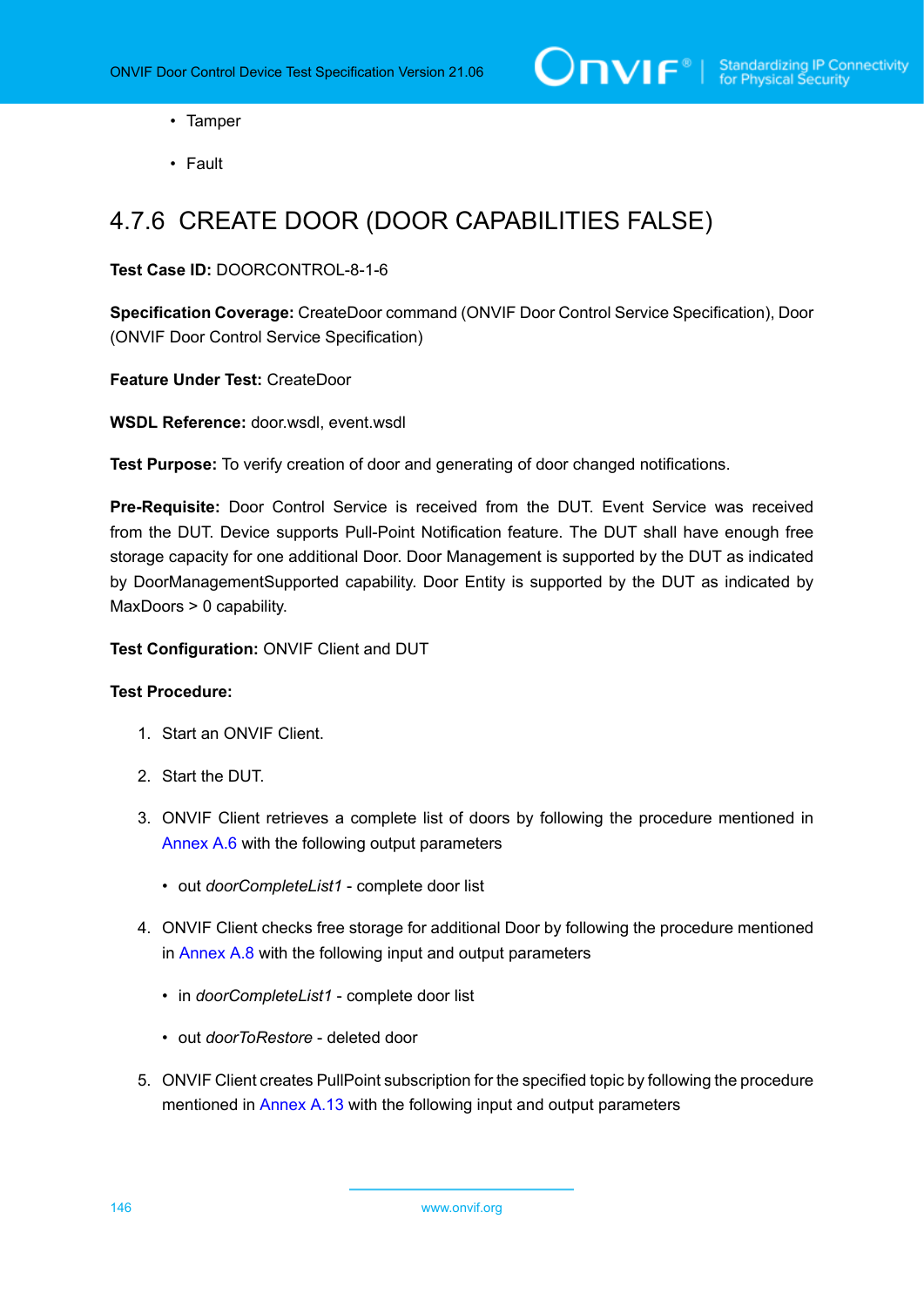- Tamper

- Fault

### 4.7.6 CREATE DOOR (DOOR CAPABILITIES FALSE)

**Test Case ID:** DOORCONTROL-8-1-6

**Specification Coverage:** CreateDoor command (ONVIF Door Control Service Specification), Door (ONVIF Door Control Service Specification)

**Feature Under Test:** CreateDoor

**WSDL Reference:** door.wsdl, event.wsdl

**Test Purpose:** To verify creation of door and generating of door changed notifications.

**Pre-Requisite:** Door Control Service is received from the DUT. Event Service was received from the DUT. Device supports Pull-Point Notification feature. The DUT shall have enough free storage capacity for one additional Door. Door Management is supported by the DUT as indicated by DoorManagementSupported capability. Door Entity is supported by the DUT as indicated by MaxDoors > 0 capability.

**Test Configuration:** ONVIF Client and DUT

**Test Procedure:**

1. Start an ONVIF Client.

2. Start the DUT.

3. ONVIF Client retrieves a complete list of doors by following the procedure mentioned in Annex A.6 with the following output parameters

   - out *doorCompleteList1* - complete door list

4. ONVIF Client checks free storage for additional Door by following the procedure mentioned in Annex A.8 with the following input and output parameters

   - in *doorCompleteList1* - complete door list

   - out *doorToRestore* - deleted door

5. ONVIF Client creates PullPoint subscription for the specified topic by following the procedure mentioned in Annex A.13 with the following input and output parameters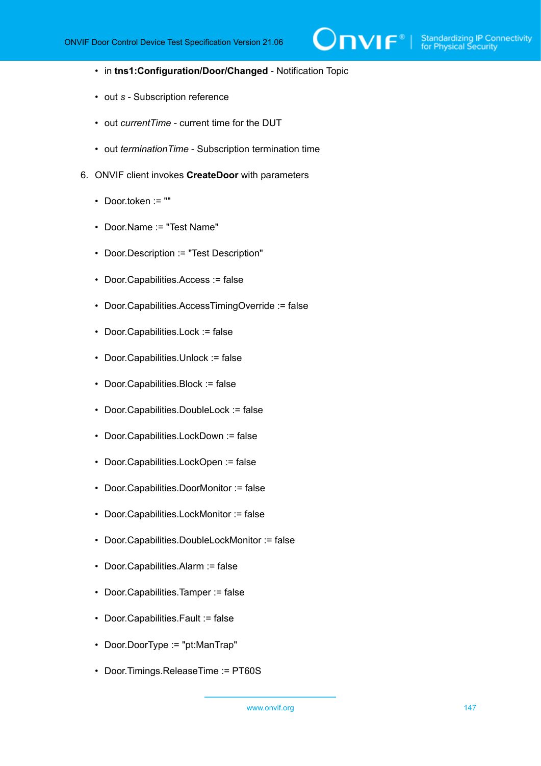- in **tns1:Configuration/Door/Changed** - Notification Topic
- out *s* - Subscription reference
- out *currentTime* - current time for the DUT
- out *terminationTime* - Subscription termination time

6. ONVIF client invokes **CreateDoor** with parameters
   - Door.token := ""
   - Door.Name := "Test Name"
   - Door.Description := "Test Description"
   - Door.Capabilities.Access := false
   - Door.Capabilities.AccessTimingOverride := false
   - Door.Capabilities.Lock := false
   - Door.Capabilities.Unlock := false
   - Door.Capabilities.Block := false
   - Door.Capabilities.DoubleLock := false
   - Door.Capabilities.LockDown := false
   - Door.Capabilities.LockOpen := false
   - Door.Capabilities.DoorMonitor := false
   - Door.Capabilities.LockMonitor := false
   - Door.Capabilities.DoubleLockMonitor := false
   - Door.Capabilities.Alarm := false
   - Door.Capabilities.Tamper := false
   - Door.Capabilities.Fault := false
   - Door.DoorType := "pt:ManTrap"
   - Door.Timings.ReleaseTime := PT60S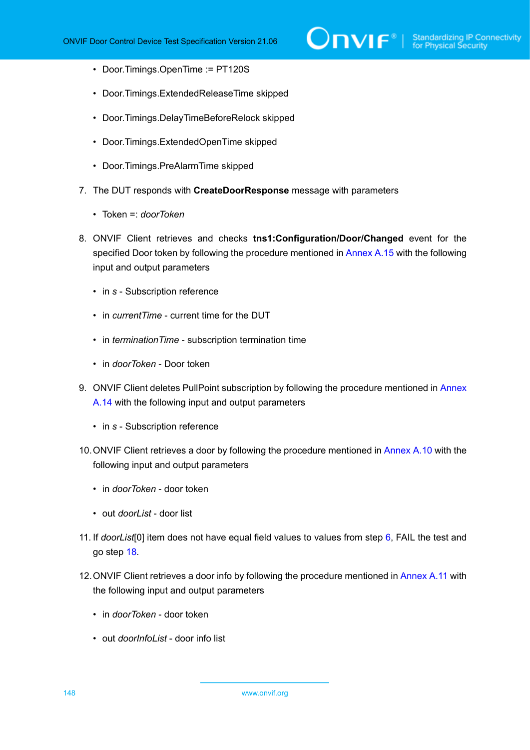- Door.Timings.OpenTime := PT120S
- Door.Timings.ExtendedReleaseTime skipped
- Door.Timings.DelayTimeBeforeRelock skipped
- Door.Timings.ExtendedOpenTime skipped
- Door.Timings.PreAlarmTime skipped

7. The DUT responds with **CreateDoorResponse** message with parameters
   - Token =: *doorToken*

8. ONVIF Client retrieves and checks **tns1:Configuration/Door/Changed** event for the specified Door token by following the procedure mentioned in Annex A.15 with the following input and output parameters
   - in *s* - Subscription reference
   - in *currentTime* - current time for the DUT
   - in *terminationTime* - subscription termination time
   - in *doorToken* - Door token

9. ONVIF Client deletes PullPoint subscription by following the procedure mentioned in Annex A.14 with the following input and output parameters
   - in *s* - Subscription reference

10. ONVIF Client retrieves a door by following the procedure mentioned in Annex A.10 with the following input and output parameters
    - in *doorToken* - door token
    - out *doorList* - door list

11. If *doorList*[0] item does not have equal field values to values from step 6, FAIL the test and go step 18.

12. ONVIF Client retrieves a door info by following the procedure mentioned in Annex A.11 with the following input and output parameters
    - in *doorToken* - door token
    - out *doorInfoList* - door info list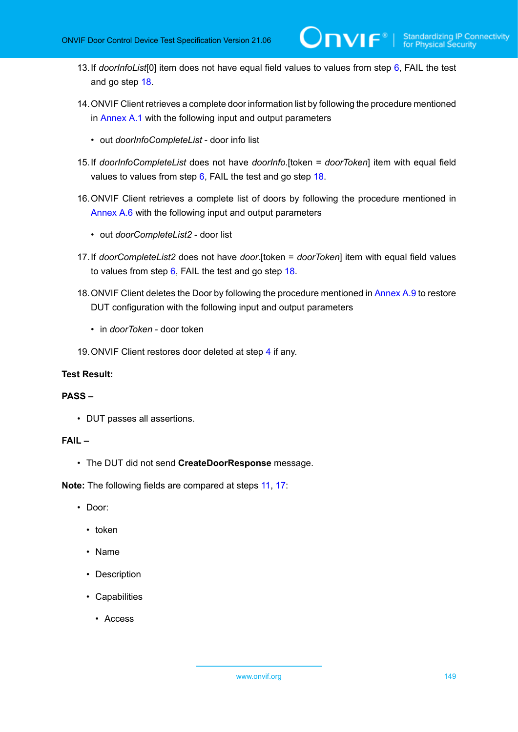13. If *doorInfoList*[0] item does not have equal field values to values from step 6, FAIL the test and go step 18.

14. ONVIF Client retrieves a complete door information list by following the procedure mentioned in Annex A.1 with the following input and output parameters

    - out *doorInfoCompleteList* - door info list

15. If *doorInfoCompleteList* does not have *doorInfo*.[token = *doorToken*] item with equal field values to values from step 6, FAIL the test and go step 18.

16. ONVIF Client retrieves a complete list of doors by following the procedure mentioned in Annex A.6 with the following input and output parameters

    - out *doorCompleteList2* - door list

17. If *doorCompleteList2* does not have *door*.[token = *doorToken*] item with equal field values to values from step 6, FAIL the test and go step 18.

18. ONVIF Client deletes the Door by following the procedure mentioned in Annex A.9 to restore DUT configuration with the following input and output parameters

    - in *doorToken* - door token

19. ONVIF Client restores door deleted at step 4 if any.

**Test Result:**

**PASS –**

- DUT passes all assertions.

**FAIL –**

- The DUT did not send **CreateDoorResponse** message.

**Note:** The following fields are compared at steps 11, 17:

- Door:
  - token
  - Name
  - Description
  - Capabilities
    - Access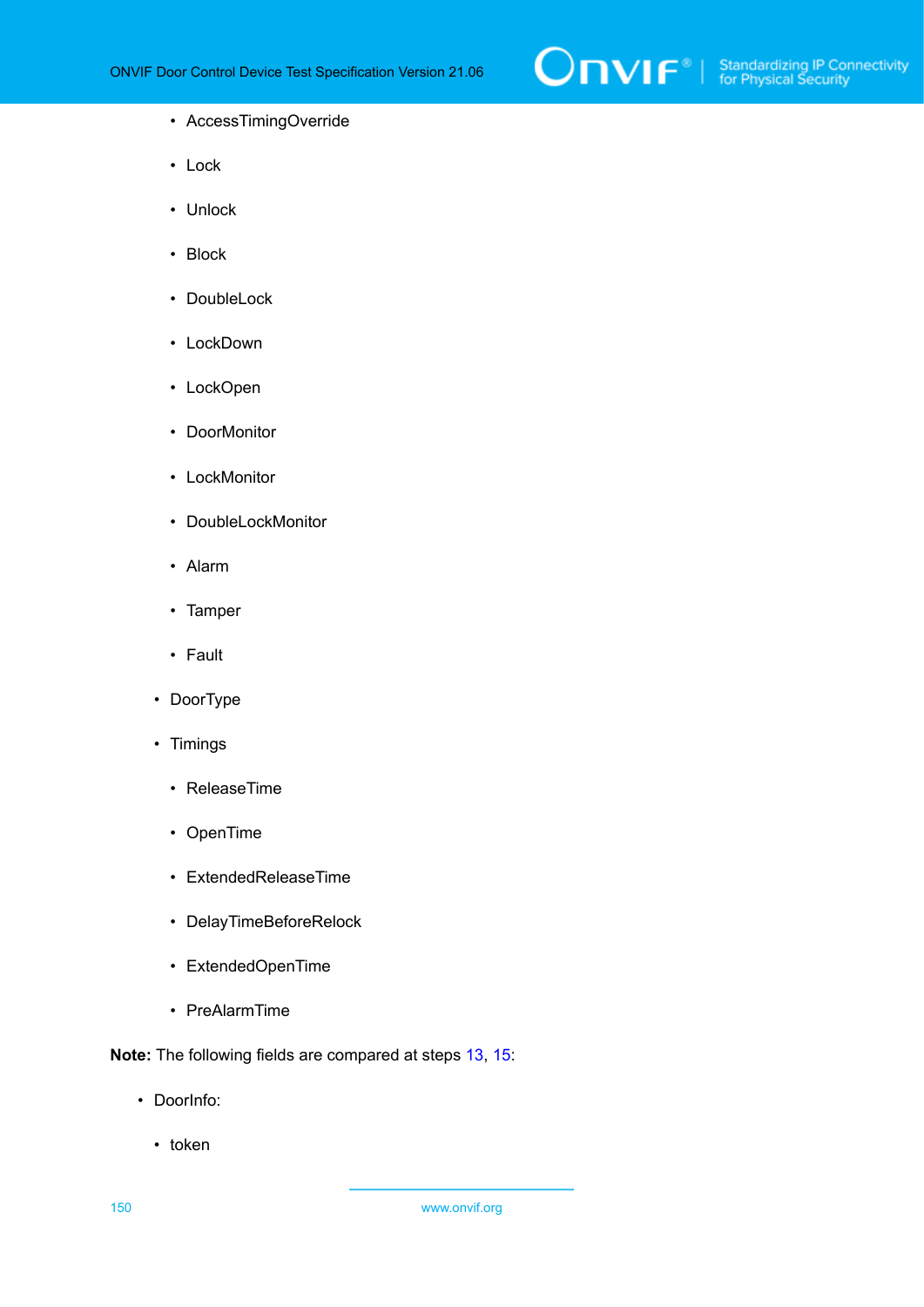- AccessTimingOverride
        - Lock
        - Unlock
        - Block
        - DoubleLock
        - LockDown
        - LockOpen
        - DoorMonitor
        - LockMonitor
        - DoubleLockMonitor
        - Alarm
        - Tamper
        - Fault
    - DoorType
    - Timings
        - ReleaseTime
        - OpenTime
        - ExtendedReleaseTime
        - DelayTimeBeforeRelock
        - ExtendedOpenTime
        - PreAlarmTime

**Note:** The following fields are compared at steps 13, 15:

- DoorInfo:
    - token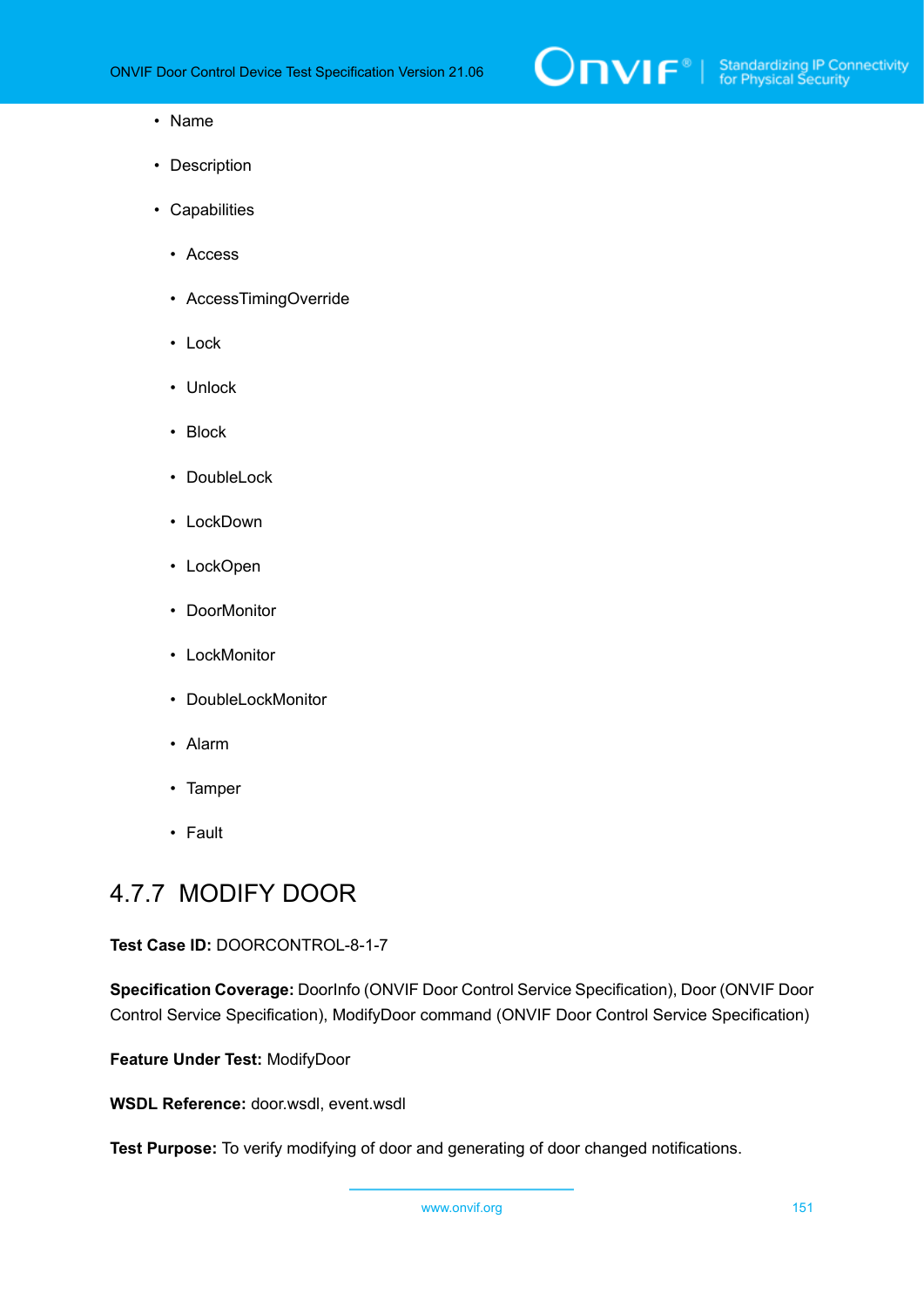- Name
- Description
- Capabilities
  - Access
  - AccessTimingOverride
  - Lock
  - Unlock
  - Block
  - DoubleLock
  - LockDown
  - LockOpen
  - DoorMonitor
  - LockMonitor
  - DoubleLockMonitor
  - Alarm
  - Tamper
  - Fault

### 4.7.7 MODIFY DOOR

**Test Case ID:** DOORCONTROL-8-1-7

**Specification Coverage:** DoorInfo (ONVIF Door Control Service Specification), Door (ONVIF Door Control Service Specification), ModifyDoor command (ONVIF Door Control Service Specification)

**Feature Under Test:** ModifyDoor

**WSDL Reference:** door.wsdl, event.wsdl

**Test Purpose:** To verify modifying of door and generating of door changed notifications.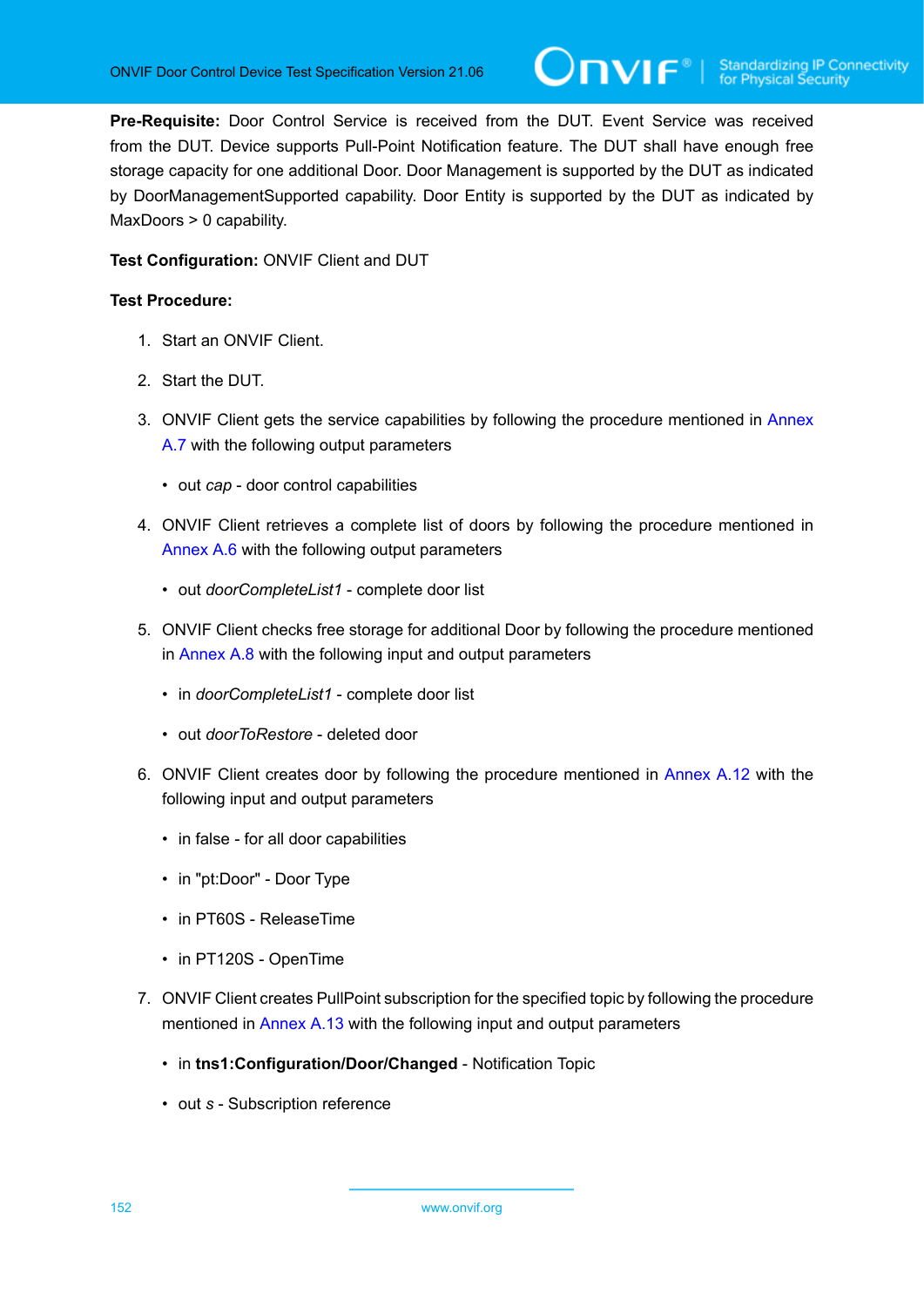**Pre-Requisite:** Door Control Service is received from the DUT. Event Service was received from the DUT. Device supports Pull-Point Notification feature. The DUT shall have enough free storage capacity for one additional Door. Door Management is supported by the DUT as indicated by DoorManagementSupported capability. Door Entity is supported by the DUT as indicated by MaxDoors > 0 capability.

**Test Configuration:** ONVIF Client and DUT

**Test Procedure:**

1. Start an ONVIF Client.
2. Start the DUT.
3. ONVIF Client gets the service capabilities by following the procedure mentioned in Annex A.7 with the following output parameters
   - out *cap* - door control capabilities
4. ONVIF Client retrieves a complete list of doors by following the procedure mentioned in Annex A.6 with the following output parameters
   - out *doorCompleteList1* - complete door list
5. ONVIF Client checks free storage for additional Door by following the procedure mentioned in Annex A.8 with the following input and output parameters
   - in *doorCompleteList1* - complete door list
   - out *doorToRestore* - deleted door
6. ONVIF Client creates door by following the procedure mentioned in Annex A.12 with the following input and output parameters
   - in false - for all door capabilities
   - in "pt:Door" - Door Type
   - in PT60S - ReleaseTime
   - in PT120S - OpenTime
7. ONVIF Client creates PullPoint subscription for the specified topic by following the procedure mentioned in Annex A.13 with the following input and output parameters
   - in **tns1:Configuration/Door/Changed** - Notification Topic
   - out *s* - Subscription reference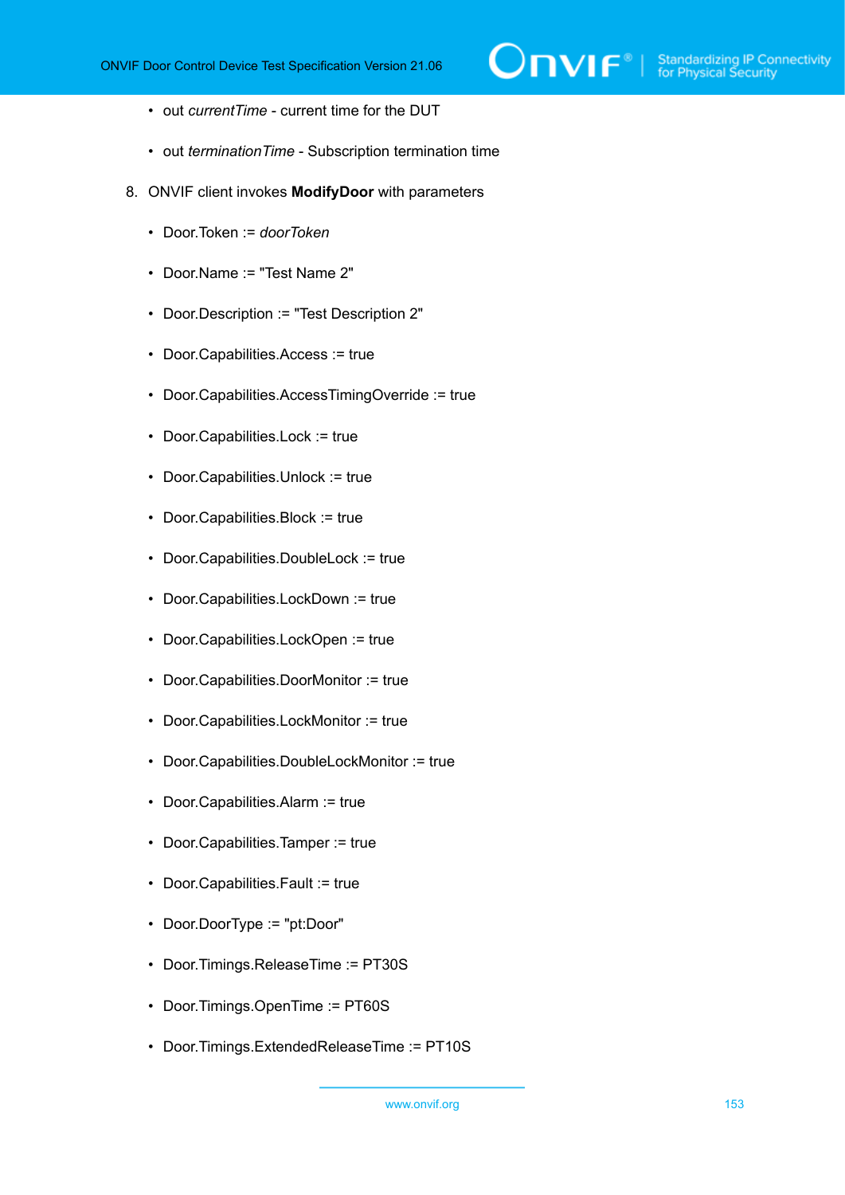- out *currentTime* - current time for the DUT
- out *terminationTime* - Subscription termination time

8. ONVIF client invokes **ModifyDoor** with parameters

   - Door.Token := *doorToken*
   - Door.Name := "Test Name 2"
   - Door.Description := "Test Description 2"
   - Door.Capabilities.Access := true
   - Door.Capabilities.AccessTimingOverride := true
   - Door.Capabilities.Lock := true
   - Door.Capabilities.Unlock := true
   - Door.Capabilities.Block := true
   - Door.Capabilities.DoubleLock := true
   - Door.Capabilities.LockDown := true
   - Door.Capabilities.LockOpen := true
   - Door.Capabilities.DoorMonitor := true
   - Door.Capabilities.LockMonitor := true
   - Door.Capabilities.DoubleLockMonitor := true
   - Door.Capabilities.Alarm := true
   - Door.Capabilities.Tamper := true
   - Door.Capabilities.Fault := true
   - Door.DoorType := "pt:Door"
   - Door.Timings.ReleaseTime := PT30S
   - Door.Timings.OpenTime := PT60S
   - Door.Timings.ExtendedReleaseTime := PT10S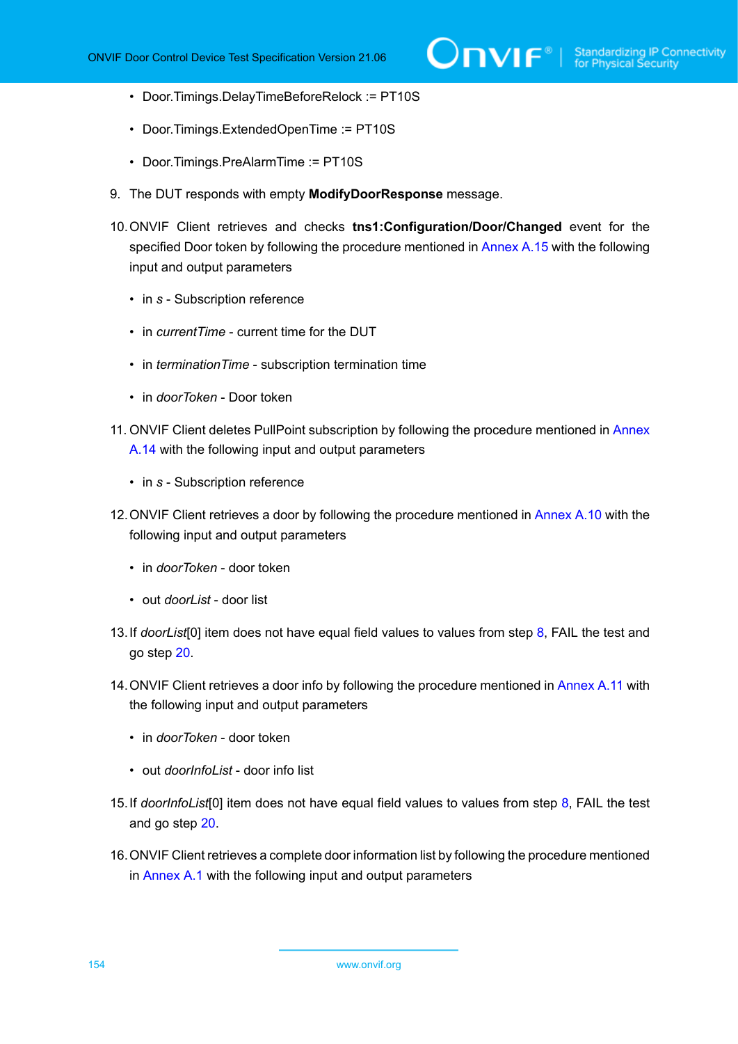- Door.Timings.DelayTimeBeforeRelock := PT10S

- Door.Timings.ExtendedOpenTime := PT10S

- Door.Timings.PreAlarmTime := PT10S

9. The DUT responds with empty **ModifyDoorResponse** message.

10. ONVIF Client retrieves and checks **tns1:Configuration/Door/Changed** event for the specified Door token by following the procedure mentioned in Annex A.15 with the following input and output parameters

    - in *s* - Subscription reference

    - in *currentTime* - current time for the DUT

    - in *terminationTime* - subscription termination time

    - in *doorToken* - Door token

11. ONVIF Client deletes PullPoint subscription by following the procedure mentioned in Annex A.14 with the following input and output parameters

    - in *s* - Subscription reference

12. ONVIF Client retrieves a door by following the procedure mentioned in Annex A.10 with the following input and output parameters

    - in *doorToken* - door token

    - out *doorList* - door list

13. If *doorList*[0] item does not have equal field values to values from step 8, FAIL the test and go step 20.

14. ONVIF Client retrieves a door info by following the procedure mentioned in Annex A.11 with the following input and output parameters

    - in *doorToken* - door token

    - out *doorInfoList* - door info list

15. If *doorInfoList*[0] item does not have equal field values to values from step 8, FAIL the test and go step 20.

16. ONVIF Client retrieves a complete door information list by following the procedure mentioned in Annex A.1 with the following input and output parameters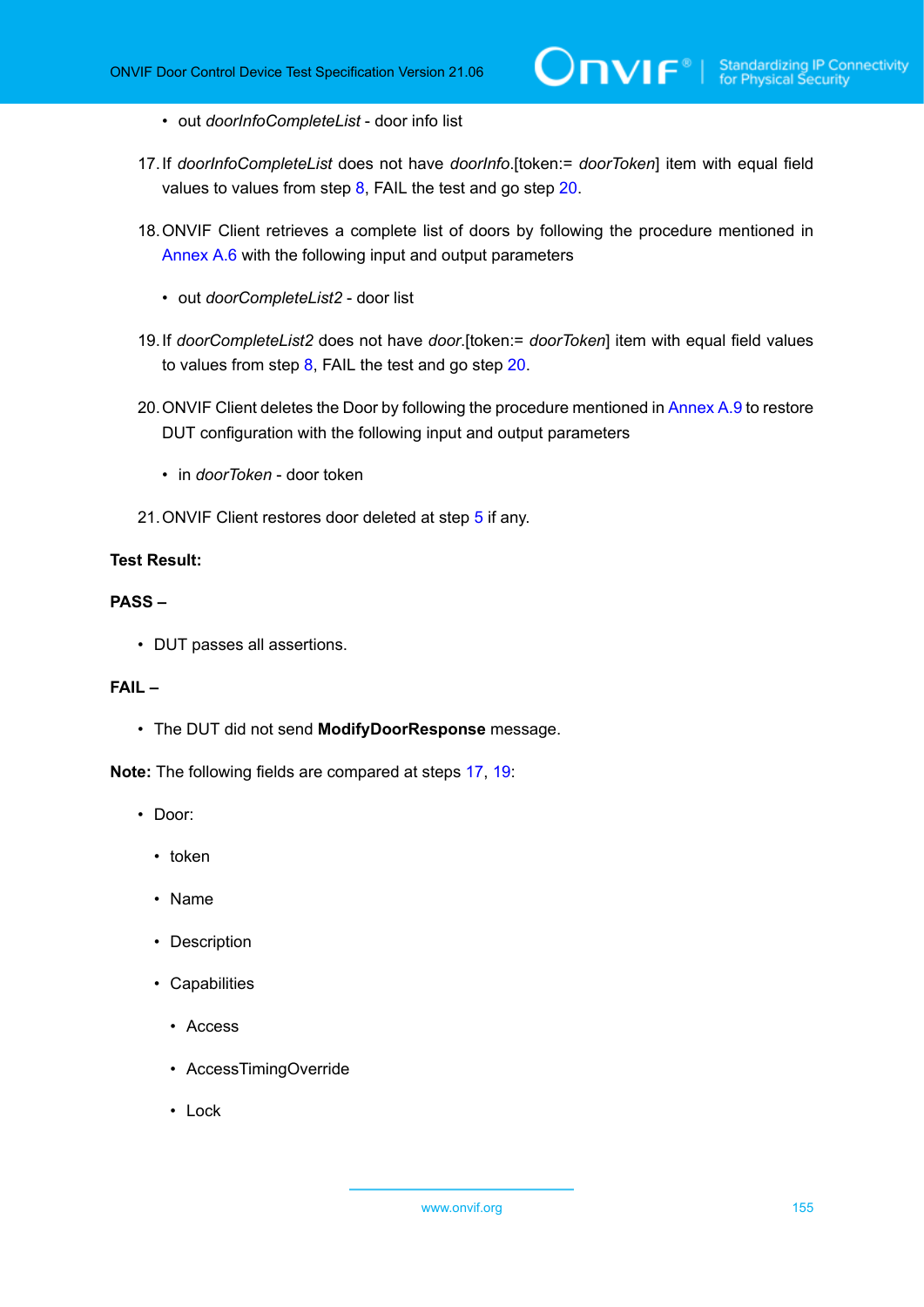- out *doorInfoCompleteList* - door info list

17. If *doorInfoCompleteList* does not have *doorInfo*.[token:= *doorToken*] item with equal field values to values from step 8, FAIL the test and go step 20.

18. ONVIF Client retrieves a complete list of doors by following the procedure mentioned in Annex A.6 with the following input and output parameters

    - out *doorCompleteList2* - door list

19. If *doorCompleteList2* does not have *door*.[token:= *doorToken*] item with equal field values to values from step 8, FAIL the test and go step 20.

20. ONVIF Client deletes the Door by following the procedure mentioned in Annex A.9 to restore DUT configuration with the following input and output parameters

    - in *doorToken* - door token

21. ONVIF Client restores door deleted at step 5 if any.

**Test Result:**

**PASS –**

- DUT passes all assertions.

**FAIL –**

- The DUT did not send **ModifyDoorResponse** message.

**Note:** The following fields are compared at steps 17, 19:

- Door:
  - token
  - Name
  - Description
  - Capabilities
    - Access
    - AccessTimingOverride
    - Lock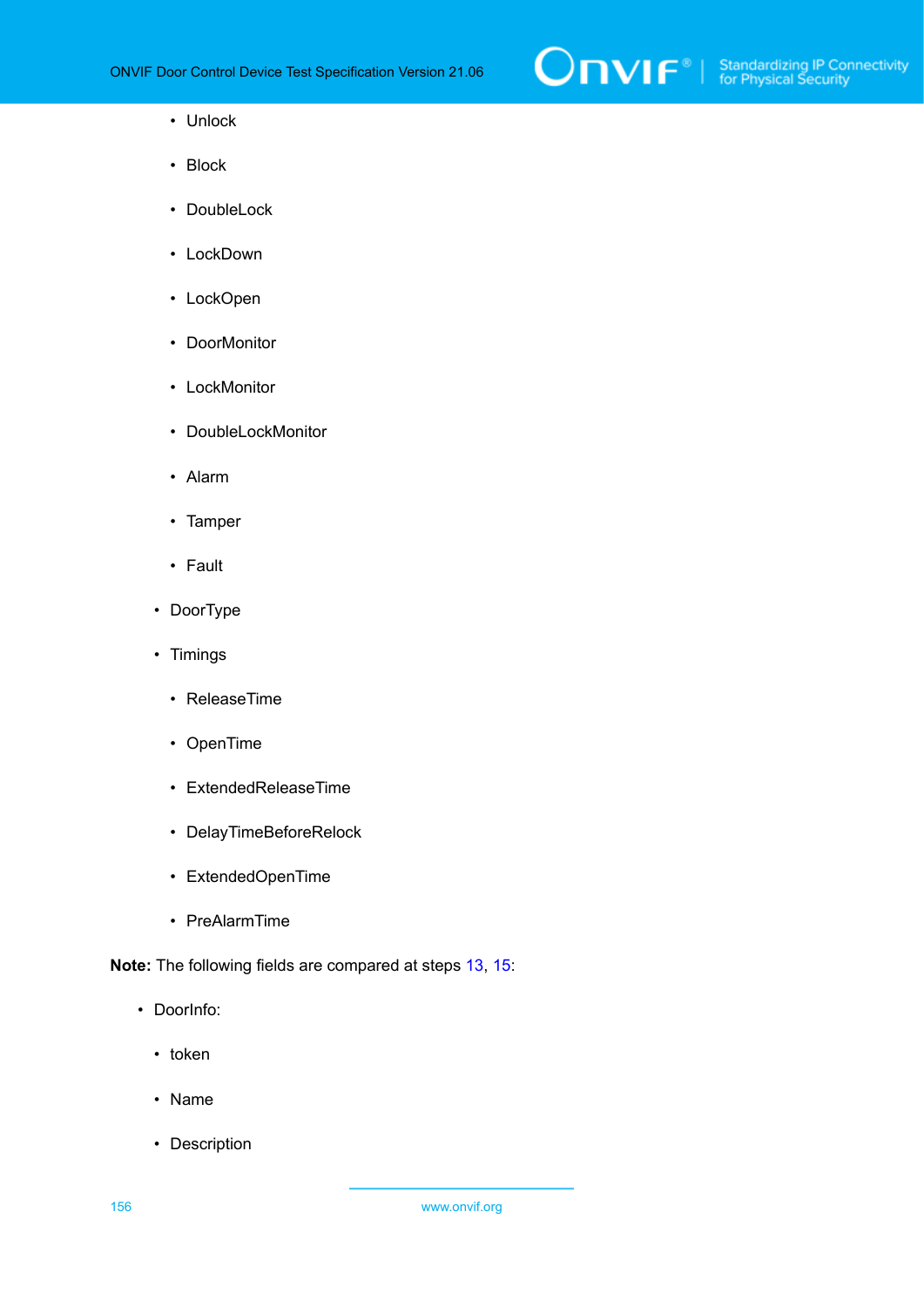- Unlock
        - Block
        - DoubleLock
        - LockDown
        - LockOpen
        - DoorMonitor
        - LockMonitor
        - DoubleLockMonitor
        - Alarm
        - Tamper
        - Fault
    - DoorType
    - Timings
        - ReleaseTime
        - OpenTime
        - ExtendedReleaseTime
        - DelayTimeBeforeRelock
        - ExtendedOpenTime
        - PreAlarmTime

**Note:** The following fields are compared at steps 13, 15:

- DoorInfo:
    - token
    - Name
    - Description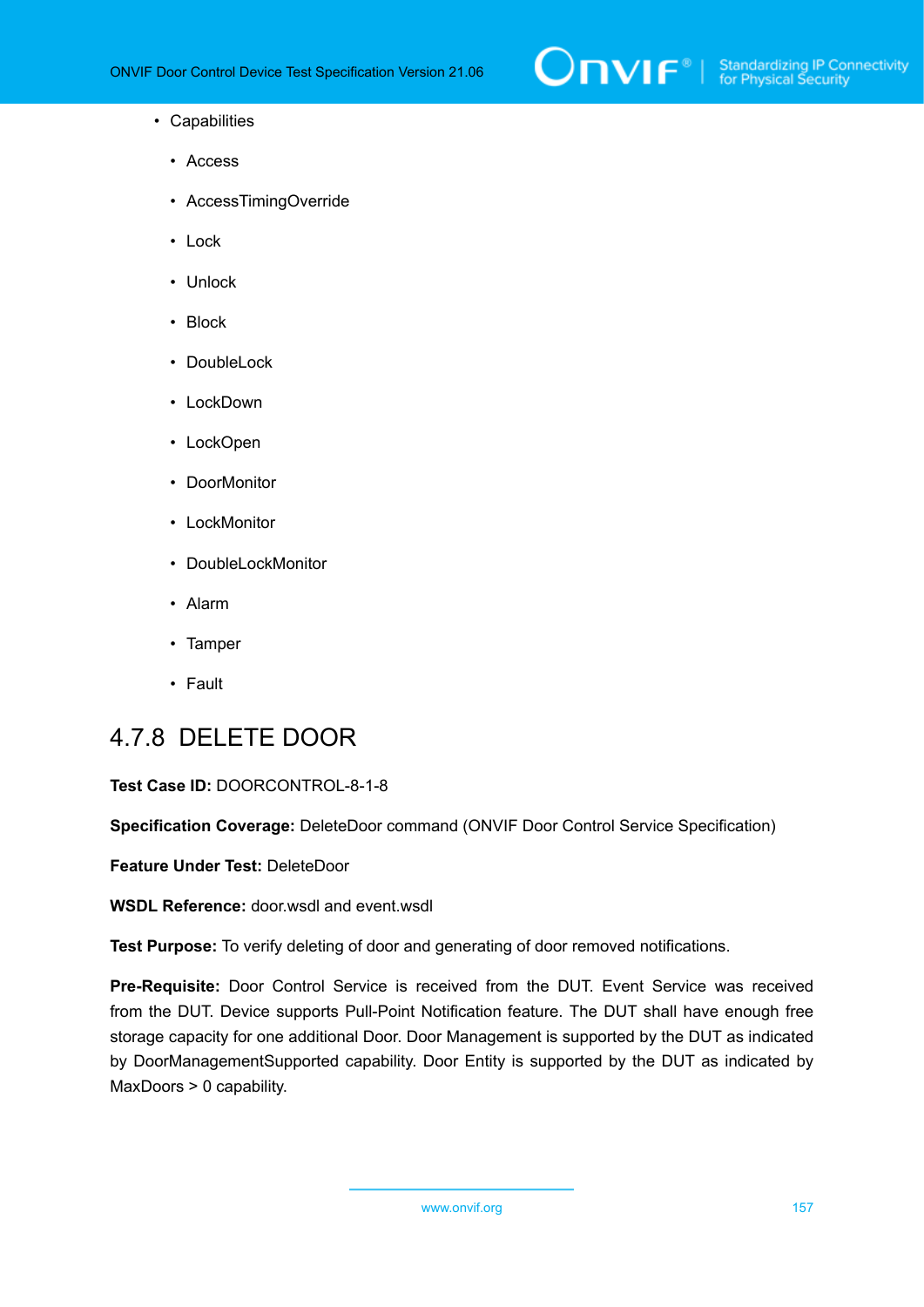- Capabilities
  - Access
  - AccessTimingOverride
  - Lock
  - Unlock
  - Block
  - DoubleLock
  - LockDown
  - LockOpen
  - DoorMonitor
  - LockMonitor
  - DoubleLockMonitor
  - Alarm
  - Tamper
  - Fault

### 4.7.8 DELETE DOOR

**Test Case ID:** DOORCONTROL-8-1-8

**Specification Coverage:** DeleteDoor command (ONVIF Door Control Service Specification)

**Feature Under Test:** DeleteDoor

**WSDL Reference:** door.wsdl and event.wsdl

**Test Purpose:** To verify deleting of door and generating of door removed notifications.

**Pre-Requisite:** Door Control Service is received from the DUT. Event Service was received from the DUT. Device supports Pull-Point Notification feature. The DUT shall have enough free storage capacity for one additional Door. Door Management is supported by the DUT as indicated by DoorManagementSupported capability. Door Entity is supported by the DUT as indicated by MaxDoors > 0 capability.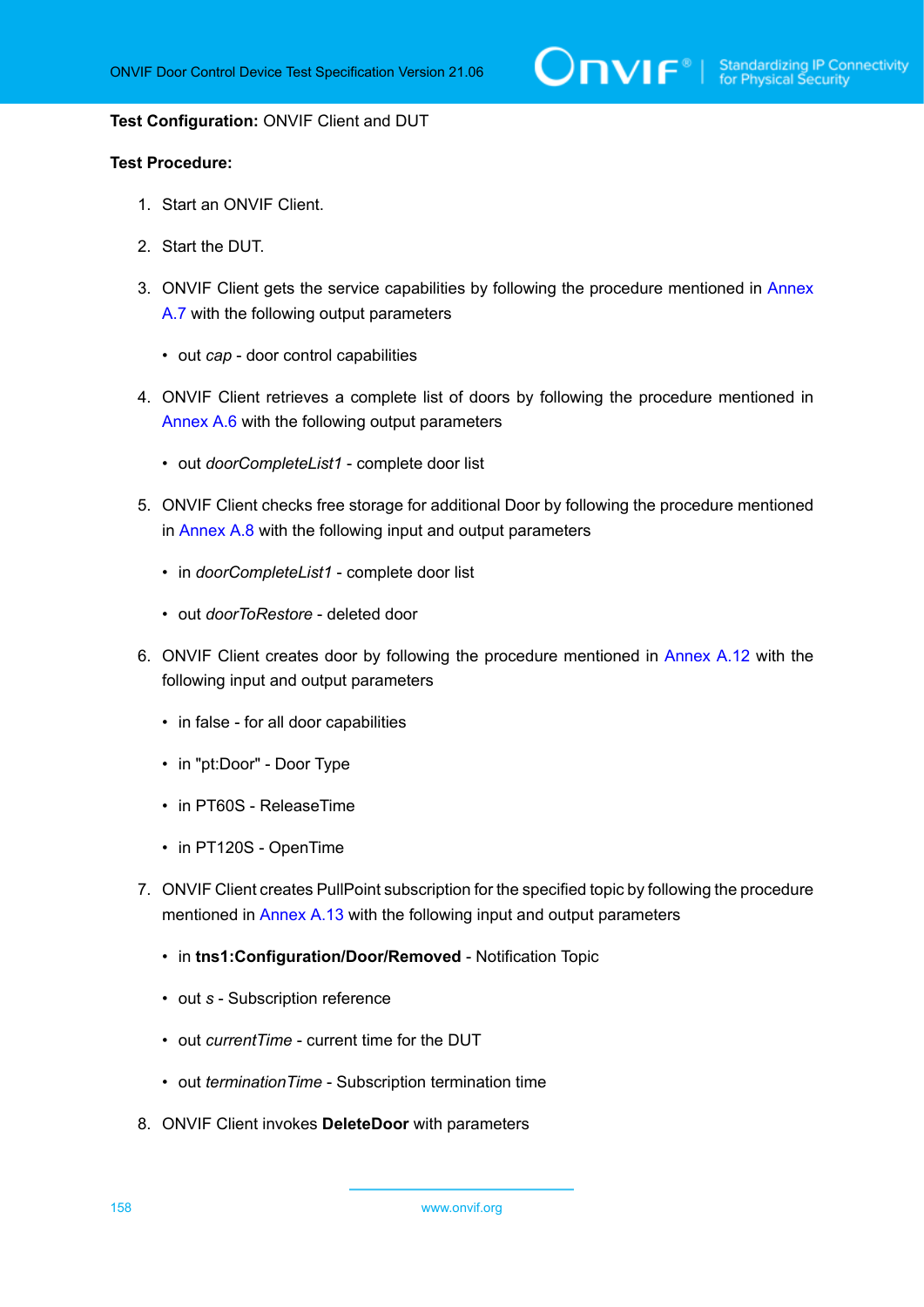**Test Configuration:** ONVIF Client and DUT

**Test Procedure:**

1. Start an ONVIF Client.
2. Start the DUT.
3. ONVIF Client gets the service capabilities by following the procedure mentioned in Annex A.7 with the following output parameters
   - out *cap* - door control capabilities
4. ONVIF Client retrieves a complete list of doors by following the procedure mentioned in Annex A.6 with the following output parameters
   - out *doorCompleteList1* - complete door list
5. ONVIF Client checks free storage for additional Door by following the procedure mentioned in Annex A.8 with the following input and output parameters
   - in *doorCompleteList1* - complete door list
   - out *doorToRestore* - deleted door
6. ONVIF Client creates door by following the procedure mentioned in Annex A.12 with the following input and output parameters
   - in false - for all door capabilities
   - in "pt:Door" - Door Type
   - in PT60S - ReleaseTime
   - in PT120S - OpenTime
7. ONVIF Client creates PullPoint subscription for the specified topic by following the procedure mentioned in Annex A.13 with the following input and output parameters
   - in **tns1:Configuration/Door/Removed** - Notification Topic
   - out *s* - Subscription reference
   - out *currentTime* - current time for the DUT
   - out *terminationTime* - Subscription termination time
8. ONVIF Client invokes **DeleteDoor** with parameters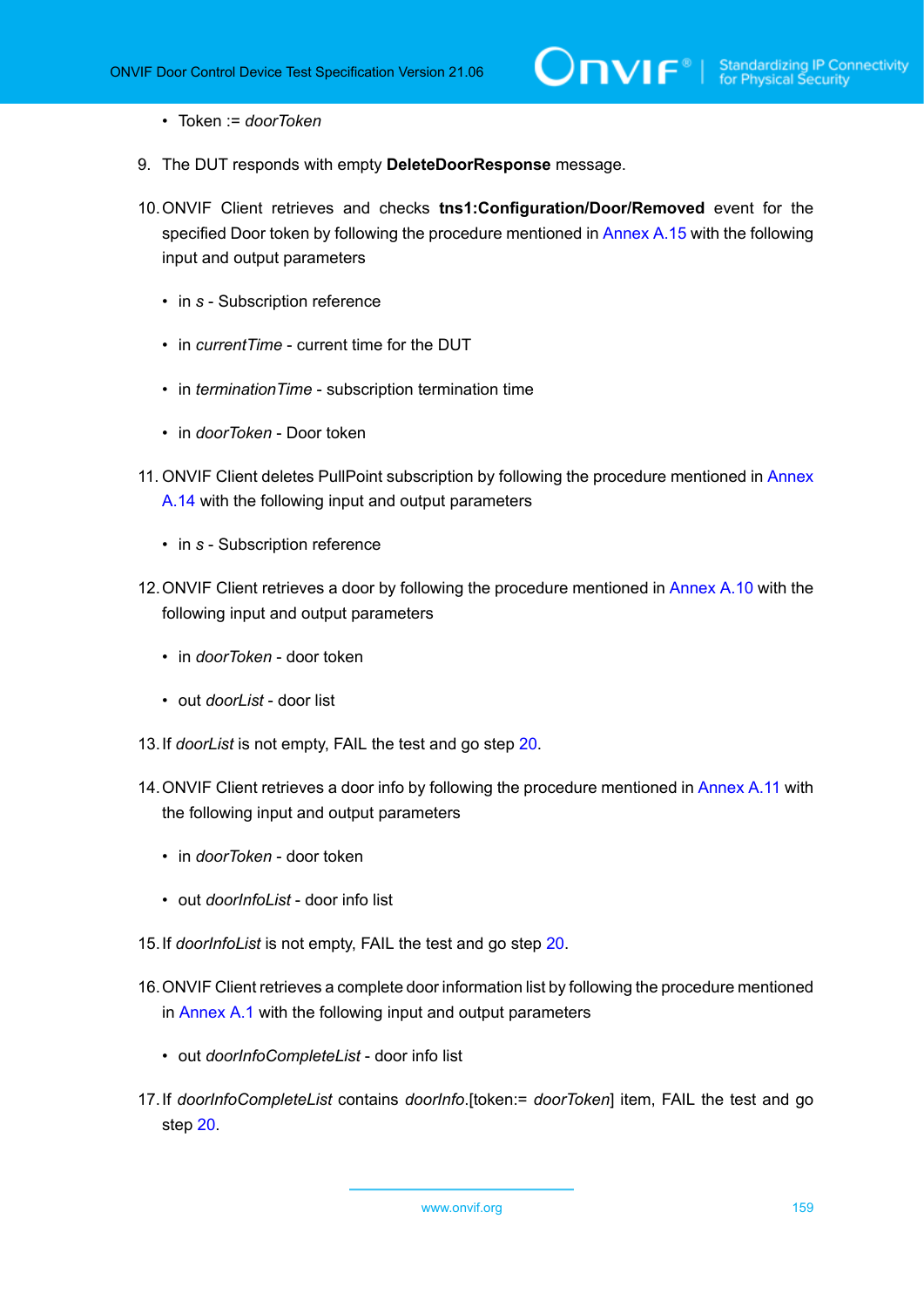- Token := *doorToken*

9. The DUT responds with empty **DeleteDoorResponse** message.

10. ONVIF Client retrieves and checks **tns1:Configuration/Door/Removed** event for the specified Door token by following the procedure mentioned in Annex A.15 with the following input and output parameters

    - in *s* - Subscription reference
    - in *currentTime* - current time for the DUT
    - in *terminationTime* - subscription termination time
    - in *doorToken* - Door token

11. ONVIF Client deletes PullPoint subscription by following the procedure mentioned in Annex A.14 with the following input and output parameters

    - in *s* - Subscription reference

12. ONVIF Client retrieves a door by following the procedure mentioned in Annex A.10 with the following input and output parameters

    - in *doorToken* - door token
    - out *doorList* - door list

13. If *doorList* is not empty, FAIL the test and go step 20.

14. ONVIF Client retrieves a door info by following the procedure mentioned in Annex A.11 with the following input and output parameters

    - in *doorToken* - door token
    - out *doorInfoList* - door info list

15. If *doorInfoList* is not empty, FAIL the test and go step 20.

16. ONVIF Client retrieves a complete door information list by following the procedure mentioned in Annex A.1 with the following input and output parameters

    - out *doorInfoCompleteList* - door info list

17. If *doorInfoCompleteList* contains *doorInfo*.[token:= *doorToken*] item, FAIL the test and go step 20.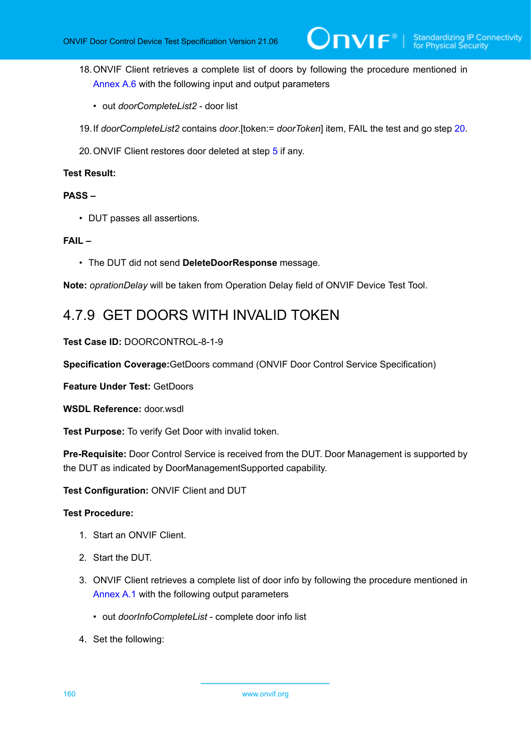18. ONVIF Client retrieves a complete list of doors by following the procedure mentioned in Annex A.6 with the following input and output parameters

    - out *doorCompleteList2* - door list

19. If *doorCompleteList2* contains *door*.[token:= *doorToken*] item, FAIL the test and go step 20.

20. ONVIF Client restores door deleted at step 5 if any.

**Test Result:**

**PASS –**

- DUT passes all assertions.

**FAIL –**

- The DUT did not send **DeleteDoorResponse** message.

**Note:** *oprationDelay* will be taken from Operation Delay field of ONVIF Device Test Tool.

## 4.7.9 GET DOORS WITH INVALID TOKEN

**Test Case ID:** DOORCONTROL-8-1-9

**Specification Coverage:**GetDoors command (ONVIF Door Control Service Specification)

**Feature Under Test:** GetDoors

**WSDL Reference:** door.wsdl

**Test Purpose:** To verify Get Door with invalid token.

**Pre-Requisite:** Door Control Service is received from the DUT. Door Management is supported by the DUT as indicated by DoorManagementSupported capability.

**Test Configuration:** ONVIF Client and DUT

**Test Procedure:**

1. Start an ONVIF Client.

2. Start the DUT.

3. ONVIF Client retrieves a complete list of door info by following the procedure mentioned in Annex A.1 with the following output parameters

    - out *doorInfoCompleteList* - complete door info list

4. Set the following: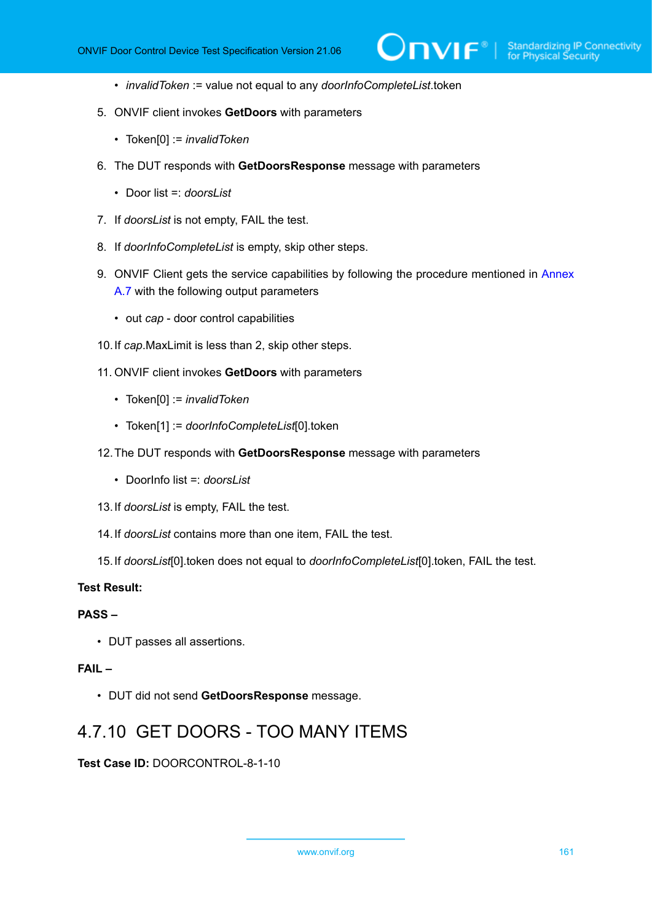- *invalidToken* := value not equal to any *doorInfoCompleteList*.token

5. ONVIF client invokes **GetDoors** with parameters
   - Token[0] := *invalidToken*
6. The DUT responds with **GetDoorsResponse** message with parameters
   - Door list =: *doorsList*
7. If *doorsList* is not empty, FAIL the test.
8. If *doorInfoCompleteList* is empty, skip other steps.
9. ONVIF Client gets the service capabilities by following the procedure mentioned in Annex A.7 with the following output parameters
   - out *cap* - door control capabilities
10. If *cap*.MaxLimit is less than 2, skip other steps.
11. ONVIF client invokes **GetDoors** with parameters
    - Token[0] := *invalidToken*
    - Token[1] := *doorInfoCompleteList*[0].token
12. The DUT responds with **GetDoorsResponse** message with parameters
    - DoorInfo list =: *doorsList*
13. If *doorsList* is empty, FAIL the test.
14. If *doorsList* contains more than one item, FAIL the test.
15. If *doorsList*[0].token does not equal to *doorInfoCompleteList*[0].token, FAIL the test.

**Test Result:**

**PASS –**

- DUT passes all assertions.

**FAIL –**

- DUT did not send **GetDoorsResponse** message.

### 4.7.10 GET DOORS - TOO MANY ITEMS

**Test Case ID:** DOORCONTROL-8-1-10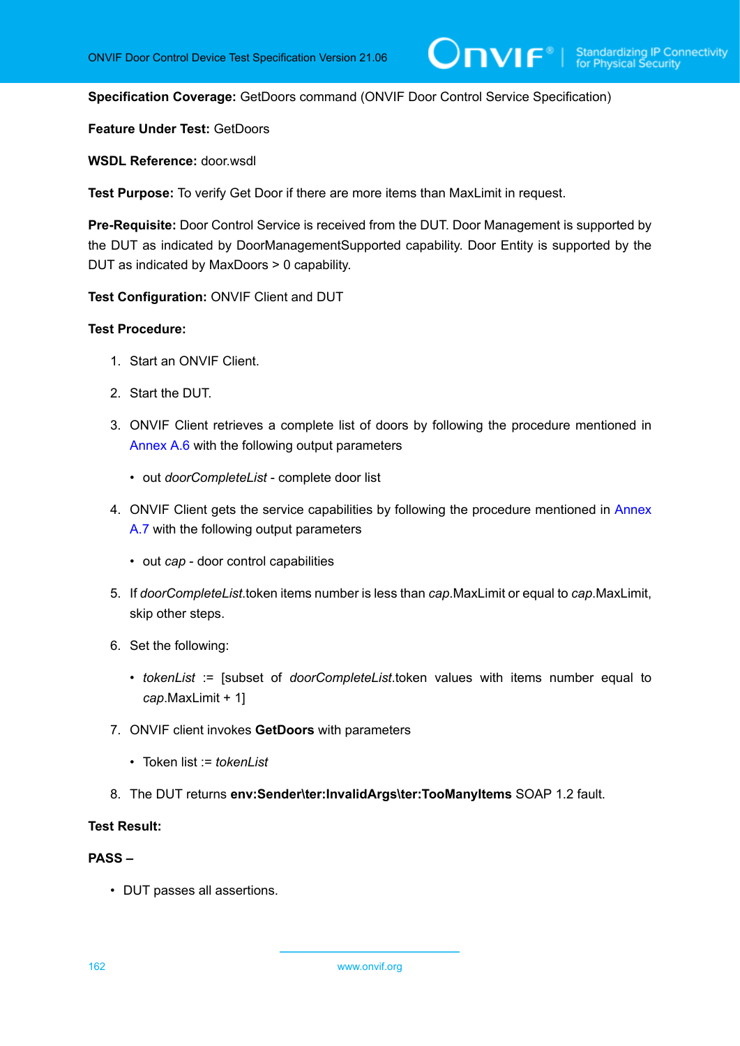**Specification Coverage:** GetDoors command (ONVIF Door Control Service Specification)

**Feature Under Test:** GetDoors

**WSDL Reference:** door.wsdl

**Test Purpose:** To verify Get Door if there are more items than MaxLimit in request.

**Pre-Requisite:** Door Control Service is received from the DUT. Door Management is supported by the DUT as indicated by DoorManagementSupported capability. Door Entity is supported by the DUT as indicated by MaxDoors > 0 capability.

**Test Configuration:** ONVIF Client and DUT

**Test Procedure:**

1. Start an ONVIF Client.
2. Start the DUT.
3. ONVIF Client retrieves a complete list of doors by following the procedure mentioned in Annex A.6 with the following output parameters
   - out *doorCompleteList* - complete door list
4. ONVIF Client gets the service capabilities by following the procedure mentioned in Annex A.7 with the following output parameters
   - out *cap* - door control capabilities
5. If *doorCompleteList*.token items number is less than *cap*.MaxLimit or equal to *cap*.MaxLimit, skip other steps.
6. Set the following:
   - *tokenList* := [subset of *doorCompleteList*.token values with items number equal to *cap*.MaxLimit + 1]
7. ONVIF client invokes **GetDoors** with parameters
   - Token list := *tokenList*
8. The DUT returns **env:Sender\ter:InvalidArgs\ter:TooManyItems** SOAP 1.2 fault.

**Test Result:**

**PASS –**

- DUT passes all assertions.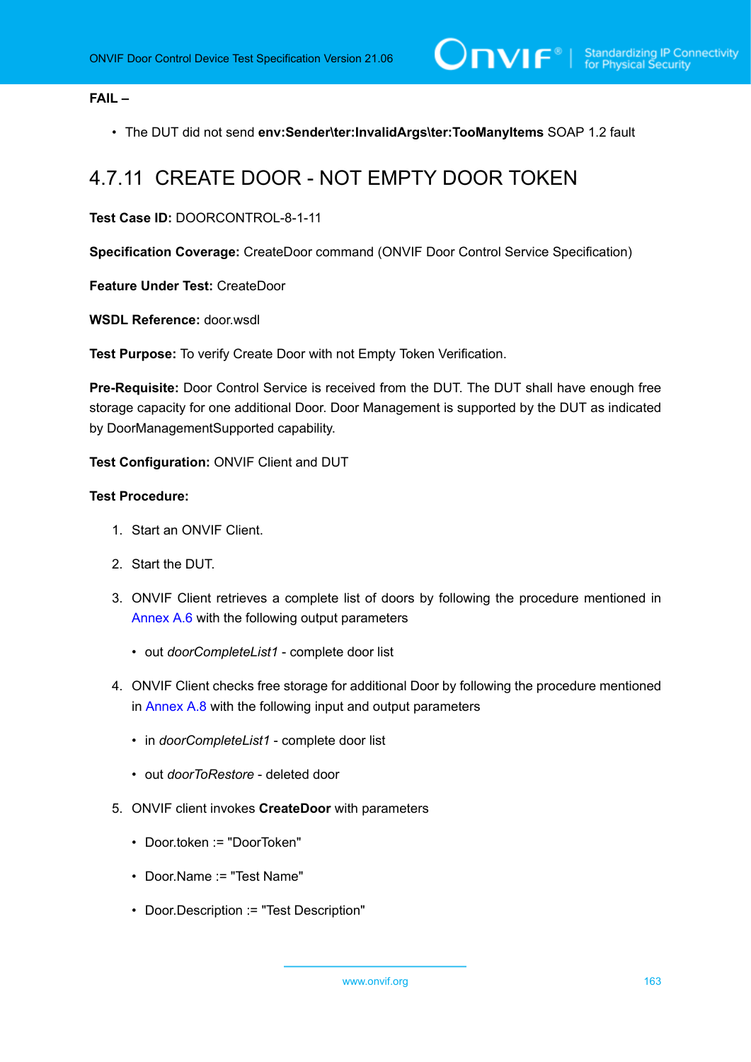**FAIL –**

- The DUT did not send **env:Sender\ter:InvalidArgs\ter:TooManyItems** SOAP 1.2 fault

## 4.7.11 CREATE DOOR - NOT EMPTY DOOR TOKEN

**Test Case ID:** DOORCONTROL-8-1-11

**Specification Coverage:** CreateDoor command (ONVIF Door Control Service Specification)

**Feature Under Test:** CreateDoor

**WSDL Reference:** door.wsdl

**Test Purpose:** To verify Create Door with not Empty Token Verification.

**Pre-Requisite:** Door Control Service is received from the DUT. The DUT shall have enough free storage capacity for one additional Door. Door Management is supported by the DUT as indicated by DoorManagementSupported capability.

**Test Configuration:** ONVIF Client and DUT

**Test Procedure:**

1. Start an ONVIF Client.
2. Start the DUT.
3. ONVIF Client retrieves a complete list of doors by following the procedure mentioned in Annex A.6 with the following output parameters
   - out *doorCompleteList1* - complete door list
4. ONVIF Client checks free storage for additional Door by following the procedure mentioned in Annex A.8 with the following input and output parameters
   - in *doorCompleteList1* - complete door list
   - out *doorToRestore* - deleted door
5. ONVIF client invokes **CreateDoor** with parameters
   - Door.token := "DoorToken"
   - Door.Name := "Test Name"
   - Door.Description := "Test Description"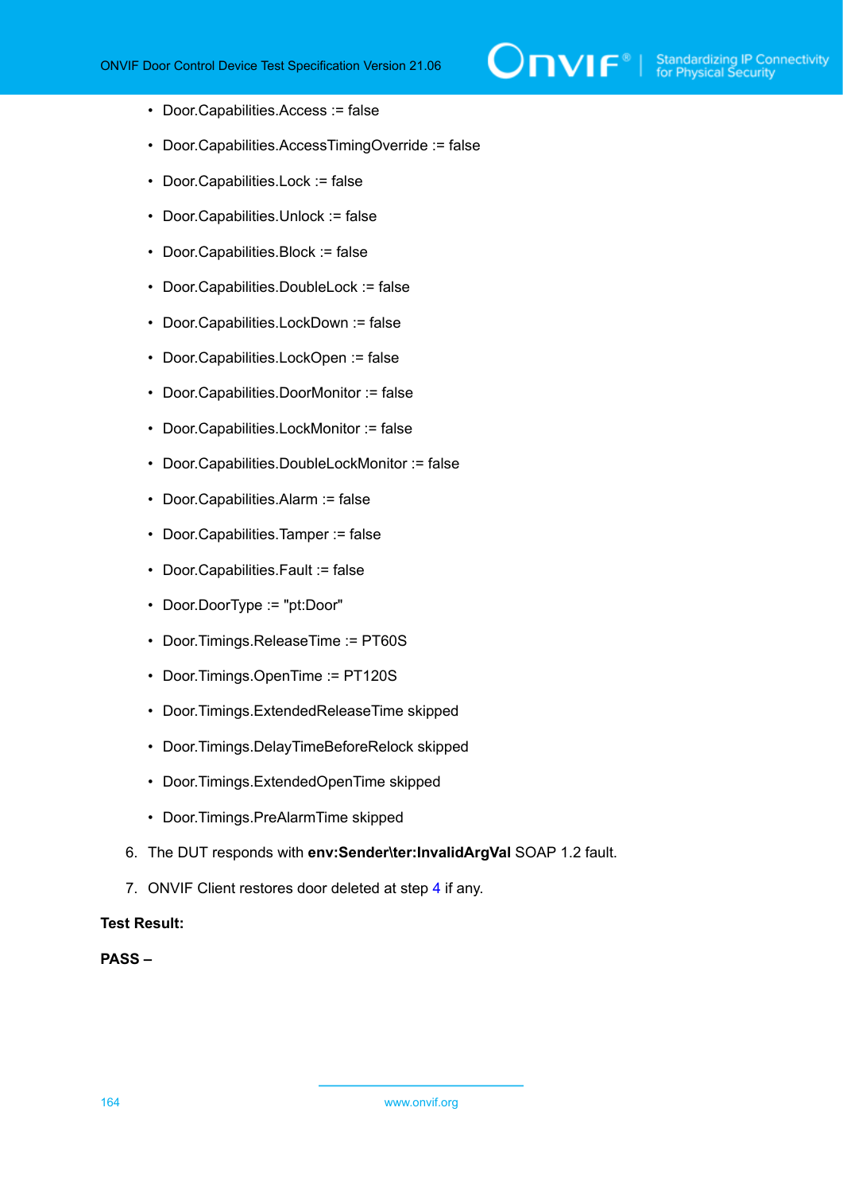- Door.Capabilities.Access := false
- Door.Capabilities.AccessTimingOverride := false
- Door.Capabilities.Lock := false
- Door.Capabilities.Unlock := false
- Door.Capabilities.Block := false
- Door.Capabilities.DoubleLock := false
- Door.Capabilities.LockDown := false
- Door.Capabilities.LockOpen := false
- Door.Capabilities.DoorMonitor := false
- Door.Capabilities.LockMonitor := false
- Door.Capabilities.DoubleLockMonitor := false
- Door.Capabilities.Alarm := false
- Door.Capabilities.Tamper := false
- Door.Capabilities.Fault := false
- Door.DoorType := "pt:Door"
- Door.Timings.ReleaseTime := PT60S
- Door.Timings.OpenTime := PT120S
- Door.Timings.ExtendedReleaseTime skipped
- Door.Timings.DelayTimeBeforeRelock skipped
- Door.Timings.ExtendedOpenTime skipped
- Door.Timings.PreAlarmTime skipped

6. The DUT responds with **env:Sender\ter:InvalidArgVal** SOAP 1.2 fault.

7. ONVIF Client restores door deleted at step 4 if any.

**Test Result:**

**PASS –**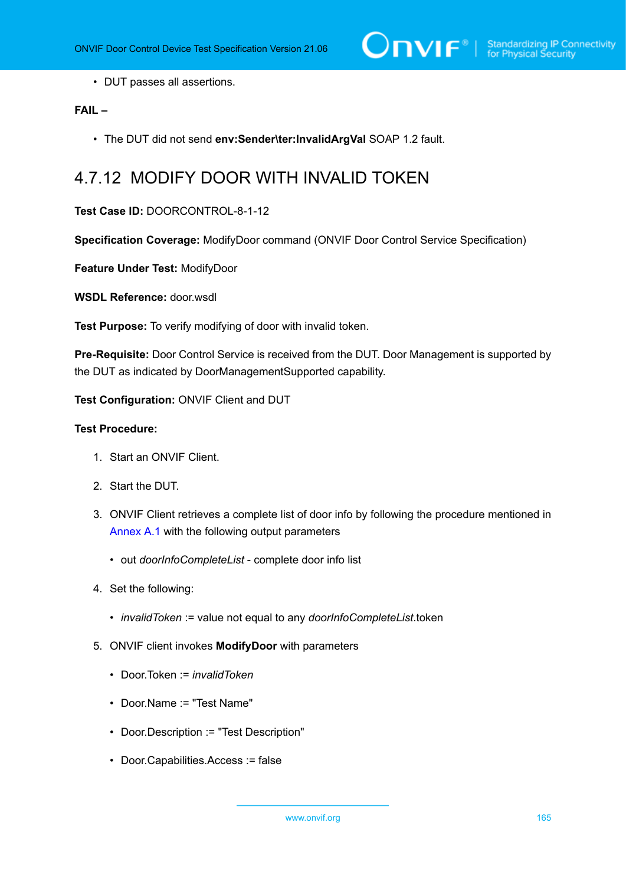- DUT passes all assertions.

**FAIL –**

- The DUT did not send **env:Sender\ter:InvalidArgVal** SOAP 1.2 fault.

### 4.7.12 MODIFY DOOR WITH INVALID TOKEN

**Test Case ID:** DOORCONTROL-8-1-12

**Specification Coverage:** ModifyDoor command (ONVIF Door Control Service Specification)

**Feature Under Test:** ModifyDoor

**WSDL Reference:** door.wsdl

**Test Purpose:** To verify modifying of door with invalid token.

**Pre-Requisite:** Door Control Service is received from the DUT. Door Management is supported by the DUT as indicated by DoorManagementSupported capability.

**Test Configuration:** ONVIF Client and DUT

**Test Procedure:**

1. Start an ONVIF Client.
2. Start the DUT.
3. ONVIF Client retrieves a complete list of door info by following the procedure mentioned in Annex A.1 with the following output parameters
   - out *doorInfoCompleteList* - complete door info list
4. Set the following:
   - *invalidToken* := value not equal to any *doorInfoCompleteList*.token
5. ONVIF client invokes **ModifyDoor** with parameters
   - Door.Token := *invalidToken*
   - Door.Name := "Test Name"
   - Door.Description := "Test Description"
   - Door.Capabilities.Access := false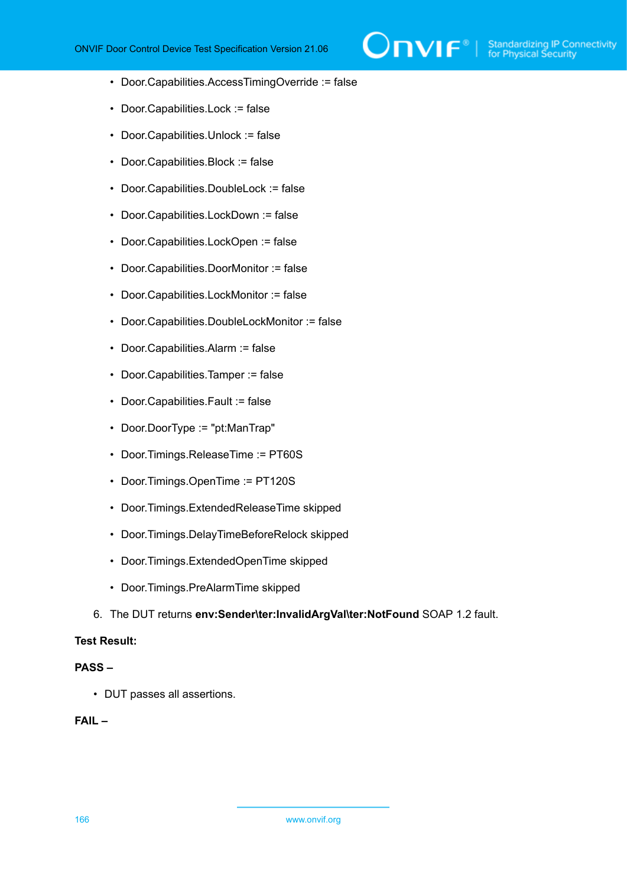- Door.Capabilities.AccessTimingOverride := false
- Door.Capabilities.Lock := false
- Door.Capabilities.Unlock := false
- Door.Capabilities.Block := false
- Door.Capabilities.DoubleLock := false
- Door.Capabilities.LockDown := false
- Door.Capabilities.LockOpen := false
- Door.Capabilities.DoorMonitor := false
- Door.Capabilities.LockMonitor := false
- Door.Capabilities.DoubleLockMonitor := false
- Door.Capabilities.Alarm := false
- Door.Capabilities.Tamper := false
- Door.Capabilities.Fault := false
- Door.DoorType := "pt:ManTrap"
- Door.Timings.ReleaseTime := PT60S
- Door.Timings.OpenTime := PT120S
- Door.Timings.ExtendedReleaseTime skipped
- Door.Timings.DelayTimeBeforeRelock skipped
- Door.Timings.ExtendedOpenTime skipped
- Door.Timings.PreAlarmTime skipped

6. The DUT returns **env:Sender\ter:InvalidArgVal\ter:NotFound** SOAP 1.2 fault.

**Test Result:**

**PASS –**

- DUT passes all assertions.

**FAIL –**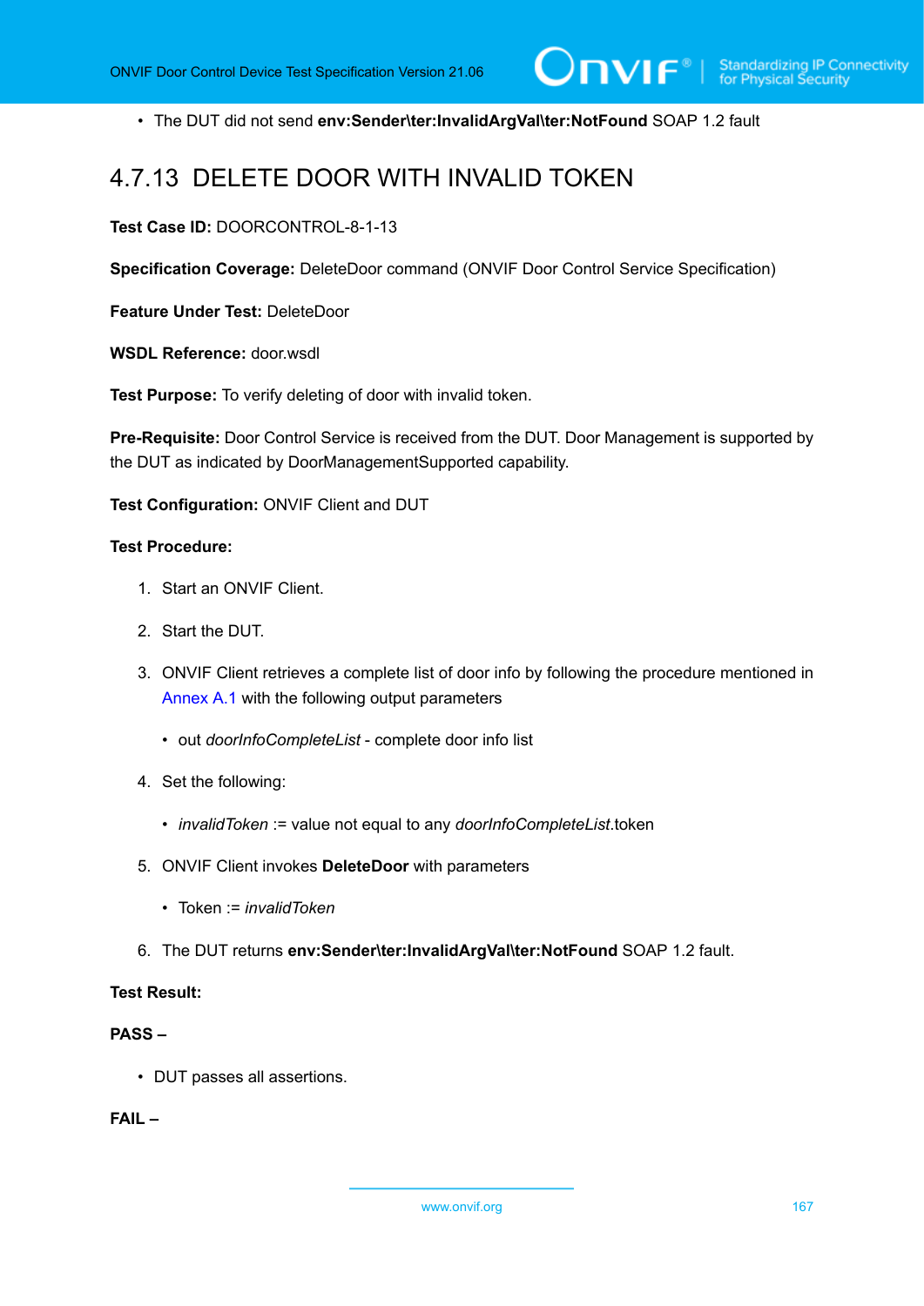- The DUT did not send **env:Sender\ter:InvalidArgVal\ter:NotFound** SOAP 1.2 fault

### 4.7.13 DELETE DOOR WITH INVALID TOKEN

**Test Case ID:** DOORCONTROL-8-1-13

**Specification Coverage:** DeleteDoor command (ONVIF Door Control Service Specification)

**Feature Under Test:** DeleteDoor

**WSDL Reference:** door.wsdl

**Test Purpose:** To verify deleting of door with invalid token.

**Pre-Requisite:** Door Control Service is received from the DUT. Door Management is supported by the DUT as indicated by DoorManagementSupported capability.

**Test Configuration:** ONVIF Client and DUT

**Test Procedure:**

1. Start an ONVIF Client.
2. Start the DUT.
3. ONVIF Client retrieves a complete list of door info by following the procedure mentioned in Annex A.1 with the following output parameters
   - out *doorInfoCompleteList* - complete door info list
4. Set the following:
   - *invalidToken* := value not equal to any *doorInfoCompleteList*.token
5. ONVIF Client invokes **DeleteDoor** with parameters
   - Token := *invalidToken*
6. The DUT returns **env:Sender\ter:InvalidArgVal\ter:NotFound** SOAP 1.2 fault.

**Test Result:**

**PASS –**

- DUT passes all assertions.

**FAIL –**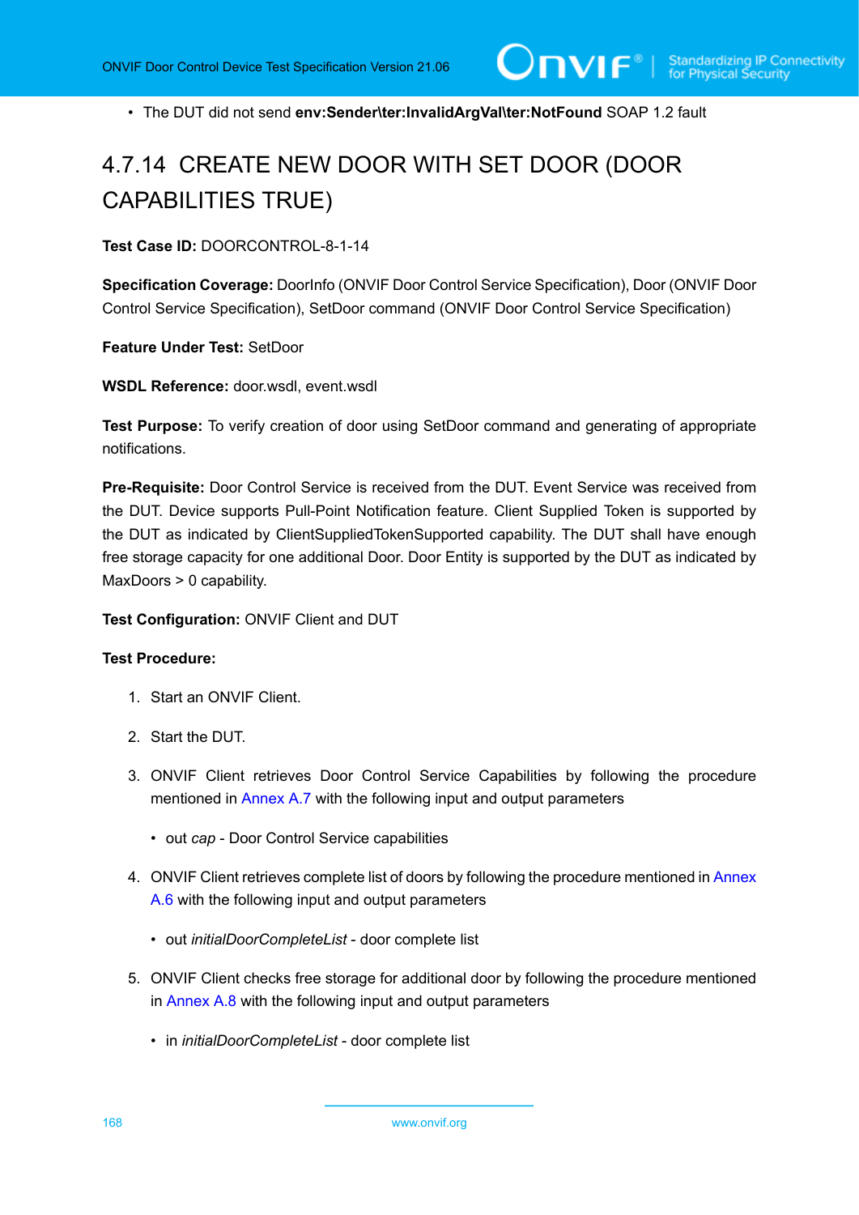- The DUT did not send **env:Sender\ter:InvalidArgVal\ter:NotFound** SOAP 1.2 fault

### 4.7.14 CREATE NEW DOOR WITH SET DOOR (DOOR CAPABILITIES TRUE)

**Test Case ID:** DOORCONTROL-8-1-14

**Specification Coverage:** DoorInfo (ONVIF Door Control Service Specification), Door (ONVIF Door Control Service Specification), SetDoor command (ONVIF Door Control Service Specification)

**Feature Under Test:** SetDoor

**WSDL Reference:** door.wsdl, event.wsdl

**Test Purpose:** To verify creation of door using SetDoor command and generating of appropriate notifications.

**Pre-Requisite:** Door Control Service is received from the DUT. Event Service was received from the DUT. Device supports Pull-Point Notification feature. Client Supplied Token is supported by the DUT as indicated by ClientSuppliedTokenSupported capability. The DUT shall have enough free storage capacity for one additional Door. Door Entity is supported by the DUT as indicated by MaxDoors > 0 capability.

**Test Configuration:** ONVIF Client and DUT

**Test Procedure:**

1. Start an ONVIF Client.
2. Start the DUT.
3. ONVIF Client retrieves Door Control Service Capabilities by following the procedure mentioned in Annex A.7 with the following input and output parameters
   - out *cap* - Door Control Service capabilities
4. ONVIF Client retrieves complete list of doors by following the procedure mentioned in Annex A.6 with the following input and output parameters
   - out *initialDoorCompleteList* - door complete list
5. ONVIF Client checks free storage for additional door by following the procedure mentioned in Annex A.8 with the following input and output parameters
   - in *initialDoorCompleteList* - door complete list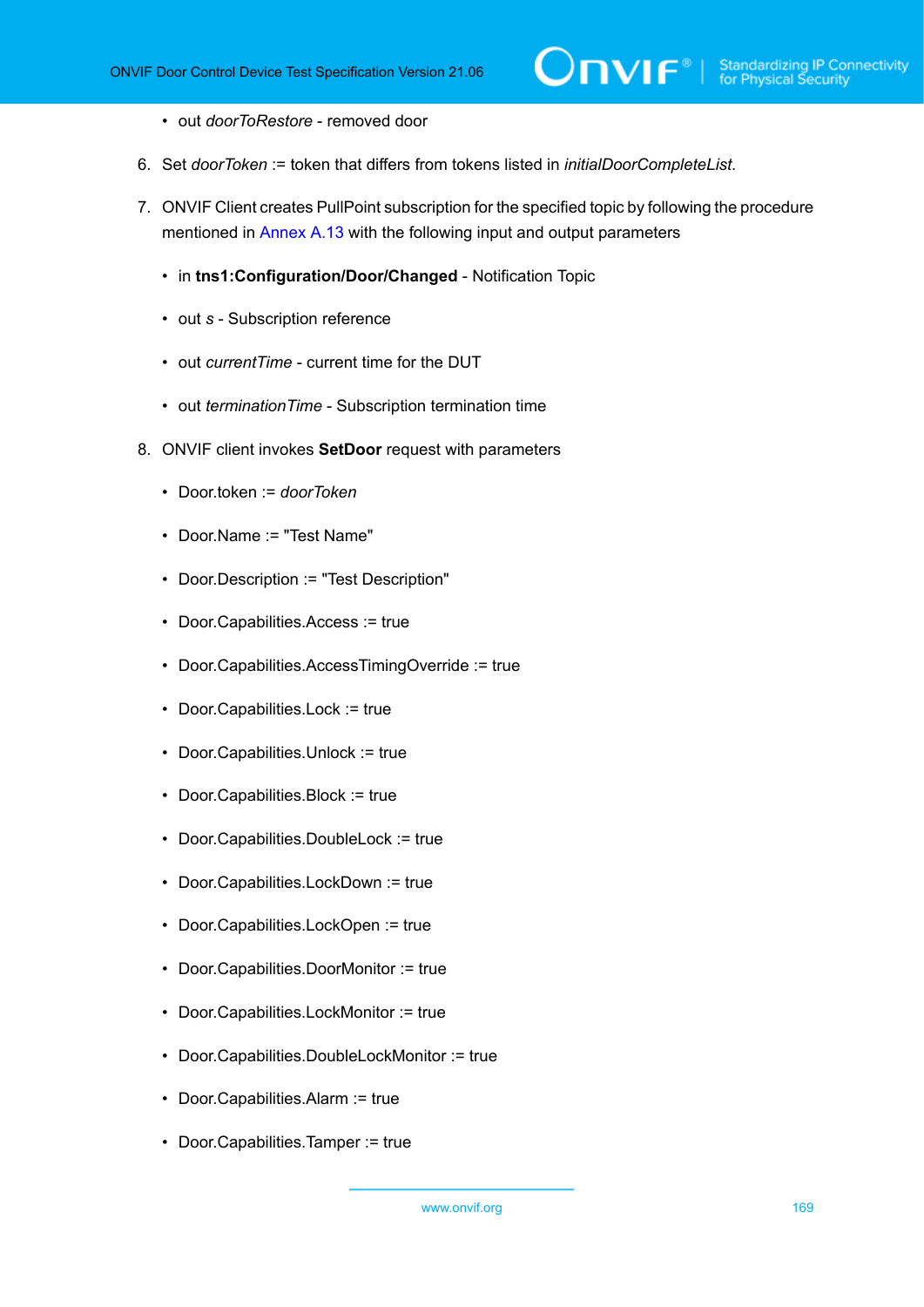- out *doorToRestore* - removed door

6. Set *doorToken* := token that differs from tokens listed in *initialDoorCompleteList*.

7. ONVIF Client creates PullPoint subscription for the specified topic by following the procedure mentioned in Annex A.13 with the following input and output parameters

   - in **tns1:Configuration/Door/Changed** - Notification Topic
   - out *s* - Subscription reference
   - out *currentTime* - current time for the DUT
   - out *terminationTime* - Subscription termination time

8. ONVIF client invokes **SetDoor** request with parameters

   - Door.token := *doorToken*
   - Door.Name := "Test Name"
   - Door.Description := "Test Description"
   - Door.Capabilities.Access := true
   - Door.Capabilities.AccessTimingOverride := true
   - Door.Capabilities.Lock := true
   - Door.Capabilities.Unlock := true
   - Door.Capabilities.Block := true
   - Door.Capabilities.DoubleLock := true
   - Door.Capabilities.LockDown := true
   - Door.Capabilities.LockOpen := true
   - Door.Capabilities.DoorMonitor := true
   - Door.Capabilities.LockMonitor := true
   - Door.Capabilities.DoubleLockMonitor := true
   - Door.Capabilities.Alarm := true
   - Door.Capabilities.Tamper := true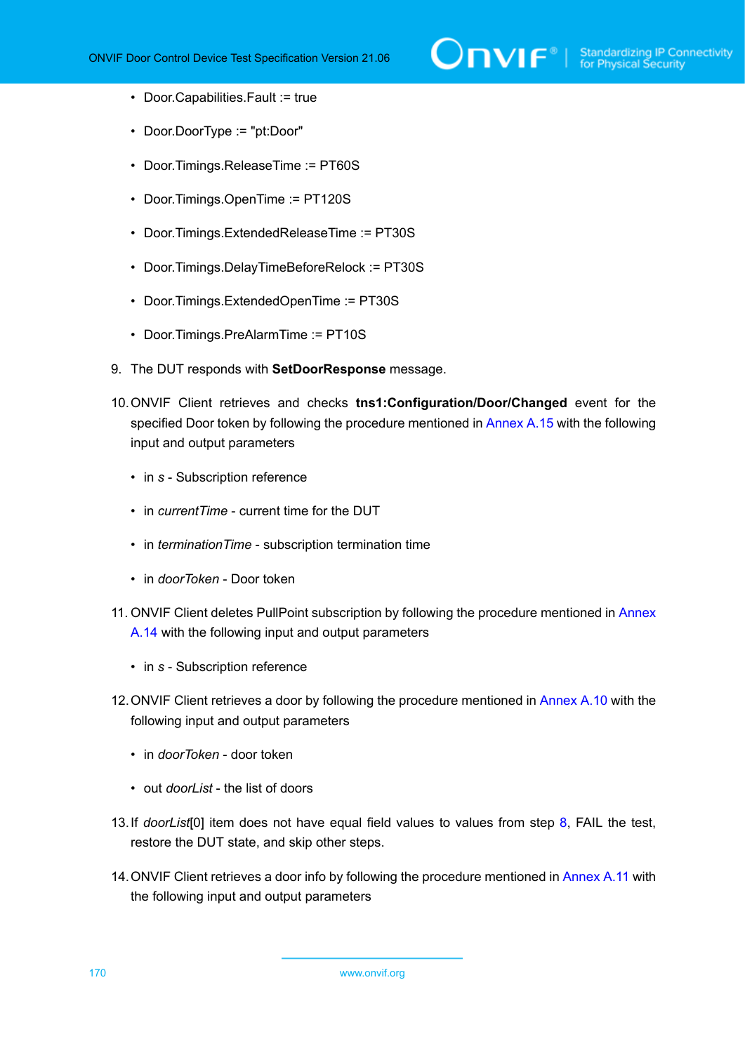- Door.Capabilities.Fault := true
- Door.DoorType := "pt:Door"
- Door.Timings.ReleaseTime := PT60S
- Door.Timings.OpenTime := PT120S
- Door.Timings.ExtendedReleaseTime := PT30S
- Door.Timings.DelayTimeBeforeRelock := PT30S
- Door.Timings.ExtendedOpenTime := PT30S
- Door.Timings.PreAlarmTime := PT10S

9. The DUT responds with **SetDoorResponse** message.

10. ONVIF Client retrieves and checks **tns1:Configuration/Door/Changed** event for the specified Door token by following the procedure mentioned in Annex A.15 with the following input and output parameters

    - in *s* - Subscription reference
    - in *currentTime* - current time for the DUT
    - in *terminationTime* - subscription termination time
    - in *doorToken* - Door token

11. ONVIF Client deletes PullPoint subscription by following the procedure mentioned in Annex A.14 with the following input and output parameters

    - in *s* - Subscription reference

12. ONVIF Client retrieves a door by following the procedure mentioned in Annex A.10 with the following input and output parameters

    - in *doorToken* - door token
    - out *doorList* - the list of doors

13. If *doorList*[0] item does not have equal field values to values from step 8, FAIL the test, restore the DUT state, and skip other steps.

14. ONVIF Client retrieves a door info by following the procedure mentioned in Annex A.11 with the following input and output parameters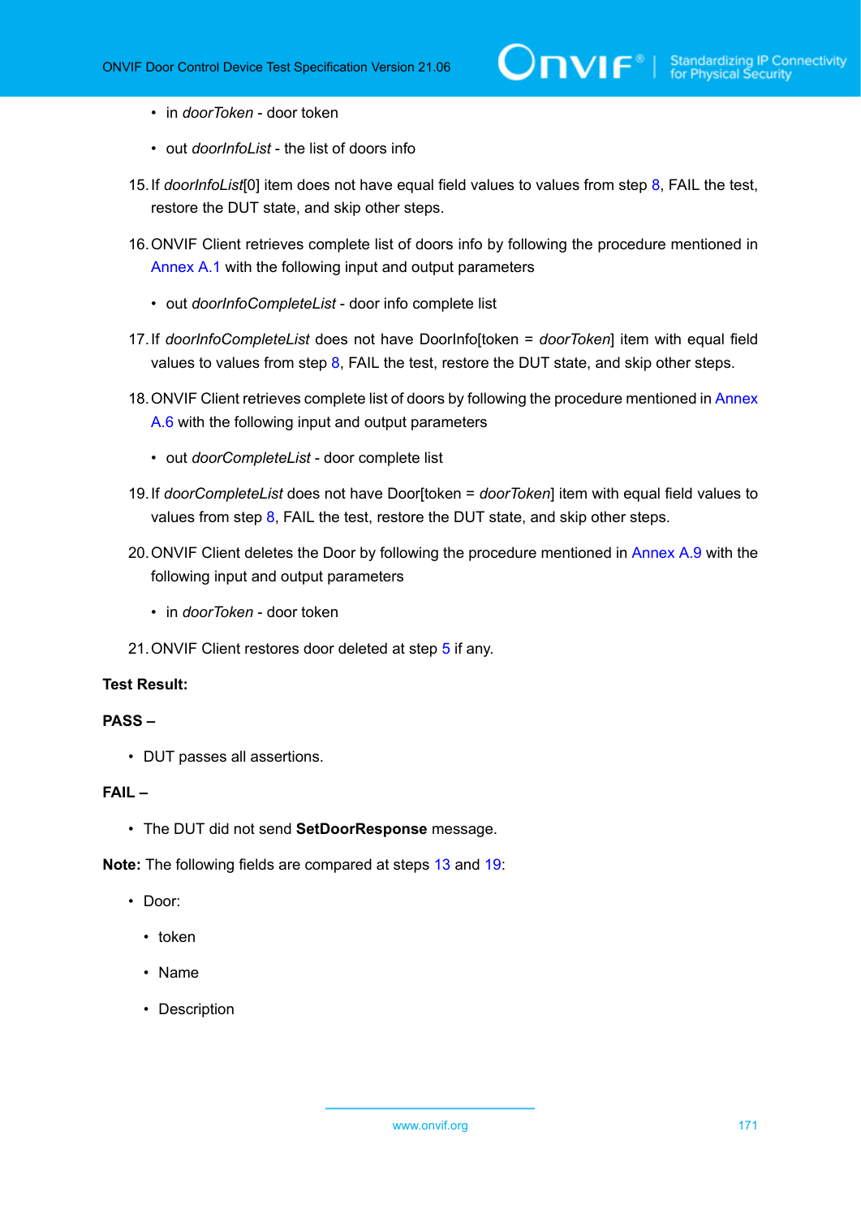- in *doorToken* - door token

- out *doorInfoList* - the list of doors info

15. If *doorInfoList*[0] item does not have equal field values to values from step 8, FAIL the test, restore the DUT state, and skip other steps.

16. ONVIF Client retrieves complete list of doors info by following the procedure mentioned in Annex A.1 with the following input and output parameters

    - out *doorInfoCompleteList* - door info complete list

17. If *doorInfoCompleteList* does not have DoorInfo[token = *doorToken*] item with equal field values to values from step 8, FAIL the test, restore the DUT state, and skip other steps.

18. ONVIF Client retrieves complete list of doors by following the procedure mentioned in Annex A.6 with the following input and output parameters

    - out *doorCompleteList* - door complete list

19. If *doorCompleteList* does not have Door[token = *doorToken*] item with equal field values to values from step 8, FAIL the test, restore the DUT state, and skip other steps.

20. ONVIF Client deletes the Door by following the procedure mentioned in Annex A.9 with the following input and output parameters

    - in *doorToken* - door token

21. ONVIF Client restores door deleted at step 5 if any.

**Test Result:**

**PASS –**

- DUT passes all assertions.

**FAIL –**

- The DUT did not send **SetDoorResponse** message.

**Note:** The following fields are compared at steps 13 and 19:

- Door:
  - token
  - Name
  - Description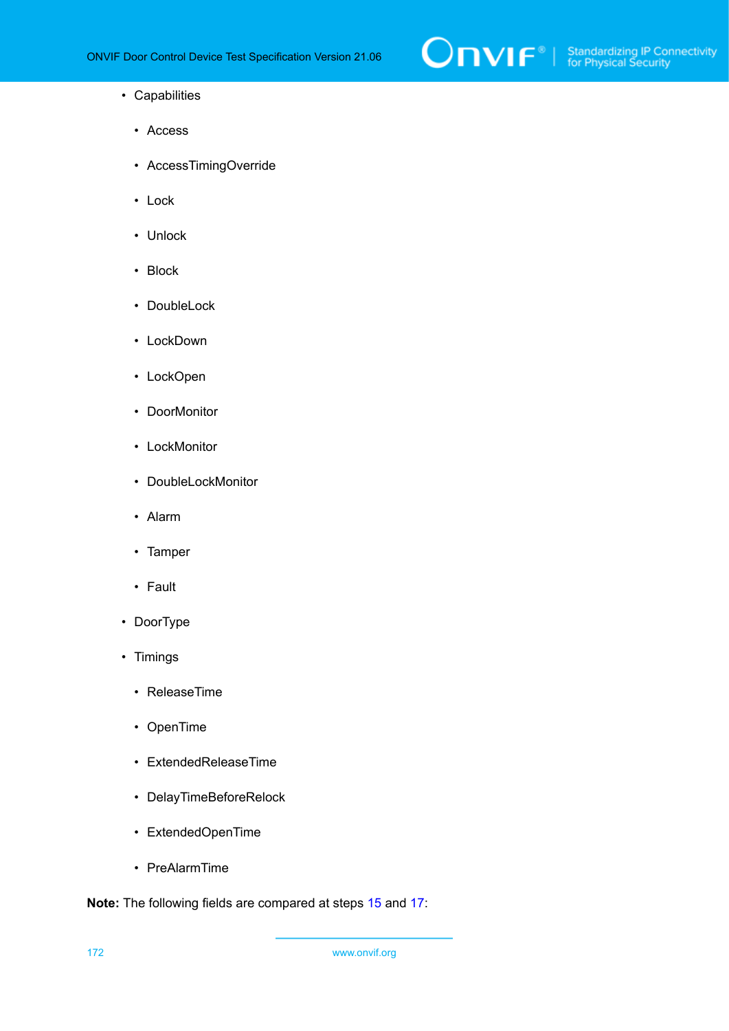- Capabilities
  - Access
  - AccessTimingOverride
  - Lock
  - Unlock
  - Block
  - DoubleLock
  - LockDown
  - LockOpen
  - DoorMonitor
  - LockMonitor
  - DoubleLockMonitor
  - Alarm
  - Tamper
  - Fault
- DoorType
- Timings
  - ReleaseTime
  - OpenTime
  - ExtendedReleaseTime
  - DelayTimeBeforeRelock
  - ExtendedOpenTime
  - PreAlarmTime

**Note:** The following fields are compared at steps 15 and 17: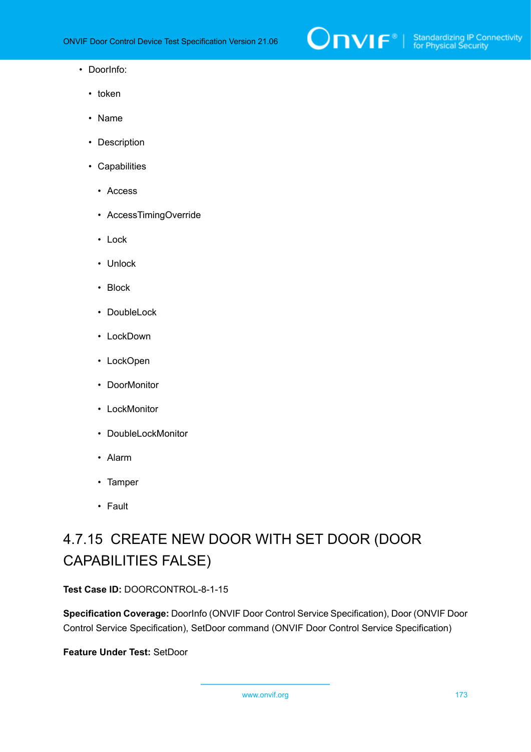- DoorInfo:
  - token
  - Name
  - Description
  - Capabilities
    - Access
    - AccessTimingOverride
    - Lock
    - Unlock
    - Block
    - DoubleLock
    - LockDown
    - LockOpen
    - DoorMonitor
    - LockMonitor
    - DoubleLockMonitor
    - Alarm
    - Tamper
    - Fault

### 4.7.15 CREATE NEW DOOR WITH SET DOOR (DOOR CAPABILITIES FALSE)

**Test Case ID:** DOORCONTROL-8-1-15

**Specification Coverage:** DoorInfo (ONVIF Door Control Service Specification), Door (ONVIF Door Control Service Specification), SetDoor command (ONVIF Door Control Service Specification)

**Feature Under Test:** SetDoor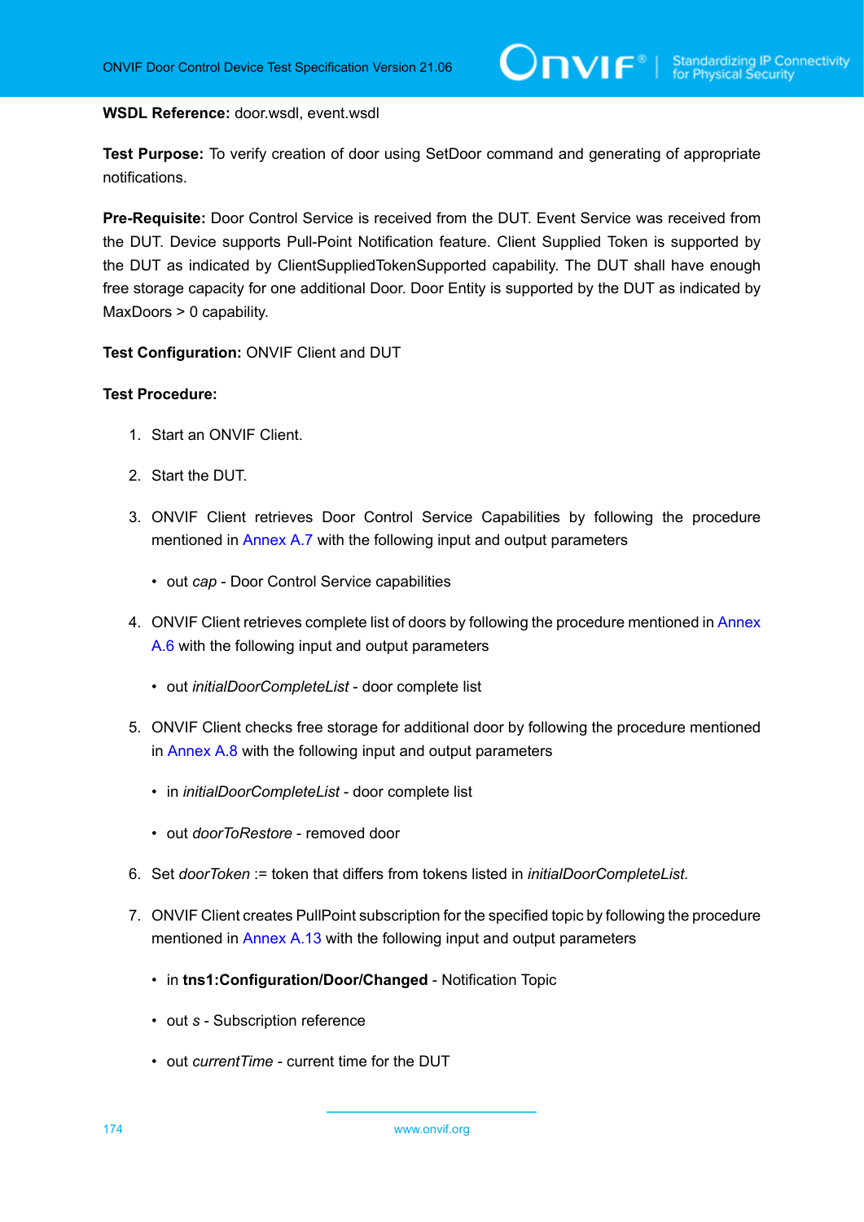**WSDL Reference:** door.wsdl, event.wsdl

**Test Purpose:** To verify creation of door using SetDoor command and generating of appropriate notifications.

**Pre-Requisite:** Door Control Service is received from the DUT. Event Service was received from the DUT. Device supports Pull-Point Notification feature. Client Supplied Token is supported by the DUT as indicated by ClientSuppliedTokenSupported capability. The DUT shall have enough free storage capacity for one additional Door. Door Entity is supported by the DUT as indicated by MaxDoors > 0 capability.

**Test Configuration:** ONVIF Client and DUT

**Test Procedure:**

1. Start an ONVIF Client.
2. Start the DUT.
3. ONVIF Client retrieves Door Control Service Capabilities by following the procedure mentioned in Annex A.7 with the following input and output parameters
   - out *cap* - Door Control Service capabilities
4. ONVIF Client retrieves complete list of doors by following the procedure mentioned in Annex A.6 with the following input and output parameters
   - out *initialDoorCompleteList* - door complete list
5. ONVIF Client checks free storage for additional door by following the procedure mentioned in Annex A.8 with the following input and output parameters
   - in *initialDoorCompleteList* - door complete list
   - out *doorToRestore* - removed door
6. Set *doorToken* := token that differs from tokens listed in *initialDoorCompleteList*.
7. ONVIF Client creates PullPoint subscription for the specified topic by following the procedure mentioned in Annex A.13 with the following input and output parameters
   - in **tns1:Configuration/Door/Changed** - Notification Topic
   - out *s* - Subscription reference
   - out *currentTime* - current time for the DUT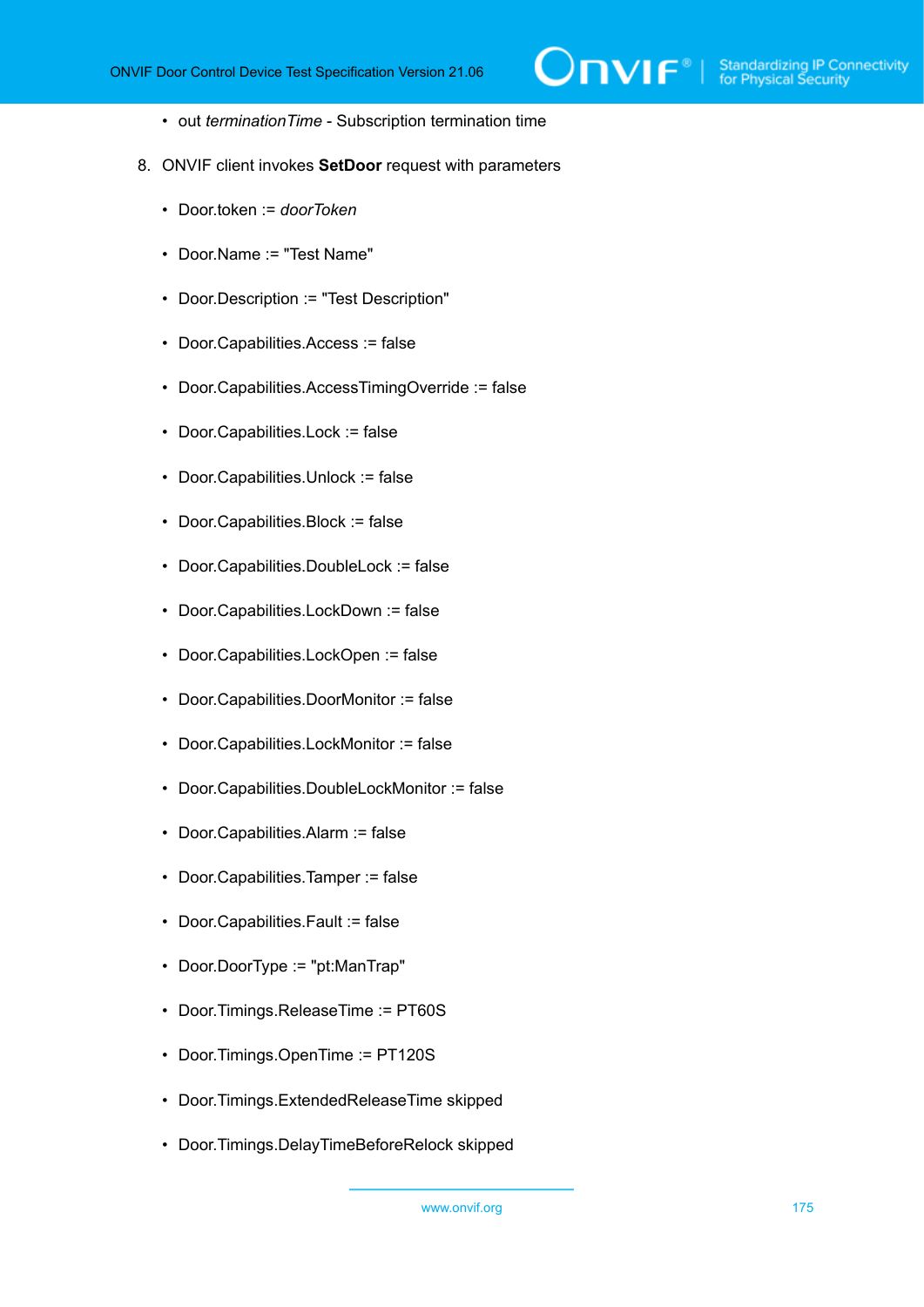- out *terminationTime* - Subscription termination time

8. ONVIF client invokes **SetDoor** request with parameters

   - Door.token := *doorToken*
   - Door.Name := "Test Name"
   - Door.Description := "Test Description"
   - Door.Capabilities.Access := false
   - Door.Capabilities.AccessTimingOverride := false
   - Door.Capabilities.Lock := false
   - Door.Capabilities.Unlock := false
   - Door.Capabilities.Block := false
   - Door.Capabilities.DoubleLock := false
   - Door.Capabilities.LockDown := false
   - Door.Capabilities.LockOpen := false
   - Door.Capabilities.DoorMonitor := false
   - Door.Capabilities.LockMonitor := false
   - Door.Capabilities.DoubleLockMonitor := false
   - Door.Capabilities.Alarm := false
   - Door.Capabilities.Tamper := false
   - Door.Capabilities.Fault := false
   - Door.DoorType := "pt:ManTrap"
   - Door.Timings.ReleaseTime := PT60S
   - Door.Timings.OpenTime := PT120S
   - Door.Timings.ExtendedReleaseTime skipped
   - Door.Timings.DelayTimeBeforeRelock skipped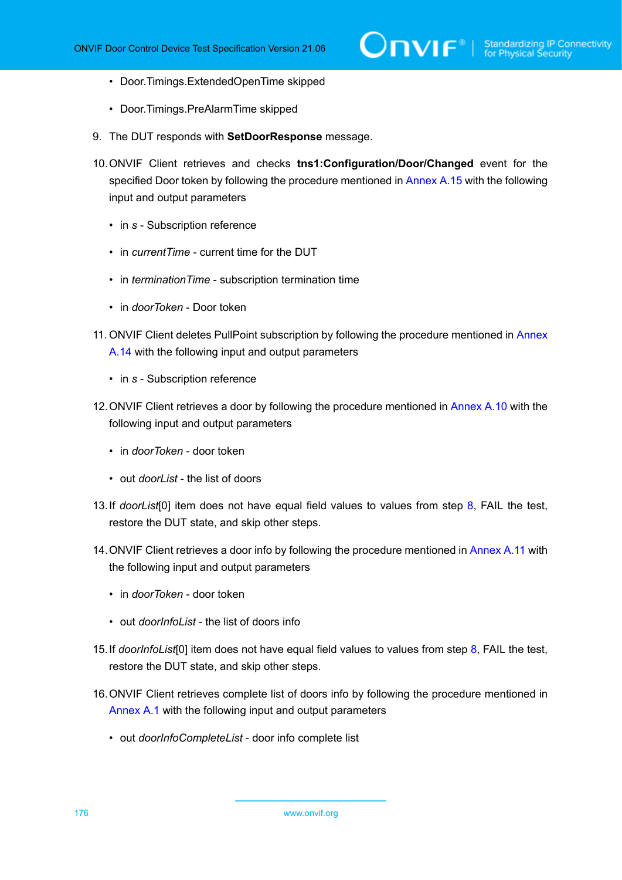- Door.Timings.ExtendedOpenTime skipped
- Door.Timings.PreAlarmTime skipped

9. The DUT responds with **SetDoorResponse** message.

10. ONVIF Client retrieves and checks **tns1:Configuration/Door/Changed** event for the specified Door token by following the procedure mentioned in Annex A.15 with the following input and output parameters

    - in *s* - Subscription reference
    - in *currentTime* - current time for the DUT
    - in *terminationTime* - subscription termination time
    - in *doorToken* - Door token

11. ONVIF Client deletes PullPoint subscription by following the procedure mentioned in Annex A.14 with the following input and output parameters

    - in *s* - Subscription reference

12. ONVIF Client retrieves a door by following the procedure mentioned in Annex A.10 with the following input and output parameters

    - in *doorToken* - door token
    - out *doorList* - the list of doors

13. If *doorList*[0] item does not have equal field values to values from step 8, FAIL the test, restore the DUT state, and skip other steps.

14. ONVIF Client retrieves a door info by following the procedure mentioned in Annex A.11 with the following input and output parameters

    - in *doorToken* - door token
    - out *doorInfoList* - the list of doors info

15. If *doorInfoList*[0] item does not have equal field values to values from step 8, FAIL the test, restore the DUT state, and skip other steps.

16. ONVIF Client retrieves complete list of doors info by following the procedure mentioned in Annex A.1 with the following input and output parameters

    - out *doorInfoCompleteList* - door info complete list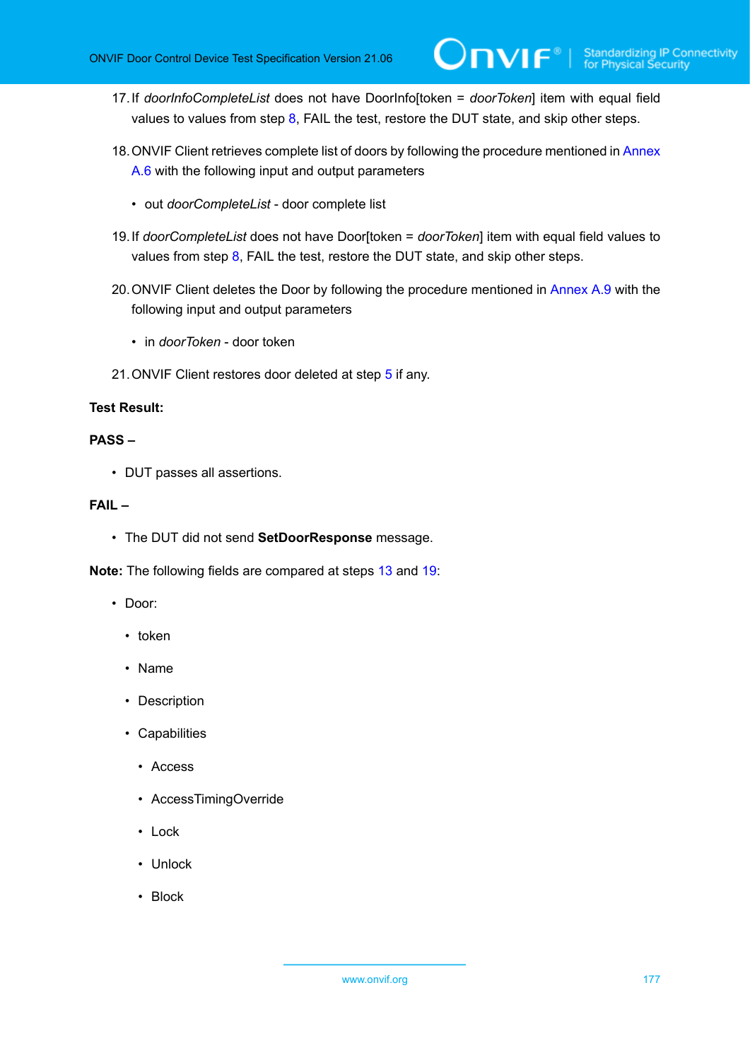17. If *doorInfoCompleteList* does not have DoorInfo[token = *doorToken*] item with equal field values to values from step 8, FAIL the test, restore the DUT state, and skip other steps.

18. ONVIF Client retrieves complete list of doors by following the procedure mentioned in Annex A.6 with the following input and output parameters

    - out *doorCompleteList* - door complete list

19. If *doorCompleteList* does not have Door[token = *doorToken*] item with equal field values to values from step 8, FAIL the test, restore the DUT state, and skip other steps.

20. ONVIF Client deletes the Door by following the procedure mentioned in Annex A.9 with the following input and output parameters

    - in *doorToken* - door token

21. ONVIF Client restores door deleted at step 5 if any.

**Test Result:**

**PASS –**

- DUT passes all assertions.

**FAIL –**

- The DUT did not send **SetDoorResponse** message.

**Note:** The following fields are compared at steps 13 and 19:

- Door:
  - token
  - Name
  - Description
  - Capabilities
    - Access
    - AccessTimingOverride
    - Lock
    - Unlock
    - Block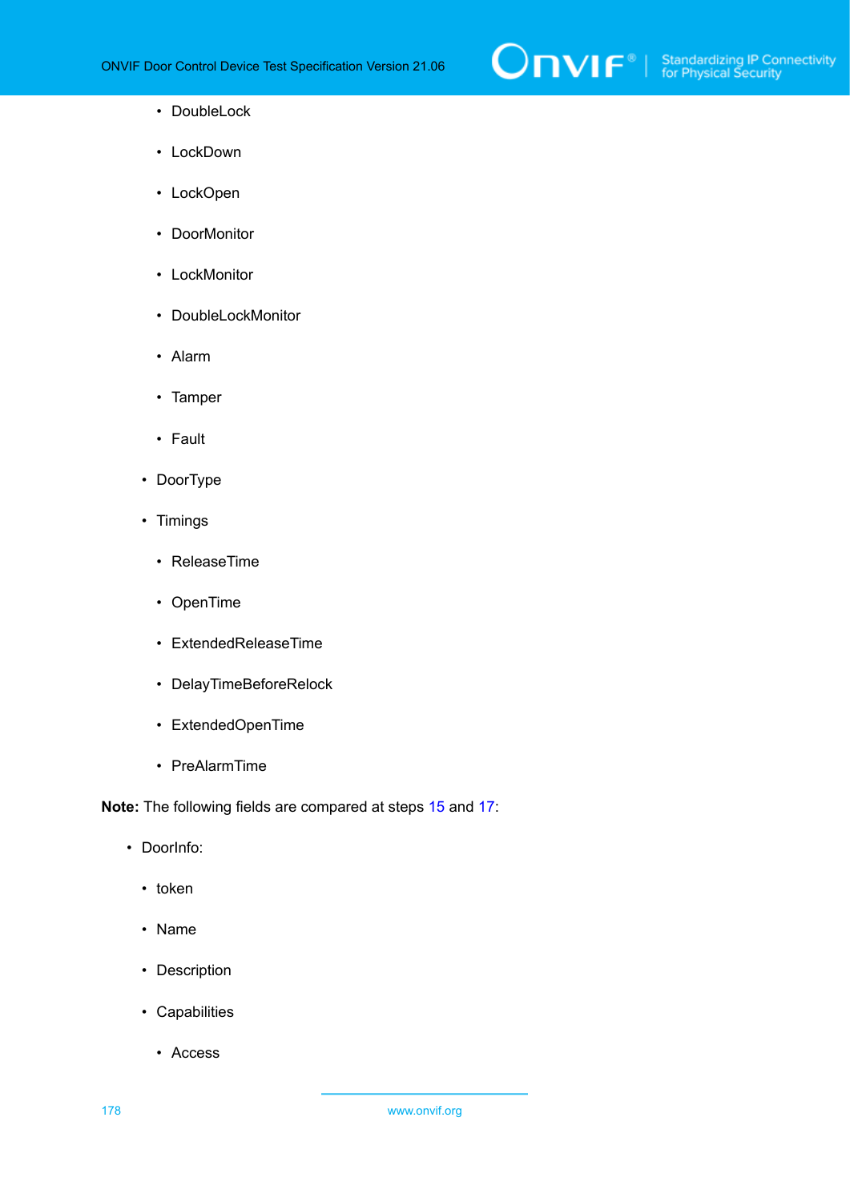- DoubleLock
        - LockDown
        - LockOpen
        - DoorMonitor
        - LockMonitor
        - DoubleLockMonitor
        - Alarm
        - Tamper
        - Fault
    - DoorType
    - Timings
        - ReleaseTime
        - OpenTime
        - ExtendedReleaseTime
        - DelayTimeBeforeRelock
        - ExtendedOpenTime
        - PreAlarmTime

**Note:** The following fields are compared at steps 15 and 17:

- DoorInfo:
    - token
    - Name
    - Description
    - Capabilities
        - Access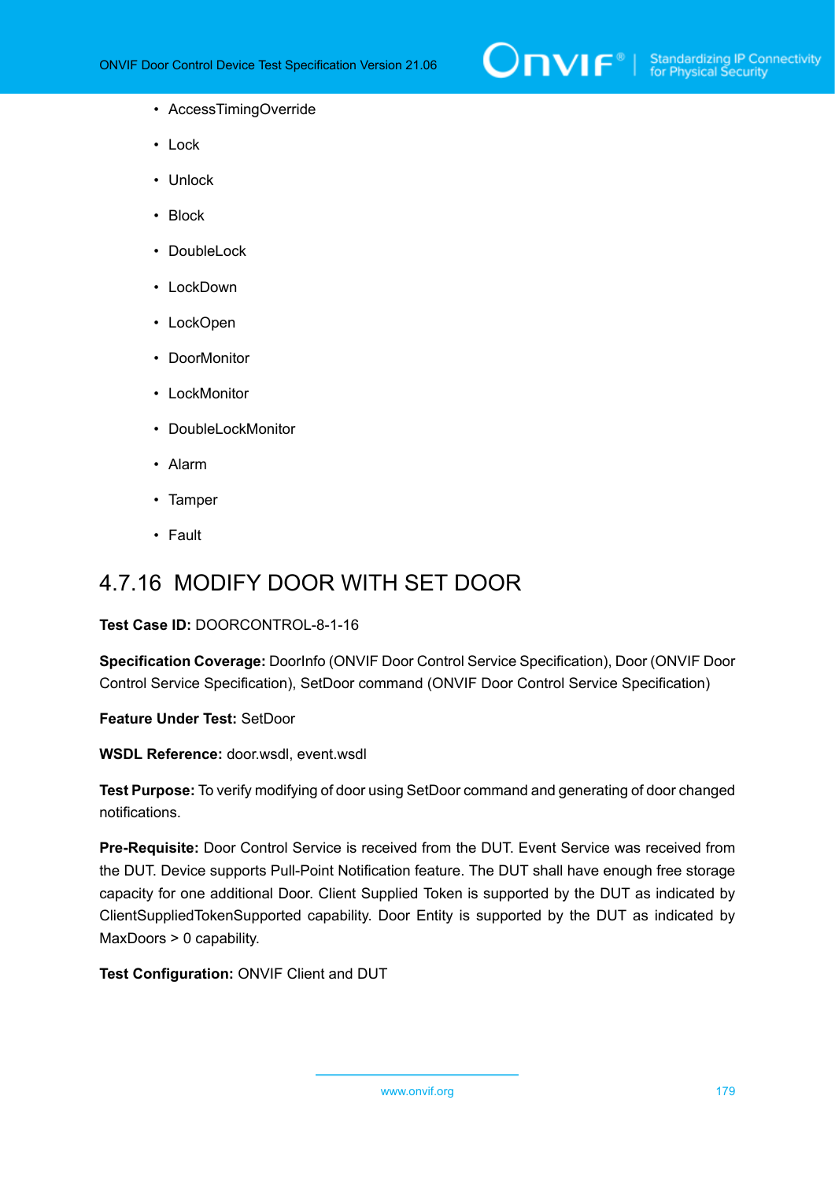- AccessTimingOverride
- Lock
- Unlock
- Block
- DoubleLock
- LockDown
- LockOpen
- DoorMonitor
- LockMonitor
- DoubleLockMonitor
- Alarm
- Tamper
- Fault

### 4.7.16 MODIFY DOOR WITH SET DOOR

**Test Case ID:** DOORCONTROL-8-1-16

**Specification Coverage:** DoorInfo (ONVIF Door Control Service Specification), Door (ONVIF Door Control Service Specification), SetDoor command (ONVIF Door Control Service Specification)

**Feature Under Test:** SetDoor

**WSDL Reference:** door.wsdl, event.wsdl

**Test Purpose:** To verify modifying of door using SetDoor command and generating of door changed notifications.

**Pre-Requisite:** Door Control Service is received from the DUT. Event Service was received from the DUT. Device supports Pull-Point Notification feature. The DUT shall have enough free storage capacity for one additional Door. Client Supplied Token is supported by the DUT as indicated by ClientSuppliedTokenSupported capability. Door Entity is supported by the DUT as indicated by MaxDoors > 0 capability.

**Test Configuration:** ONVIF Client and DUT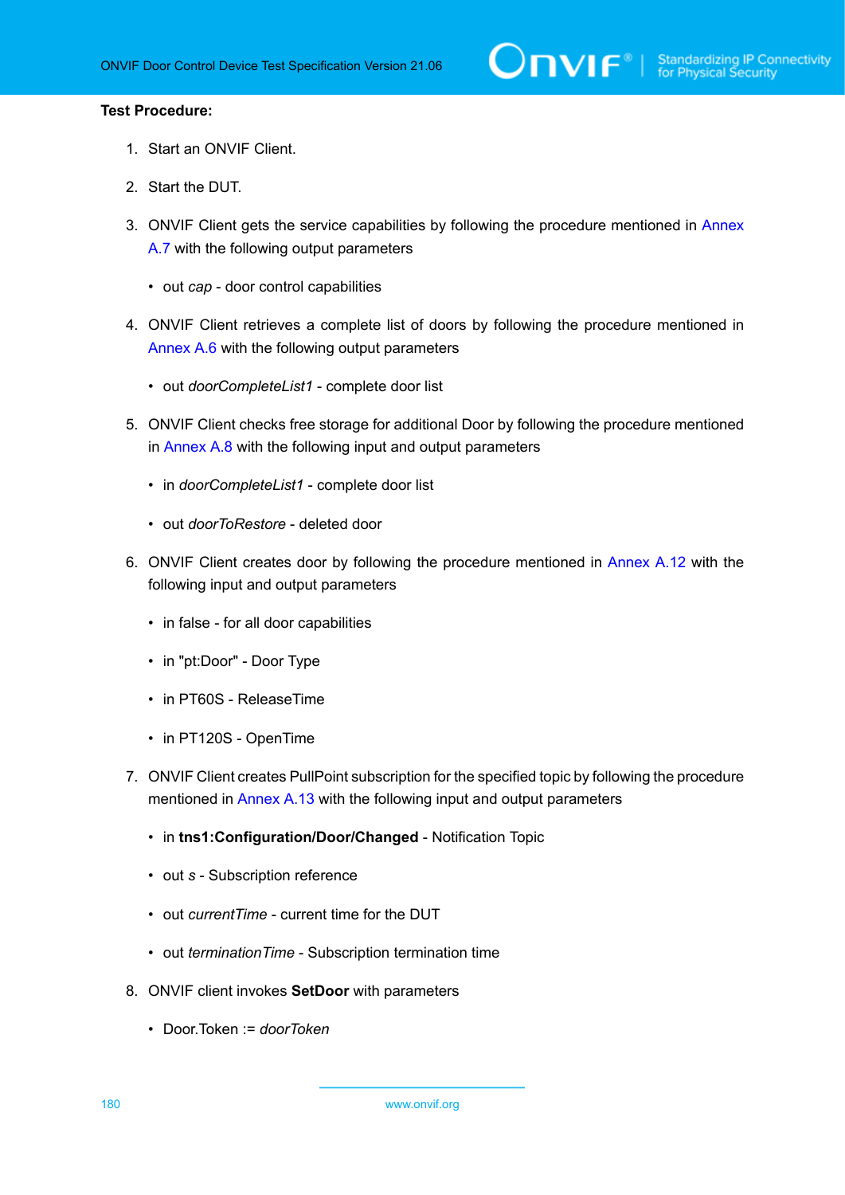**Test Procedure:**

1. Start an ONVIF Client.

2. Start the DUT.

3. ONVIF Client gets the service capabilities by following the procedure mentioned in Annex A.7 with the following output parameters

   - out *cap* - door control capabilities

4. ONVIF Client retrieves a complete list of doors by following the procedure mentioned in Annex A.6 with the following output parameters

   - out *doorCompleteList1* - complete door list

5. ONVIF Client checks free storage for additional Door by following the procedure mentioned in Annex A.8 with the following input and output parameters

   - in *doorCompleteList1* - complete door list

   - out *doorToRestore* - deleted door

6. ONVIF Client creates door by following the procedure mentioned in Annex A.12 with the following input and output parameters

   - in false - for all door capabilities

   - in "pt:Door" - Door Type

   - in PT60S - ReleaseTime

   - in PT120S - OpenTime

7. ONVIF Client creates PullPoint subscription for the specified topic by following the procedure mentioned in Annex A.13 with the following input and output parameters

   - in **tns1:Configuration/Door/Changed** - Notification Topic

   - out *s* - Subscription reference

   - out *currentTime* - current time for the DUT

   - out *terminationTime* - Subscription termination time

8. ONVIF client invokes **SetDoor** with parameters

   - Door.Token := *doorToken*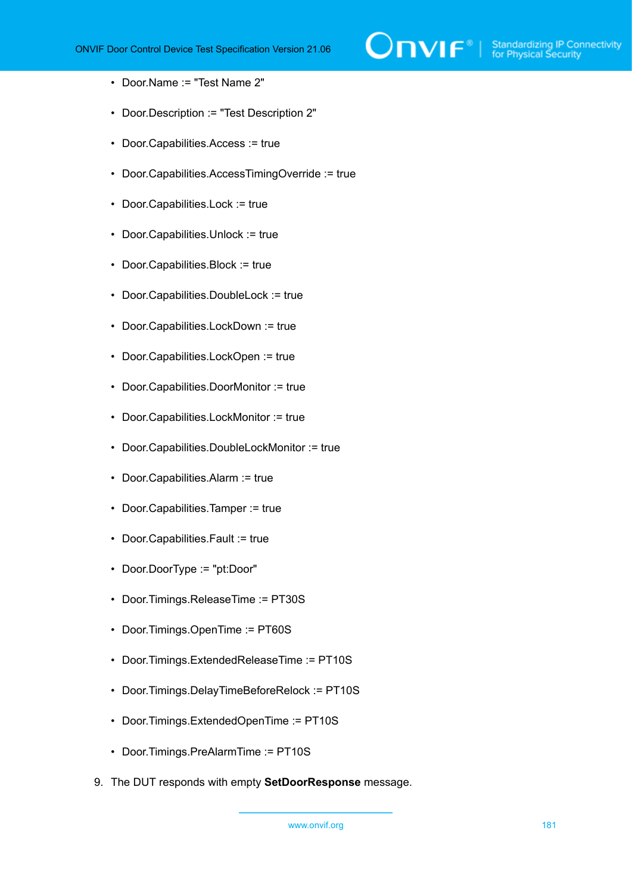- Door.Name := "Test Name 2"
- Door.Description := "Test Description 2"
- Door.Capabilities.Access := true
- Door.Capabilities.AccessTimingOverride := true
- Door.Capabilities.Lock := true
- Door.Capabilities.Unlock := true
- Door.Capabilities.Block := true
- Door.Capabilities.DoubleLock := true
- Door.Capabilities.LockDown := true
- Door.Capabilities.LockOpen := true
- Door.Capabilities.DoorMonitor := true
- Door.Capabilities.LockMonitor := true
- Door.Capabilities.DoubleLockMonitor := true
- Door.Capabilities.Alarm := true
- Door.Capabilities.Tamper := true
- Door.Capabilities.Fault := true
- Door.DoorType := "pt:Door"
- Door.Timings.ReleaseTime := PT30S
- Door.Timings.OpenTime := PT60S
- Door.Timings.ExtendedReleaseTime := PT10S
- Door.Timings.DelayTimeBeforeRelock := PT10S
- Door.Timings.ExtendedOpenTime := PT10S
- Door.Timings.PreAlarmTime := PT10S

9. The DUT responds with empty **SetDoorResponse** message.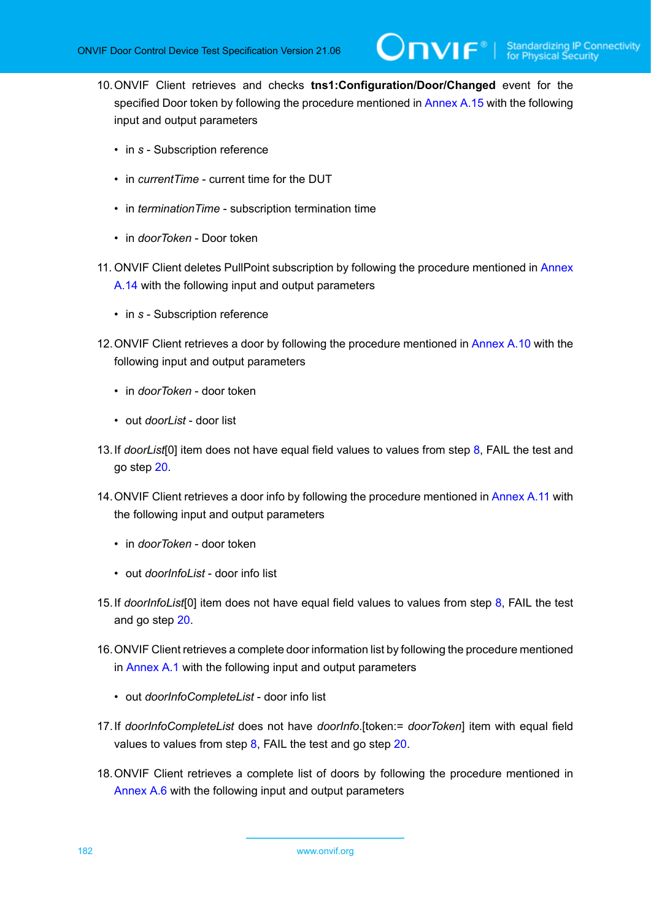10. ONVIF Client retrieves and checks **tns1:Configuration/Door/Changed** event for the specified Door token by following the procedure mentioned in Annex A.15 with the following input and output parameters

    - in *s* - Subscription reference
    - in *currentTime* - current time for the DUT
    - in *terminationTime* - subscription termination time
    - in *doorToken* - Door token

11. ONVIF Client deletes PullPoint subscription by following the procedure mentioned in Annex A.14 with the following input and output parameters

    - in *s* - Subscription reference

12. ONVIF Client retrieves a door by following the procedure mentioned in Annex A.10 with the following input and output parameters

    - in *doorToken* - door token
    - out *doorList* - door list

13. If *doorList*[0] item does not have equal field values to values from step 8, FAIL the test and go step 20.

14. ONVIF Client retrieves a door info by following the procedure mentioned in Annex A.11 with the following input and output parameters

    - in *doorToken* - door token
    - out *doorInfoList* - door info list

15. If *doorInfoList*[0] item does not have equal field values to values from step 8, FAIL the test and go step 20.

16. ONVIF Client retrieves a complete door information list by following the procedure mentioned in Annex A.1 with the following input and output parameters

    - out *doorInfoCompleteList* - door info list

17. If *doorInfoCompleteList* does not have *doorInfo*.[token:= *doorToken*] item with equal field values to values from step 8, FAIL the test and go step 20.

18. ONVIF Client retrieves a complete list of doors by following the procedure mentioned in Annex A.6 with the following input and output parameters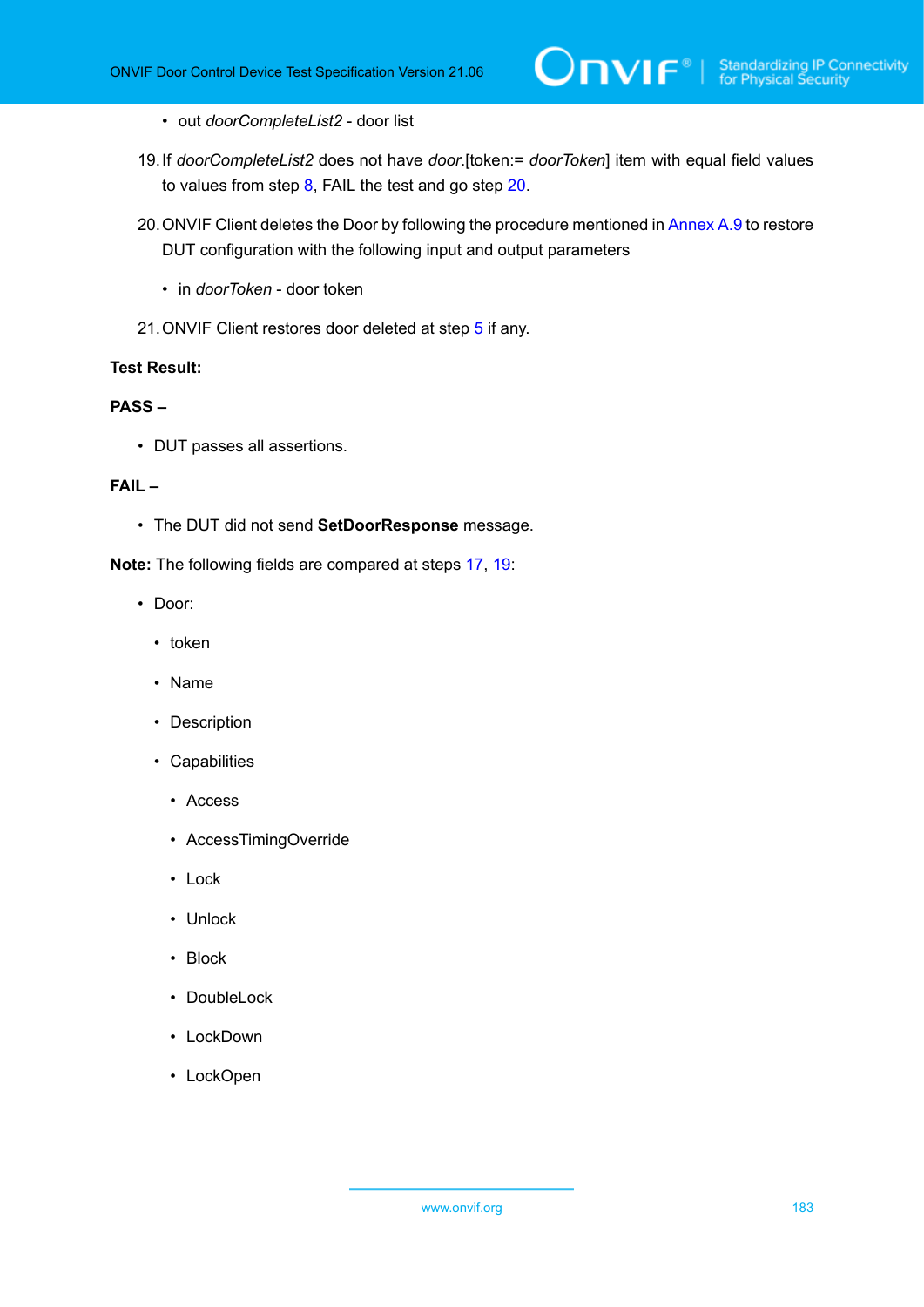- out *doorCompleteList2* - door list

19. If *doorCompleteList2* does not have *door*.[token:= *doorToken*] item with equal field values to values from step 8, FAIL the test and go step 20.

20. ONVIF Client deletes the Door by following the procedure mentioned in Annex A.9 to restore DUT configuration with the following input and output parameters

    - in *doorToken* - door token

21. ONVIF Client restores door deleted at step 5 if any.

**Test Result:**

**PASS –**

- DUT passes all assertions.

**FAIL –**

- The DUT did not send **SetDoorResponse** message.

**Note:** The following fields are compared at steps 17, 19:

- Door:
  - token
  - Name
  - Description
  - Capabilities
    - Access
    - AccessTimingOverride
    - Lock
    - Unlock
    - Block
    - DoubleLock
    - LockDown
    - LockOpen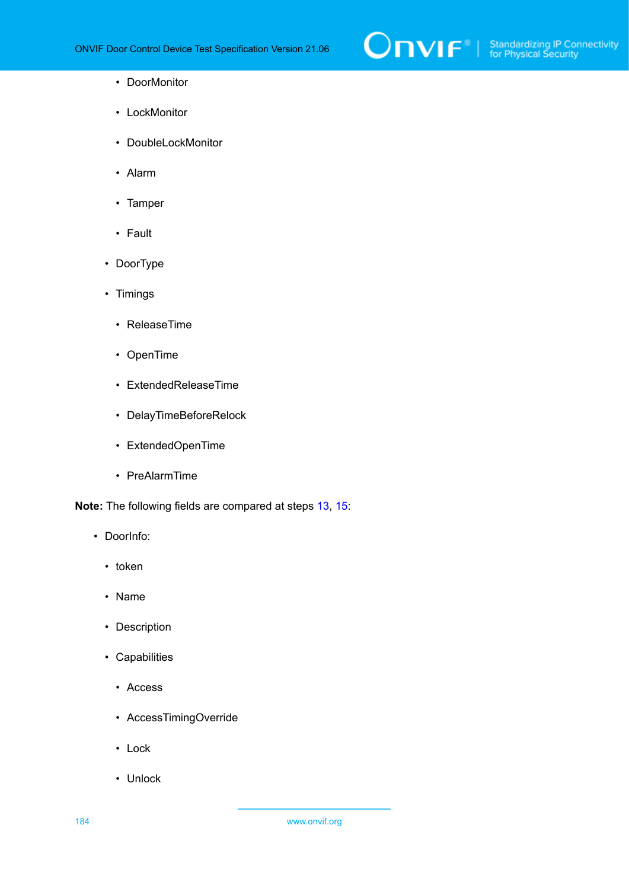- DoorMonitor
        - LockMonitor
        - DoubleLockMonitor
        - Alarm
        - Tamper
        - Fault
    - DoorType
    - Timings
        - ReleaseTime
        - OpenTime
        - ExtendedReleaseTime
        - DelayTimeBeforeRelock
        - ExtendedOpenTime
        - PreAlarmTime

**Note:** The following fields are compared at steps 13, 15:

- DoorInfo:
    - token
    - Name
    - Description
    - Capabilities
        - Access
        - AccessTimingOverride
        - Lock
        - Unlock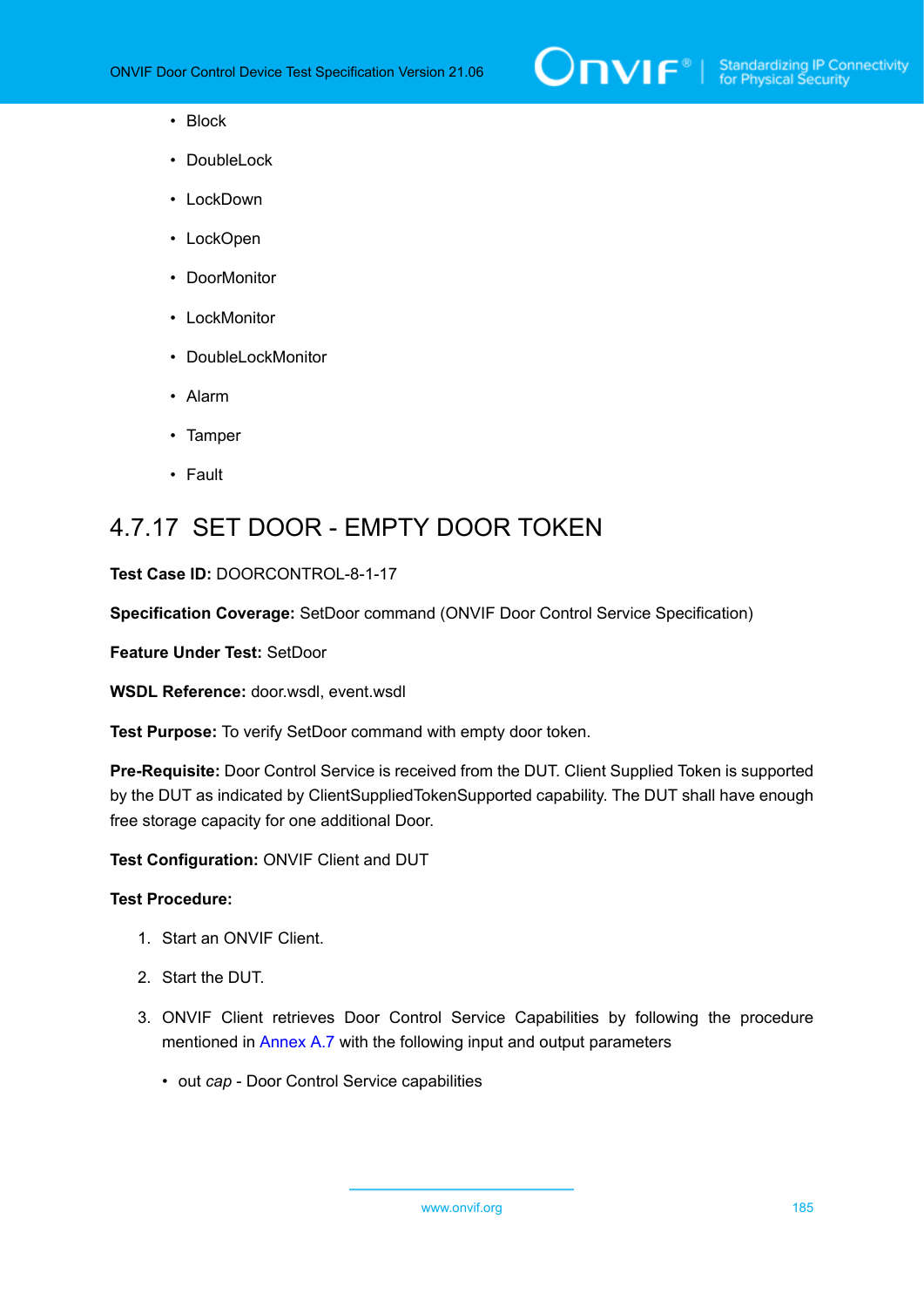- Block
- DoubleLock
- LockDown
- LockOpen
- DoorMonitor
- LockMonitor
- DoubleLockMonitor
- Alarm
- Tamper
- Fault

### 4.7.17 SET DOOR - EMPTY DOOR TOKEN

**Test Case ID:** DOORCONTROL-8-1-17

**Specification Coverage:** SetDoor command (ONVIF Door Control Service Specification)

**Feature Under Test:** SetDoor

**WSDL Reference:** door.wsdl, event.wsdl

**Test Purpose:** To verify SetDoor command with empty door token.

**Pre-Requisite:** Door Control Service is received from the DUT. Client Supplied Token is supported by the DUT as indicated by ClientSuppliedTokenSupported capability. The DUT shall have enough free storage capacity for one additional Door.

**Test Configuration:** ONVIF Client and DUT

**Test Procedure:**

1. Start an ONVIF Client.
2. Start the DUT.
3. ONVIF Client retrieves Door Control Service Capabilities by following the procedure mentioned in Annex A.7 with the following input and output parameters
   - out *cap* - Door Control Service capabilities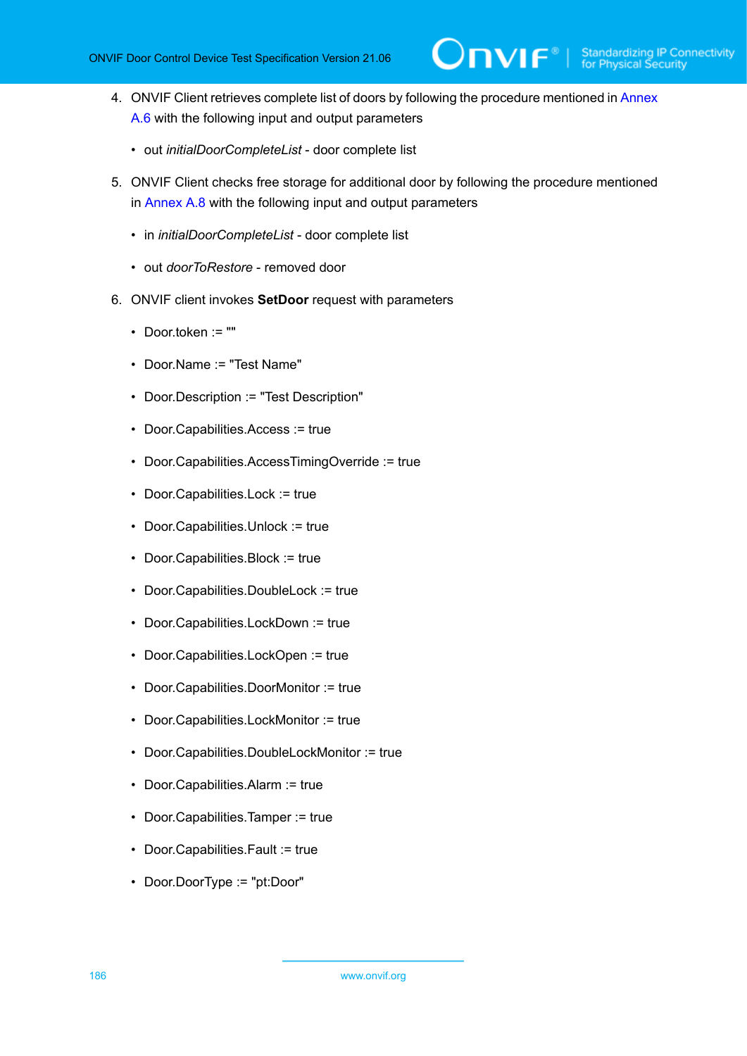4. ONVIF Client retrieves complete list of doors by following the procedure mentioned in Annex A.6 with the following input and output parameters

   - out *initialDoorCompleteList* - door complete list

5. ONVIF Client checks free storage for additional door by following the procedure mentioned in Annex A.8 with the following input and output parameters

   - in *initialDoorCompleteList* - door complete list
   - out *doorToRestore* - removed door

6. ONVIF client invokes **SetDoor** request with parameters

   - Door.token := ""
   - Door.Name := "Test Name"
   - Door.Description := "Test Description"
   - Door.Capabilities.Access := true
   - Door.Capabilities.AccessTimingOverride := true
   - Door.Capabilities.Lock := true
   - Door.Capabilities.Unlock := true
   - Door.Capabilities.Block := true
   - Door.Capabilities.DoubleLock := true
   - Door.Capabilities.LockDown := true
   - Door.Capabilities.LockOpen := true
   - Door.Capabilities.DoorMonitor := true
   - Door.Capabilities.LockMonitor := true
   - Door.Capabilities.DoubleLockMonitor := true
   - Door.Capabilities.Alarm := true
   - Door.Capabilities.Tamper := true
   - Door.Capabilities.Fault := true
   - Door.DoorType := "pt:Door"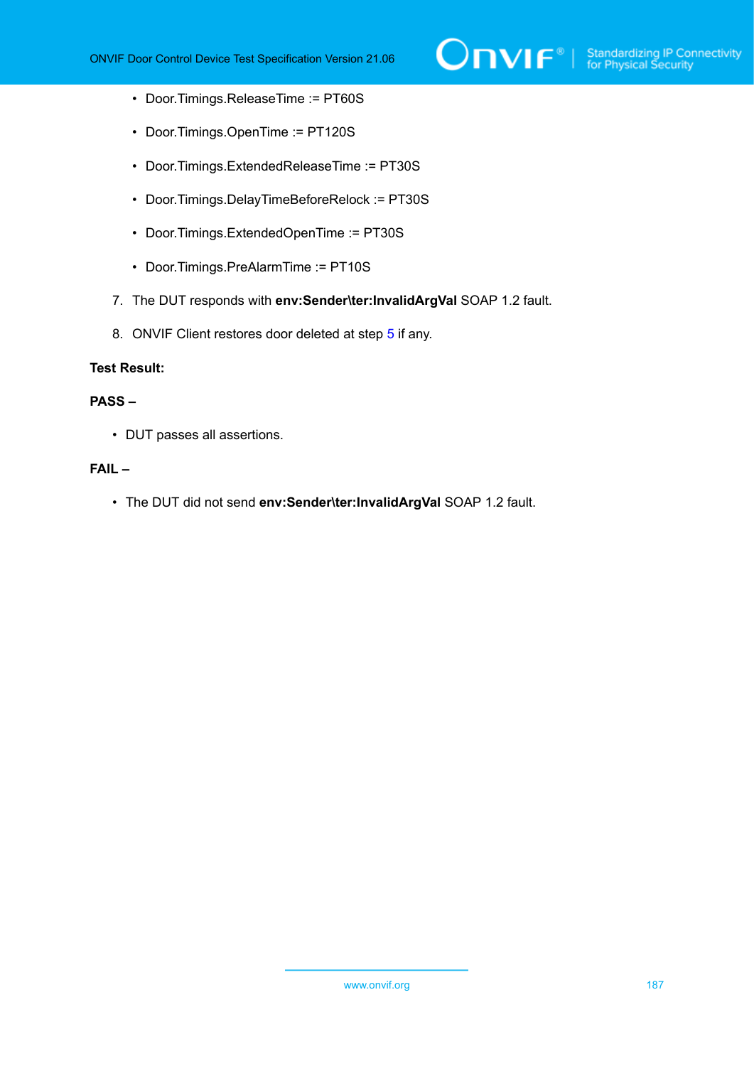- Door.Timings.ReleaseTime := PT60S
- Door.Timings.OpenTime := PT120S
- Door.Timings.ExtendedReleaseTime := PT30S
- Door.Timings.DelayTimeBeforeRelock := PT30S
- Door.Timings.ExtendedOpenTime := PT30S
- Door.Timings.PreAlarmTime := PT10S

7. The DUT responds with **env:Sender\ter:InvalidArgVal** SOAP 1.2 fault.

8. ONVIF Client restores door deleted at step 5 if any.

**Test Result:**

**PASS –**

- DUT passes all assertions.

**FAIL –**

- The DUT did not send **env:Sender\ter:InvalidArgVal** SOAP 1.2 fault.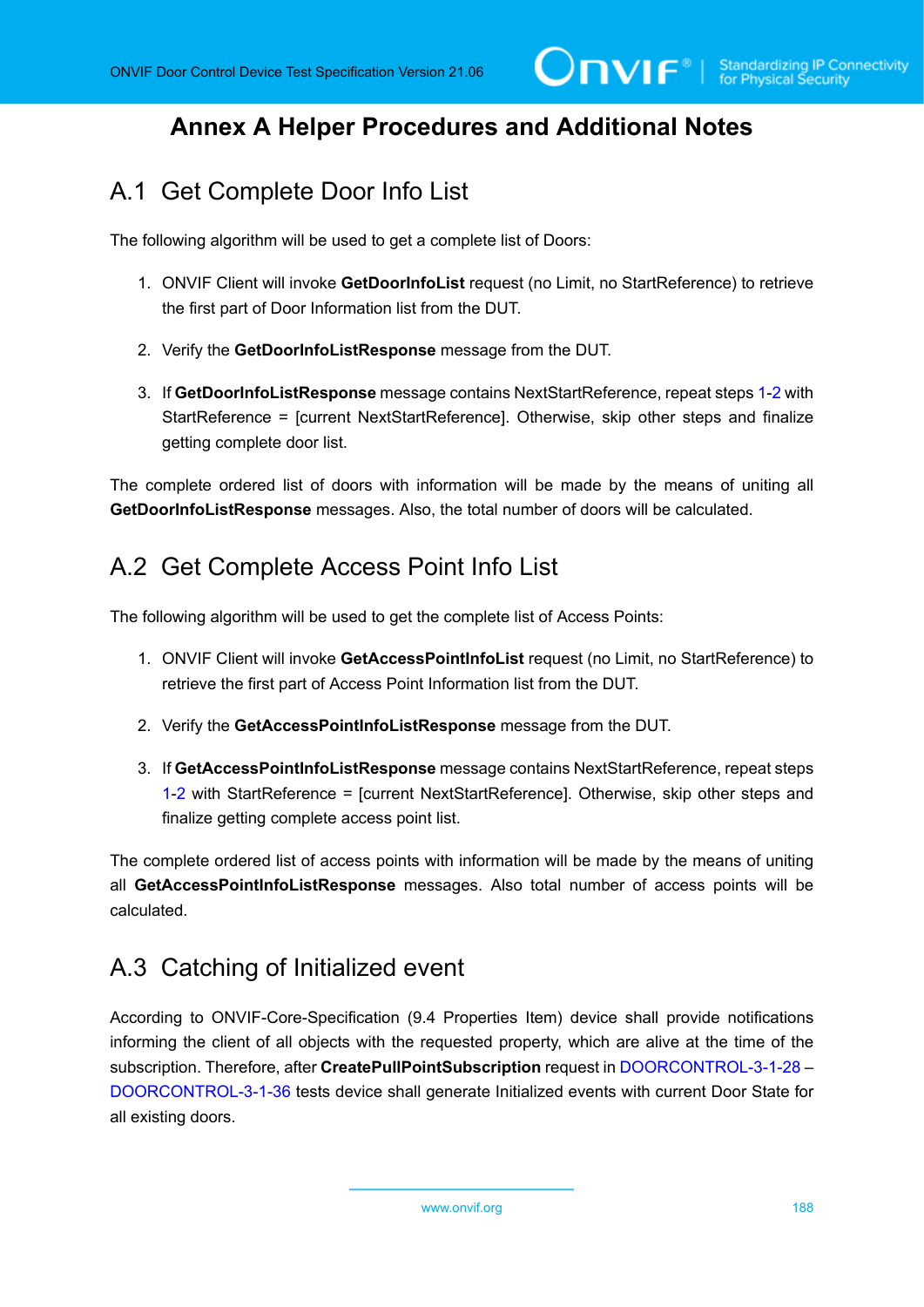# Annex A Helper Procedures and Additional Notes

## A.1 Get Complete Door Info List

The following algorithm will be used to get a complete list of Doors:

1. ONVIF Client will invoke **GetDoorInfoList** request (no Limit, no StartReference) to retrieve the first part of Door Information list from the DUT.

2. Verify the **GetDoorInfoListResponse** message from the DUT.

3. If **GetDoorInfoListResponse** message contains NextStartReference, repeat steps 1-2 with StartReference = [current NextStartReference]. Otherwise, skip other steps and finalize getting complete door list.

The complete ordered list of doors with information will be made by the means of uniting all **GetDoorInfoListResponse** messages. Also, the total number of doors will be calculated.

## A.2 Get Complete Access Point Info List

The following algorithm will be used to get the complete list of Access Points:

1. ONVIF Client will invoke **GetAccessPointInfoList** request (no Limit, no StartReference) to retrieve the first part of Access Point Information list from the DUT.

2. Verify the **GetAccessPointInfoListResponse** message from the DUT.

3. If **GetAccessPointInfoListResponse** message contains NextStartReference, repeat steps 1-2 with StartReference = [current NextStartReference]. Otherwise, skip other steps and finalize getting complete access point list.

The complete ordered list of access points with information will be made by the means of uniting all **GetAccessPointInfoListResponse** messages. Also total number of access points will be calculated.

## A.3 Catching of Initialized event

According to ONVIF-Core-Specification (9.4 Properties Item) device shall provide notifications informing the client of all objects with the requested property, which are alive at the time of the subscription. Therefore, after **CreatePullPointSubscription** request in DOORCONTROL-3-1-28 – DOORCONTROL-3-1-36 tests device shall generate Initialized events with current Door State for all existing doors.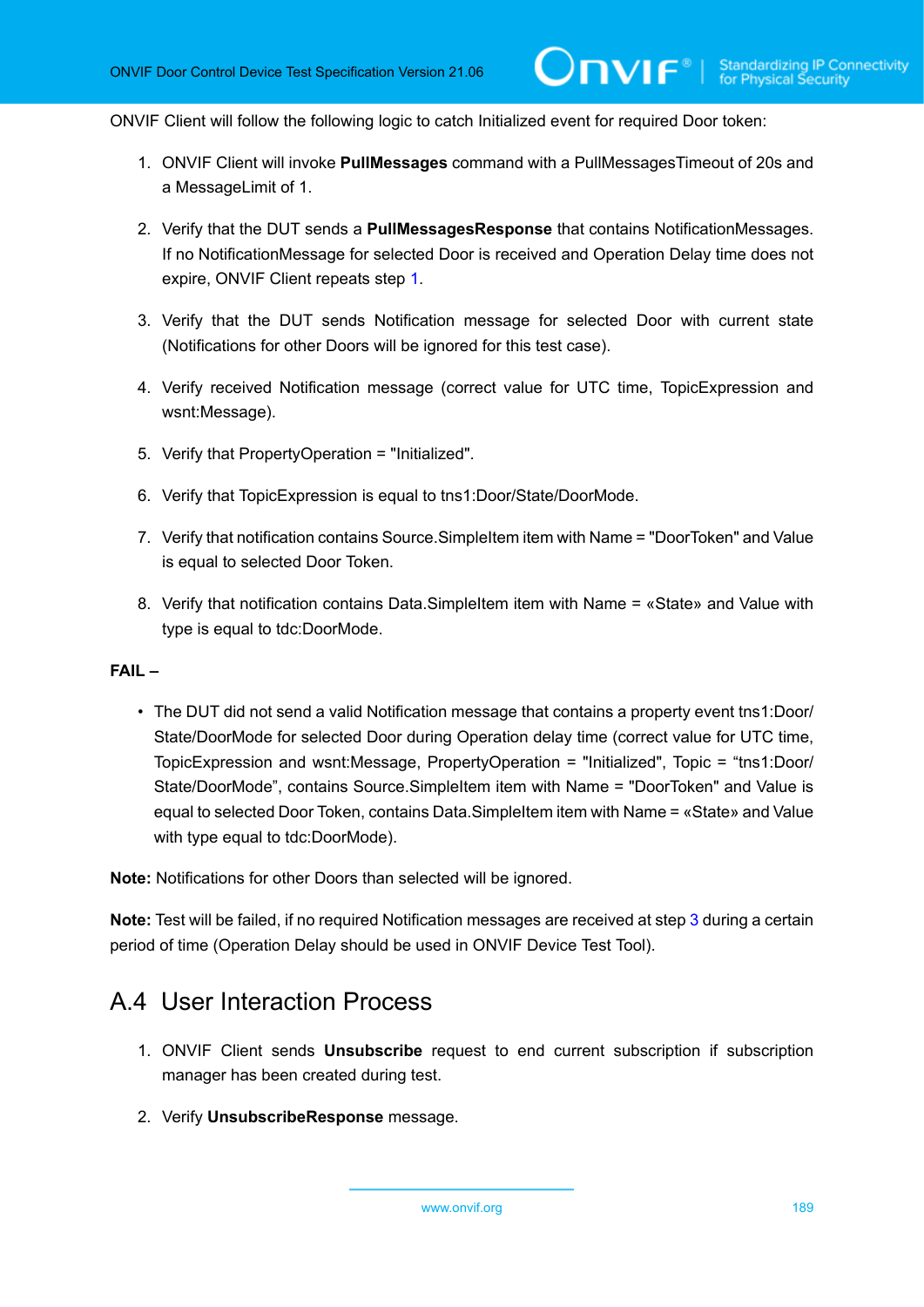ONVIF Client will follow the following logic to catch Initialized event for required Door token:

1. ONVIF Client will invoke **PullMessages** command with a PullMessagesTimeout of 20s and a MessageLimit of 1.
2. Verify that the DUT sends a **PullMessagesResponse** that contains NotificationMessages. If no NotificationMessage for selected Door is received and Operation Delay time does not expire, ONVIF Client repeats step 1.
3. Verify that the DUT sends Notification message for selected Door with current state (Notifications for other Doors will be ignored for this test case).
4. Verify received Notification message (correct value for UTC time, TopicExpression and wsnt:Message).
5. Verify that PropertyOperation = "Initialized".
6. Verify that TopicExpression is equal to tns1:Door/State/DoorMode.
7. Verify that notification contains Source.SimpleItem item with Name = "DoorToken" and Value is equal to selected Door Token.
8. Verify that notification contains Data.SimpleItem item with Name = «State» and Value with type is equal to tdc:DoorMode.

**FAIL –**

- The DUT did not send a valid Notification message that contains a property event tns1:Door/State/DoorMode for selected Door during Operation delay time (correct value for UTC time, TopicExpression and wsnt:Message, PropertyOperation = "Initialized", Topic = “tns1:Door/State/DoorMode”, contains Source.SimpleItem item with Name = "DoorToken" and Value is equal to selected Door Token, contains Data.SimpleItem item with Name = «State» and Value with type equal to tdc:DoorMode).

**Note:** Notifications for other Doors than selected will be ignored.

**Note:** Test will be failed, if no required Notification messages are received at step 3 during a certain period of time (Operation Delay should be used in ONVIF Device Test Tool).

## A.4 User Interaction Process

1. ONVIF Client sends **Unsubscribe** request to end current subscription if subscription manager has been created during test.
2. Verify **UnsubscribeResponse** message.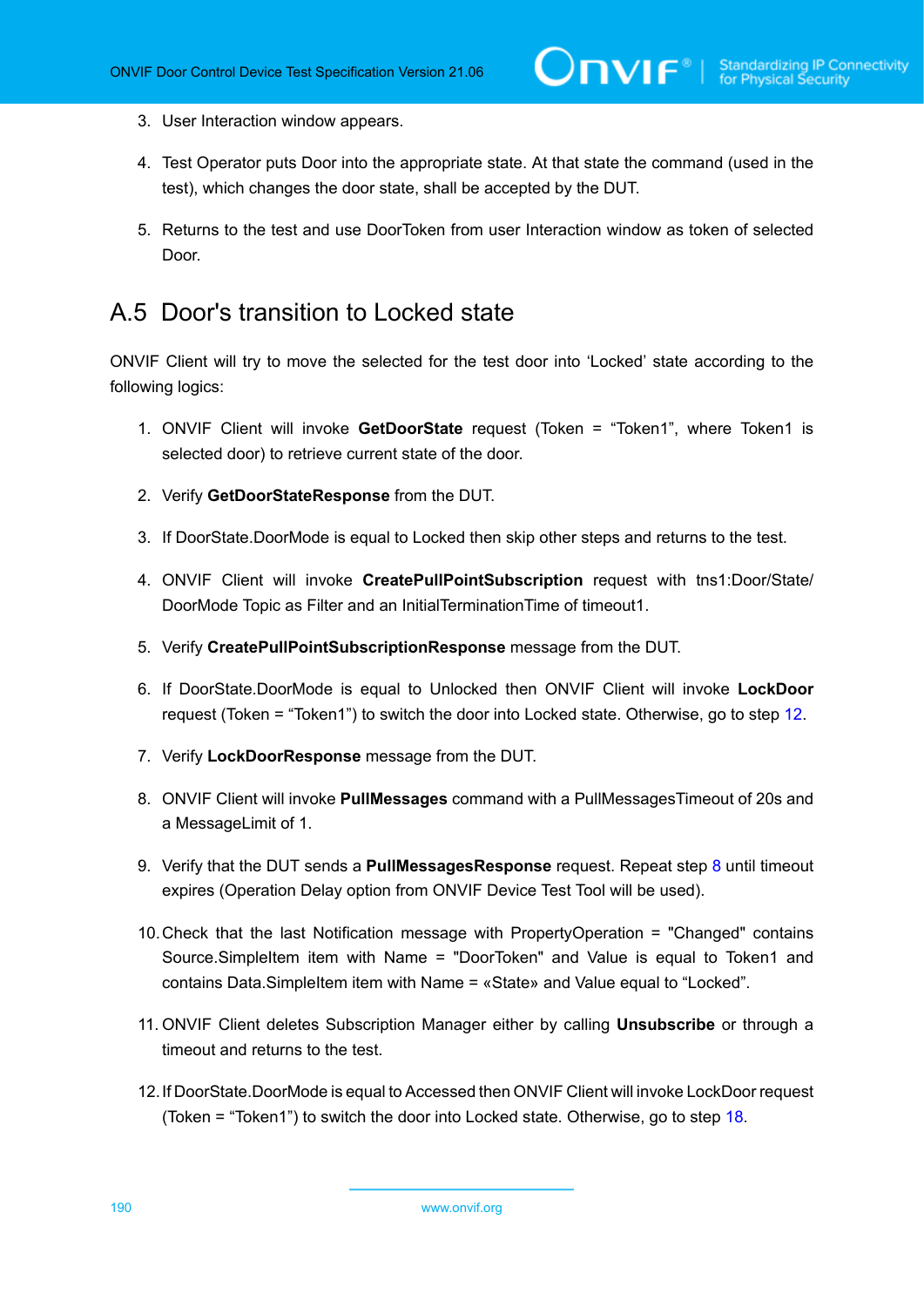3. User Interaction window appears.

4. Test Operator puts Door into the appropriate state. At that state the command (used in the test), which changes the door state, shall be accepted by the DUT.

5. Returns to the test and use DoorToken from user Interaction window as token of selected Door.

## A.5 Door's transition to Locked state

ONVIF Client will try to move the selected for the test door into 'Locked' state according to the following logics:

1. ONVIF Client will invoke **GetDoorState** request (Token = "Token1", where Token1 is selected door) to retrieve current state of the door.

2. Verify **GetDoorStateResponse** from the DUT.

3. If DoorState.DoorMode is equal to Locked then skip other steps and returns to the test.

4. ONVIF Client will invoke **CreatePullPointSubscription** request with tns1:Door/State/DoorMode Topic as Filter and an InitialTerminationTime of timeout1.

5. Verify **CreatePullPointSubscriptionResponse** message from the DUT.

6. If DoorState.DoorMode is equal to Unlocked then ONVIF Client will invoke **LockDoor** request (Token = "Token1") to switch the door into Locked state. Otherwise, go to step 12.

7. Verify **LockDoorResponse** message from the DUT.

8. ONVIF Client will invoke **PullMessages** command with a PullMessagesTimeout of 20s and a MessageLimit of 1.

9. Verify that the DUT sends a **PullMessagesResponse** request. Repeat step 8 until timeout expires (Operation Delay option from ONVIF Device Test Tool will be used).

10. Check that the last Notification message with PropertyOperation = "Changed" contains Source.SimpleItem item with Name = "DoorToken" and Value is equal to Token1 and contains Data.SimpleItem item with Name = «State» and Value equal to "Locked".

11. ONVIF Client deletes Subscription Manager either by calling **Unsubscribe** or through a timeout and returns to the test.

12. If DoorState.DoorMode is equal to Accessed then ONVIF Client will invoke LockDoor request (Token = "Token1") to switch the door into Locked state. Otherwise, go to step 18.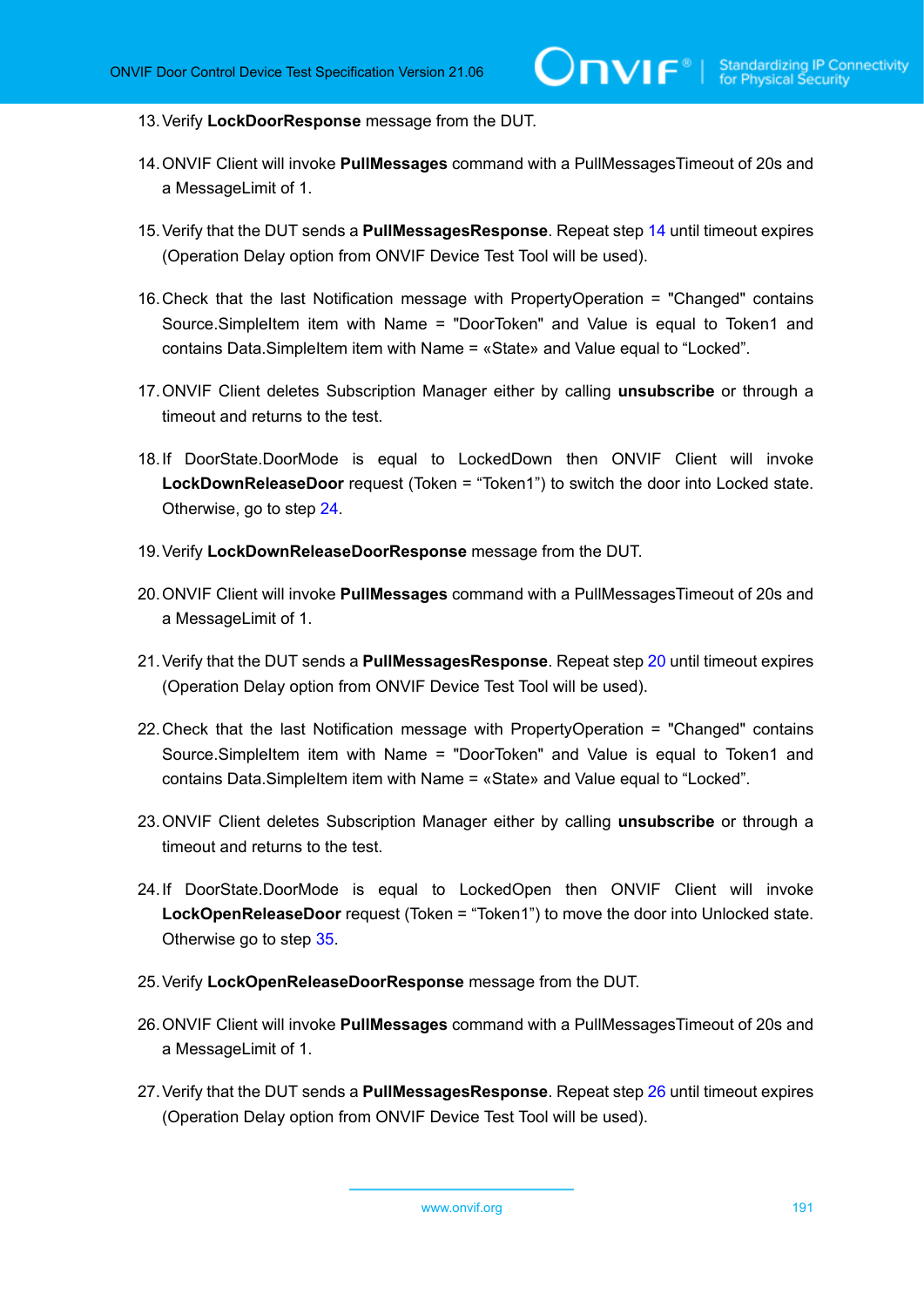13. Verify **LockDoorResponse** message from the DUT.

14. ONVIF Client will invoke **PullMessages** command with a PullMessagesTimeout of 20s and a MessageLimit of 1.

15. Verify that the DUT sends a **PullMessagesResponse**. Repeat step 14 until timeout expires (Operation Delay option from ONVIF Device Test Tool will be used).

16. Check that the last Notification message with PropertyOperation = "Changed" contains Source.SimpleItem item with Name = "DoorToken" and Value is equal to Token1 and contains Data.SimpleItem item with Name = «State» and Value equal to “Locked”.

17. ONVIF Client deletes Subscription Manager either by calling **unsubscribe** or through a timeout and returns to the test.

18. If DoorState.DoorMode is equal to LockedDown then ONVIF Client will invoke **LockDownReleaseDoor** request (Token = “Token1”) to switch the door into Locked state. Otherwise, go to step 24.

19. Verify **LockDownReleaseDoorResponse** message from the DUT.

20. ONVIF Client will invoke **PullMessages** command with a PullMessagesTimeout of 20s and a MessageLimit of 1.

21. Verify that the DUT sends a **PullMessagesResponse**. Repeat step 20 until timeout expires (Operation Delay option from ONVIF Device Test Tool will be used).

22. Check that the last Notification message with PropertyOperation = "Changed" contains Source.SimpleItem item with Name = "DoorToken" and Value is equal to Token1 and contains Data.SimpleItem item with Name = «State» and Value equal to “Locked”.

23. ONVIF Client deletes Subscription Manager either by calling **unsubscribe** or through a timeout and returns to the test.

24. If DoorState.DoorMode is equal to LockedOpen then ONVIF Client will invoke **LockOpenReleaseDoor** request (Token = “Token1”) to move the door into Unlocked state. Otherwise go to step 35.

25. Verify **LockOpenReleaseDoorResponse** message from the DUT.

26. ONVIF Client will invoke **PullMessages** command with a PullMessagesTimeout of 20s and a MessageLimit of 1.

27. Verify that the DUT sends a **PullMessagesResponse**. Repeat step 26 until timeout expires (Operation Delay option from ONVIF Device Test Tool will be used).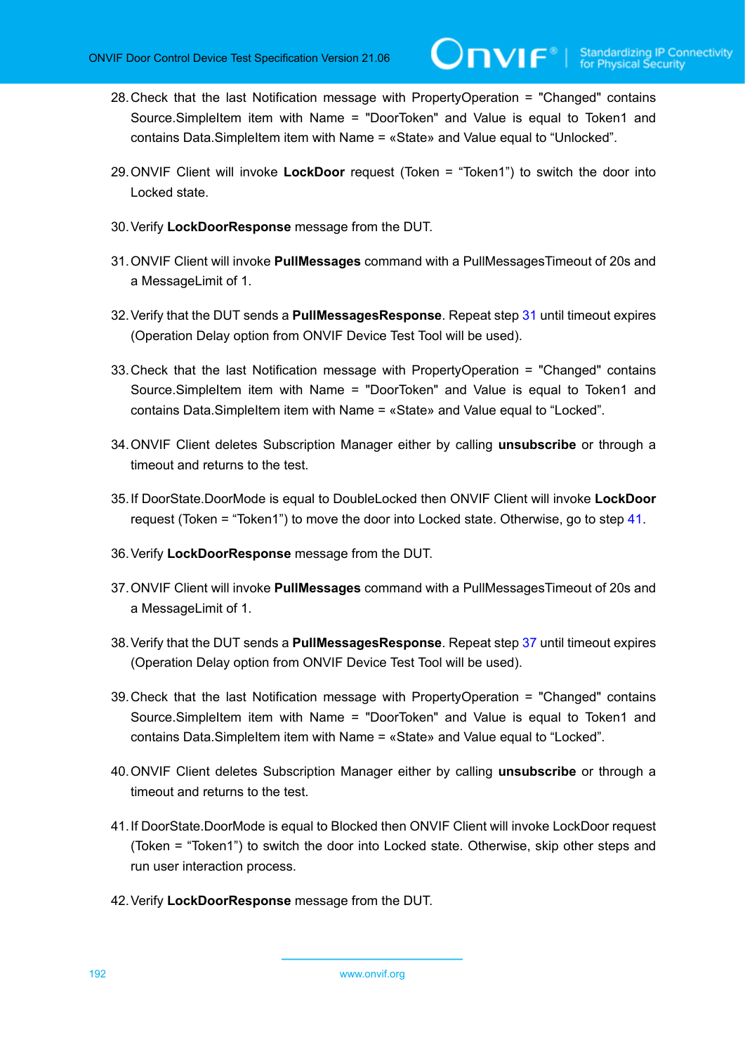28. Check that the last Notification message with PropertyOperation = "Changed" contains Source.SimpleItem item with Name = "DoorToken" and Value is equal to Token1 and contains Data.SimpleItem item with Name = «State» and Value equal to “Unlocked”.

29. ONVIF Client will invoke **LockDoor** request (Token = “Token1”) to switch the door into Locked state.

30. Verify **LockDoorResponse** message from the DUT.

31. ONVIF Client will invoke **PullMessages** command with a PullMessagesTimeout of 20s and a MessageLimit of 1.

32. Verify that the DUT sends a **PullMessagesResponse**. Repeat step 31 until timeout expires (Operation Delay option from ONVIF Device Test Tool will be used).

33. Check that the last Notification message with PropertyOperation = "Changed" contains Source.SimpleItem item with Name = "DoorToken" and Value is equal to Token1 and contains Data.SimpleItem item with Name = «State» and Value equal to “Locked”.

34. ONVIF Client deletes Subscription Manager either by calling **unsubscribe** or through a timeout and returns to the test.

35. If DoorState.DoorMode is equal to DoubleLocked then ONVIF Client will invoke **LockDoor** request (Token = “Token1”) to move the door into Locked state. Otherwise, go to step 41.

36. Verify **LockDoorResponse** message from the DUT.

37. ONVIF Client will invoke **PullMessages** command with a PullMessagesTimeout of 20s and a MessageLimit of 1.

38. Verify that the DUT sends a **PullMessagesResponse**. Repeat step 37 until timeout expires (Operation Delay option from ONVIF Device Test Tool will be used).

39. Check that the last Notification message with PropertyOperation = "Changed" contains Source.SimpleItem item with Name = "DoorToken" and Value is equal to Token1 and contains Data.SimpleItem item with Name = «State» and Value equal to “Locked”.

40. ONVIF Client deletes Subscription Manager either by calling **unsubscribe** or through a timeout and returns to the test.

41. If DoorState.DoorMode is equal to Blocked then ONVIF Client will invoke LockDoor request (Token = “Token1”) to switch the door into Locked state. Otherwise, skip other steps and run user interaction process.

42. Verify **LockDoorResponse** message from the DUT.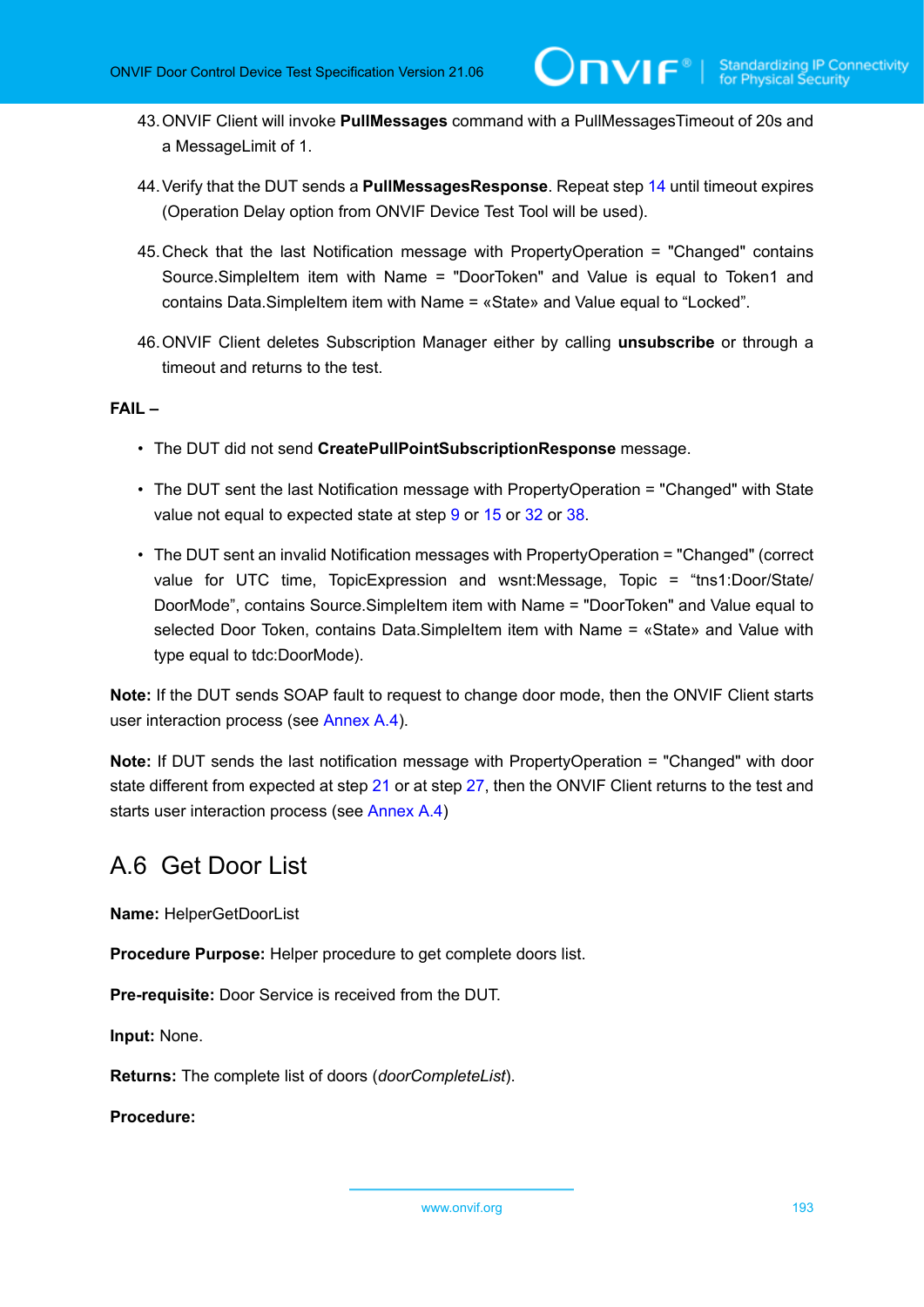43. ONVIF Client will invoke **PullMessages** command with a PullMessagesTimeout of 20s and a MessageLimit of 1.

44. Verify that the DUT sends a **PullMessagesResponse**. Repeat step 14 until timeout expires (Operation Delay option from ONVIF Device Test Tool will be used).

45. Check that the last Notification message with PropertyOperation = "Changed" contains Source.SimpleItem item with Name = "DoorToken" and Value is equal to Token1 and contains Data.SimpleItem item with Name = «State» and Value equal to “Locked”.

46. ONVIF Client deletes Subscription Manager either by calling **unsubscribe** or through a timeout and returns to the test.

**FAIL –**

- The DUT did not send **CreatePullPointSubscriptionResponse** message.
- The DUT sent the last Notification message with PropertyOperation = "Changed" with State value not equal to expected state at step 9 or 15 or 32 or 38.
- The DUT sent an invalid Notification messages with PropertyOperation = "Changed" (correct value for UTC time, TopicExpression and wsnt:Message, Topic = “tns1:Door/State/DoorMode”, contains Source.SimpleItem item with Name = "DoorToken" and Value equal to selected Door Token, contains Data.SimpleItem item with Name = «State» and Value with type equal to tdc:DoorMode).

**Note:** If the DUT sends SOAP fault to request to change door mode, then the ONVIF Client starts user interaction process (see Annex A.4).

**Note:** If DUT sends the last notification message with PropertyOperation = "Changed" with door state different from expected at step 21 or at step 27, then the ONVIF Client returns to the test and starts user interaction process (see Annex A.4)

## A.6 Get Door List

**Name:** HelperGetDoorList

**Procedure Purpose:** Helper procedure to get complete doors list.

**Pre-requisite:** Door Service is received from the DUT.

**Input:** None.

**Returns:** The complete list of doors (*doorCompleteList*).

**Procedure:**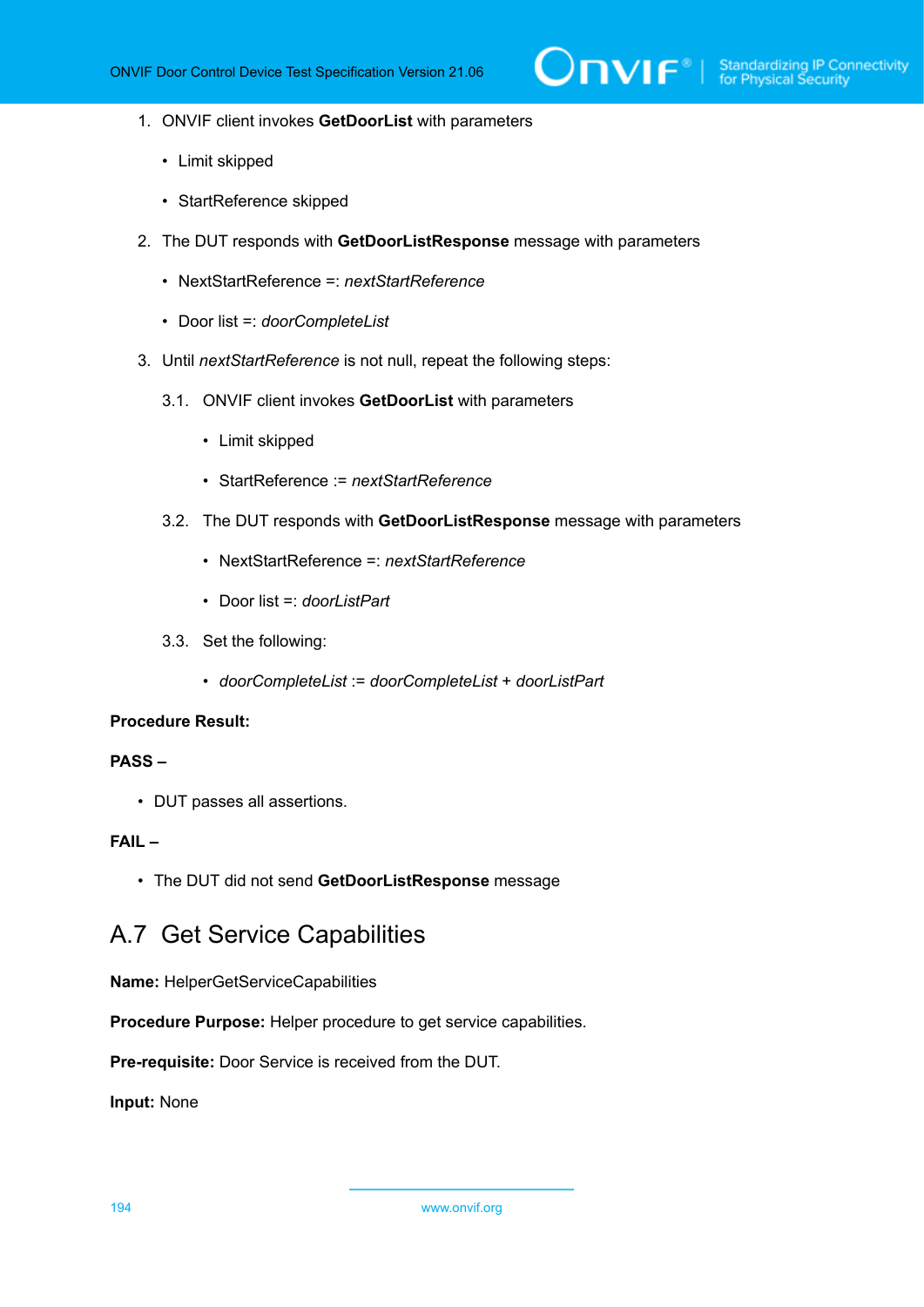1. ONVIF client invokes **GetDoorList** with parameters

    - Limit skipped

    - StartReference skipped

2. The DUT responds with **GetDoorListResponse** message with parameters

    - NextStartReference =: *nextStartReference*

    - Door list =: *doorCompleteList*

3. Until *nextStartReference* is not null, repeat the following steps:

    3.1. ONVIF client invokes **GetDoorList** with parameters

    - Limit skipped

    - StartReference := *nextStartReference*

    3.2. The DUT responds with **GetDoorListResponse** message with parameters

    - NextStartReference =: *nextStartReference*

    - Door list =: *doorListPart*

    3.3. Set the following:

    - *doorCompleteList* := *doorCompleteList* + *doorListPart*

**Procedure Result:**

**PASS –**

- DUT passes all assertions.

**FAIL –**

- The DUT did not send **GetDoorListResponse** message

## A.7 Get Service Capabilities

**Name:** HelperGetServiceCapabilities

**Procedure Purpose:** Helper procedure to get service capabilities.

**Pre-requisite:** Door Service is received from the DUT.

**Input:** None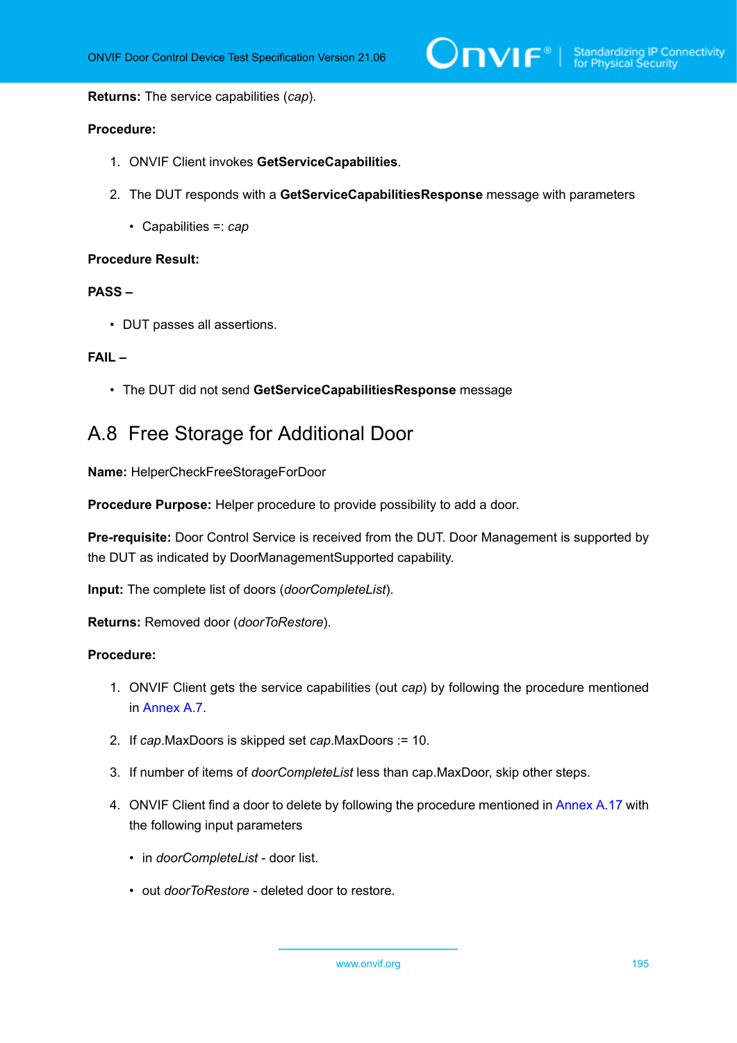**Returns:** The service capabilities (*cap*).

**Procedure:**

1. ONVIF Client invokes **GetServiceCapabilities**.
2. The DUT responds with a **GetServiceCapabilitiesResponse** message with parameters
   - Capabilities =: *cap*

**Procedure Result:**

**PASS –**

- DUT passes all assertions.

**FAIL –**

- The DUT did not send **GetServiceCapabilitiesResponse** message

## A.8 Free Storage for Additional Door

**Name:** HelperCheckFreeStorageForDoor

**Procedure Purpose:** Helper procedure to provide possibility to add a door.

**Pre-requisite:** Door Control Service is received from the DUT. Door Management is supported by the DUT as indicated by DoorManagementSupported capability.

**Input:** The complete list of doors (*doorCompleteList*).

**Returns:** Removed door (*doorToRestore*).

**Procedure:**

1. ONVIF Client gets the service capabilities (out *cap*) by following the procedure mentioned in Annex A.7.
2. If *cap*.MaxDoors is skipped set *cap*.MaxDoors := 10.
3. If number of items of *doorCompleteList* less than cap.MaxDoor, skip other steps.
4. ONVIF Client find a door to delete by following the procedure mentioned in Annex A.17 with the following input parameters
   - in *doorCompleteList* - door list.
   - out *doorToRestore* - deleted door to restore.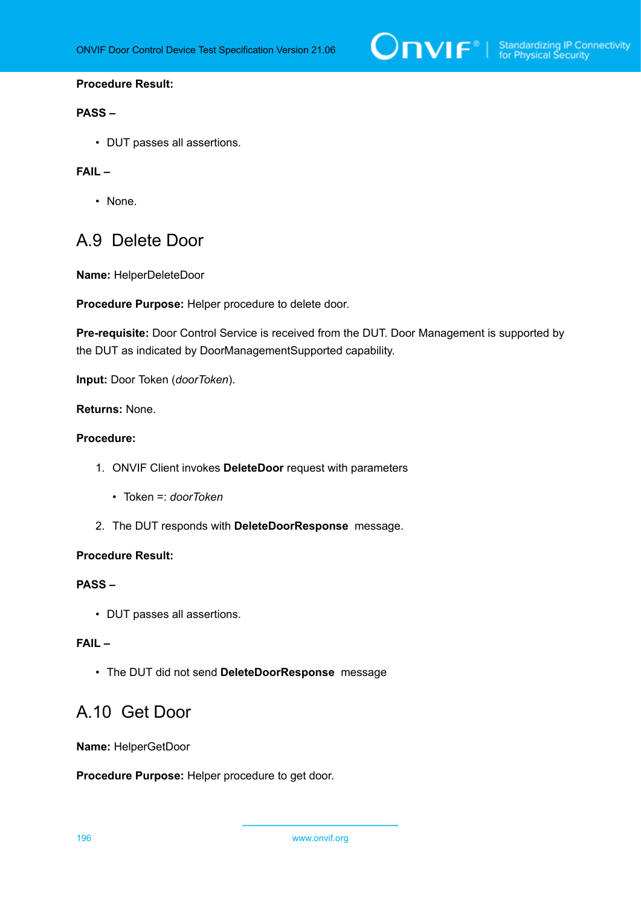**Procedure Result:**

**PASS –**

- DUT passes all assertions.

**FAIL –**

- None.

## A.9 Delete Door

**Name:** HelperDeleteDoor

**Procedure Purpose:** Helper procedure to delete door.

**Pre-requisite:** Door Control Service is received from the DUT. Door Management is supported by the DUT as indicated by DoorManagementSupported capability.

**Input:** Door Token (*doorToken*).

**Returns:** None.

**Procedure:**

1. ONVIF Client invokes **DeleteDoor** request with parameters
   - Token =: *doorToken*
2. The DUT responds with **DeleteDoorResponse** message.

**Procedure Result:**

**PASS –**

- DUT passes all assertions.

**FAIL –**

- The DUT did not send **DeleteDoorResponse** message

## A.10 Get Door

**Name:** HelperGetDoor

**Procedure Purpose:** Helper procedure to get door.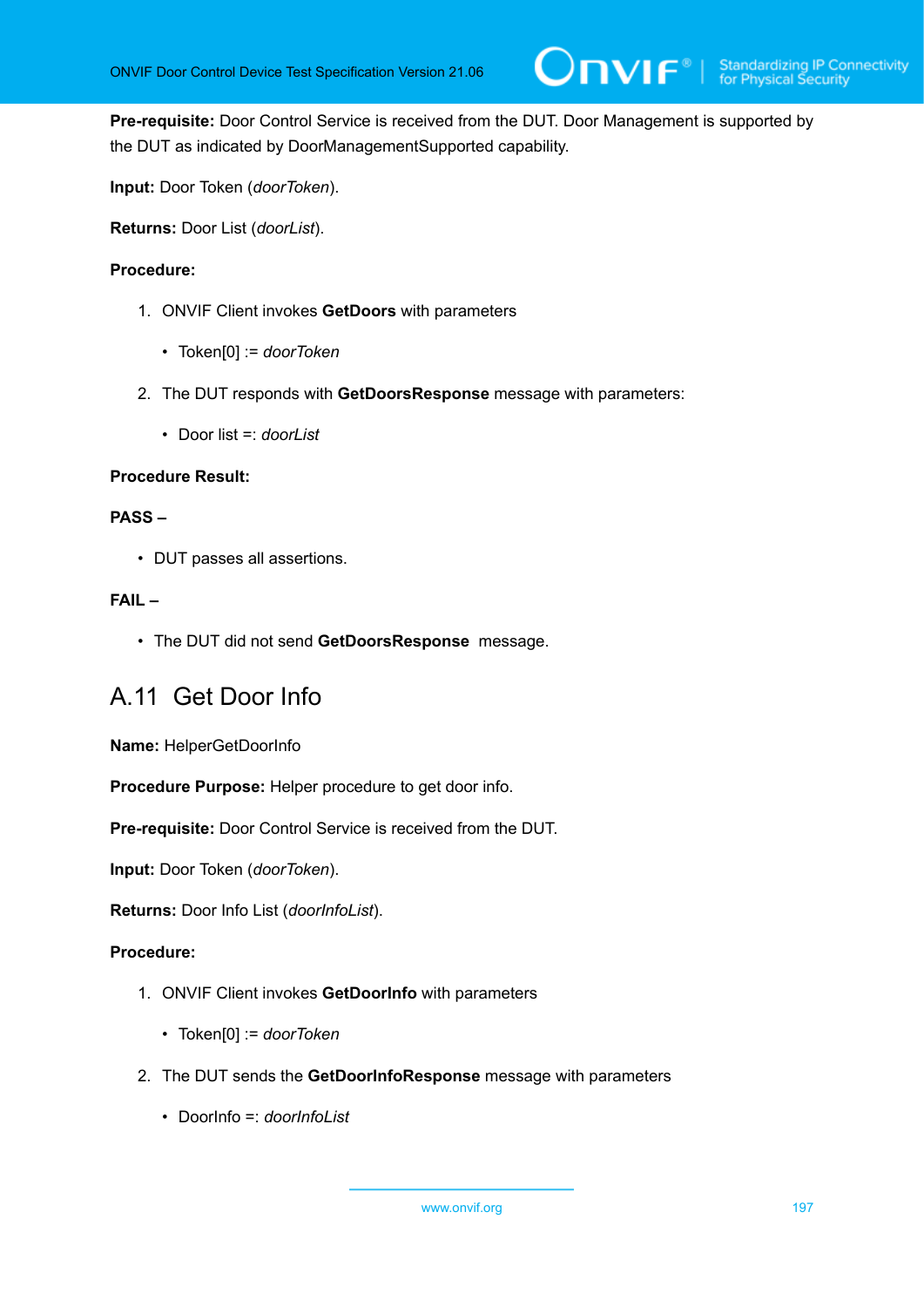**Pre-requisite:** Door Control Service is received from the DUT. Door Management is supported by the DUT as indicated by DoorManagementSupported capability.

**Input:** Door Token (*doorToken*).

**Returns:** Door List (*doorList*).

**Procedure:**

1. ONVIF Client invokes **GetDoors** with parameters
   - Token[0] := *doorToken*
2. The DUT responds with **GetDoorsResponse** message with parameters:
   - Door list =: *doorList*

**Procedure Result:**

**PASS –**

- DUT passes all assertions.

**FAIL –**

- The DUT did not send **GetDoorsResponse** message.

## A.11 Get Door Info

**Name:** HelperGetDoorInfo

**Procedure Purpose:** Helper procedure to get door info.

**Pre-requisite:** Door Control Service is received from the DUT.

**Input:** Door Token (*doorToken*).

**Returns:** Door Info List (*doorInfoList*).

**Procedure:**

1. ONVIF Client invokes **GetDoorInfo** with parameters
   - Token[0] := *doorToken*
2. The DUT sends the **GetDoorInfoResponse** message with parameters
   - DoorInfo =: *doorInfoList*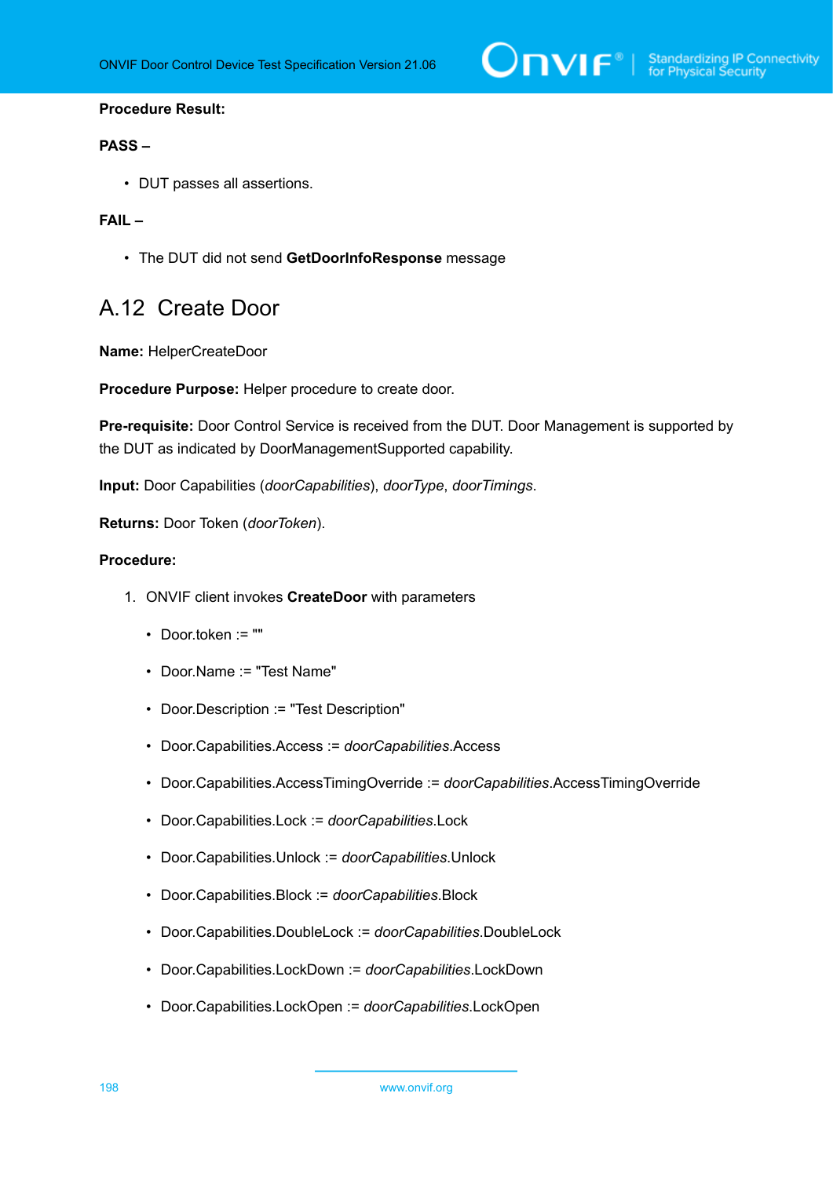**Procedure Result:**

**PASS –**

- DUT passes all assertions.

**FAIL –**

- The DUT did not send **GetDoorInfoResponse** message

## A.12 Create Door

**Name:** HelperCreateDoor

**Procedure Purpose:** Helper procedure to create door.

**Pre-requisite:** Door Control Service is received from the DUT. Door Management is supported by the DUT as indicated by DoorManagementSupported capability.

**Input:** Door Capabilities (*doorCapabilities*), *doorType*, *doorTimings*.

**Returns:** Door Token (*doorToken*).

**Procedure:**

1. ONVIF client invokes **CreateDoor** with parameters
   - Door.token := ""
   - Door.Name := "Test Name"
   - Door.Description := "Test Description"
   - Door.Capabilities.Access := *doorCapabilities*.Access
   - Door.Capabilities.AccessTimingOverride := *doorCapabilities*.AccessTimingOverride
   - Door.Capabilities.Lock := *doorCapabilities*.Lock
   - Door.Capabilities.Unlock := *doorCapabilities*.Unlock
   - Door.Capabilities.Block := *doorCapabilities*.Block
   - Door.Capabilities.DoubleLock := *doorCapabilities*.DoubleLock
   - Door.Capabilities.LockDown := *doorCapabilities*.LockDown
   - Door.Capabilities.LockOpen := *doorCapabilities*.LockOpen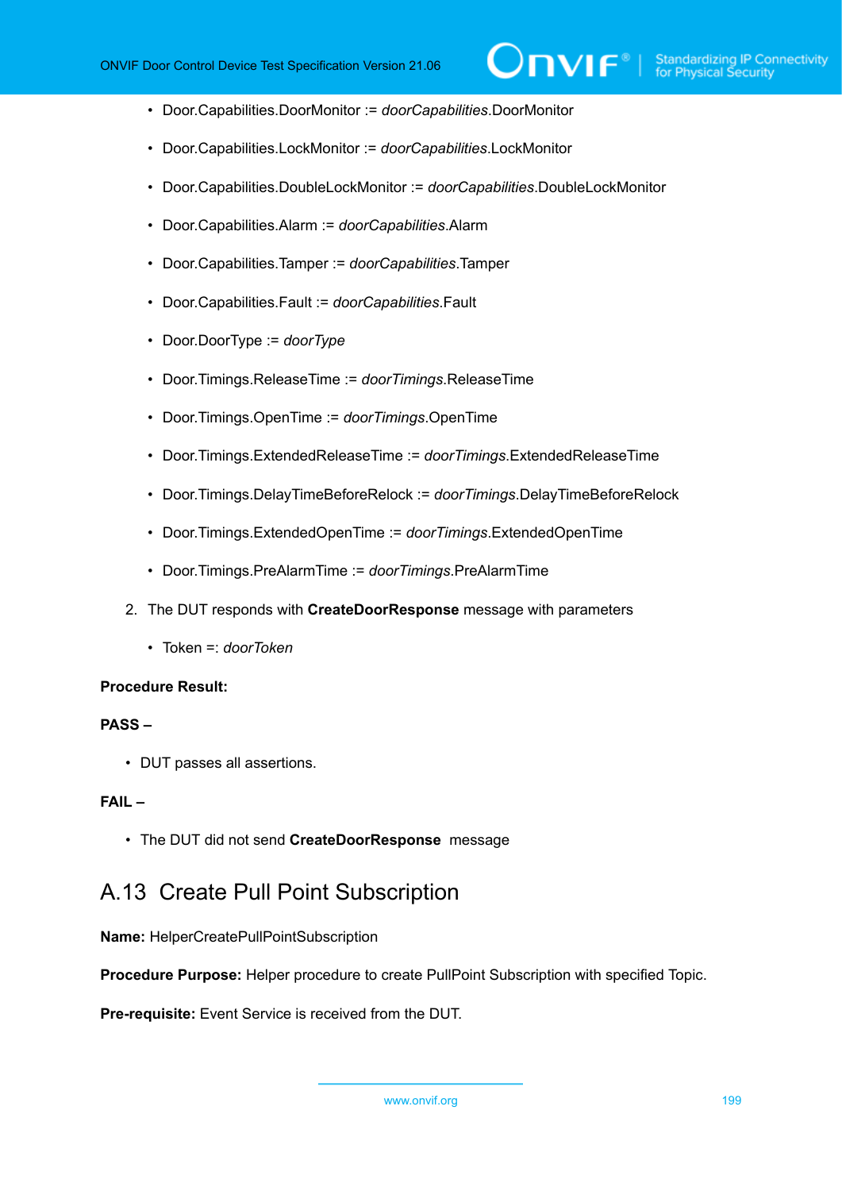- Door.Capabilities.DoorMonitor := *doorCapabilities*.DoorMonitor
- Door.Capabilities.LockMonitor := *doorCapabilities*.LockMonitor
- Door.Capabilities.DoubleLockMonitor := *doorCapabilities*.DoubleLockMonitor
- Door.Capabilities.Alarm := *doorCapabilities*.Alarm
- Door.Capabilities.Tamper := *doorCapabilities*.Tamper
- Door.Capabilities.Fault := *doorCapabilities*.Fault
- Door.DoorType := *doorType*
- Door.Timings.ReleaseTime := *doorTimings*.ReleaseTime
- Door.Timings.OpenTime := *doorTimings*.OpenTime
- Door.Timings.ExtendedReleaseTime := *doorTimings*.ExtendedReleaseTime
- Door.Timings.DelayTimeBeforeRelock := *doorTimings*.DelayTimeBeforeRelock
- Door.Timings.ExtendedOpenTime := *doorTimings*.ExtendedOpenTime
- Door.Timings.PreAlarmTime := *doorTimings*.PreAlarmTime

2. The DUT responds with **CreateDoorResponse** message with parameters
   - Token =: *doorToken*

**Procedure Result:**

**PASS –**

- DUT passes all assertions.

**FAIL –**

- The DUT did not send **CreateDoorResponse** message

## A.13 Create Pull Point Subscription

**Name:** HelperCreatePullPointSubscription

**Procedure Purpose:** Helper procedure to create PullPoint Subscription with specified Topic.

**Pre-requisite:** Event Service is received from the DUT.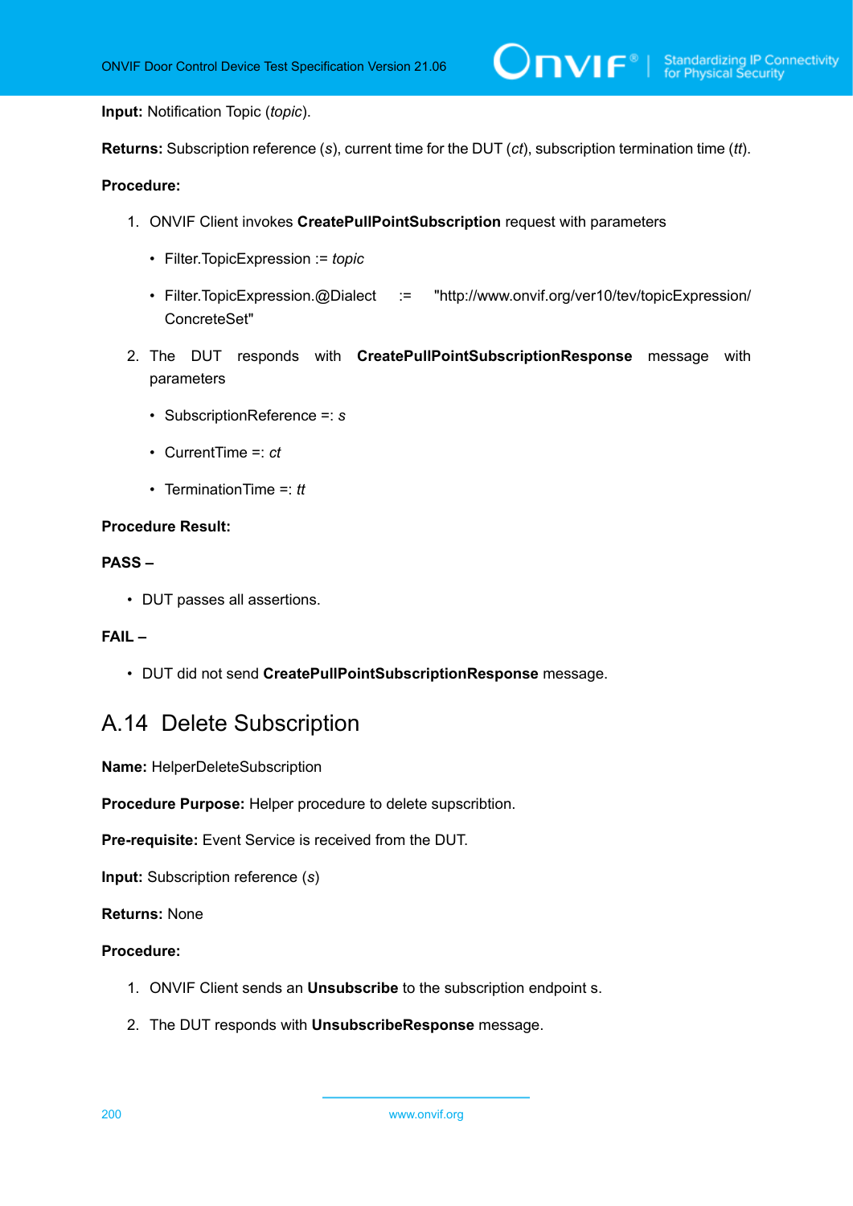**Input:** Notification Topic (*topic*).

**Returns:** Subscription reference (*s*), current time for the DUT (*ct*), subscription termination time (*tt*).

**Procedure:**

1. ONVIF Client invokes **CreatePullPointSubscription** request with parameters
   - Filter.TopicExpression := *topic*
   - Filter.TopicExpression.@Dialect := "http://www.onvif.org/ver10/tev/topicExpression/ConcreteSet"
2. The DUT responds with **CreatePullPointSubscriptionResponse** message with parameters
   - SubscriptionReference =: *s*
   - CurrentTime =: *ct*
   - TerminationTime =: *tt*

**Procedure Result:**

**PASS –**

- DUT passes all assertions.

**FAIL –**

- DUT did not send **CreatePullPointSubscriptionResponse** message.

## A.14 Delete Subscription

**Name:** HelperDeleteSubscription

**Procedure Purpose:** Helper procedure to delete supscribtion.

**Pre-requisite:** Event Service is received from the DUT.

**Input:** Subscription reference (*s*)

**Returns:** None

**Procedure:**

1. ONVIF Client sends an **Unsubscribe** to the subscription endpoint s.
2. The DUT responds with **UnsubscribeResponse** message.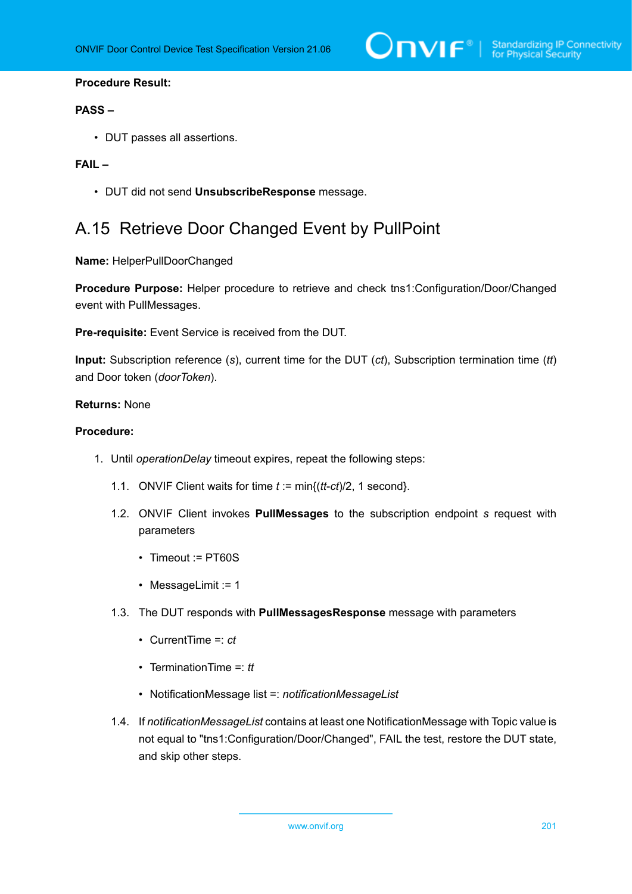**Procedure Result:**

**PASS –**

- DUT passes all assertions.

**FAIL –**

- DUT did not send **UnsubscribeResponse** message.

## A.15 Retrieve Door Changed Event by PullPoint

**Name:** HelperPullDoorChanged

**Procedure Purpose:** Helper procedure to retrieve and check tns1:Configuration/Door/Changed event with PullMessages.

**Pre-requisite:** Event Service is received from the DUT.

**Input:** Subscription reference (*s*), current time for the DUT (*ct*), Subscription termination time (*tt*) and Door token (*doorToken*).

**Returns:** None

**Procedure:**

1. Until *operationDelay* timeout expires, repeat the following steps:

   1.1. ONVIF Client waits for time *t* := min{(*tt*-*ct*)/2, 1 second}.

   1.2. ONVIF Client invokes **PullMessages** to the subscription endpoint *s* request with parameters

   - Timeout := PT60S
   - MessageLimit := 1

   1.3. The DUT responds with **PullMessagesResponse** message with parameters

   - CurrentTime =: *ct*
   - TerminationTime =: *tt*
   - NotificationMessage list =: *notificationMessageList*

   1.4. If *notificationMessageList* contains at least one NotificationMessage with Topic value is not equal to "tns1:Configuration/Door/Changed", FAIL the test, restore the DUT state, and skip other steps.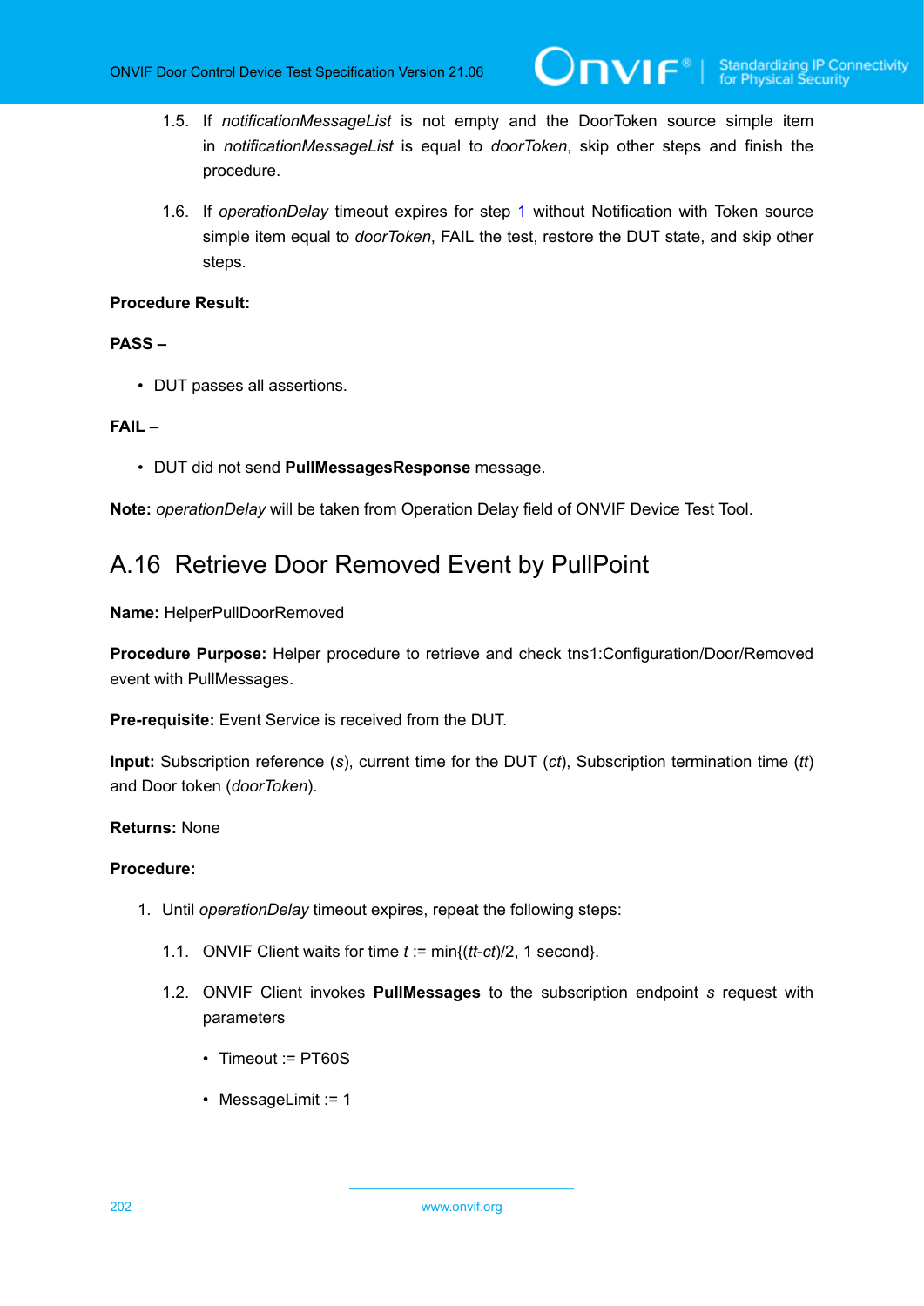1.5. If *notificationMessageList* is not empty and the DoorToken source simple item in *notificationMessageList* is equal to *doorToken*, skip other steps and finish the procedure.

1.6. If *operationDelay* timeout expires for step 1 without Notification with Token source simple item equal to *doorToken*, FAIL the test, restore the DUT state, and skip other steps.

**Procedure Result:**

**PASS –**

- DUT passes all assertions.

**FAIL –**

- DUT did not send **PullMessagesResponse** message.

**Note:** *operationDelay* will be taken from Operation Delay field of ONVIF Device Test Tool.

## A.16 Retrieve Door Removed Event by PullPoint

**Name:** HelperPullDoorRemoved

**Procedure Purpose:** Helper procedure to retrieve and check tns1:Configuration/Door/Removed event with PullMessages.

**Pre-requisite:** Event Service is received from the DUT.

**Input:** Subscription reference (*s*), current time for the DUT (*ct*), Subscription termination time (*tt*) and Door token (*doorToken*).

**Returns:** None

**Procedure:**

1. Until *operationDelay* timeout expires, repeat the following steps:

   1.1. ONVIF Client waits for time *t* := min{(*tt*-*ct*)/2, 1 second}.

   1.2. ONVIF Client invokes **PullMessages** to the subscription endpoint *s* request with parameters

   - Timeout := PT60S
   - MessageLimit := 1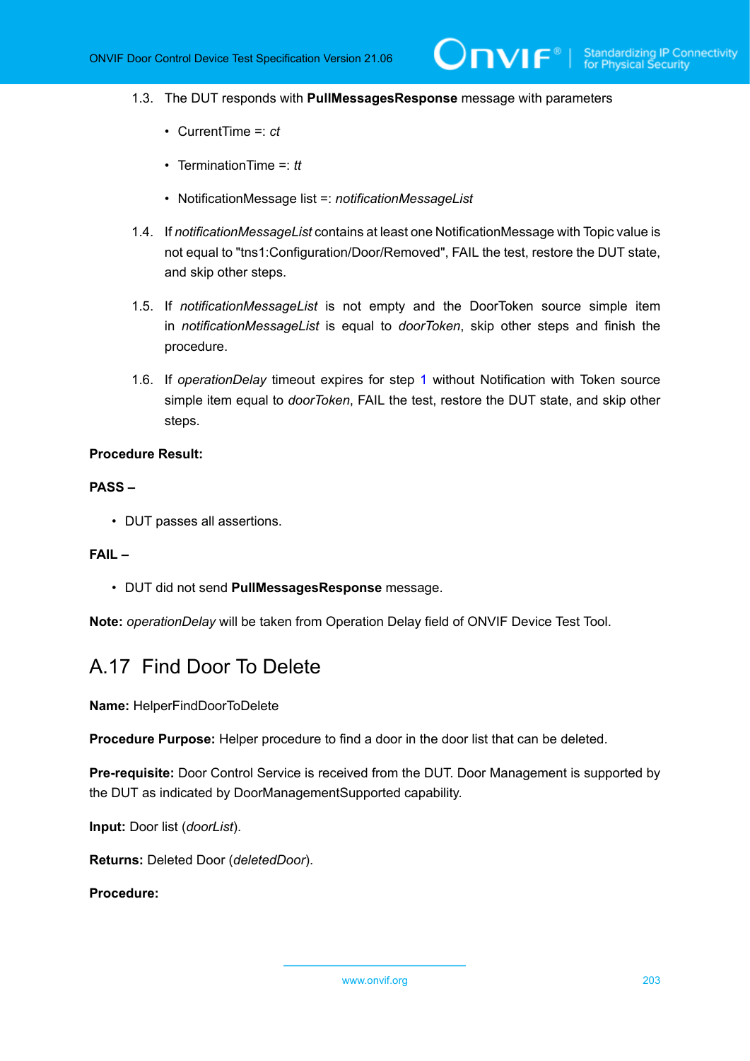1.3. The DUT responds with **PullMessagesResponse** message with parameters

- CurrentTime =: *ct*
- TerminationTime =: *tt*
- NotificationMessage list =: *notificationMessageList*

1.4. If *notificationMessageList* contains at least one NotificationMessage with Topic value is not equal to "tns1:Configuration/Door/Removed", FAIL the test, restore the DUT state, and skip other steps.

1.5. If *notificationMessageList* is not empty and the DoorToken source simple item in *notificationMessageList* is equal to *doorToken*, skip other steps and finish the procedure.

1.6. If *operationDelay* timeout expires for step 1 without Notification with Token source simple item equal to *doorToken*, FAIL the test, restore the DUT state, and skip other steps.

**Procedure Result:**

**PASS –**

- DUT passes all assertions.

**FAIL –**

- DUT did not send **PullMessagesResponse** message.

**Note:** *operationDelay* will be taken from Operation Delay field of ONVIF Device Test Tool.

## A.17 Find Door To Delete

**Name:** HelperFindDoorToDelete

**Procedure Purpose:** Helper procedure to find a door in the door list that can be deleted.

**Pre-requisite:** Door Control Service is received from the DUT. Door Management is supported by the DUT as indicated by DoorManagementSupported capability.

**Input:** Door list (*doorList*).

**Returns:** Deleted Door (*deletedDoor*).

**Procedure:**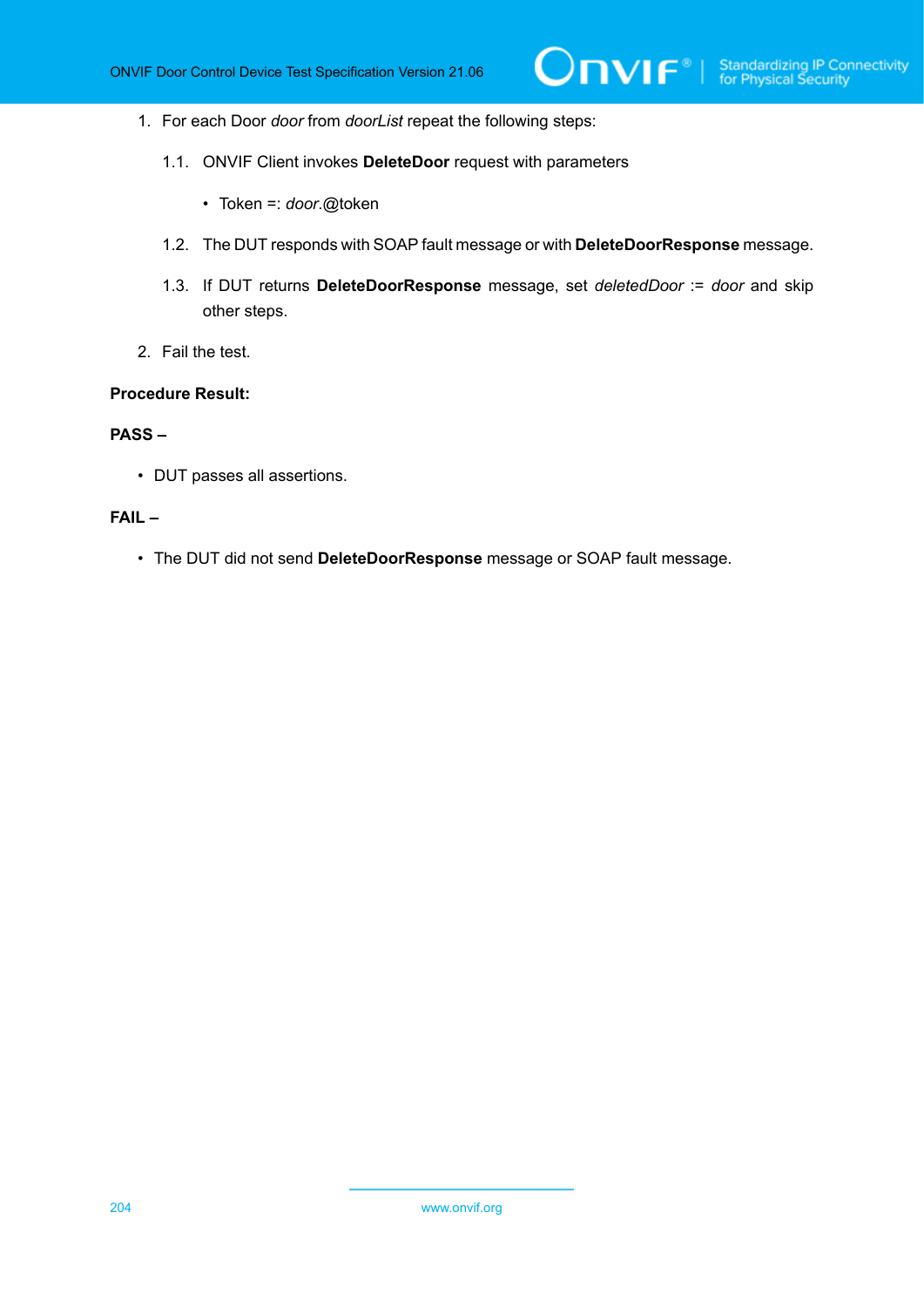1. For each Door *door* from *doorList* repeat the following steps:

    1.1. ONVIF Client invokes **DeleteDoor** request with parameters

    - Token =: *door*.@token

    1.2. The DUT responds with SOAP fault message or with **DeleteDoorResponse** message.

    1.3. If DUT returns **DeleteDoorResponse** message, set *deletedDoor* := *door* and skip other steps.

2. Fail the test.

**Procedure Result:**

**PASS –**

- DUT passes all assertions.

**FAIL –**

- The DUT did not send **DeleteDoorResponse** message or SOAP fault message.